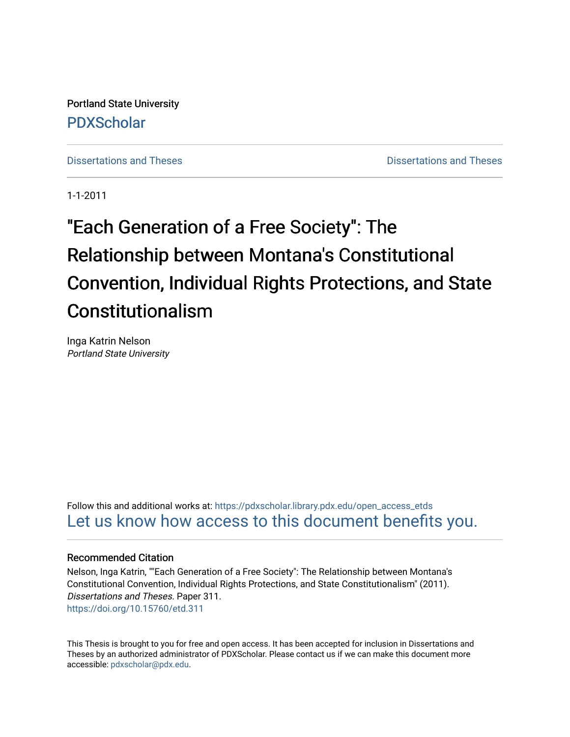Portland State University

PDXScholar

Dissertations and Theses | Dissertations and Theses

1-1-2011

# "Each Generation of a Free Society": The Relationship between Montana's Constitutional Convention, Individual Rights Protections, and State Constitutionalism

Inga Katrin Nelson
*Portland State University*

Follow this and additional works at: https://pdxscholar.library.pdx.edu/open_access_etds
Let us know how access to this document benefits you.

### Recommended Citation

Nelson, Inga Katrin, ""Each Generation of a Free Society": The Relationship between Montana's Constitutional Convention, Individual Rights Protections, and State Constitutionalism" (2011). *Dissertations and Theses.* Paper 311.
https://doi.org/10.15760/etd.311

This Thesis is brought to you for free and open access. It has been accepted for inclusion in Dissertations and Theses by an authorized administrator of PDXScholar. Please contact us if we can make this document more accessible: pdxscholar@pdx.edu.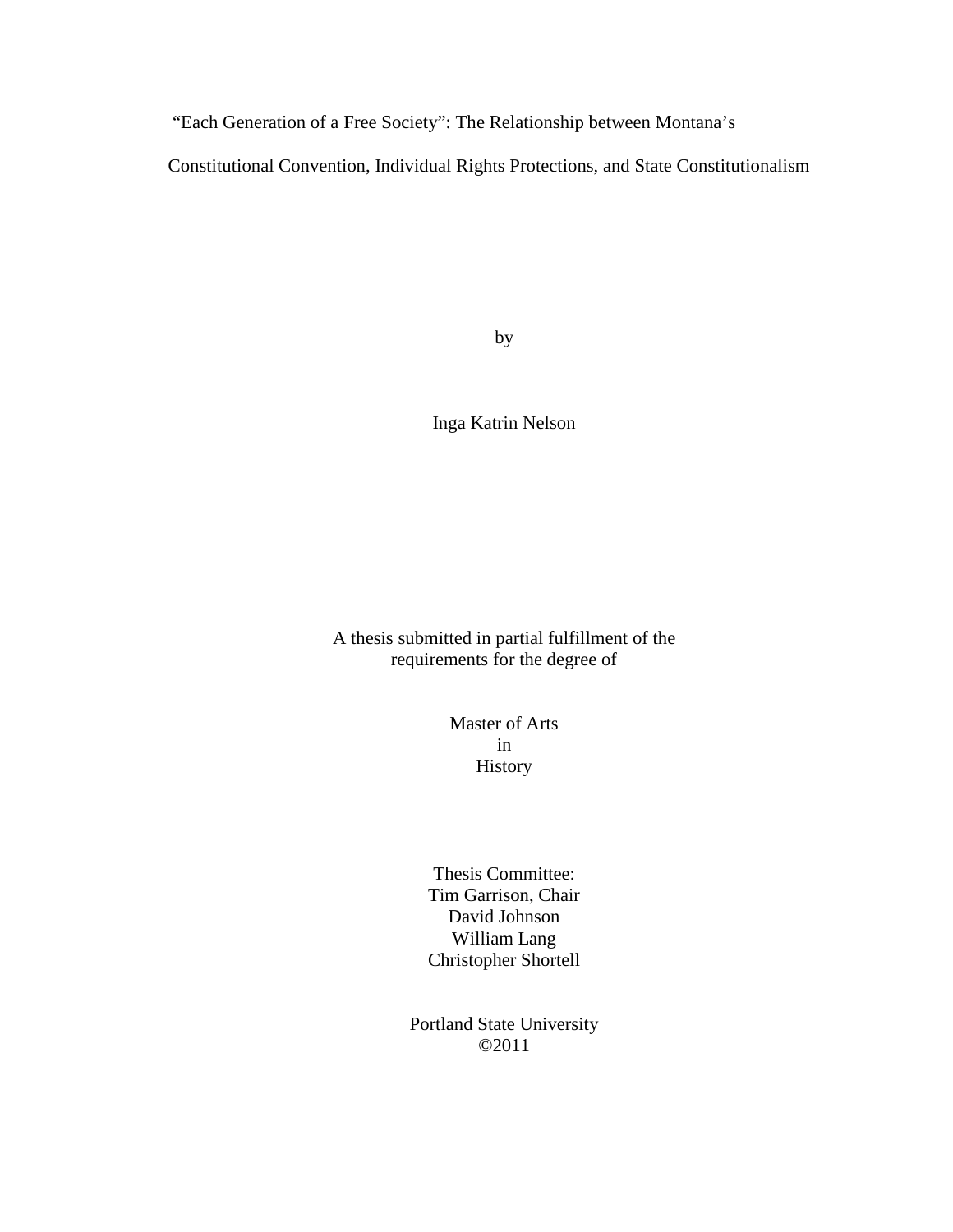# "Each Generation of a Free Society": The Relationship between Montana's Constitutional Convention, Individual Rights Protections, and State Constitutionalism

by

Inga Katrin Nelson

A thesis submitted in partial fulfillment of the requirements for the degree of

Master of Arts
in
History

Thesis Committee:
Tim Garrison, Chair
David Johnson
William Lang
Christopher Shortell

Portland State University
©2011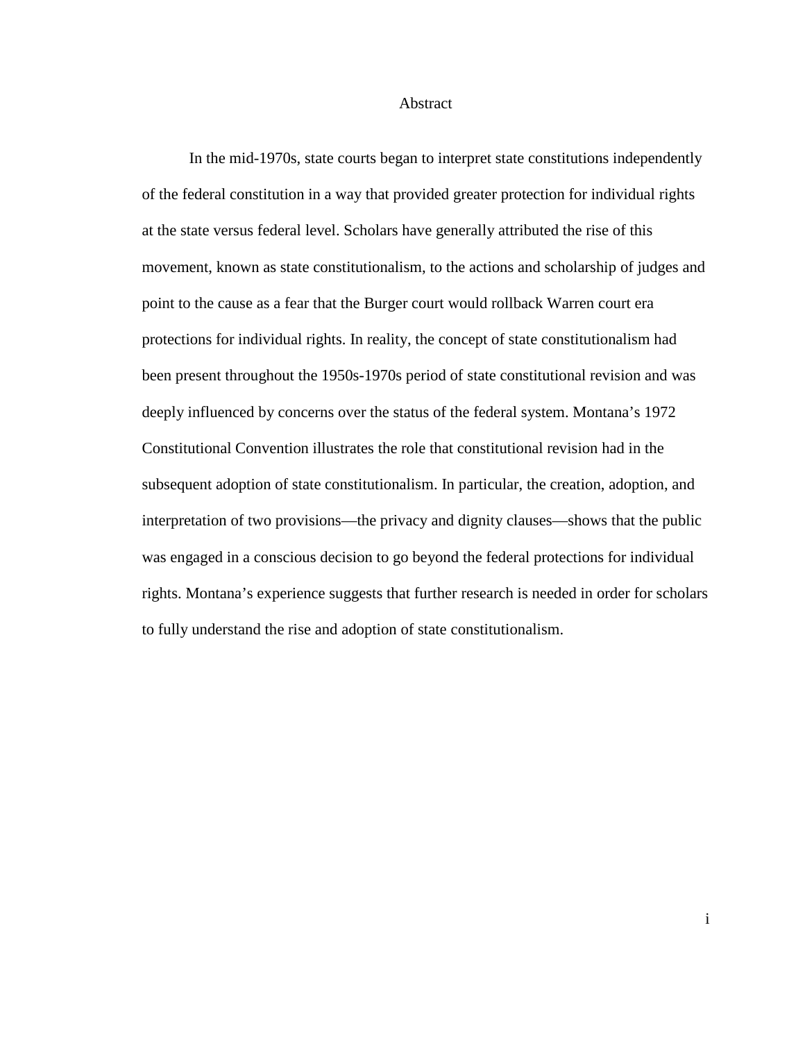# Abstract

In the mid-1970s, state courts began to interpret state constitutions independently of the federal constitution in a way that provided greater protection for individual rights at the state versus federal level. Scholars have generally attributed the rise of this movement, known as state constitutionalism, to the actions and scholarship of judges and point to the cause as a fear that the Burger court would rollback Warren court era protections for individual rights. In reality, the concept of state constitutionalism had been present throughout the 1950s-1970s period of state constitutional revision and was deeply influenced by concerns over the status of the federal system. Montana's 1972 Constitutional Convention illustrates the role that constitutional revision had in the subsequent adoption of state constitutionalism. In particular, the creation, adoption, and interpretation of two provisions—the privacy and dignity clauses—shows that the public was engaged in a conscious decision to go beyond the federal protections for individual rights. Montana's experience suggests that further research is needed in order for scholars to fully understand the rise and adoption of state constitutionalism.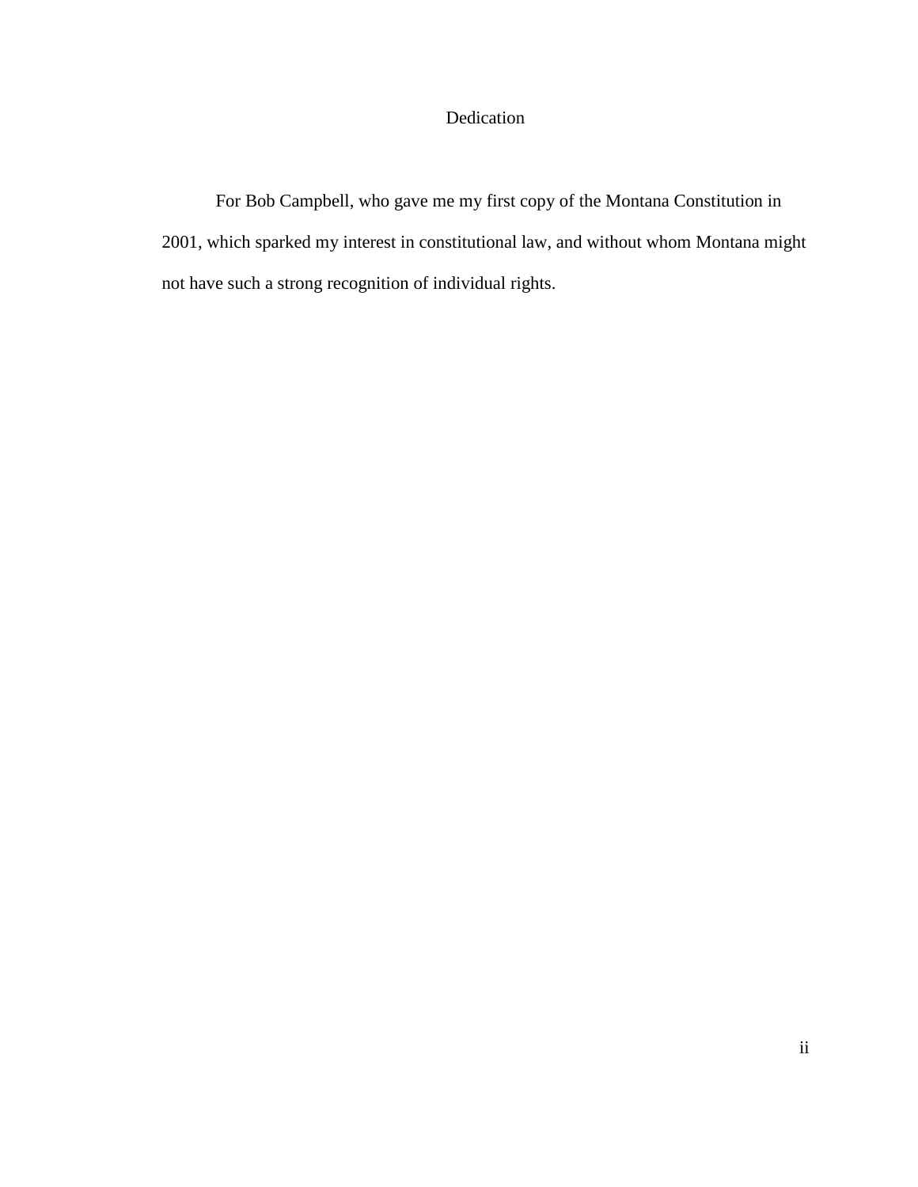# Dedication

For Bob Campbell, who gave me my first copy of the Montana Constitution in 2001, which sparked my interest in constitutional law, and without whom Montana might not have such a strong recognition of individual rights.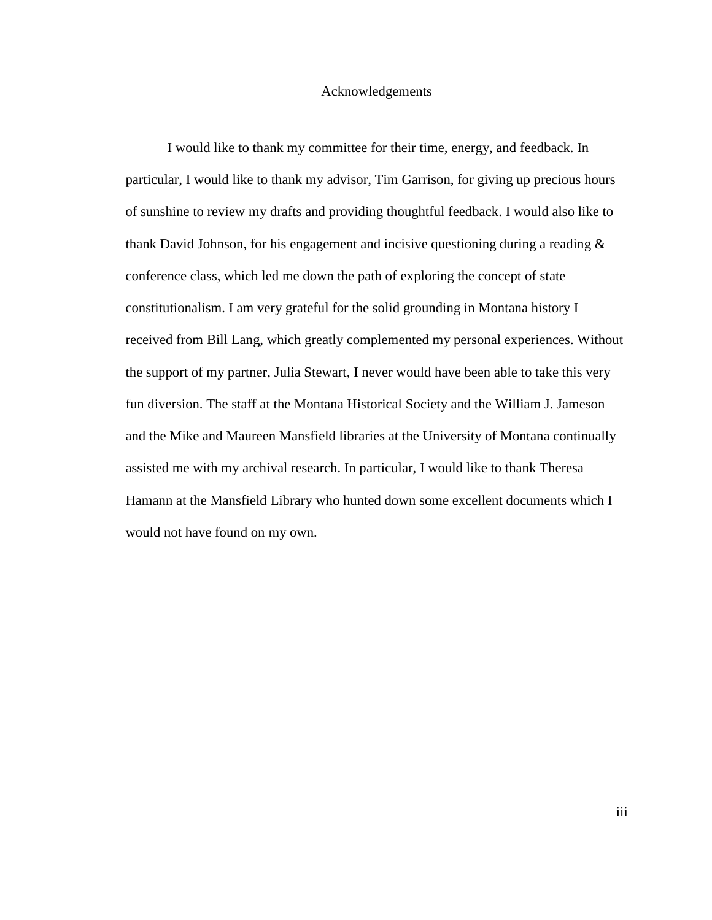# Acknowledgements

I would like to thank my committee for their time, energy, and feedback. In particular, I would like to thank my advisor, Tim Garrison, for giving up precious hours of sunshine to review my drafts and providing thoughtful feedback. I would also like to thank David Johnson, for his engagement and incisive questioning during a reading & conference class, which led me down the path of exploring the concept of state constitutionalism. I am very grateful for the solid grounding in Montana history I received from Bill Lang, which greatly complemented my personal experiences. Without the support of my partner, Julia Stewart, I never would have been able to take this very fun diversion. The staff at the Montana Historical Society and the William J. Jameson and the Mike and Maureen Mansfield libraries at the University of Montana continually assisted me with my archival research. In particular, I would like to thank Theresa Hamann at the Mansfield Library who hunted down some excellent documents which I would not have found on my own.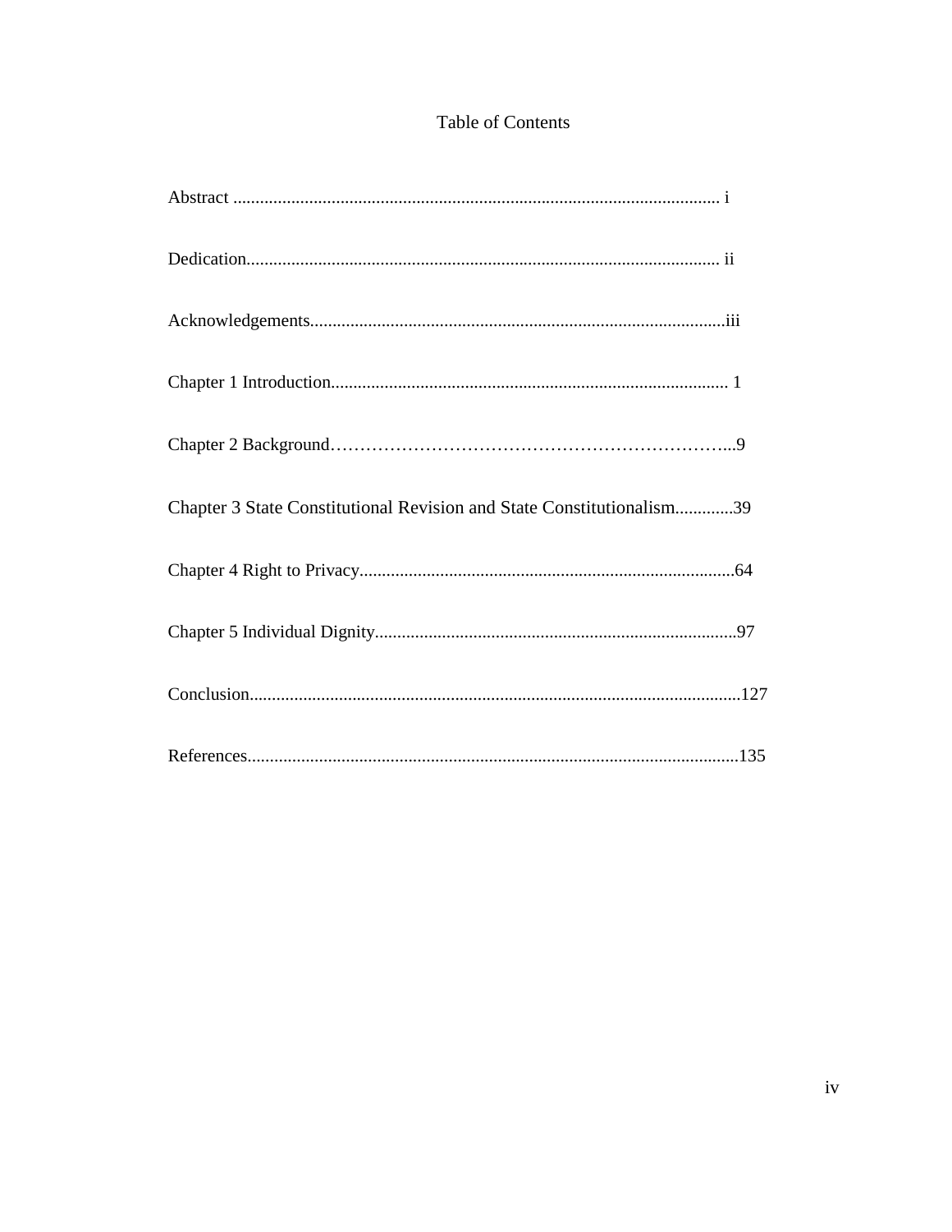# Table of Contents

Abstract ........................................................................................................... i

Dedication......................................................................................................... ii

Acknowledgements............................................................................................iii

Chapter 1 Introduction........................................................................................ 1

Chapter 2 Background…………………………………………………………...9

Chapter 3 State Constitutional Revision and State Constitutionalism.............39

Chapter 4 Right to Privacy....................................................................................64

Chapter 5 Individual Dignity.................................................................................97

Conclusion............................................................................................................127

References............................................................................................................135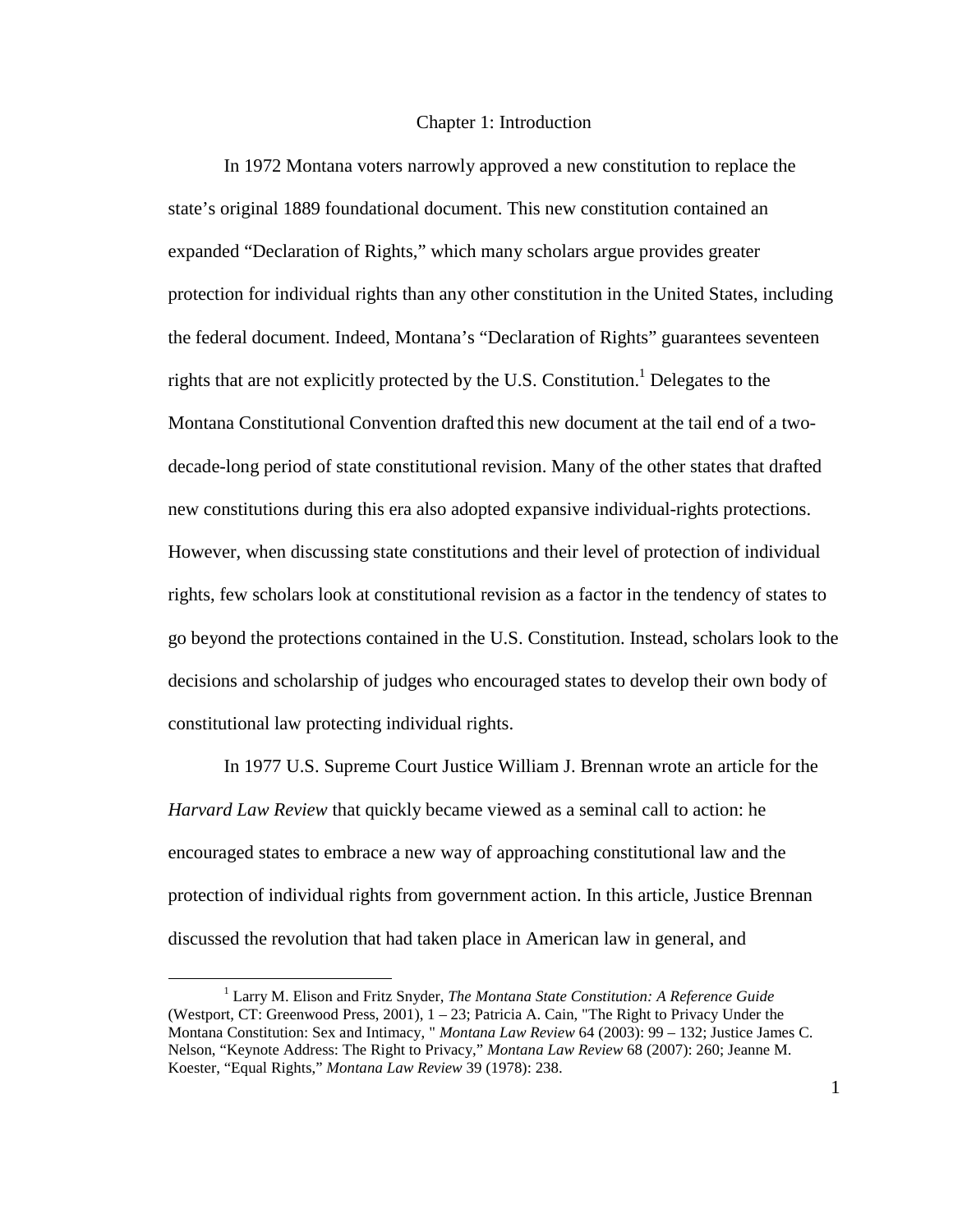# Chapter 1: Introduction

In 1972 Montana voters narrowly approved a new constitution to replace the state's original 1889 foundational document. This new constitution contained an expanded "Declaration of Rights," which many scholars argue provides greater protection for individual rights than any other constitution in the United States, including the federal document. Indeed, Montana's "Declaration of Rights" guarantees seventeen rights that are not explicitly protected by the U.S. Constitution.[1] Delegates to the Montana Constitutional Convention drafted this new document at the tail end of a two-decade-long period of state constitutional revision. Many of the other states that drafted new constitutions during this era also adopted expansive individual-rights protections. However, when discussing state constitutions and their level of protection of individual rights, few scholars look at constitutional revision as a factor in the tendency of states to go beyond the protections contained in the U.S. Constitution. Instead, scholars look to the decisions and scholarship of judges who encouraged states to develop their own body of constitutional law protecting individual rights.

In 1977 U.S. Supreme Court Justice William J. Brennan wrote an article for the *Harvard Law Review* that quickly became viewed as a seminal call to action: he encouraged states to embrace a new way of approaching constitutional law and the protection of individual rights from government action. In this article, Justice Brennan discussed the revolution that had taken place in American law in general, and

[1] Larry M. Elison and Fritz Snyder, *The Montana State Constitution: A Reference Guide* (Westport, CT: Greenwood Press, 2001), 1 – 23; Patricia A. Cain, "The Right to Privacy Under the Montana Constitution: Sex and Intimacy, " *Montana Law Review* 64 (2003): 99 – 132; Justice James C. Nelson, "Keynote Address: The Right to Privacy," *Montana Law Review* 68 (2007): 260; Jeanne M. Koester, "Equal Rights," *Montana Law Review* 39 (1978): 238.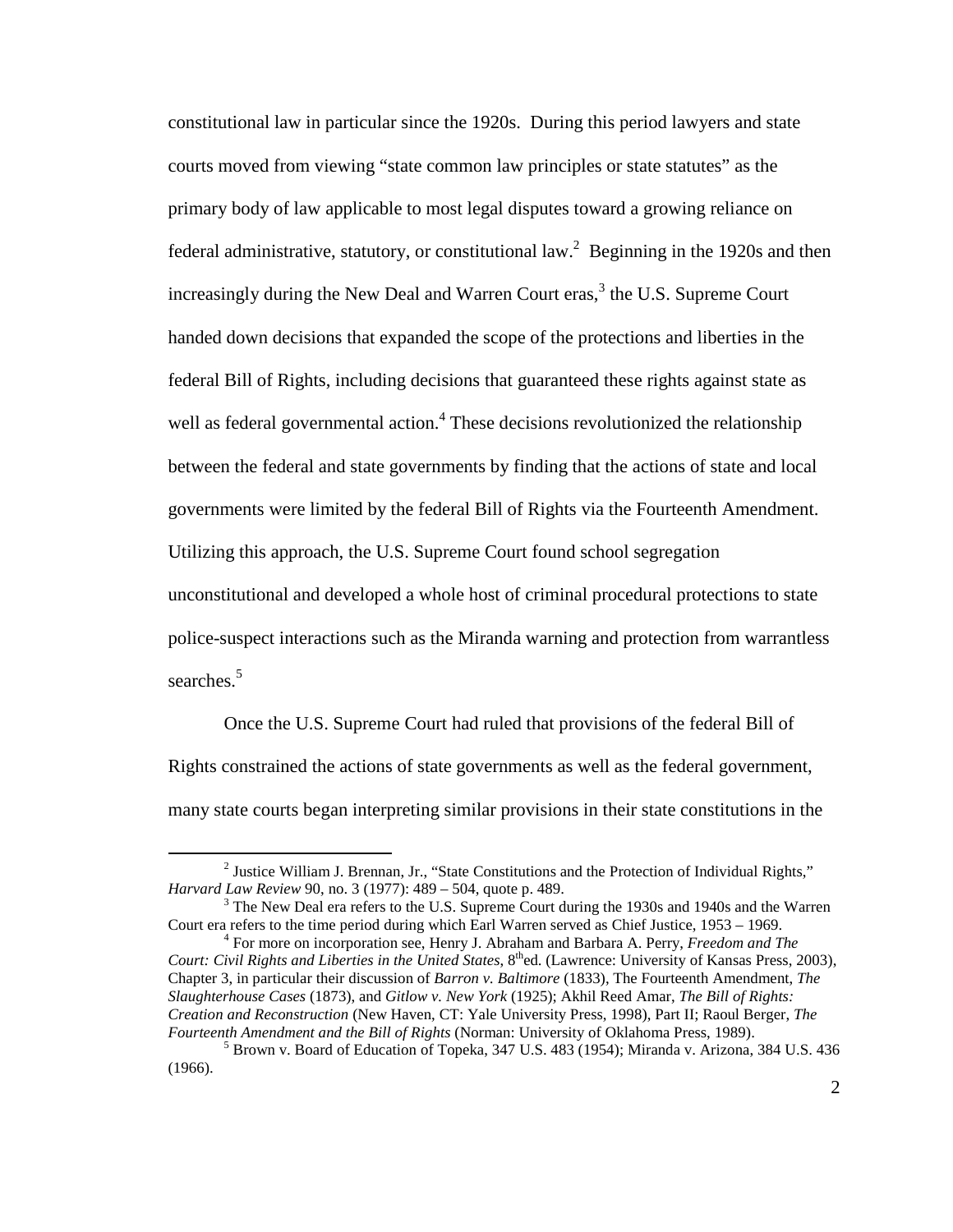constitutional law in particular since the 1920s. During this period lawyers and state courts moved from viewing "state common law principles or state statutes" as the primary body of law applicable to most legal disputes toward a growing reliance on federal administrative, statutory, or constitutional law.[2] Beginning in the 1920s and then increasingly during the New Deal and Warren Court eras,[3] the U.S. Supreme Court handed down decisions that expanded the scope of the protections and liberties in the federal Bill of Rights, including decisions that guaranteed these rights against state as well as federal governmental action.[4] These decisions revolutionized the relationship between the federal and state governments by finding that the actions of state and local governments were limited by the federal Bill of Rights via the Fourteenth Amendment. Utilizing this approach, the U.S. Supreme Court found school segregation unconstitutional and developed a whole host of criminal procedural protections to state police-suspect interactions such as the Miranda warning and protection from warrantless searches.[5]

Once the U.S. Supreme Court had ruled that provisions of the federal Bill of Rights constrained the actions of state governments as well as the federal government, many state courts began interpreting similar provisions in their state constitutions in the

---

[2] Justice William J. Brennan, Jr., "State Constitutions and the Protection of Individual Rights," *Harvard Law Review* 90, no. 3 (1977): 489 – 504, quote p. 489.

[3] The New Deal era refers to the U.S. Supreme Court during the 1930s and 1940s and the Warren Court era refers to the time period during which Earl Warren served as Chief Justice, 1953 – 1969.

[4] For more on incorporation see, Henry J. Abraham and Barbara A. Perry, *Freedom and The Court: Civil Rights and Liberties in the United States*, 8th ed. (Lawrence: University of Kansas Press, 2003), Chapter 3, in particular their discussion of *Barron v. Baltimore* (1833), The Fourteenth Amendment, *The Slaughterhouse Cases* (1873), and *Gitlow v. New York* (1925); Akhil Reed Amar, *The Bill of Rights: Creation and Reconstruction* (New Haven, CT: Yale University Press, 1998), Part II; Raoul Berger, *The Fourteenth Amendment and the Bill of Rights* (Norman: University of Oklahoma Press, 1989).

[5] Brown v. Board of Education of Topeka, 347 U.S. 483 (1954); Miranda v. Arizona, 384 U.S. 436 (1966).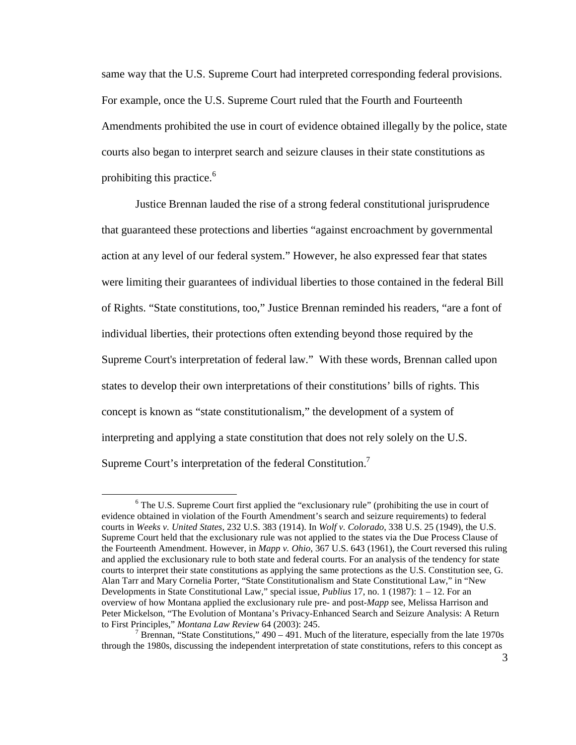same way that the U.S. Supreme Court had interpreted corresponding federal provisions. For example, once the U.S. Supreme Court ruled that the Fourth and Fourteenth Amendments prohibited the use in court of evidence obtained illegally by the police, state courts also began to interpret search and seizure clauses in their state constitutions as prohibiting this practice.[6]

Justice Brennan lauded the rise of a strong federal constitutional jurisprudence that guaranteed these protections and liberties "against encroachment by governmental action at any level of our federal system." However, he also expressed fear that states were limiting their guarantees of individual liberties to those contained in the federal Bill of Rights. "State constitutions, too," Justice Brennan reminded his readers, "are a font of individual liberties, their protections often extending beyond those required by the Supreme Court's interpretation of federal law." With these words, Brennan called upon states to develop their own interpretations of their constitutions' bills of rights. This concept is known as "state constitutionalism," the development of a system of interpreting and applying a state constitution that does not rely solely on the U.S. Supreme Court's interpretation of the federal Constitution.[7]

---

[6] The U.S. Supreme Court first applied the "exclusionary rule" (prohibiting the use in court of evidence obtained in violation of the Fourth Amendment's search and seizure requirements) to federal courts in *Weeks v. United States*, 232 U.S. 383 (1914). In *Wolf v. Colorado*, 338 U.S. 25 (1949), the U.S. Supreme Court held that the exclusionary rule was not applied to the states via the Due Process Clause of the Fourteenth Amendment. However, in *Mapp v. Ohio*, 367 U.S. 643 (1961), the Court reversed this ruling and applied the exclusionary rule to both state and federal courts. For an analysis of the tendency for state courts to interpret their state constitutions as applying the same protections as the U.S. Constitution see, G. Alan Tarr and Mary Cornelia Porter, "State Constitutionalism and State Constitutional Law," in "New Developments in State Constitutional Law," special issue, *Publius* 17, no. 1 (1987): 1 – 12. For an overview of how Montana applied the exclusionary rule pre- and post-*Mapp* see, Melissa Harrison and Peter Mickelson, "The Evolution of Montana's Privacy-Enhanced Search and Seizure Analysis: A Return to First Principles," *Montana Law Review* 64 (2003): 245.

[7] Brennan, "State Constitutions," 490 – 491. Much of the literature, especially from the late 1970s through the 1980s, discussing the independent interpretation of state constitutions, refers to this concept as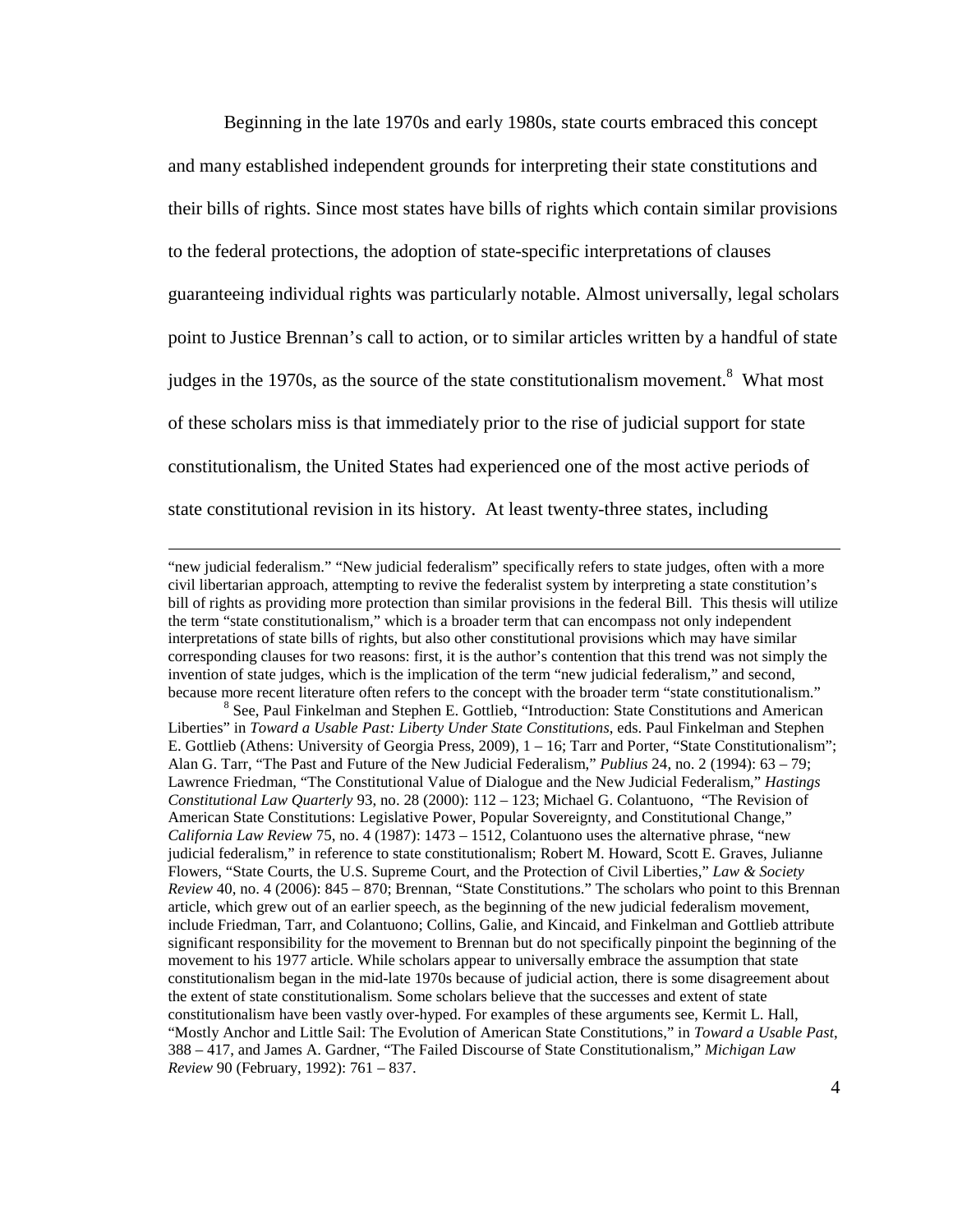Beginning in the late 1970s and early 1980s, state courts embraced this concept and many established independent grounds for interpreting their state constitutions and their bills of rights. Since most states have bills of rights which contain similar provisions to the federal protections, the adoption of state-specific interpretations of clauses guaranteeing individual rights was particularly notable. Almost universally, legal scholars point to Justice Brennan's call to action, or to similar articles written by a handful of state judges in the 1970s, as the source of the state constitutionalism movement.[8] What most of these scholars miss is that immediately prior to the rise of judicial support for state constitutionalism, the United States had experienced one of the most active periods of state constitutional revision in its history. At least twenty-three states, including

---

"new judicial federalism." "New judicial federalism" specifically refers to state judges, often with a more civil libertarian approach, attempting to revive the federalist system by interpreting a state constitution's bill of rights as providing more protection than similar provisions in the federal Bill. This thesis will utilize the term "state constitutionalism," which is a broader term that can encompass not only independent interpretations of state bills of rights, but also other constitutional provisions which may have similar corresponding clauses for two reasons: first, it is the author's contention that this trend was not simply the invention of state judges, which is the implication of the term "new judicial federalism," and second, because more recent literature often refers to the concept with the broader term "state constitutionalism."

[8] See, Paul Finkelman and Stephen E. Gottlieb, "Introduction: State Constitutions and American Liberties" in *Toward a Usable Past: Liberty Under State Constitutions*, eds. Paul Finkelman and Stephen E. Gottlieb (Athens: University of Georgia Press, 2009), 1 – 16; Tarr and Porter, "State Constitutionalism"; Alan G. Tarr, "The Past and Future of the New Judicial Federalism," *Publius* 24, no. 2 (1994): 63 – 79; Lawrence Friedman, "The Constitutional Value of Dialogue and the New Judicial Federalism," *Hastings Constitutional Law Quarterly* 93, no. 28 (2000): 112 – 123; Michael G. Colantuono, "The Revision of American State Constitutions: Legislative Power, Popular Sovereignty, and Constitutional Change," *California Law Review* 75, no. 4 (1987): 1473 – 1512, Colantuono uses the alternative phrase, "new judicial federalism," in reference to state constitutionalism; Robert M. Howard, Scott E. Graves, Julianne Flowers, "State Courts, the U.S. Supreme Court, and the Protection of Civil Liberties," *Law & Society Review* 40, no. 4 (2006): 845 – 870; Brennan, "State Constitutions." The scholars who point to this Brennan article, which grew out of an earlier speech, as the beginning of the new judicial federalism movement, include Friedman, Tarr, and Colantuono; Collins, Galie, and Kincaid, and Finkelman and Gottlieb attribute significant responsibility for the movement to Brennan but do not specifically pinpoint the beginning of the movement to his 1977 article. While scholars appear to universally embrace the assumption that state constitutionalism began in the mid-late 1970s because of judicial action, there is some disagreement about the extent of state constitutionalism. Some scholars believe that the successes and extent of state constitutionalism have been vastly over-hyped. For examples of these arguments see, Kermit L. Hall, "Mostly Anchor and Little Sail: The Evolution of American State Constitutions," in *Toward a Usable Past*, 388 – 417, and James A. Gardner, "The Failed Discourse of State Constitutionalism," *Michigan Law Review* 90 (February, 1992): 761 – 837.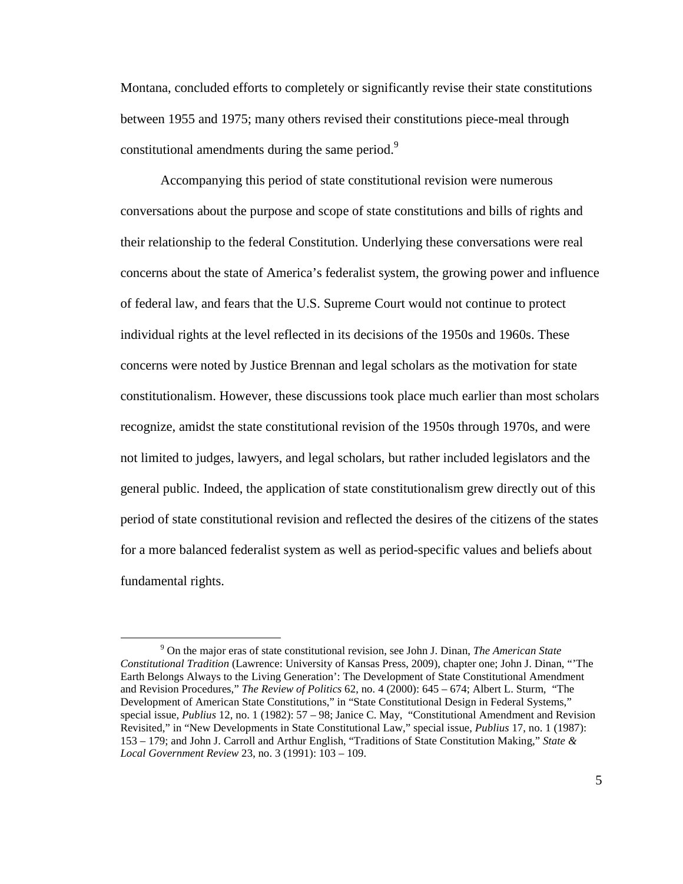Montana, concluded efforts to completely or significantly revise their state constitutions between 1955 and 1975; many others revised their constitutions piece-meal through constitutional amendments during the same period.[9]

Accompanying this period of state constitutional revision were numerous conversations about the purpose and scope of state constitutions and bills of rights and their relationship to the federal Constitution. Underlying these conversations were real concerns about the state of America's federalist system, the growing power and influence of federal law, and fears that the U.S. Supreme Court would not continue to protect individual rights at the level reflected in its decisions of the 1950s and 1960s. These concerns were noted by Justice Brennan and legal scholars as the motivation for state constitutionalism. However, these discussions took place much earlier than most scholars recognize, amidst the state constitutional revision of the 1950s through 1970s, and were not limited to judges, lawyers, and legal scholars, but rather included legislators and the general public. Indeed, the application of state constitutionalism grew directly out of this period of state constitutional revision and reflected the desires of the citizens of the states for a more balanced federalist system as well as period-specific values and beliefs about fundamental rights.

---

[9] On the major eras of state constitutional revision, see John J. Dinan, *The American State Constitutional Tradition* (Lawrence: University of Kansas Press, 2009), chapter one; John J. Dinan, "'The Earth Belongs Always to the Living Generation': The Development of State Constitutional Amendment and Revision Procedures," *The Review of Politics* 62, no. 4 (2000): 645 – 674; Albert L. Sturm, "The Development of American State Constitutions," in "State Constitutional Design in Federal Systems," special issue, *Publius* 12, no. 1 (1982): 57 – 98; Janice C. May, "Constitutional Amendment and Revision Revisited," in "New Developments in State Constitutional Law," special issue, *Publius* 17, no. 1 (1987): 153 – 179; and John J. Carroll and Arthur English, "Traditions of State Constitution Making," *State & Local Government Review* 23, no. 3 (1991): 103 – 109.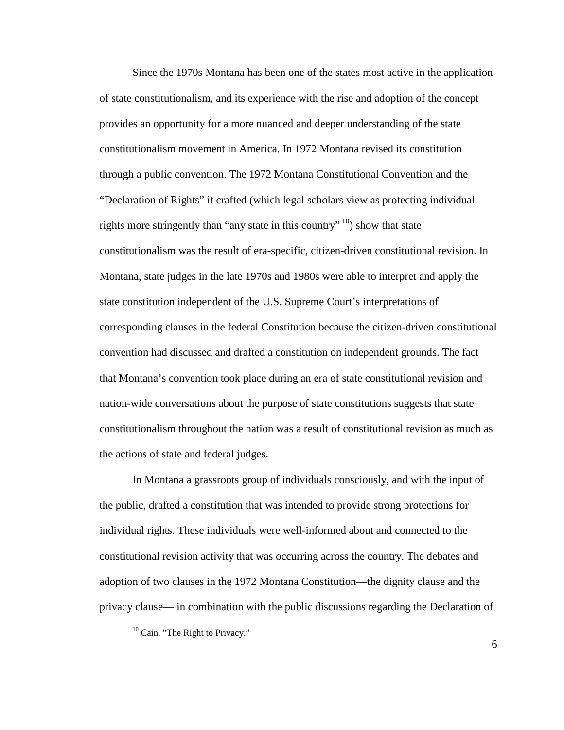Since the 1970s Montana has been one of the states most active in the application of state constitutionalism, and its experience with the rise and adoption of the concept provides an opportunity for a more nuanced and deeper understanding of the state constitutionalism movement in America. In 1972 Montana revised its constitution through a public convention. The 1972 Montana Constitutional Convention and the "Declaration of Rights" it crafted (which legal scholars view as protecting individual rights more stringently than "any state in this country" [10]) show that state constitutionalism was the result of era-specific, citizen-driven constitutional revision. In Montana, state judges in the late 1970s and 1980s were able to interpret and apply the state constitution independent of the U.S. Supreme Court's interpretations of corresponding clauses in the federal Constitution because the citizen-driven constitutional convention had discussed and drafted a constitution on independent grounds. The fact that Montana's convention took place during an era of state constitutional revision and nation-wide conversations about the purpose of state constitutions suggests that state constitutionalism throughout the nation was a result of constitutional revision as much as the actions of state and federal judges.

In Montana a grassroots group of individuals consciously, and with the input of the public, drafted a constitution that was intended to provide strong protections for individual rights. These individuals were well-informed about and connected to the constitutional revision activity that was occurring across the country. The debates and adoption of two clauses in the 1972 Montana Constitution—the dignity clause and the privacy clause— in combination with the public discussions regarding the Declaration of

[10] Cain, "The Right to Privacy."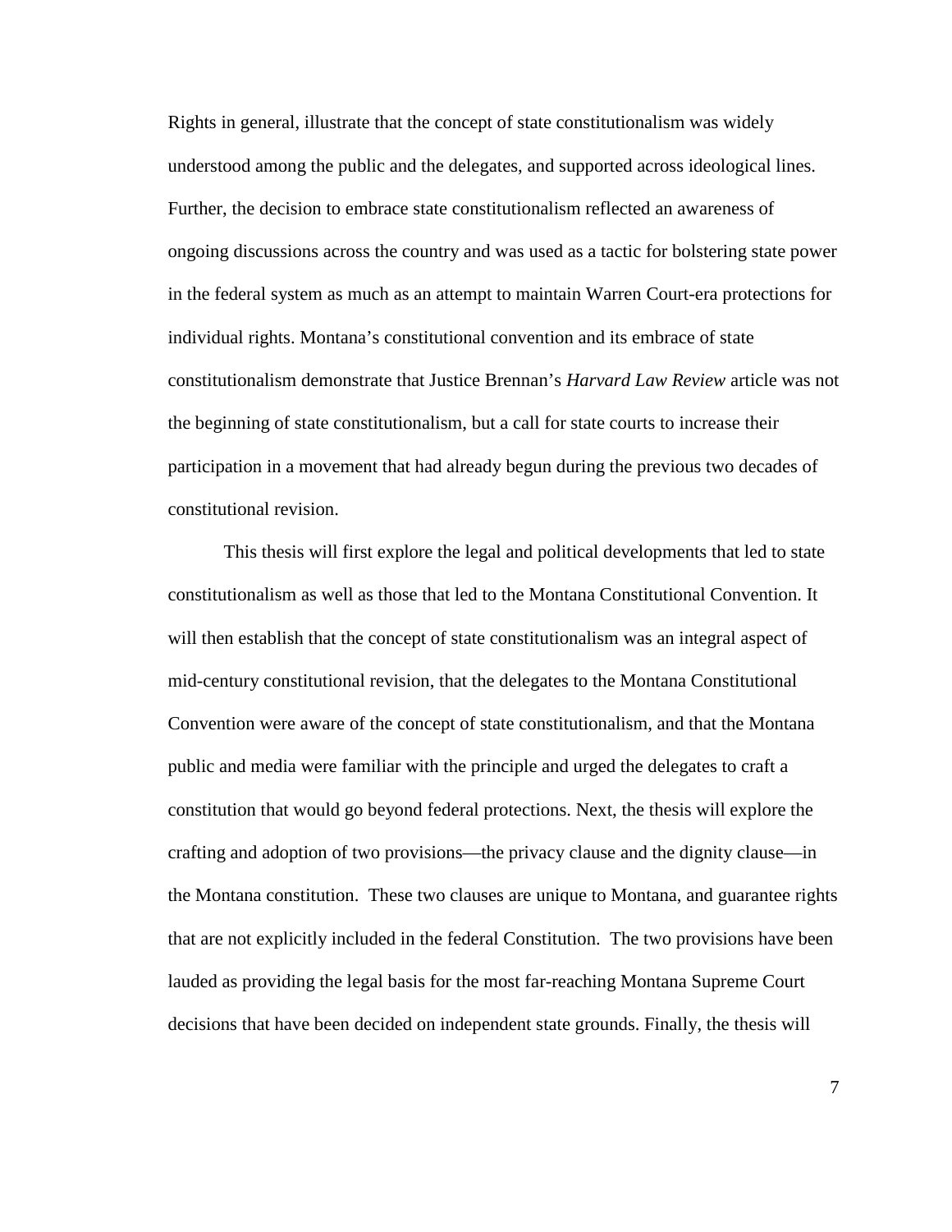Rights in general, illustrate that the concept of state constitutionalism was widely understood among the public and the delegates, and supported across ideological lines. Further, the decision to embrace state constitutionalism reflected an awareness of ongoing discussions across the country and was used as a tactic for bolstering state power in the federal system as much as an attempt to maintain Warren Court-era protections for individual rights. Montana's constitutional convention and its embrace of state constitutionalism demonstrate that Justice Brennan's *Harvard Law Review* article was not the beginning of state constitutionalism, but a call for state courts to increase their participation in a movement that had already begun during the previous two decades of constitutional revision.

This thesis will first explore the legal and political developments that led to state constitutionalism as well as those that led to the Montana Constitutional Convention. It will then establish that the concept of state constitutionalism was an integral aspect of mid-century constitutional revision, that the delegates to the Montana Constitutional Convention were aware of the concept of state constitutionalism, and that the Montana public and media were familiar with the principle and urged the delegates to craft a constitution that would go beyond federal protections. Next, the thesis will explore the crafting and adoption of two provisions—the privacy clause and the dignity clause—in the Montana constitution. These two clauses are unique to Montana, and guarantee rights that are not explicitly included in the federal Constitution. The two provisions have been lauded as providing the legal basis for the most far-reaching Montana Supreme Court decisions that have been decided on independent state grounds. Finally, the thesis will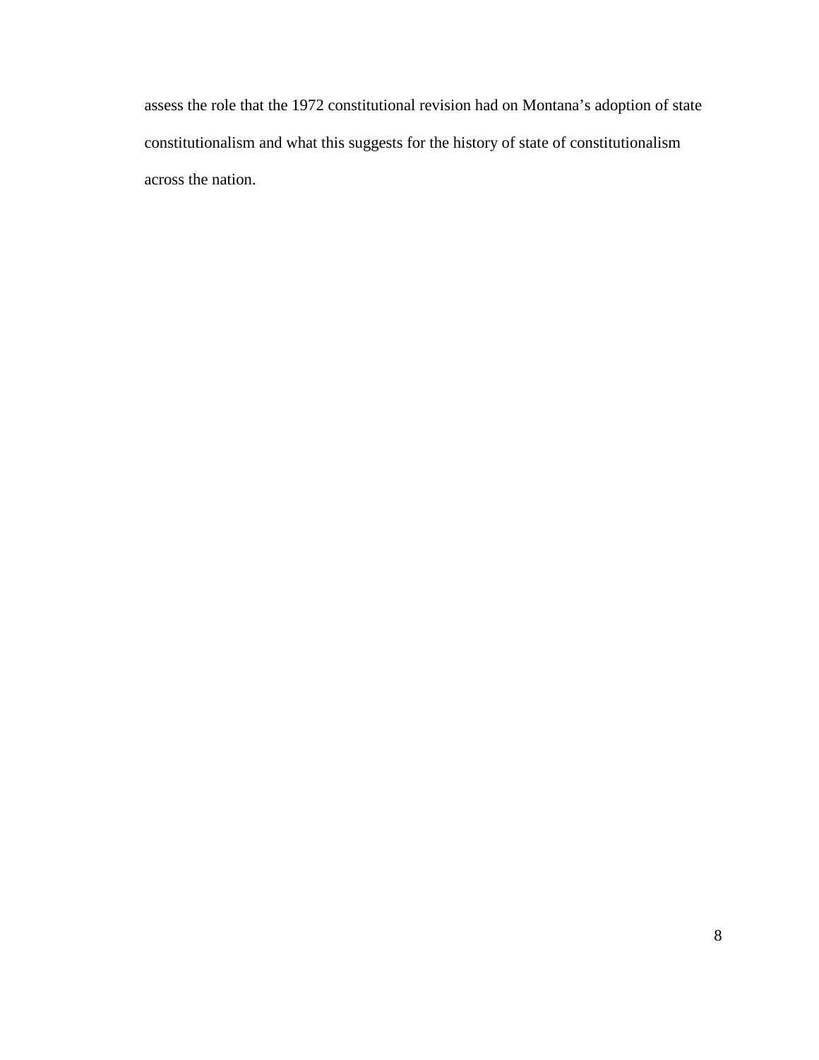assess the role that the 1972 constitutional revision had on Montana's adoption of state constitutionalism and what this suggests for the history of state of constitutionalism across the nation.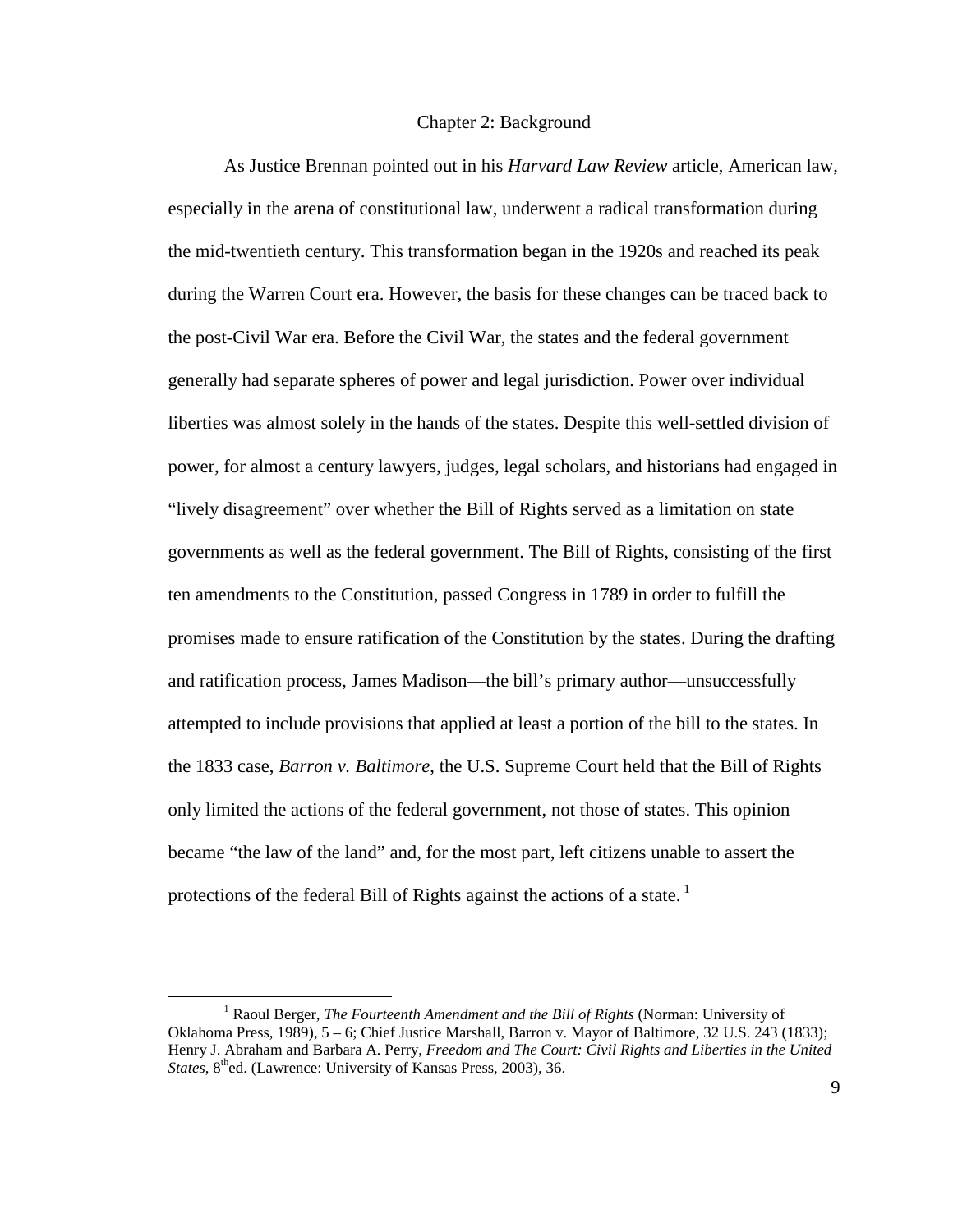## Chapter 2: Background

As Justice Brennan pointed out in his *Harvard Law Review* article, American law, especially in the arena of constitutional law, underwent a radical transformation during the mid-twentieth century. This transformation began in the 1920s and reached its peak during the Warren Court era. However, the basis for these changes can be traced back to the post-Civil War era. Before the Civil War, the states and the federal government generally had separate spheres of power and legal jurisdiction. Power over individual liberties was almost solely in the hands of the states. Despite this well-settled division of power, for almost a century lawyers, judges, legal scholars, and historians had engaged in "lively disagreement" over whether the Bill of Rights served as a limitation on state governments as well as the federal government. The Bill of Rights, consisting of the first ten amendments to the Constitution, passed Congress in 1789 in order to fulfill the promises made to ensure ratification of the Constitution by the states. During the drafting and ratification process, James Madison—the bill's primary author—unsuccessfully attempted to include provisions that applied at least a portion of the bill to the states. In the 1833 case, *Barron v. Baltimore*, the U.S. Supreme Court held that the Bill of Rights only limited the actions of the federal government, not those of states. This opinion became "the law of the land" and, for the most part, left citizens unable to assert the protections of the federal Bill of Rights against the actions of a state.[1]

---

[1] Raoul Berger, *The Fourteenth Amendment and the Bill of Rights* (Norman: University of Oklahoma Press, 1989), 5 – 6; Chief Justice Marshall, Barron v. Mayor of Baltimore, 32 U.S. 243 (1833); Henry J. Abraham and Barbara A. Perry, *Freedom and The Court: Civil Rights and Liberties in the United States*, 8th ed. (Lawrence: University of Kansas Press, 2003), 36.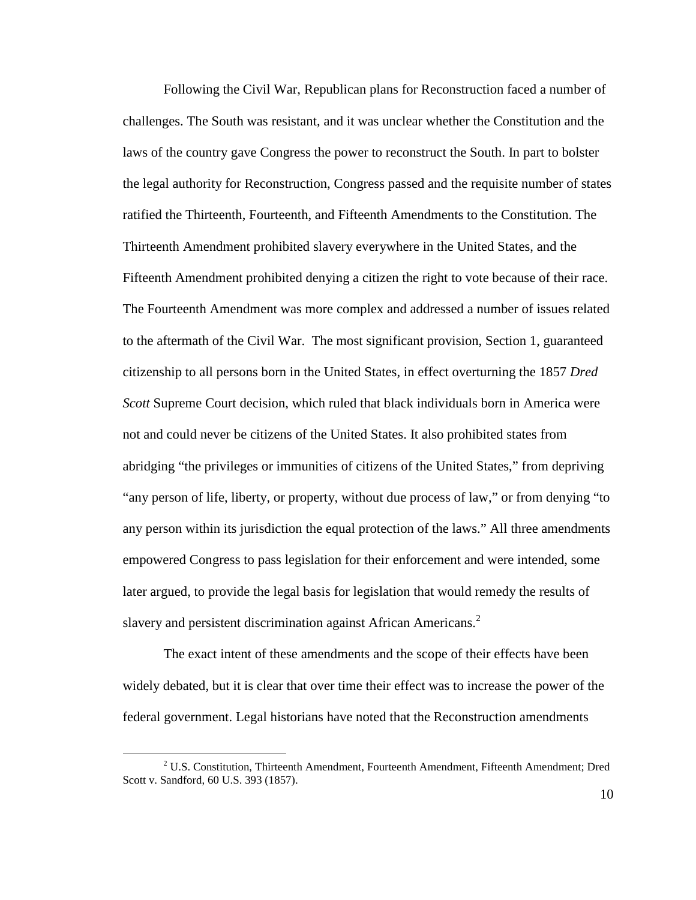Following the Civil War, Republican plans for Reconstruction faced a number of challenges. The South was resistant, and it was unclear whether the Constitution and the laws of the country gave Congress the power to reconstruct the South. In part to bolster the legal authority for Reconstruction, Congress passed and the requisite number of states ratified the Thirteenth, Fourteenth, and Fifteenth Amendments to the Constitution. The Thirteenth Amendment prohibited slavery everywhere in the United States, and the Fifteenth Amendment prohibited denying a citizen the right to vote because of their race. The Fourteenth Amendment was more complex and addressed a number of issues related to the aftermath of the Civil War. The most significant provision, Section 1, guaranteed citizenship to all persons born in the United States, in effect overturning the 1857 *Dred Scott* Supreme Court decision, which ruled that black individuals born in America were not and could never be citizens of the United States. It also prohibited states from abridging "the privileges or immunities of citizens of the United States," from depriving "any person of life, liberty, or property, without due process of law," or from denying "to any person within its jurisdiction the equal protection of the laws." All three amendments empowered Congress to pass legislation for their enforcement and were intended, some later argued, to provide the legal basis for legislation that would remedy the results of slavery and persistent discrimination against African Americans.[2]

The exact intent of these amendments and the scope of their effects have been widely debated, but it is clear that over time their effect was to increase the power of the federal government. Legal historians have noted that the Reconstruction amendments

[2] U.S. Constitution, Thirteenth Amendment, Fourteenth Amendment, Fifteenth Amendment; Dred Scott v. Sandford, 60 U.S. 393 (1857).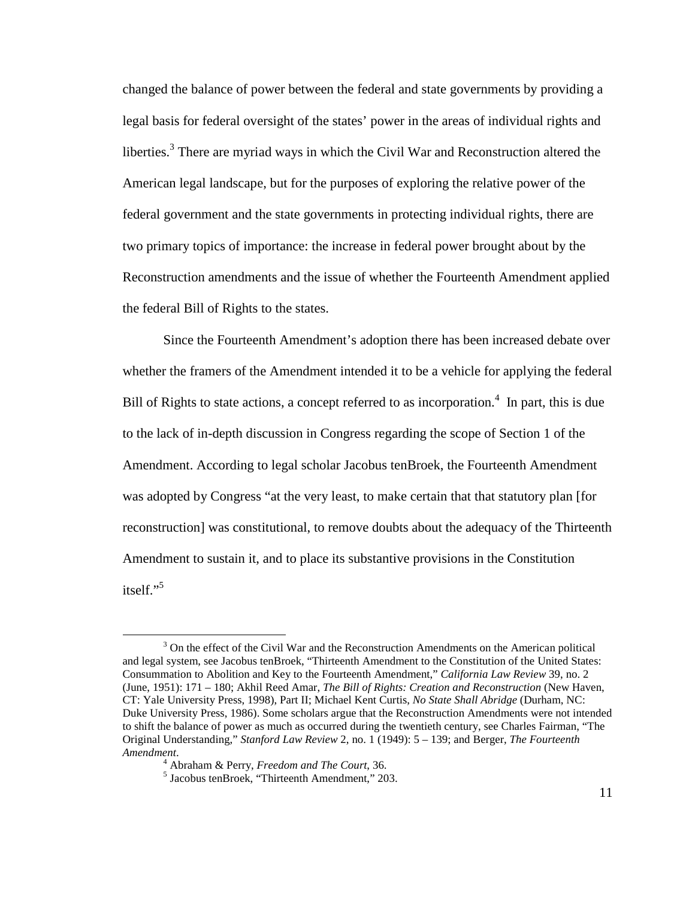changed the balance of power between the federal and state governments by providing a legal basis for federal oversight of the states' power in the areas of individual rights and liberties.[3] There are myriad ways in which the Civil War and Reconstruction altered the American legal landscape, but for the purposes of exploring the relative power of the federal government and the state governments in protecting individual rights, there are two primary topics of importance: the increase in federal power brought about by the Reconstruction amendments and the issue of whether the Fourteenth Amendment applied the federal Bill of Rights to the states.

Since the Fourteenth Amendment's adoption there has been increased debate over whether the framers of the Amendment intended it to be a vehicle for applying the federal Bill of Rights to state actions, a concept referred to as incorporation.[4] In part, this is due to the lack of in-depth discussion in Congress regarding the scope of Section 1 of the Amendment. According to legal scholar Jacobus tenBroek, the Fourteenth Amendment was adopted by Congress "at the very least, to make certain that that statutory plan [for reconstruction] was constitutional, to remove doubts about the adequacy of the Thirteenth Amendment to sustain it, and to place its substantive provisions in the Constitution itself."[5]

---

[3] On the effect of the Civil War and the Reconstruction Amendments on the American political and legal system, see Jacobus tenBroek, "Thirteenth Amendment to the Constitution of the United States: Consummation to Abolition and Key to the Fourteenth Amendment," *California Law Review* 39, no. 2 (June, 1951): 171 – 180; Akhil Reed Amar, *The Bill of Rights: Creation and Reconstruction* (New Haven, CT: Yale University Press, 1998), Part II; Michael Kent Curtis, *No State Shall Abridge* (Durham, NC: Duke University Press, 1986). Some scholars argue that the Reconstruction Amendments were not intended to shift the balance of power as much as occurred during the twentieth century, see Charles Fairman, "The Original Understanding," *Stanford Law Review* 2, no. 1 (1949): 5 – 139; and Berger, *The Fourteenth Amendment*.

[4] Abraham & Perry, *Freedom and The Court*, 36.

[5] Jacobus tenBroek, "Thirteenth Amendment," 203.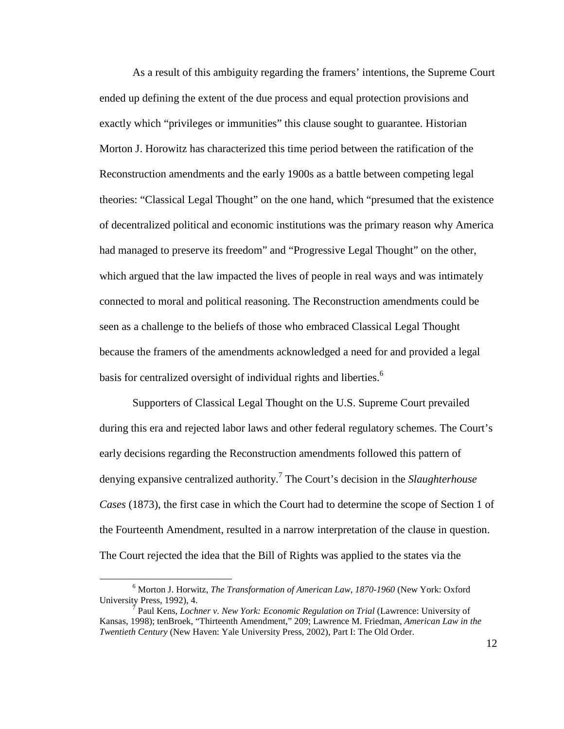As a result of this ambiguity regarding the framers' intentions, the Supreme Court ended up defining the extent of the due process and equal protection provisions and exactly which "privileges or immunities" this clause sought to guarantee. Historian Morton J. Horowitz has characterized this time period between the ratification of the Reconstruction amendments and the early 1900s as a battle between competing legal theories: "Classical Legal Thought" on the one hand, which "presumed that the existence of decentralized political and economic institutions was the primary reason why America had managed to preserve its freedom" and "Progressive Legal Thought" on the other, which argued that the law impacted the lives of people in real ways and was intimately connected to moral and political reasoning. The Reconstruction amendments could be seen as a challenge to the beliefs of those who embraced Classical Legal Thought because the framers of the amendments acknowledged a need for and provided a legal basis for centralized oversight of individual rights and liberties.[6]

Supporters of Classical Legal Thought on the U.S. Supreme Court prevailed during this era and rejected labor laws and other federal regulatory schemes. The Court's early decisions regarding the Reconstruction amendments followed this pattern of denying expansive centralized authority.[7] The Court's decision in the *Slaughterhouse Cases* (1873), the first case in which the Court had to determine the scope of Section 1 of the Fourteenth Amendment, resulted in a narrow interpretation of the clause in question. The Court rejected the idea that the Bill of Rights was applied to the states via the

---

[6] Morton J. Horwitz, *The Transformation of American Law, 1870-1960* (New York: Oxford University Press, 1992), 4.

[7] Paul Kens, *Lochner v. New York: Economic Regulation on Trial* (Lawrence: University of Kansas, 1998); tenBroek, "Thirteenth Amendment," 209; Lawrence M. Friedman, *American Law in the Twentieth Century* (New Haven: Yale University Press, 2002), Part I: The Old Order.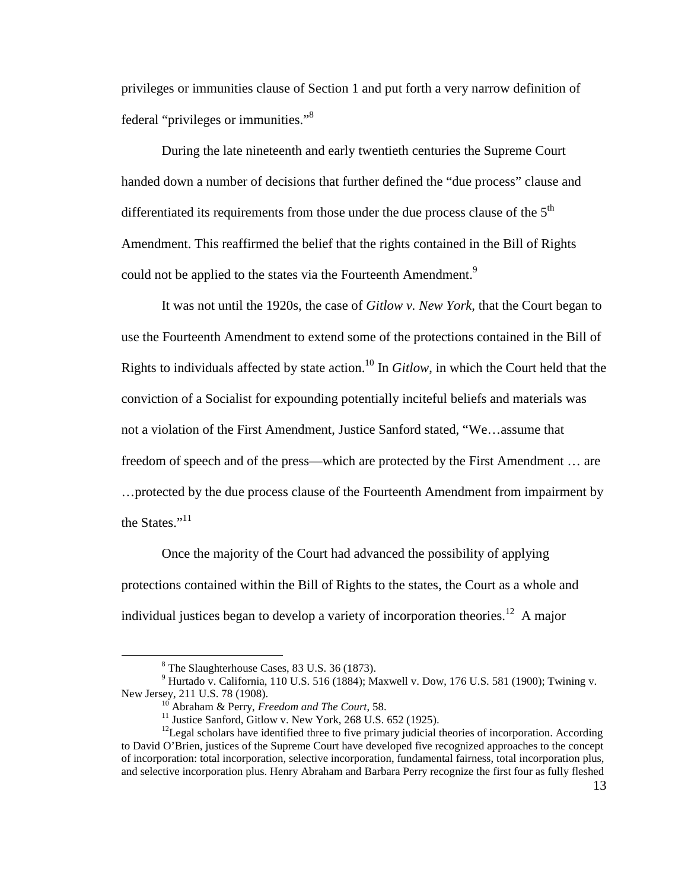privileges or immunities clause of Section 1 and put forth a very narrow definition of federal "privileges or immunities."[8]

During the late nineteenth and early twentieth centuries the Supreme Court handed down a number of decisions that further defined the "due process" clause and differentiated its requirements from those under the due process clause of the 5th Amendment. This reaffirmed the belief that the rights contained in the Bill of Rights could not be applied to the states via the Fourteenth Amendment.[9]

It was not until the 1920s, the case of *Gitlow v. New York*, that the Court began to use the Fourteenth Amendment to extend some of the protections contained in the Bill of Rights to individuals affected by state action.[10] In *Gitlow*, in which the Court held that the conviction of a Socialist for expounding potentially inciteful beliefs and materials was not a violation of the First Amendment, Justice Sanford stated, "We…assume that freedom of speech and of the press—which are protected by the First Amendment … are …protected by the due process clause of the Fourteenth Amendment from impairment by the States."[11]

Once the majority of the Court had advanced the possibility of applying protections contained within the Bill of Rights to the states, the Court as a whole and individual justices began to develop a variety of incorporation theories.[12] A major

---

[8] The Slaughterhouse Cases, 83 U.S. 36 (1873).

[9] Hurtado v. California, 110 U.S. 516 (1884); Maxwell v. Dow, 176 U.S. 581 (1900); Twining v. New Jersey, 211 U.S. 78 (1908).

[10] Abraham & Perry, *Freedom and The Court*, 58.

[11] Justice Sanford, Gitlow v. New York, 268 U.S. 652 (1925).

[12] Legal scholars have identified three to five primary judicial theories of incorporation. According to David O'Brien, justices of the Supreme Court have developed five recognized approaches to the concept of incorporation: total incorporation, selective incorporation, fundamental fairness, total incorporation plus, and selective incorporation plus. Henry Abraham and Barbara Perry recognize the first four as fully fleshed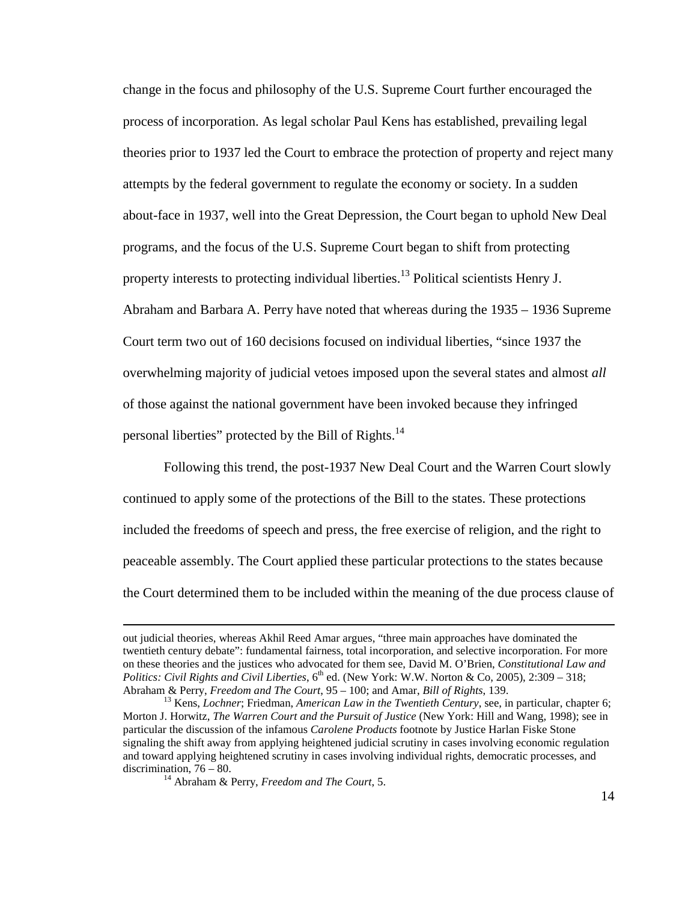change in the focus and philosophy of the U.S. Supreme Court further encouraged the process of incorporation. As legal scholar Paul Kens has established, prevailing legal theories prior to 1937 led the Court to embrace the protection of property and reject many attempts by the federal government to regulate the economy or society. In a sudden about-face in 1937, well into the Great Depression, the Court began to uphold New Deal programs, and the focus of the U.S. Supreme Court began to shift from protecting property interests to protecting individual liberties.[13] Political scientists Henry J. Abraham and Barbara A. Perry have noted that whereas during the 1935 – 1936 Supreme Court term two out of 160 decisions focused on individual liberties, "since 1937 the overwhelming majority of judicial vetoes imposed upon the several states and almost *all* of those against the national government have been invoked because they infringed personal liberties" protected by the Bill of Rights.[14]

Following this trend, the post-1937 New Deal Court and the Warren Court slowly continued to apply some of the protections of the Bill to the states. These protections included the freedoms of speech and press, the free exercise of religion, and the right to peaceable assembly. The Court applied these particular protections to the states because the Court determined them to be included within the meaning of the due process clause of

---

out judicial theories, whereas Akhil Reed Amar argues, "three main approaches have dominated the twentieth century debate": fundamental fairness, total incorporation, and selective incorporation. For more on these theories and the justices who advocated for them see, David M. O'Brien, *Constitutional Law and Politics: Civil Rights and Civil Liberties*, 6th ed. (New York: W.W. Norton & Co, 2005), 2:309 – 318; Abraham & Perry, *Freedom and The Court*, 95 – 100; and Amar, *Bill of Rights*, 139.

[13] Kens, *Lochner*; Friedman, *American Law in the Twentieth Century*, see, in particular, chapter 6; Morton J. Horwitz, *The Warren Court and the Pursuit of Justice* (New York: Hill and Wang, 1998); see in particular the discussion of the infamous *Carolene Products* footnote by Justice Harlan Fiske Stone signaling the shift away from applying heightened judicial scrutiny in cases involving economic regulation and toward applying heightened scrutiny in cases involving individual rights, democratic processes, and discrimination, 76 – 80.

[14] Abraham & Perry, *Freedom and The Court*, 5.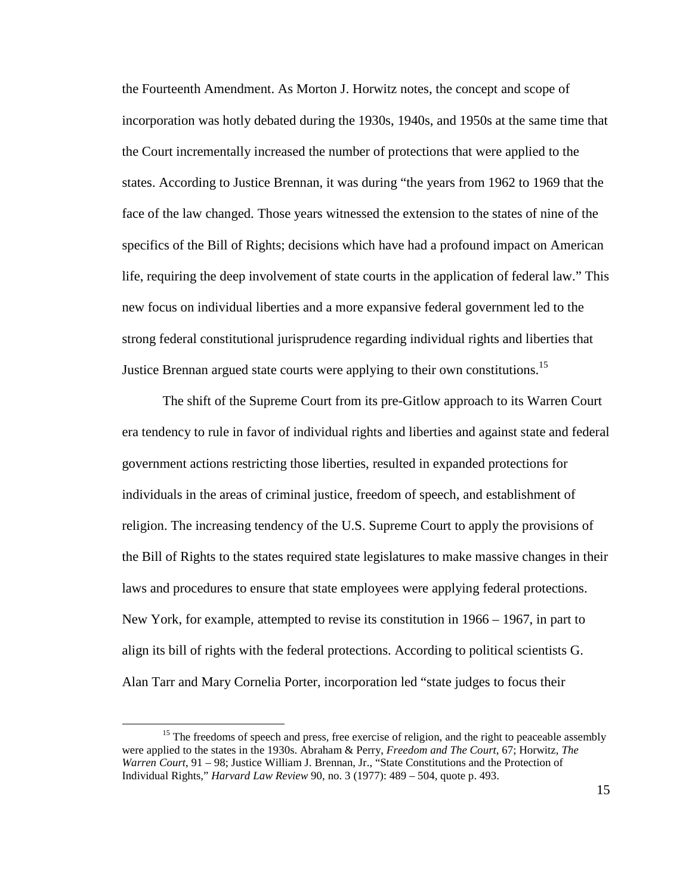the Fourteenth Amendment. As Morton J. Horwitz notes, the concept and scope of incorporation was hotly debated during the 1930s, 1940s, and 1950s at the same time that the Court incrementally increased the number of protections that were applied to the states. According to Justice Brennan, it was during "the years from 1962 to 1969 that the face of the law changed. Those years witnessed the extension to the states of nine of the specifics of the Bill of Rights; decisions which have had a profound impact on American life, requiring the deep involvement of state courts in the application of federal law." This new focus on individual liberties and a more expansive federal government led to the strong federal constitutional jurisprudence regarding individual rights and liberties that Justice Brennan argued state courts were applying to their own constitutions.[15]

The shift of the Supreme Court from its pre-Gitlow approach to its Warren Court era tendency to rule in favor of individual rights and liberties and against state and federal government actions restricting those liberties, resulted in expanded protections for individuals in the areas of criminal justice, freedom of speech, and establishment of religion. The increasing tendency of the U.S. Supreme Court to apply the provisions of the Bill of Rights to the states required state legislatures to make massive changes in their laws and procedures to ensure that state employees were applying federal protections. New York, for example, attempted to revise its constitution in 1966 – 1967, in part to align its bill of rights with the federal protections. According to political scientists G. Alan Tarr and Mary Cornelia Porter, incorporation led "state judges to focus their

[15] The freedoms of speech and press, free exercise of religion, and the right to peaceable assembly were applied to the states in the 1930s. Abraham & Perry, *Freedom and The Court*, 67; Horwitz, *The Warren Court*, 91 – 98; Justice William J. Brennan, Jr., "State Constitutions and the Protection of Individual Rights," *Harvard Law Review* 90, no. 3 (1977): 489 – 504, quote p. 493.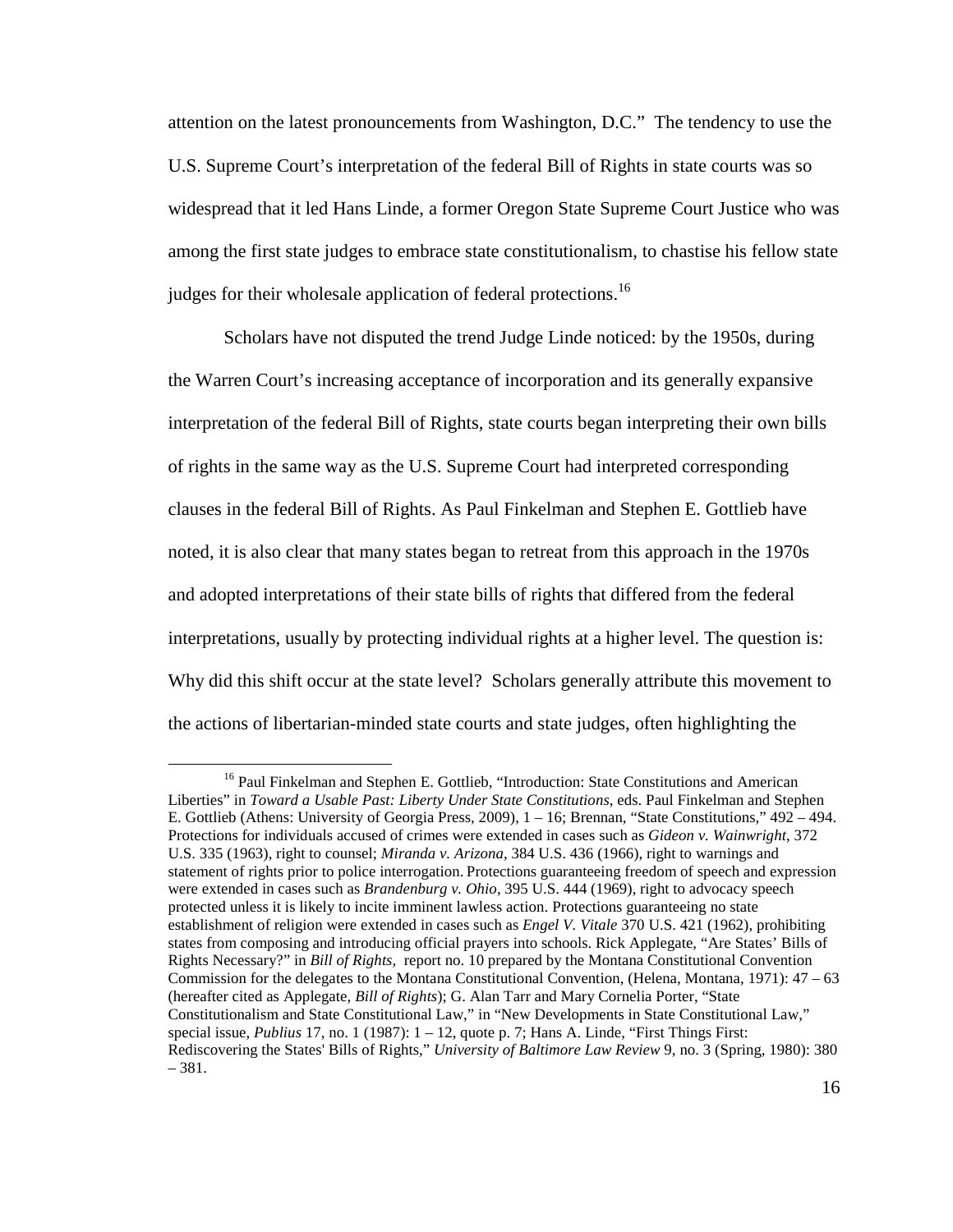attention on the latest pronouncements from Washington, D.C." The tendency to use the U.S. Supreme Court's interpretation of the federal Bill of Rights in state courts was so widespread that it led Hans Linde, a former Oregon State Supreme Court Justice who was among the first state judges to embrace state constitutionalism, to chastise his fellow state judges for their wholesale application of federal protections.[16]

Scholars have not disputed the trend Judge Linde noticed: by the 1950s, during the Warren Court's increasing acceptance of incorporation and its generally expansive interpretation of the federal Bill of Rights, state courts began interpreting their own bills of rights in the same way as the U.S. Supreme Court had interpreted corresponding clauses in the federal Bill of Rights. As Paul Finkelman and Stephen E. Gottlieb have noted, it is also clear that many states began to retreat from this approach in the 1970s and adopted interpretations of their state bills of rights that differed from the federal interpretations, usually by protecting individual rights at a higher level. The question is: Why did this shift occur at the state level? Scholars generally attribute this movement to the actions of libertarian-minded state courts and state judges, often highlighting the

[16] Paul Finkelman and Stephen E. Gottlieb, "Introduction: State Constitutions and American Liberties" in *Toward a Usable Past: Liberty Under State Constitutions*, eds. Paul Finkelman and Stephen E. Gottlieb (Athens: University of Georgia Press, 2009), 1 – 16; Brennan, "State Constitutions," 492 – 494. Protections for individuals accused of crimes were extended in cases such as *Gideon v. Wainwright*, 372 U.S. 335 (1963), right to counsel; *Miranda v. Arizona*, 384 U.S. 436 (1966), right to warnings and statement of rights prior to police interrogation. Protections guaranteeing freedom of speech and expression were extended in cases such as *Brandenburg v. Ohio*, 395 U.S. 444 (1969), right to advocacy speech protected unless it is likely to incite imminent lawless action. Protections guaranteeing no state establishment of religion were extended in cases such as *Engel V. Vitale* 370 U.S. 421 (1962), prohibiting states from composing and introducing official prayers into schools. Rick Applegate, "Are States' Bills of Rights Necessary?" in *Bill of Rights*, report no. 10 prepared by the Montana Constitutional Convention Commission for the delegates to the Montana Constitutional Convention, (Helena, Montana, 1971): 47 – 63 (hereafter cited as Applegate, *Bill of Rights*); G. Alan Tarr and Mary Cornelia Porter, "State Constitutionalism and State Constitutional Law," in "New Developments in State Constitutional Law," special issue, *Publius* 17, no. 1 (1987): 1 – 12, quote p. 7; Hans A. Linde, "First Things First: Rediscovering the States' Bills of Rights," *University of Baltimore Law Review* 9, no. 3 (Spring, 1980): 380 – 381.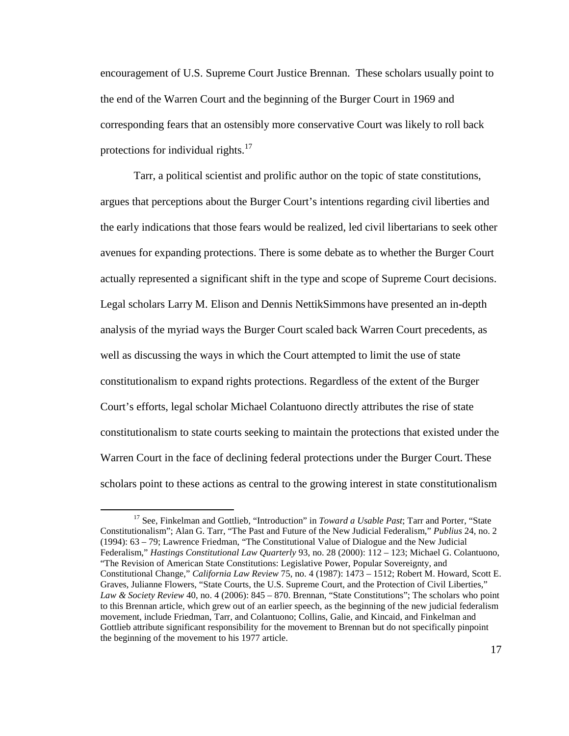encouragement of U.S. Supreme Court Justice Brennan. These scholars usually point to the end of the Warren Court and the beginning of the Burger Court in 1969 and corresponding fears that an ostensibly more conservative Court was likely to roll back protections for individual rights.[17]

Tarr, a political scientist and prolific author on the topic of state constitutions, argues that perceptions about the Burger Court's intentions regarding civil liberties and the early indications that those fears would be realized, led civil libertarians to seek other avenues for expanding protections. There is some debate as to whether the Burger Court actually represented a significant shift in the type and scope of Supreme Court decisions. Legal scholars Larry M. Elison and Dennis NettikSimmons have presented an in-depth analysis of the myriad ways the Burger Court scaled back Warren Court precedents, as well as discussing the ways in which the Court attempted to limit the use of state constitutionalism to expand rights protections. Regardless of the extent of the Burger Court's efforts, legal scholar Michael Colantuono directly attributes the rise of state constitutionalism to state courts seeking to maintain the protections that existed under the Warren Court in the face of declining federal protections under the Burger Court. These scholars point to these actions as central to the growing interest in state constitutionalism

---

[17] See, Finkelman and Gottlieb, "Introduction" in *Toward a Usable Past*; Tarr and Porter, "State Constitutionalism"; Alan G. Tarr, "The Past and Future of the New Judicial Federalism," *Publius* 24, no. 2 (1994): 63 – 79; Lawrence Friedman, "The Constitutional Value of Dialogue and the New Judicial Federalism," *Hastings Constitutional Law Quarterly* 93, no. 28 (2000): 112 – 123; Michael G. Colantuono, "The Revision of American State Constitutions: Legislative Power, Popular Sovereignty, and Constitutional Change," *California Law Review* 75, no. 4 (1987): 1473 – 1512; Robert M. Howard, Scott E. Graves, Julianne Flowers, "State Courts, the U.S. Supreme Court, and the Protection of Civil Liberties," *Law & Society Review* 40, no. 4 (2006): 845 – 870. Brennan, "State Constitutions"; The scholars who point to this Brennan article, which grew out of an earlier speech, as the beginning of the new judicial federalism movement, include Friedman, Tarr, and Colantuono; Collins, Galie, and Kincaid, and Finkelman and Gottlieb attribute significant responsibility for the movement to Brennan but do not specifically pinpoint the beginning of the movement to his 1977 article.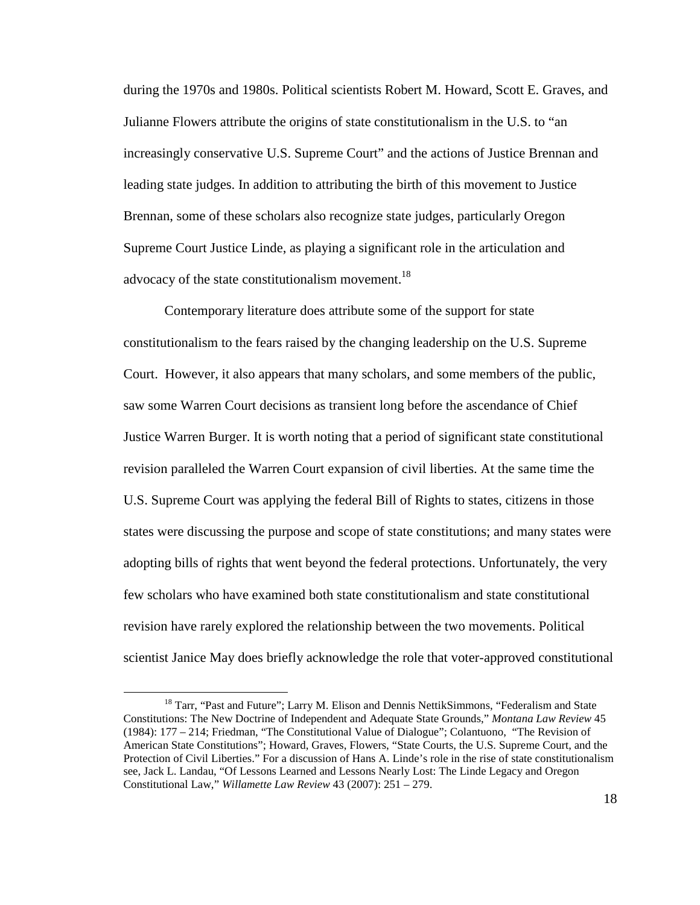during the 1970s and 1980s. Political scientists Robert M. Howard, Scott E. Graves, and Julianne Flowers attribute the origins of state constitutionalism in the U.S. to "an increasingly conservative U.S. Supreme Court" and the actions of Justice Brennan and leading state judges. In addition to attributing the birth of this movement to Justice Brennan, some of these scholars also recognize state judges, particularly Oregon Supreme Court Justice Linde, as playing a significant role in the articulation and advocacy of the state constitutionalism movement.[18]

Contemporary literature does attribute some of the support for state constitutionalism to the fears raised by the changing leadership on the U.S. Supreme Court. However, it also appears that many scholars, and some members of the public, saw some Warren Court decisions as transient long before the ascendance of Chief Justice Warren Burger. It is worth noting that a period of significant state constitutional revision paralleled the Warren Court expansion of civil liberties. At the same time the U.S. Supreme Court was applying the federal Bill of Rights to states, citizens in those states were discussing the purpose and scope of state constitutions; and many states were adopting bills of rights that went beyond the federal protections. Unfortunately, the very few scholars who have examined both state constitutionalism and state constitutional revision have rarely explored the relationship between the two movements. Political scientist Janice May does briefly acknowledge the role that voter-approved constitutional

---

[18] Tarr, "Past and Future"; Larry M. Elison and Dennis NettikSimmons, "Federalism and State Constitutions: The New Doctrine of Independent and Adequate State Grounds," *Montana Law Review* 45 (1984): 177 – 214; Friedman, "The Constitutional Value of Dialogue"; Colantuono, "The Revision of American State Constitutions"; Howard, Graves, Flowers, "State Courts, the U.S. Supreme Court, and the Protection of Civil Liberties." For a discussion of Hans A. Linde's role in the rise of state constitutionalism see, Jack L. Landau, "Of Lessons Learned and Lessons Nearly Lost: The Linde Legacy and Oregon Constitutional Law," *Willamette Law Review* 43 (2007): 251 – 279.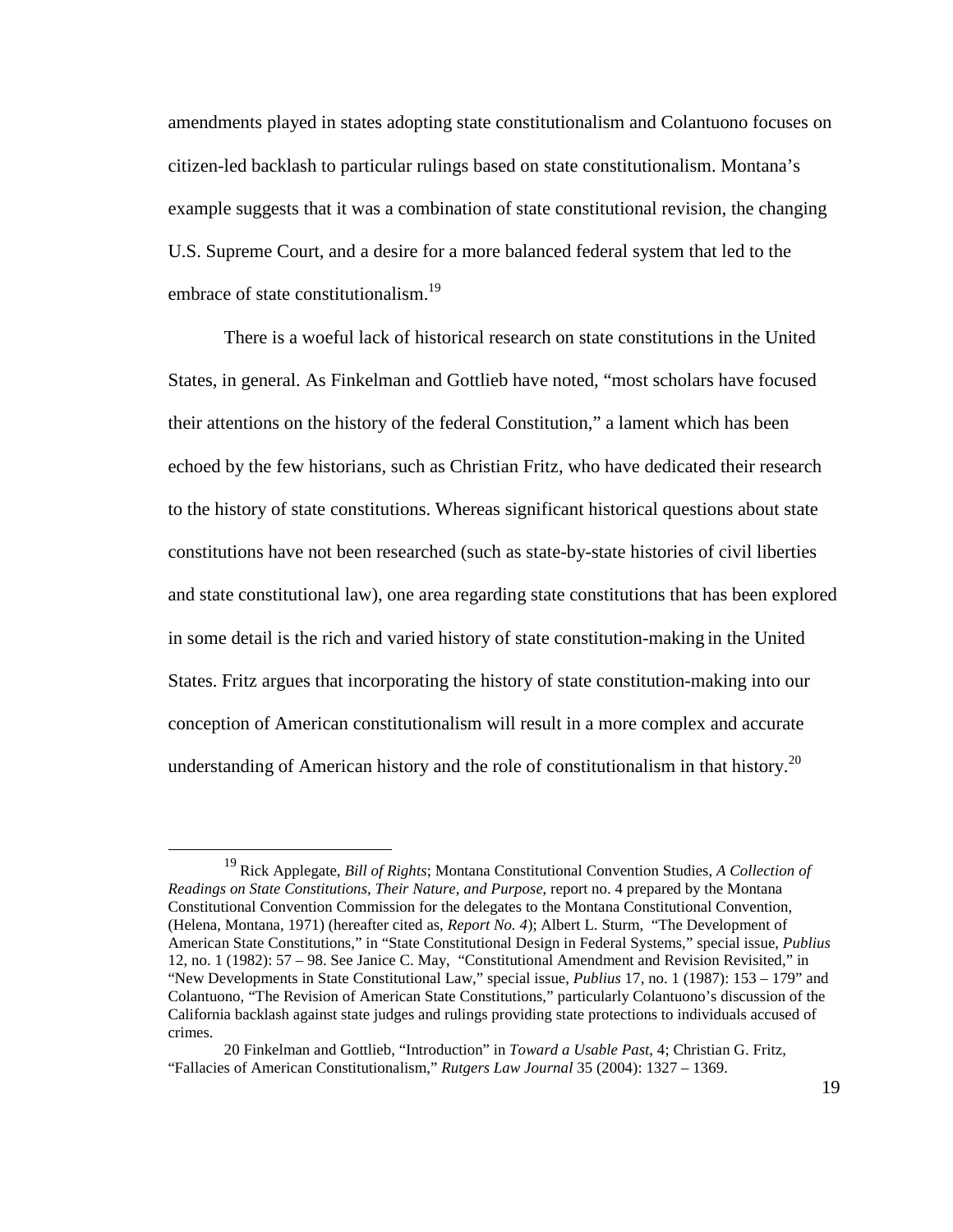amendments played in states adopting state constitutionalism and Colantuono focuses on citizen-led backlash to particular rulings based on state constitutionalism. Montana's example suggests that it was a combination of state constitutional revision, the changing U.S. Supreme Court, and a desire for a more balanced federal system that led to the embrace of state constitutionalism.[19]

There is a woeful lack of historical research on state constitutions in the United States, in general. As Finkelman and Gottlieb have noted, "most scholars have focused their attentions on the history of the federal Constitution," a lament which has been echoed by the few historians, such as Christian Fritz, who have dedicated their research to the history of state constitutions. Whereas significant historical questions about state constitutions have not been researched (such as state-by-state histories of civil liberties and state constitutional law), one area regarding state constitutions that has been explored in some detail is the rich and varied history of state constitution-making in the United States. Fritz argues that incorporating the history of state constitution-making into our conception of American constitutionalism will result in a more complex and accurate understanding of American history and the role of constitutionalism in that history.[20]

---

[19] Rick Applegate, *Bill of Rights*; Montana Constitutional Convention Studies, *A Collection of Readings on State Constitutions, Their Nature, and Purpose,* report no. 4 prepared by the Montana Constitutional Convention Commission for the delegates to the Montana Constitutional Convention, (Helena, Montana, 1971) (hereafter cited as, *Report No. 4*); Albert L. Sturm, "The Development of American State Constitutions," in "State Constitutional Design in Federal Systems," special issue, *Publius* 12, no. 1 (1982): 57 – 98. See Janice C. May, "Constitutional Amendment and Revision Revisited," in "New Developments in State Constitutional Law," special issue, *Publius* 17, no. 1 (1987): 153 – 179" and Colantuono, "The Revision of American State Constitutions," particularly Colantuono's discussion of the California backlash against state judges and rulings providing state protections to individuals accused of crimes.

20 Finkelman and Gottlieb, "Introduction" in *Toward a Usable Past*, 4; Christian G. Fritz, "Fallacies of American Constitutionalism," *Rutgers Law Journal* 35 (2004): 1327 – 1369.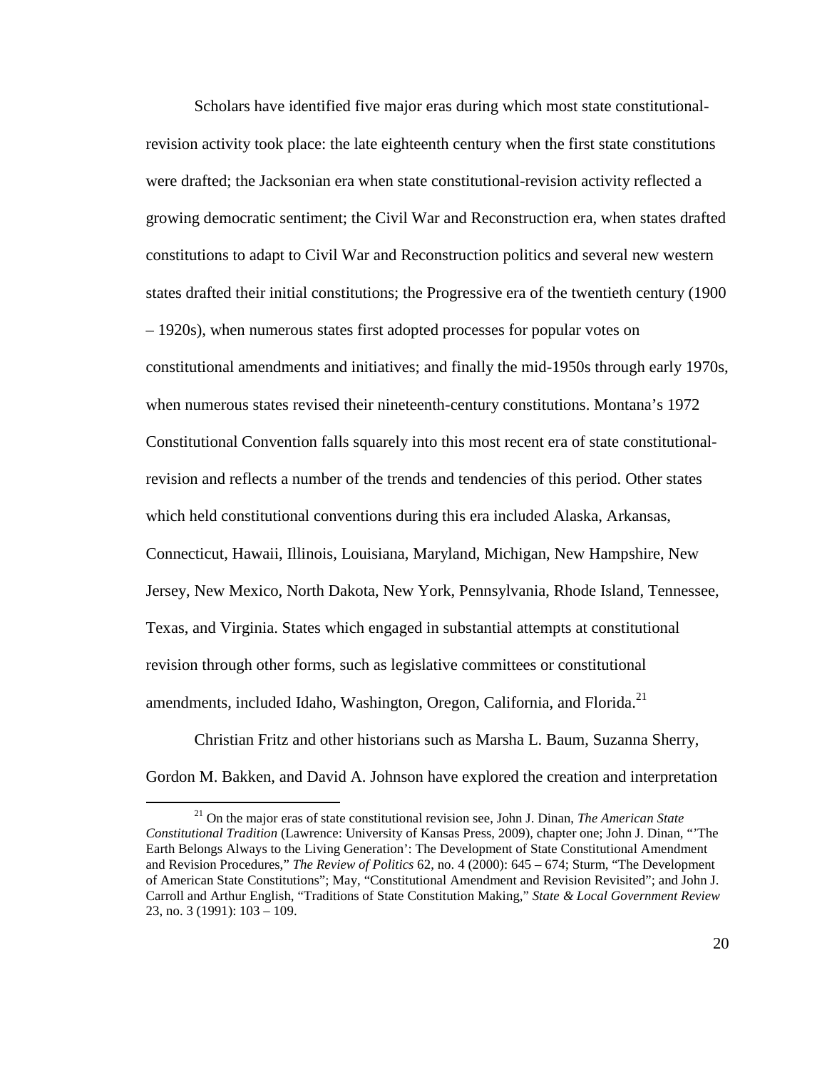Scholars have identified five major eras during which most state constitutional-revision activity took place: the late eighteenth century when the first state constitutions were drafted; the Jacksonian era when state constitutional-revision activity reflected a growing democratic sentiment; the Civil War and Reconstruction era, when states drafted constitutions to adapt to Civil War and Reconstruction politics and several new western states drafted their initial constitutions; the Progressive era of the twentieth century (1900 – 1920s), when numerous states first adopted processes for popular votes on constitutional amendments and initiatives; and finally the mid-1950s through early 1970s, when numerous states revised their nineteenth-century constitutions. Montana's 1972 Constitutional Convention falls squarely into this most recent era of state constitutional-revision and reflects a number of the trends and tendencies of this period. Other states which held constitutional conventions during this era included Alaska, Arkansas, Connecticut, Hawaii, Illinois, Louisiana, Maryland, Michigan, New Hampshire, New Jersey, New Mexico, North Dakota, New York, Pennsylvania, Rhode Island, Tennessee, Texas, and Virginia. States which engaged in substantial attempts at constitutional revision through other forms, such as legislative committees or constitutional amendments, included Idaho, Washington, Oregon, California, and Florida.[21]

Christian Fritz and other historians such as Marsha L. Baum, Suzanna Sherry, Gordon M. Bakken, and David A. Johnson have explored the creation and interpretation

---

[21] On the major eras of state constitutional revision see, John J. Dinan, *The American State Constitutional Tradition* (Lawrence: University of Kansas Press, 2009), chapter one; John J. Dinan, "'The Earth Belongs Always to the Living Generation': The Development of State Constitutional Amendment and Revision Procedures," *The Review of Politics* 62, no. 4 (2000): 645 – 674; Sturm, "The Development of American State Constitutions"; May, "Constitutional Amendment and Revision Revisited"; and John J. Carroll and Arthur English, "Traditions of State Constitution Making," *State & Local Government Review* 23, no. 3 (1991): 103 – 109.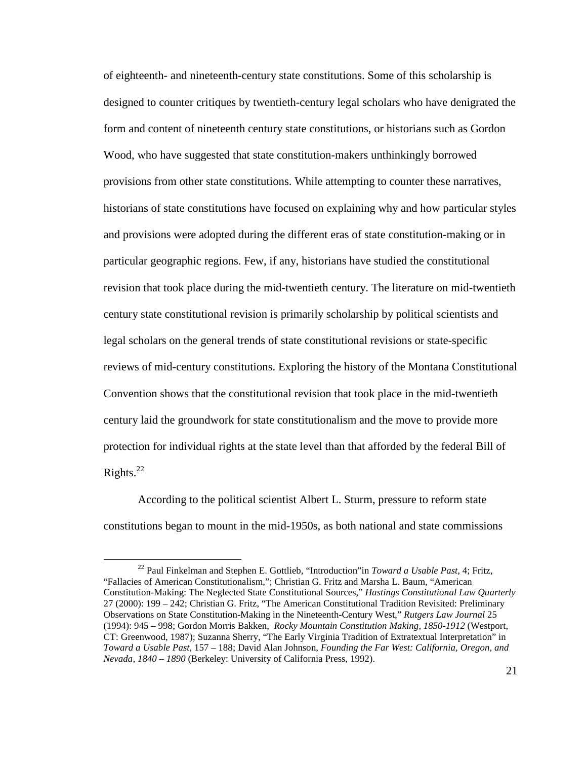of eighteenth- and nineteenth-century state constitutions. Some of this scholarship is designed to counter critiques by twentieth-century legal scholars who have denigrated the form and content of nineteenth century state constitutions, or historians such as Gordon Wood, who have suggested that state constitution-makers unthinkingly borrowed provisions from other state constitutions. While attempting to counter these narratives, historians of state constitutions have focused on explaining why and how particular styles and provisions were adopted during the different eras of state constitution-making or in particular geographic regions. Few, if any, historians have studied the constitutional revision that took place during the mid-twentieth century. The literature on mid-twentieth century state constitutional revision is primarily scholarship by political scientists and legal scholars on the general trends of state constitutional revisions or state-specific reviews of mid-century constitutions. Exploring the history of the Montana Constitutional Convention shows that the constitutional revision that took place in the mid-twentieth century laid the groundwork for state constitutionalism and the move to provide more protection for individual rights at the state level than that afforded by the federal Bill of Rights.[22]

According to the political scientist Albert L. Sturm, pressure to reform state constitutions began to mount in the mid-1950s, as both national and state commissions

[22] Paul Finkelman and Stephen E. Gottlieb, "Introduction"in *Toward a Usable Past*, 4; Fritz, "Fallacies of American Constitutionalism,"; Christian G. Fritz and Marsha L. Baum, "American Constitution-Making: The Neglected State Constitutional Sources," *Hastings Constitutional Law Quarterly* 27 (2000): 199 – 242; Christian G. Fritz, "The American Constitutional Tradition Revisited: Preliminary Observations on State Constitution-Making in the Nineteenth-Century West," *Rutgers Law Journal* 25 (1994): 945 – 998; Gordon Morris Bakken, *Rocky Mountain Constitution Making, 1850-1912* (Westport, CT: Greenwood, 1987); Suzanna Sherry, "The Early Virginia Tradition of Extratextual Interpretation" in *Toward a Usable Past*, 157 – 188; David Alan Johnson, *Founding the Far West: California, Oregon, and Nevada, 1840 – 1890* (Berkeley: University of California Press, 1992).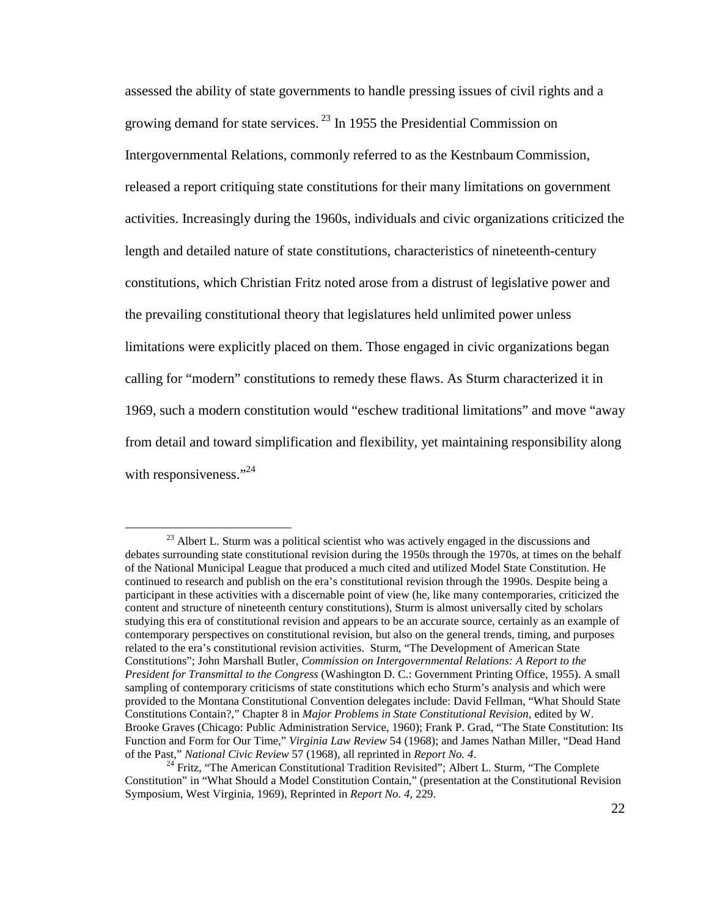assessed the ability of state governments to handle pressing issues of civil rights and a growing demand for state services.[23] In 1955 the Presidential Commission on Intergovernmental Relations, commonly referred to as the Kestnbaum Commission, released a report critiquing state constitutions for their many limitations on government activities. Increasingly during the 1960s, individuals and civic organizations criticized the length and detailed nature of state constitutions, characteristics of nineteenth-century constitutions, which Christian Fritz noted arose from a distrust of legislative power and the prevailing constitutional theory that legislatures held unlimited power unless limitations were explicitly placed on them. Those engaged in civic organizations began calling for "modern" constitutions to remedy these flaws. As Sturm characterized it in 1969, such a modern constitution would "eschew traditional limitations" and move "away from detail and toward simplification and flexibility, yet maintaining responsibility along with responsiveness."[24]

---

[23] Albert L. Sturm was a political scientist who was actively engaged in the discussions and debates surrounding state constitutional revision during the 1950s through the 1970s, at times on the behalf of the National Municipal League that produced a much cited and utilized Model State Constitution. He continued to research and publish on the era's constitutional revision through the 1990s. Despite being a participant in these activities with a discernable point of view (he, like many contemporaries, criticized the content and structure of nineteenth century constitutions), Sturm is almost universally cited by scholars studying this era of constitutional revision and appears to be an accurate source, certainly as an example of contemporary perspectives on constitutional revision, but also on the general trends, timing, and purposes related to the era's constitutional revision activities. Sturm, "The Development of American State Constitutions"; John Marshall Butler, *Commission on Intergovernmental Relations: A Report to the President for Transmittal to the Congress* (Washington D. C.: Government Printing Office, 1955). A small sampling of contemporary criticisms of state constitutions which echo Sturm's analysis and which were provided to the Montana Constitutional Convention delegates include: David Fellman, "What Should State Constitutions Contain?," Chapter 8 in *Major Problems in State Constitutional Revision*, edited by W. Brooke Graves (Chicago: Public Administration Service, 1960); Frank P. Grad, "The State Constitution: Its Function and Form for Our Time," *Virginia Law Review* 54 (1968); and James Nathan Miller, "Dead Hand of the Past," *National Civic Review* 57 (1968), all reprinted in *Report No. 4*.

[24] Fritz, "The American Constitutional Tradition Revisited"; Albert L. Sturm, "The Complete Constitution" in "What Should a Model Constitution Contain," (presentation at the Constitutional Revision Symposium, West Virginia, 1969), Reprinted in *Report No. 4*, 229.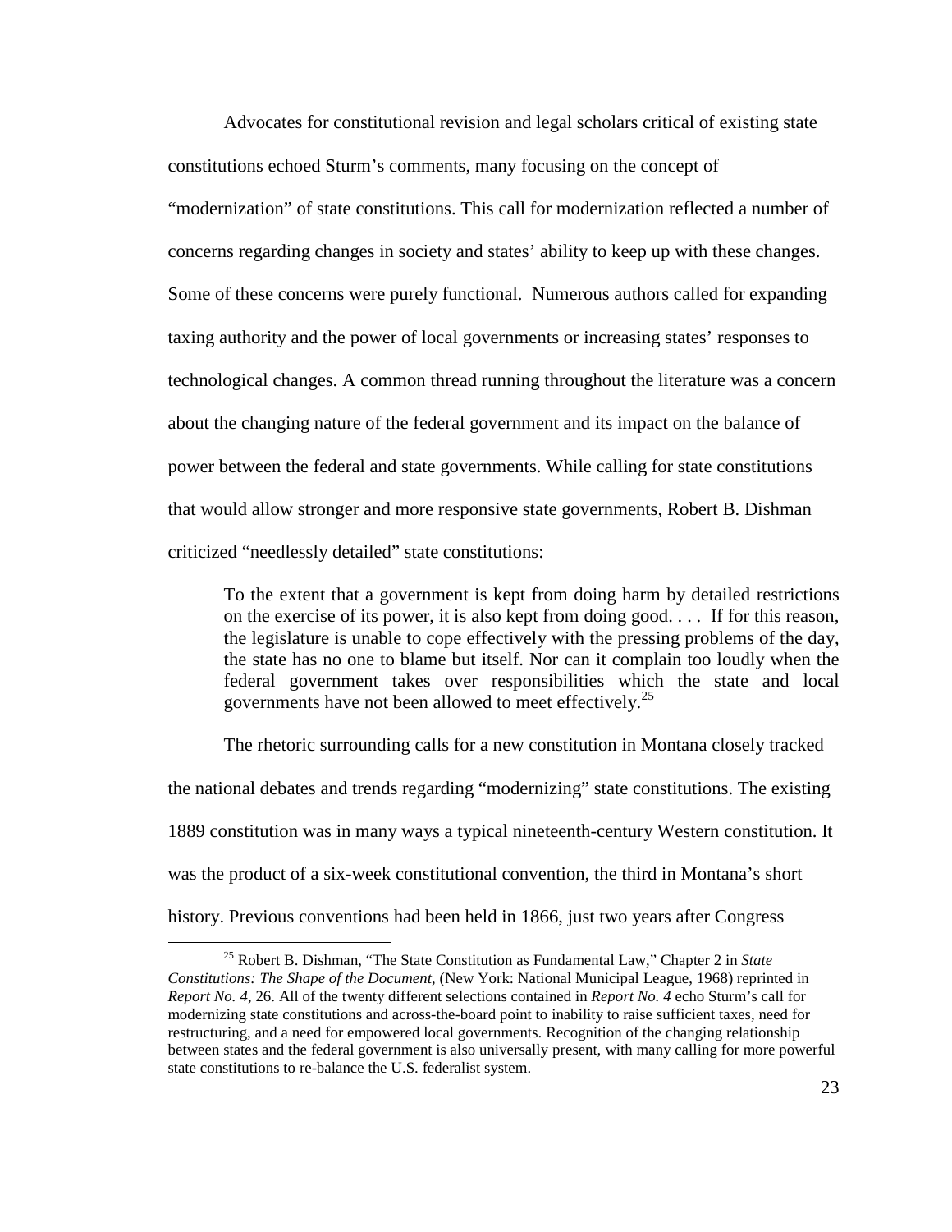Advocates for constitutional revision and legal scholars critical of existing state constitutions echoed Sturm's comments, many focusing on the concept of "modernization" of state constitutions. This call for modernization reflected a number of concerns regarding changes in society and states' ability to keep up with these changes. Some of these concerns were purely functional. Numerous authors called for expanding taxing authority and the power of local governments or increasing states' responses to technological changes. A common thread running throughout the literature was a concern about the changing nature of the federal government and its impact on the balance of power between the federal and state governments. While calling for state constitutions that would allow stronger and more responsive state governments, Robert B. Dishman criticized "needlessly detailed" state constitutions:

> To the extent that a government is kept from doing harm by detailed restrictions on the exercise of its power, it is also kept from doing good. . . . If for this reason, the legislature is unable to cope effectively with the pressing problems of the day, the state has no one to blame but itself. Nor can it complain too loudly when the federal government takes over responsibilities which the state and local governments have not been allowed to meet effectively.[25]

The rhetoric surrounding calls for a new constitution in Montana closely tracked the national debates and trends regarding "modernizing" state constitutions. The existing 1889 constitution was in many ways a typical nineteenth-century Western constitution. It was the product of a six-week constitutional convention, the third in Montana's short history. Previous conventions had been held in 1866, just two years after Congress

---

[25] Robert B. Dishman, "The State Constitution as Fundamental Law," Chapter 2 in *State Constitutions: The Shape of the Document*, (New York: National Municipal League, 1968) reprinted in *Report No. 4*, 26. All of the twenty different selections contained in *Report No. 4* echo Sturm's call for modernizing state constitutions and across-the-board point to inability to raise sufficient taxes, need for restructuring, and a need for empowered local governments. Recognition of the changing relationship between states and the federal government is also universally present, with many calling for more powerful state constitutions to re-balance the U.S. federalist system.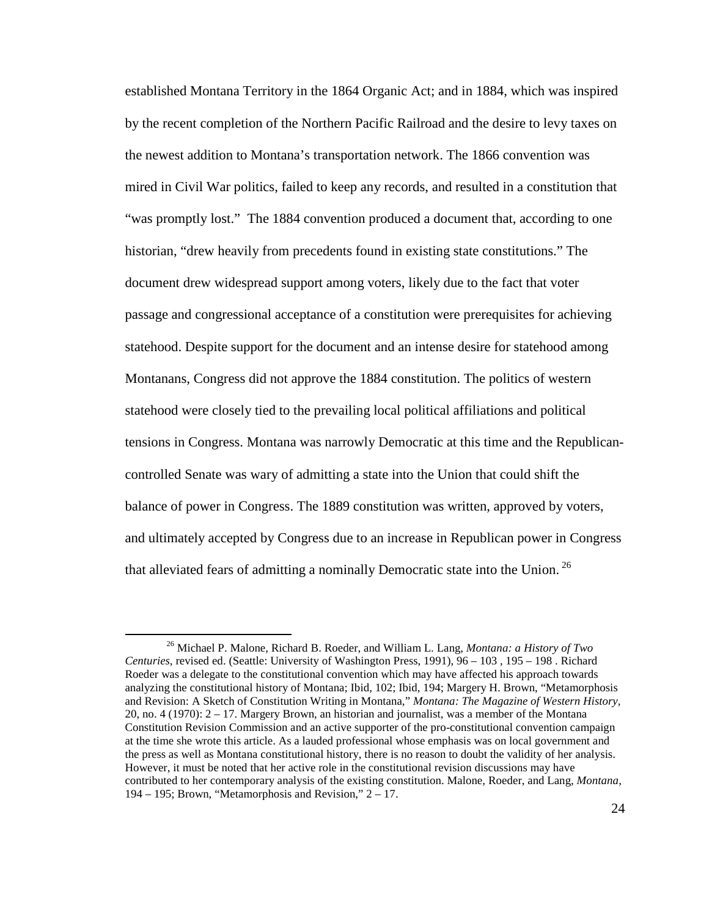established Montana Territory in the 1864 Organic Act; and in 1884, which was inspired by the recent completion of the Northern Pacific Railroad and the desire to levy taxes on the newest addition to Montana's transportation network. The 1866 convention was mired in Civil War politics, failed to keep any records, and resulted in a constitution that "was promptly lost." The 1884 convention produced a document that, according to one historian, "drew heavily from precedents found in existing state constitutions." The document drew widespread support among voters, likely due to the fact that voter passage and congressional acceptance of a constitution were prerequisites for achieving statehood. Despite support for the document and an intense desire for statehood among Montanans, Congress did not approve the 1884 constitution. The politics of western statehood were closely tied to the prevailing local political affiliations and political tensions in Congress. Montana was narrowly Democratic at this time and the Republican-controlled Senate was wary of admitting a state into the Union that could shift the balance of power in Congress. The 1889 constitution was written, approved by voters, and ultimately accepted by Congress due to an increase in Republican power in Congress that alleviated fears of admitting a nominally Democratic state into the Union.[26]

[26] Michael P. Malone, Richard B. Roeder, and William L. Lang, *Montana: a History of Two Centuries*, revised ed. (Seattle: University of Washington Press, 1991), 96 – 103 , 195 – 198 . Richard Roeder was a delegate to the constitutional convention which may have affected his approach towards analyzing the constitutional history of Montana; Ibid, 102; Ibid, 194; Margery H. Brown, "Metamorphosis and Revision: A Sketch of Constitution Writing in Montana," *Montana: The Magazine of Western History*, 20, no. 4 (1970): 2 – 17. Margery Brown, an historian and journalist, was a member of the Montana Constitution Revision Commission and an active supporter of the pro-constitutional convention campaign at the time she wrote this article. As a lauded professional whose emphasis was on local government and the press as well as Montana constitutional history, there is no reason to doubt the validity of her analysis. However, it must be noted that her active role in the constitutional revision discussions may have contributed to her contemporary analysis of the existing constitution. Malone, Roeder, and Lang, *Montana*, 194 – 195; Brown, "Metamorphosis and Revision," 2 – 17.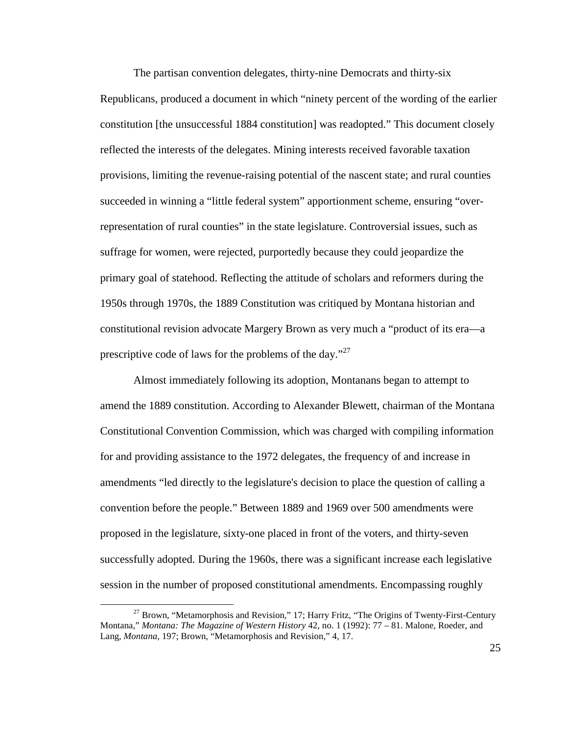The partisan convention delegates, thirty-nine Democrats and thirty-six Republicans, produced a document in which "ninety percent of the wording of the earlier constitution [the unsuccessful 1884 constitution] was readopted." This document closely reflected the interests of the delegates. Mining interests received favorable taxation provisions, limiting the revenue-raising potential of the nascent state; and rural counties succeeded in winning a "little federal system" apportionment scheme, ensuring "over-representation of rural counties" in the state legislature. Controversial issues, such as suffrage for women, were rejected, purportedly because they could jeopardize the primary goal of statehood. Reflecting the attitude of scholars and reformers during the 1950s through 1970s, the 1889 Constitution was critiqued by Montana historian and constitutional revision advocate Margery Brown as very much a "product of its era—a prescriptive code of laws for the problems of the day."[27]

Almost immediately following its adoption, Montanans began to attempt to amend the 1889 constitution. According to Alexander Blewett, chairman of the Montana Constitutional Convention Commission, which was charged with compiling information for and providing assistance to the 1972 delegates, the frequency of and increase in amendments "led directly to the legislature's decision to place the question of calling a convention before the people." Between 1889 and 1969 over 500 amendments were proposed in the legislature, sixty-one placed in front of the voters, and thirty-seven successfully adopted. During the 1960s, there was a significant increase each legislative session in the number of proposed constitutional amendments. Encompassing roughly

---

[27] Brown, "Metamorphosis and Revision," 17; Harry Fritz, "The Origins of Twenty-First-Century Montana," *Montana: The Magazine of Western History* 42, no. 1 (1992): 77 – 81. Malone, Roeder, and Lang, *Montana*, 197; Brown, "Metamorphosis and Revision," 4, 17.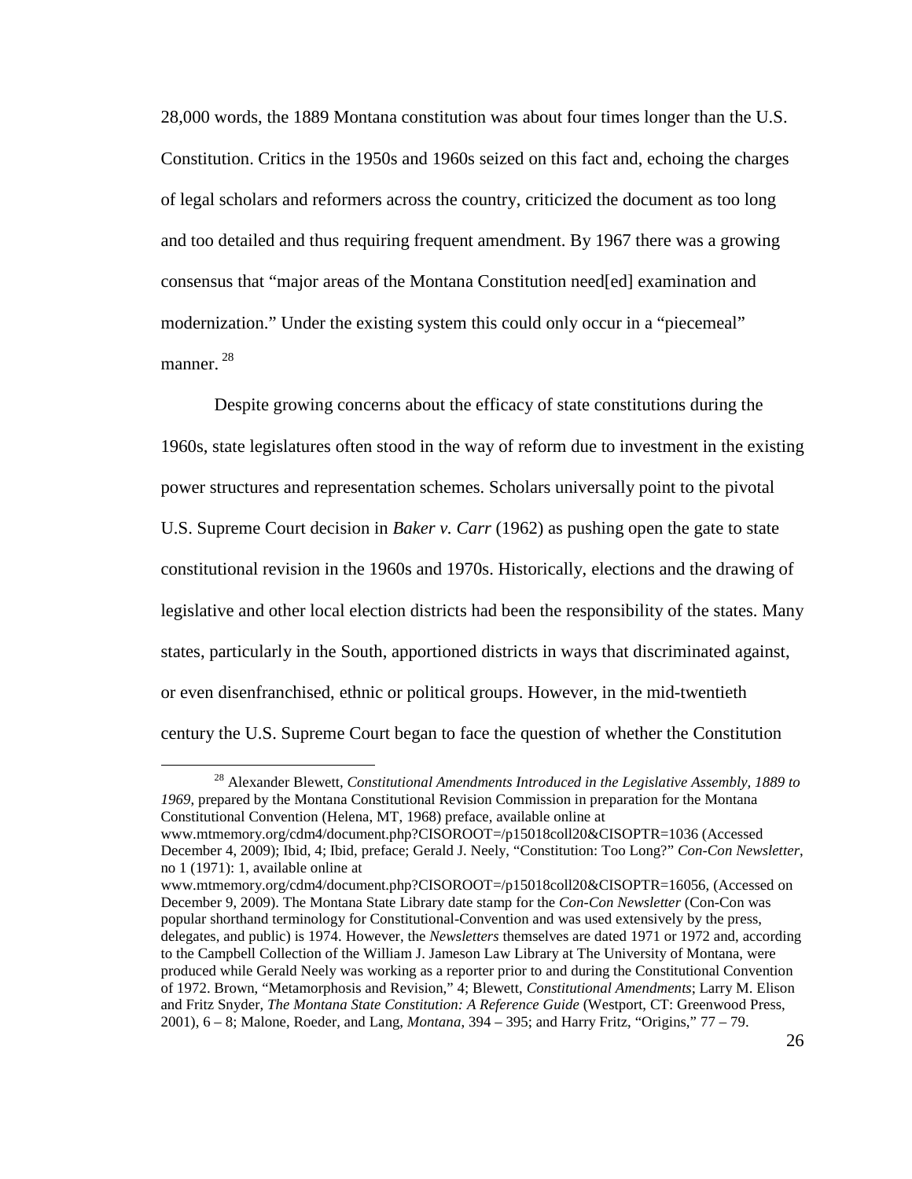28,000 words, the 1889 Montana constitution was about four times longer than the U.S. Constitution. Critics in the 1950s and 1960s seized on this fact and, echoing the charges of legal scholars and reformers across the country, criticized the document as too long and too detailed and thus requiring frequent amendment. By 1967 there was a growing consensus that "major areas of the Montana Constitution need[ed] examination and modernization." Under the existing system this could only occur in a "piecemeal" manner. [28]

Despite growing concerns about the efficacy of state constitutions during the 1960s, state legislatures often stood in the way of reform due to investment in the existing power structures and representation schemes. Scholars universally point to the pivotal U.S. Supreme Court decision in *Baker v. Carr* (1962) as pushing open the gate to state constitutional revision in the 1960s and 1970s. Historically, elections and the drawing of legislative and other local election districts had been the responsibility of the states. Many states, particularly in the South, apportioned districts in ways that discriminated against, or even disenfranchised, ethnic or political groups. However, in the mid-twentieth century the U.S. Supreme Court began to face the question of whether the Constitution

---

[28] Alexander Blewett, *Constitutional Amendments Introduced in the Legislative Assembly, 1889 to 1969*, prepared by the Montana Constitutional Revision Commission in preparation for the Montana Constitutional Convention (Helena, MT, 1968) preface, available online at www.mtmemory.org/cdm4/document.php?CISOROOT=/p15018coll20&CISOPTR=1036 (Accessed December 4, 2009); Ibid, 4; Ibid, preface; Gerald J. Neely, "Constitution: Too Long?" *Con-Con Newsletter*, no 1 (1971): 1, available online at www.mtmemory.org/cdm4/document.php?CISOROOT=/p15018coll20&CISOPTR=16056, (Accessed on December 9, 2009). The Montana State Library date stamp for the *Con-Con Newsletter* (Con-Con was popular shorthand terminology for Constitutional-Convention and was used extensively by the press, delegates, and public) is 1974. However, the *Newsletters* themselves are dated 1971 or 1972 and, according to the Campbell Collection of the William J. Jameson Law Library at The University of Montana, were produced while Gerald Neely was working as a reporter prior to and during the Constitutional Convention of 1972. Brown, "Metamorphosis and Revision," 4; Blewett, *Constitutional Amendments*; Larry M. Elison and Fritz Snyder, *The Montana State Constitution: A Reference Guide* (Westport, CT: Greenwood Press, 2001), 6 – 8; Malone, Roeder, and Lang, *Montana*, 394 – 395; and Harry Fritz, "Origins," 77 – 79.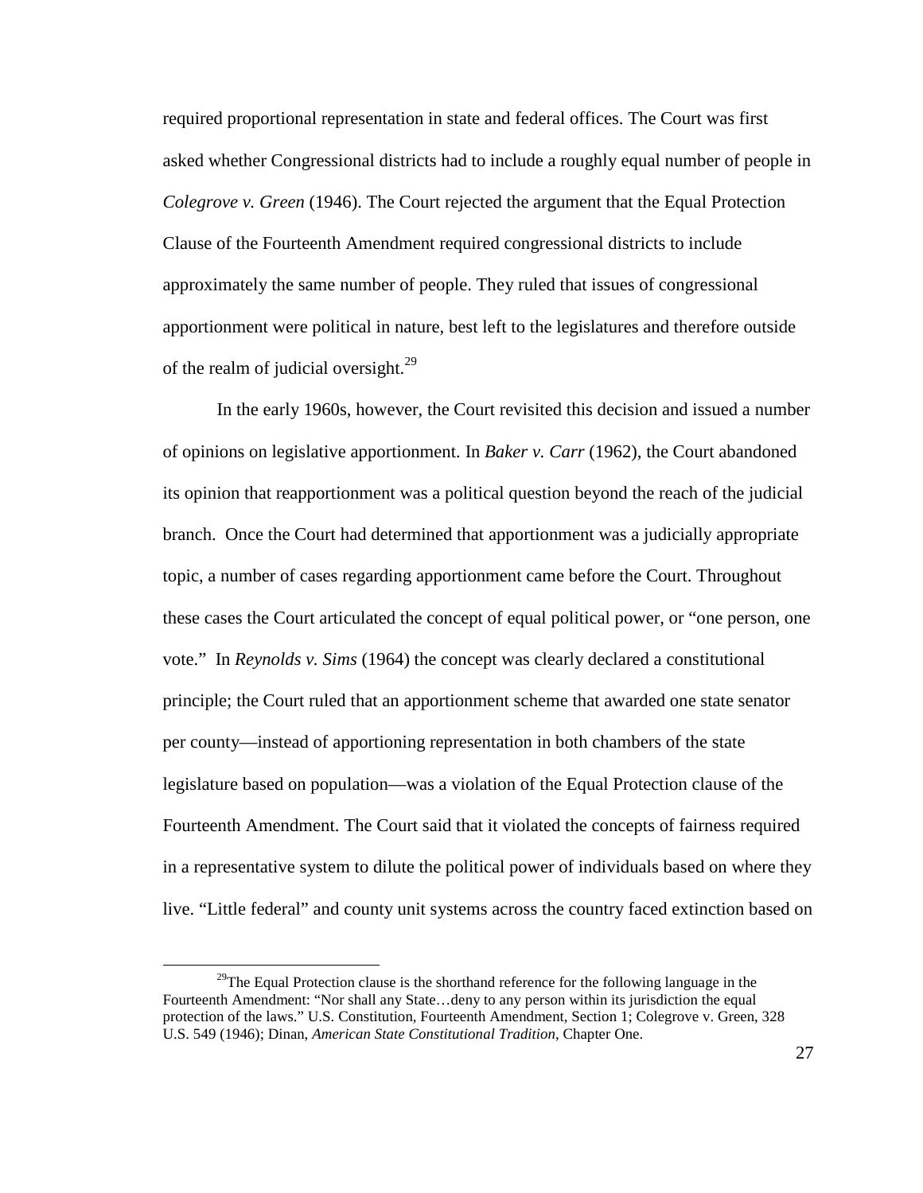required proportional representation in state and federal offices. The Court was first asked whether Congressional districts had to include a roughly equal number of people in *Colegrove v. Green* (1946). The Court rejected the argument that the Equal Protection Clause of the Fourteenth Amendment required congressional districts to include approximately the same number of people. They ruled that issues of congressional apportionment were political in nature, best left to the legislatures and therefore outside of the realm of judicial oversight.[29]

In the early 1960s, however, the Court revisited this decision and issued a number of opinions on legislative apportionment. In *Baker v. Carr* (1962), the Court abandoned its opinion that reapportionment was a political question beyond the reach of the judicial branch. Once the Court had determined that apportionment was a judicially appropriate topic, a number of cases regarding apportionment came before the Court. Throughout these cases the Court articulated the concept of equal political power, or "one person, one vote." In *Reynolds v. Sims* (1964) the concept was clearly declared a constitutional principle; the Court ruled that an apportionment scheme that awarded one state senator per county—instead of apportioning representation in both chambers of the state legislature based on population—was a violation of the Equal Protection clause of the Fourteenth Amendment. The Court said that it violated the concepts of fairness required in a representative system to dilute the political power of individuals based on where they live. "Little federal" and county unit systems across the country faced extinction based on

[29] The Equal Protection clause is the shorthand reference for the following language in the Fourteenth Amendment: "Nor shall any State…deny to any person within its jurisdiction the equal protection of the laws." U.S. Constitution, Fourteenth Amendment, Section 1; Colegrove v. Green, 328 U.S. 549 (1946); Dinan, *American State Constitutional Tradition*, Chapter One.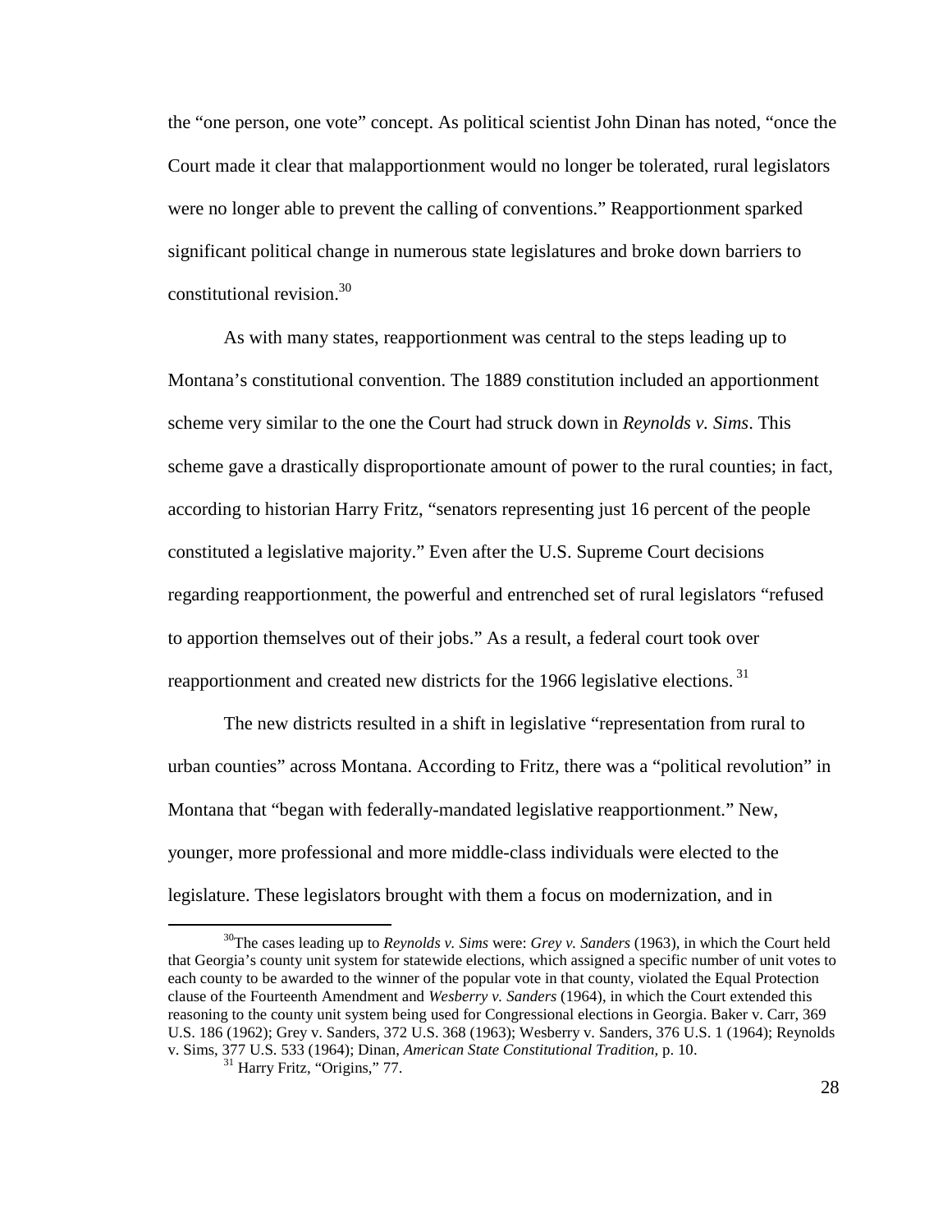the "one person, one vote" concept. As political scientist John Dinan has noted, "once the Court made it clear that malapportionment would no longer be tolerated, rural legislators were no longer able to prevent the calling of conventions." Reapportionment sparked significant political change in numerous state legislatures and broke down barriers to constitutional revision.[30]

As with many states, reapportionment was central to the steps leading up to Montana's constitutional convention. The 1889 constitution included an apportionment scheme very similar to the one the Court had struck down in *Reynolds v. Sims*. This scheme gave a drastically disproportionate amount of power to the rural counties; in fact, according to historian Harry Fritz, "senators representing just 16 percent of the people constituted a legislative majority." Even after the U.S. Supreme Court decisions regarding reapportionment, the powerful and entrenched set of rural legislators "refused to apportion themselves out of their jobs." As a result, a federal court took over reapportionment and created new districts for the 1966 legislative elections.[31]

The new districts resulted in a shift in legislative "representation from rural to urban counties" across Montana. According to Fritz, there was a "political revolution" in Montana that "began with federally-mandated legislative reapportionment." New, younger, more professional and more middle-class individuals were elected to the legislature. These legislators brought with them a focus on modernization, and in

[30] The cases leading up to *Reynolds v. Sims* were: *Grey v. Sanders* (1963), in which the Court held that Georgia's county unit system for statewide elections, which assigned a specific number of unit votes to each county to be awarded to the winner of the popular vote in that county, violated the Equal Protection clause of the Fourteenth Amendment and *Wesberry v. Sanders* (1964), in which the Court extended this reasoning to the county unit system being used for Congressional elections in Georgia. Baker v. Carr, 369 U.S. 186 (1962); Grey v. Sanders, 372 U.S. 368 (1963); Wesberry v. Sanders, 376 U.S. 1 (1964); Reynolds v. Sims, 377 U.S. 533 (1964); Dinan, *American State Constitutional Tradition*, p. 10.

[31] Harry Fritz, "Origins," 77.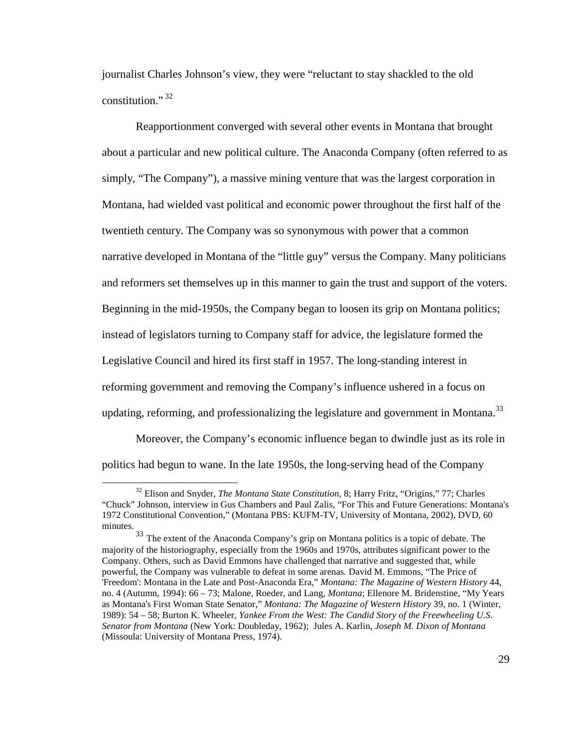journalist Charles Johnson's view, they were "reluctant to stay shackled to the old constitution."[32]

Reapportionment converged with several other events in Montana that brought about a particular and new political culture. The Anaconda Company (often referred to as simply, "The Company"), a massive mining venture that was the largest corporation in Montana, had wielded vast political and economic power throughout the first half of the twentieth century. The Company was so synonymous with power that a common narrative developed in Montana of the "little guy" versus the Company. Many politicians and reformers set themselves up in this manner to gain the trust and support of the voters. Beginning in the mid-1950s, the Company began to loosen its grip on Montana politics; instead of legislators turning to Company staff for advice, the legislature formed the Legislative Council and hired its first staff in 1957. The long-standing interest in reforming government and removing the Company's influence ushered in a focus on updating, reforming, and professionalizing the legislature and government in Montana.[33]

Moreover, the Company's economic influence began to dwindle just as its role in politics had begun to wane. In the late 1950s, the long-serving head of the Company

---

[32] Elison and Snyder, *The Montana State Constitution*, 8; Harry Fritz, "Origins," 77; Charles "Chuck" Johnson, interview in Gus Chambers and Paul Zalis, "For This and Future Generations: Montana's 1972 Constitutional Convention," (Montana PBS: KUFM-TV, University of Montana, 2002), DVD, 60 minutes.

[33] The extent of the Anaconda Company's grip on Montana politics is a topic of debate. The majority of the historiography, especially from the 1960s and 1970s, attributes significant power to the Company. Others, such as David Emmons have challenged that narrative and suggested that, while powerful, the Company was vulnerable to defeat in some arenas. David M. Emmons, "The Price of 'Freedom': Montana in the Late and Post-Anaconda Era," *Montana: The Magazine of Western History* 44, no. 4 (Autumn, 1994): 66 – 73; Malone, Roeder, and Lang, *Montana*; Ellenore M. Bridenstine, "My Years as Montana's First Woman State Senator," *Montana: The Magazine of Western History* 39, no. 1 (Winter, 1989): 54 – 58; Burton K. Wheeler, *Yankee From the West: The Candid Story of the Freewheeling U.S. Senator from Montana* (New York: Doubleday, 1962); Jules A. Karlin, *Joseph M. Dixon of Montana* (Missoula: University of Montana Press, 1974).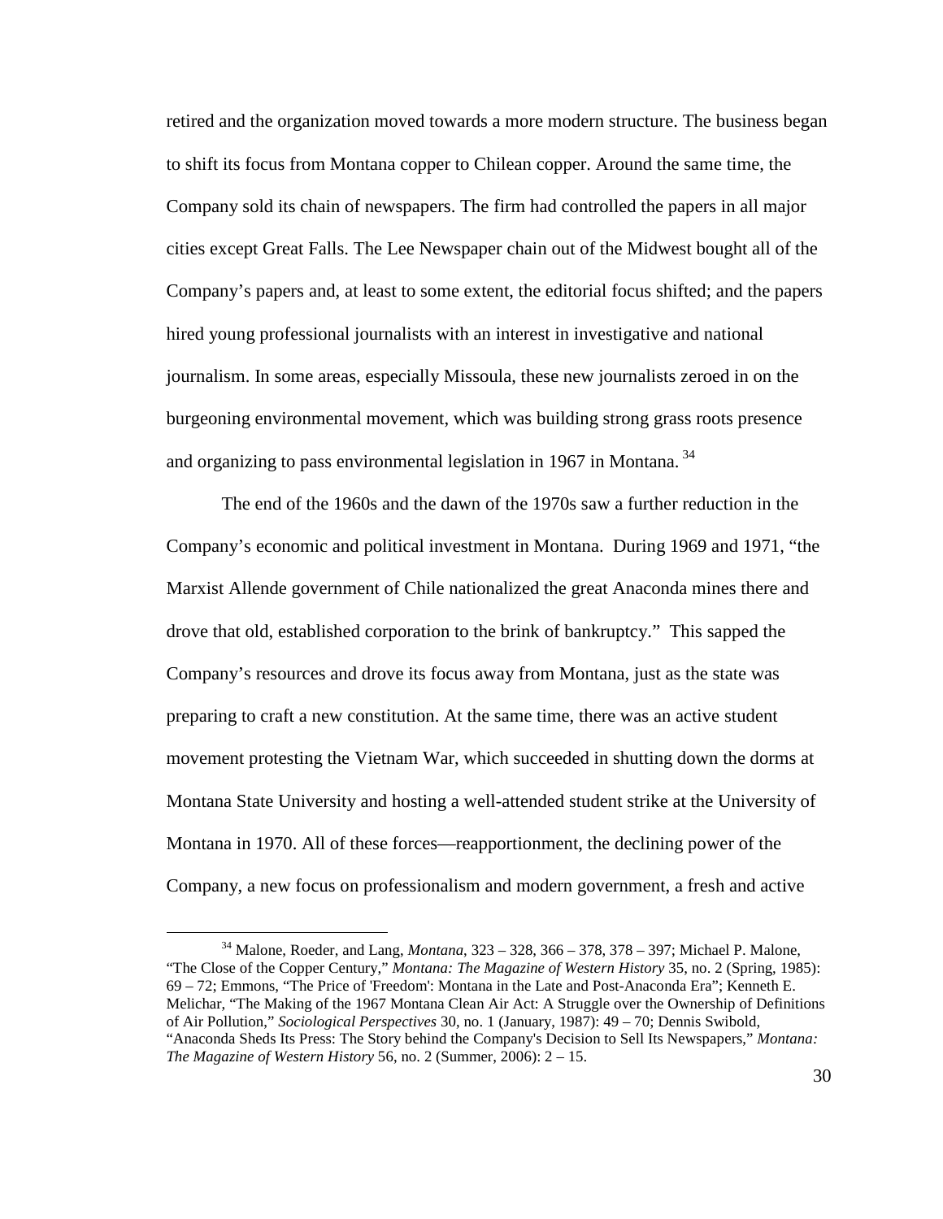retired and the organization moved towards a more modern structure. The business began to shift its focus from Montana copper to Chilean copper. Around the same time, the Company sold its chain of newspapers. The firm had controlled the papers in all major cities except Great Falls. The Lee Newspaper chain out of the Midwest bought all of the Company's papers and, at least to some extent, the editorial focus shifted; and the papers hired young professional journalists with an interest in investigative and national journalism. In some areas, especially Missoula, these new journalists zeroed in on the burgeoning environmental movement, which was building strong grass roots presence and organizing to pass environmental legislation in 1967 in Montana.[34]

The end of the 1960s and the dawn of the 1970s saw a further reduction in the Company's economic and political investment in Montana. During 1969 and 1971, "the Marxist Allende government of Chile nationalized the great Anaconda mines there and drove that old, established corporation to the brink of bankruptcy." This sapped the Company's resources and drove its focus away from Montana, just as the state was preparing to craft a new constitution. At the same time, there was an active student movement protesting the Vietnam War, which succeeded in shutting down the dorms at Montana State University and hosting a well-attended student strike at the University of Montana in 1970. All of these forces—reapportionment, the declining power of the Company, a new focus on professionalism and modern government, a fresh and active

---

[34] Malone, Roeder, and Lang, *Montana*, 323 – 328, 366 – 378, 378 – 397; Michael P. Malone, "The Close of the Copper Century," *Montana: The Magazine of Western History* 35, no. 2 (Spring, 1985): 69 – 72; Emmons, "The Price of 'Freedom': Montana in the Late and Post-Anaconda Era"; Kenneth E. Melichar, "The Making of the 1967 Montana Clean Air Act: A Struggle over the Ownership of Definitions of Air Pollution," *Sociological Perspectives* 30, no. 1 (January, 1987): 49 – 70; Dennis Swibold, "Anaconda Sheds Its Press: The Story behind the Company's Decision to Sell Its Newspapers," *Montana: The Magazine of Western History* 56, no. 2 (Summer, 2006): 2 – 15.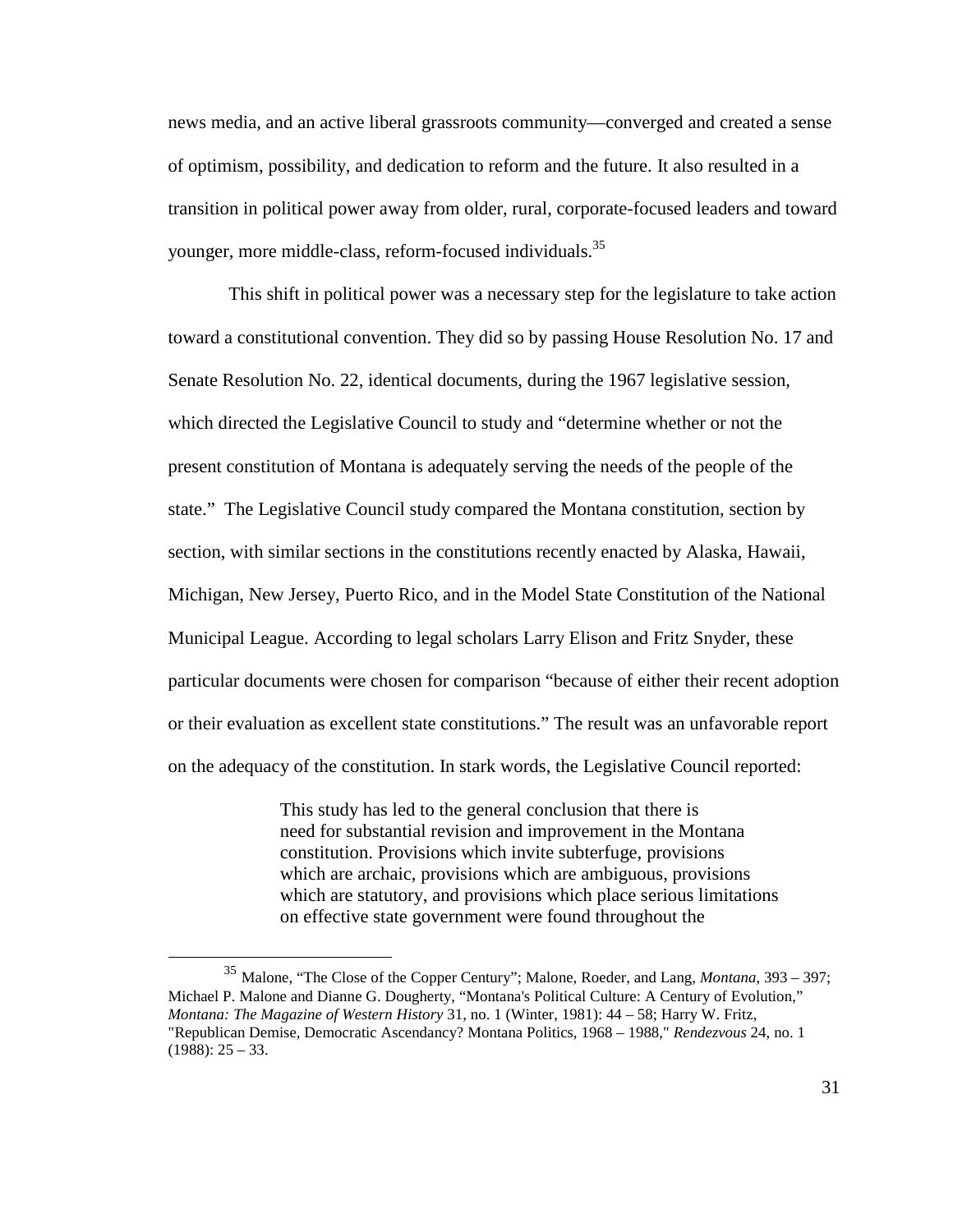news media, and an active liberal grassroots community—converged and created a sense of optimism, possibility, and dedication to reform and the future. It also resulted in a transition in political power away from older, rural, corporate-focused leaders and toward younger, more middle-class, reform-focused individuals.[35]

This shift in political power was a necessary step for the legislature to take action toward a constitutional convention. They did so by passing House Resolution No. 17 and Senate Resolution No. 22, identical documents, during the 1967 legislative session, which directed the Legislative Council to study and "determine whether or not the present constitution of Montana is adequately serving the needs of the people of the state." The Legislative Council study compared the Montana constitution, section by section, with similar sections in the constitutions recently enacted by Alaska, Hawaii, Michigan, New Jersey, Puerto Rico, and in the Model State Constitution of the National Municipal League. According to legal scholars Larry Elison and Fritz Snyder, these particular documents were chosen for comparison "because of either their recent adoption or their evaluation as excellent state constitutions." The result was an unfavorable report on the adequacy of the constitution. In stark words, the Legislative Council reported:

> This study has led to the general conclusion that there is need for substantial revision and improvement in the Montana constitution. Provisions which invite subterfuge, provisions which are archaic, provisions which are ambiguous, provisions which are statutory, and provisions which place serious limitations on effective state government were found throughout the

[35] Malone, "The Close of the Copper Century"; Malone, Roeder, and Lang, *Montana*, 393 – 397; Michael P. Malone and Dianne G. Dougherty, "Montana's Political Culture: A Century of Evolution," *Montana: The Magazine of Western History* 31, no. 1 (Winter, 1981): 44 – 58; Harry W. Fritz, "Republican Demise, Democratic Ascendancy? Montana Politics, 1968 – 1988," *Rendezvous* 24, no. 1 (1988): 25 – 33.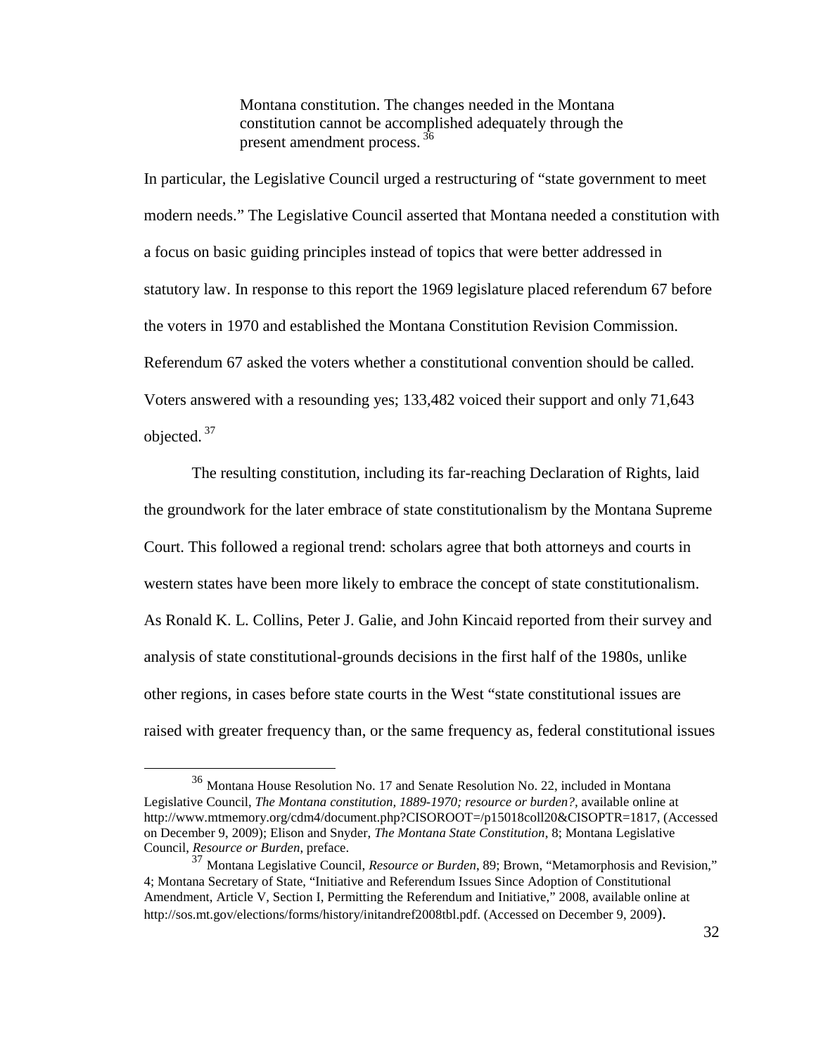> Montana constitution. The changes needed in the Montana constitution cannot be accomplished adequately through the present amendment process. [36]

In particular, the Legislative Council urged a restructuring of "state government to meet modern needs." The Legislative Council asserted that Montana needed a constitution with a focus on basic guiding principles instead of topics that were better addressed in statutory law. In response to this report the 1969 legislature placed referendum 67 before the voters in 1970 and established the Montana Constitution Revision Commission. Referendum 67 asked the voters whether a constitutional convention should be called. Voters answered with a resounding yes; 133,482 voiced their support and only 71,643 objected. [37]

The resulting constitution, including its far-reaching Declaration of Rights, laid the groundwork for the later embrace of state constitutionalism by the Montana Supreme Court. This followed a regional trend: scholars agree that both attorneys and courts in western states have been more likely to embrace the concept of state constitutionalism. As Ronald K. L. Collins, Peter J. Galie, and John Kincaid reported from their survey and analysis of state constitutional-grounds decisions in the first half of the 1980s, unlike other regions, in cases before state courts in the West "state constitutional issues are raised with greater frequency than, or the same frequency as, federal constitutional issues

---

[36] Montana House Resolution No. 17 and Senate Resolution No. 22, included in Montana Legislative Council, *The Montana constitution, 1889-1970; resource or burden?*, available online at http://www.mtmemory.org/cdm4/document.php?CISOROOT=/p15018coll20&CISOPTR=1817, (Accessed on December 9, 2009); Elison and Snyder, *The Montana State Constitution*, 8; Montana Legislative Council, *Resource or Burden*, preface.

[37] Montana Legislative Council, *Resource or Burden*, 89; Brown, "Metamorphosis and Revision," 4; Montana Secretary of State, "Initiative and Referendum Issues Since Adoption of Constitutional Amendment, Article V, Section I, Permitting the Referendum and Initiative," 2008, available online at http://sos.mt.gov/elections/forms/history/initandref2008tbl.pdf. (Accessed on December 9, 2009).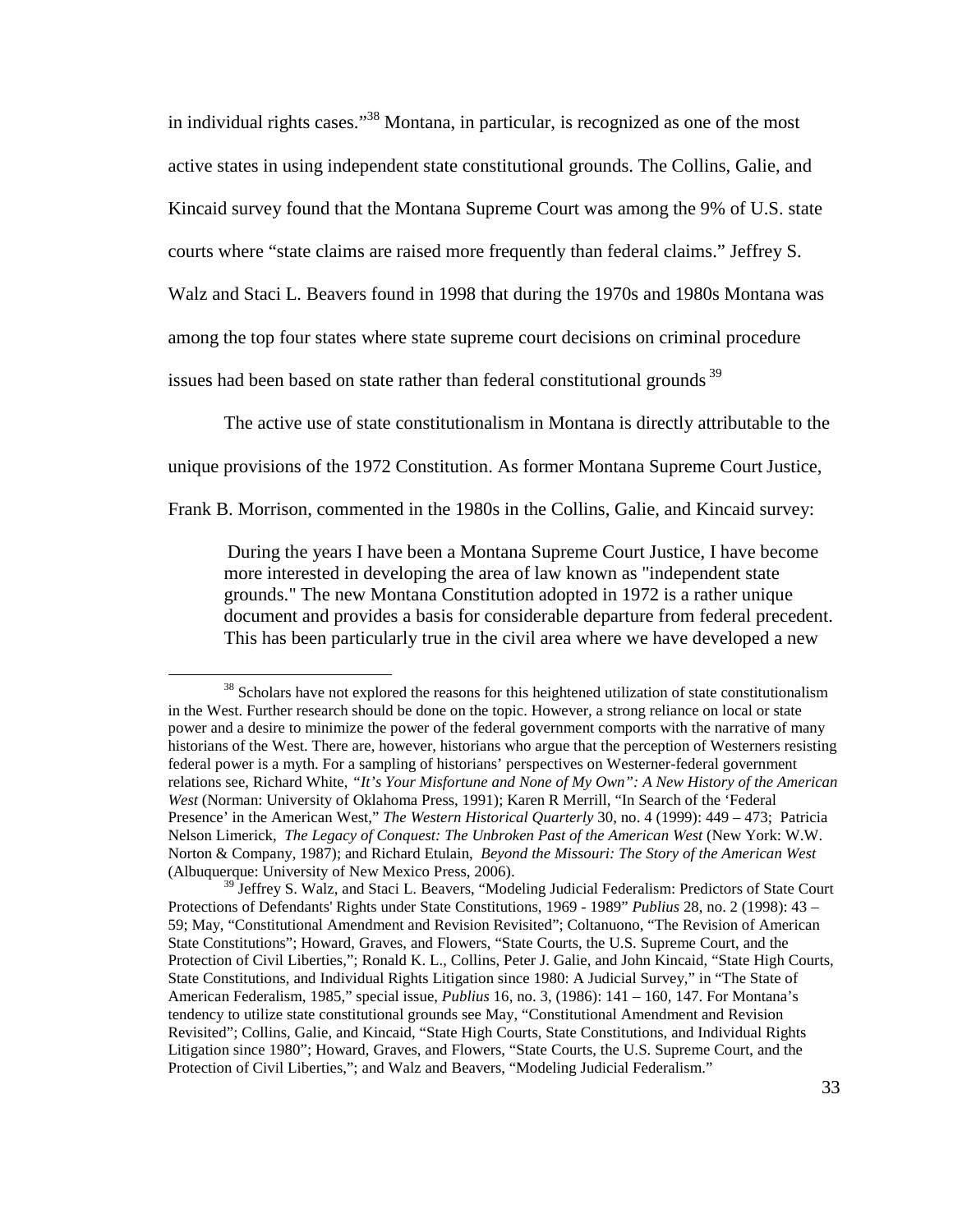in individual rights cases."[38] Montana, in particular, is recognized as one of the most active states in using independent state constitutional grounds. The Collins, Galie, and Kincaid survey found that the Montana Supreme Court was among the 9% of U.S. state courts where "state claims are raised more frequently than federal claims." Jeffrey S. Walz and Staci L. Beavers found in 1998 that during the 1970s and 1980s Montana was among the top four states where state supreme court decisions on criminal procedure issues had been based on state rather than federal constitutional grounds [39]

The active use of state constitutionalism in Montana is directly attributable to the unique provisions of the 1972 Constitution. As former Montana Supreme Court Justice, Frank B. Morrison, commented in the 1980s in the Collins, Galie, and Kincaid survey:

> During the years I have been a Montana Supreme Court Justice, I have become more interested in developing the area of law known as "independent state grounds." The new Montana Constitution adopted in 1972 is a rather unique document and provides a basis for considerable departure from federal precedent. This has been particularly true in the civil area where we have developed a new

---

[38] Scholars have not explored the reasons for this heightened utilization of state constitutionalism in the West. Further research should be done on the topic. However, a strong reliance on local or state power and a desire to minimize the power of the federal government comports with the narrative of many historians of the West. There are, however, historians who argue that the perception of Westerners resisting federal power is a myth. For a sampling of historians' perspectives on Westerner-federal government relations see, Richard White, *"It's Your Misfortune and None of My Own": A New History of the American West* (Norman: University of Oklahoma Press, 1991); Karen R Merrill, "In Search of the 'Federal Presence' in the American West," *The Western Historical Quarterly* 30, no. 4 (1999): 449 – 473; Patricia Nelson Limerick, *The Legacy of Conquest: The Unbroken Past of the American West* (New York: W.W. Norton & Company, 1987); and Richard Etulain, *Beyond the Missouri: The Story of the American West* (Albuquerque: University of New Mexico Press, 2006).

[39] Jeffrey S. Walz, and Staci L. Beavers, "Modeling Judicial Federalism: Predictors of State Court Protections of Defendants' Rights under State Constitutions, 1969 - 1989" *Publius* 28, no. 2 (1998): 43 – 59; May, "Constitutional Amendment and Revision Revisited"; Coltanuono, "The Revision of American State Constitutions"; Howard, Graves, and Flowers, "State Courts, the U.S. Supreme Court, and the Protection of Civil Liberties,"; Ronald K. L., Collins, Peter J. Galie, and John Kincaid, "State High Courts, State Constitutions, and Individual Rights Litigation since 1980: A Judicial Survey," in "The State of American Federalism, 1985," special issue, *Publius* 16, no. 3, (1986): 141 – 160, 147. For Montana's tendency to utilize state constitutional grounds see May, "Constitutional Amendment and Revision Revisited"; Collins, Galie, and Kincaid, "State High Courts, State Constitutions, and Individual Rights Litigation since 1980"; Howard, Graves, and Flowers, "State Courts, the U.S. Supreme Court, and the Protection of Civil Liberties,"; and Walz and Beavers, "Modeling Judicial Federalism."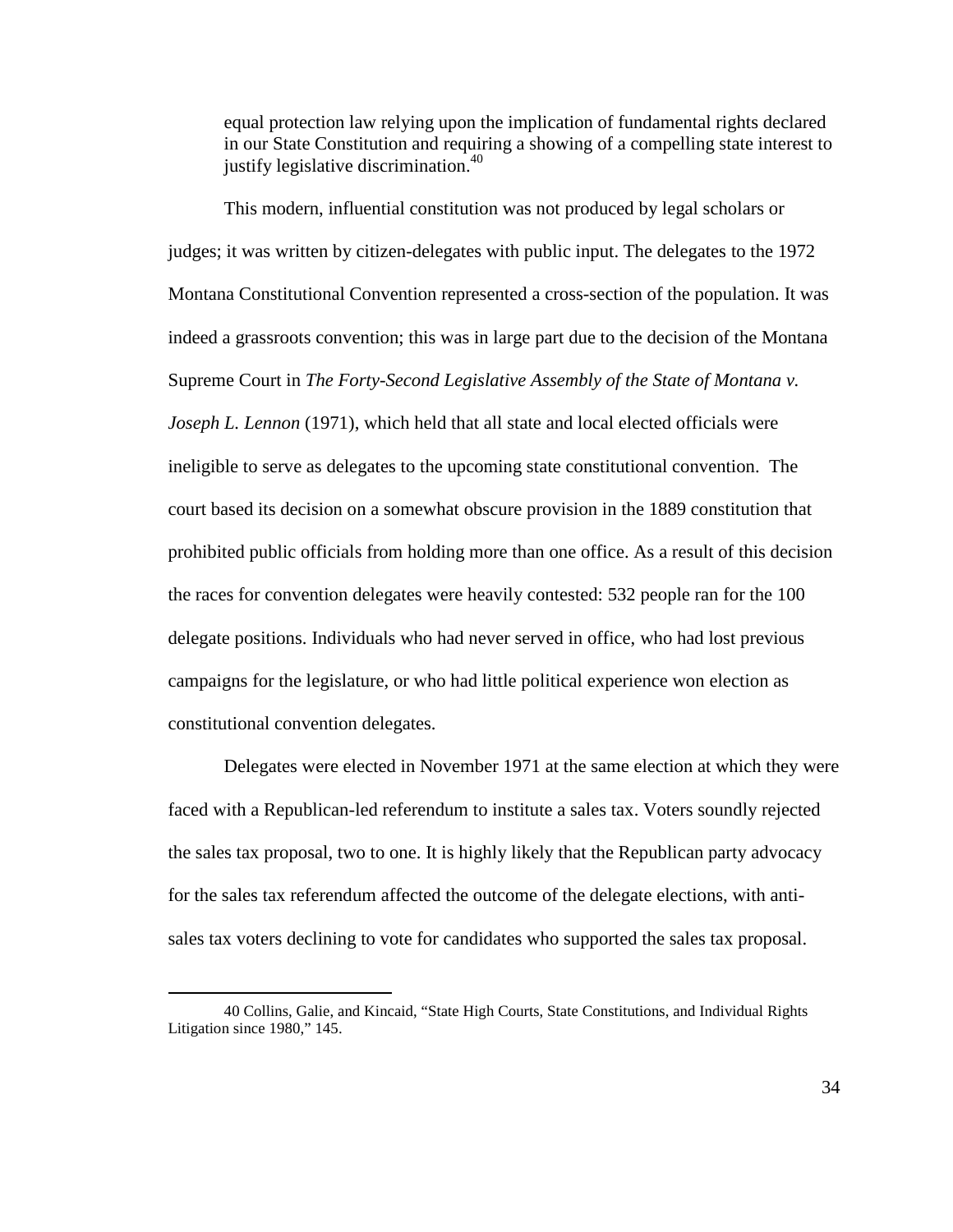> equal protection law relying upon the implication of fundamental rights declared in our State Constitution and requiring a showing of a compelling state interest to justify legislative discrimination.[40]

This modern, influential constitution was not produced by legal scholars or judges; it was written by citizen-delegates with public input. The delegates to the 1972 Montana Constitutional Convention represented a cross-section of the population. It was indeed a grassroots convention; this was in large part due to the decision of the Montana Supreme Court in *The Forty-Second Legislative Assembly of the State of Montana v. Joseph L. Lennon* (1971), which held that all state and local elected officials were ineligible to serve as delegates to the upcoming state constitutional convention. The court based its decision on a somewhat obscure provision in the 1889 constitution that prohibited public officials from holding more than one office. As a result of this decision the races for convention delegates were heavily contested: 532 people ran for the 100 delegate positions. Individuals who had never served in office, who had lost previous campaigns for the legislature, or who had little political experience won election as constitutional convention delegates.

Delegates were elected in November 1971 at the same election at which they were faced with a Republican-led referendum to institute a sales tax. Voters soundly rejected the sales tax proposal, two to one. It is highly likely that the Republican party advocacy for the sales tax referendum affected the outcome of the delegate elections, with anti-sales tax voters declining to vote for candidates who supported the sales tax proposal.

---

40 Collins, Galie, and Kincaid, "State High Courts, State Constitutions, and Individual Rights Litigation since 1980," 145.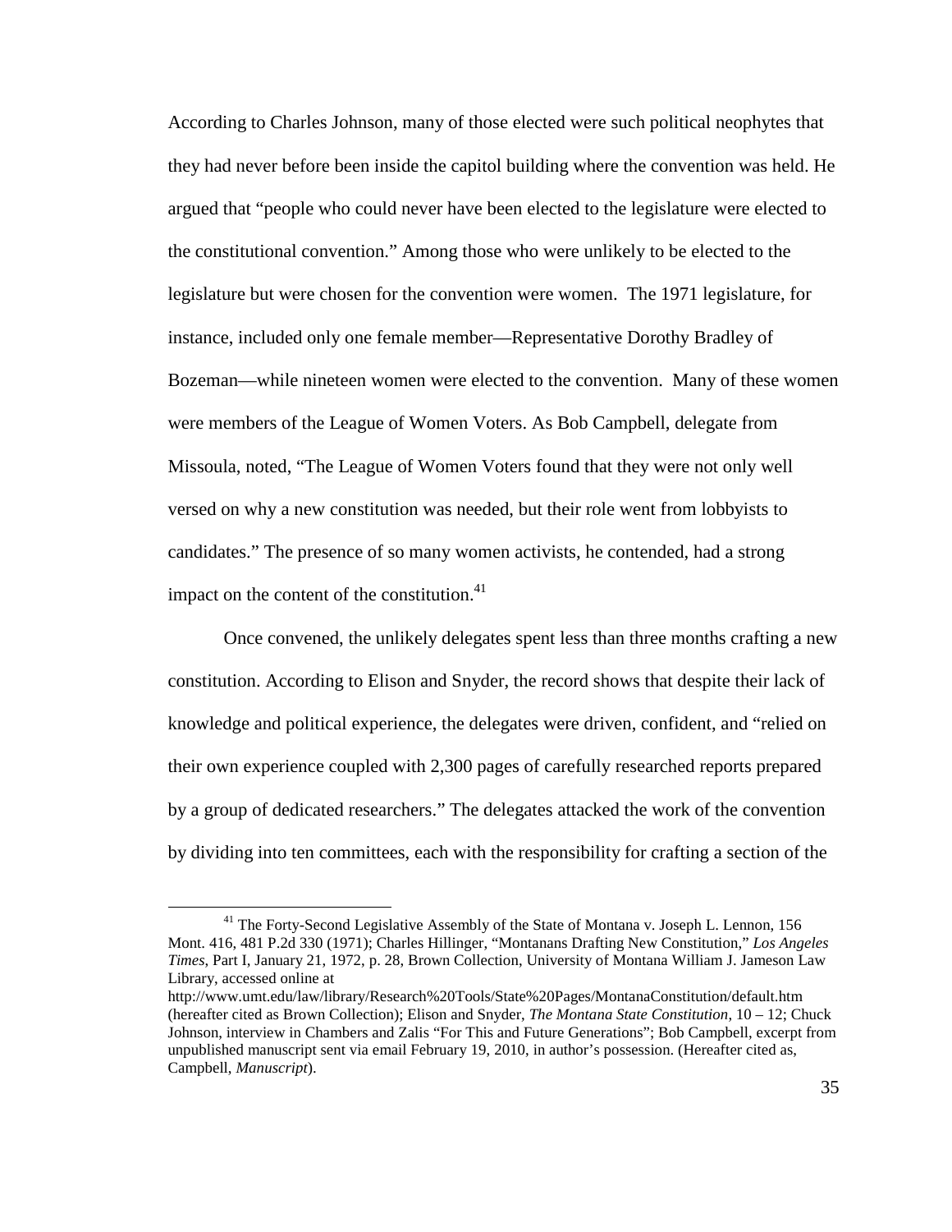According to Charles Johnson, many of those elected were such political neophytes that they had never before been inside the capitol building where the convention was held. He argued that "people who could never have been elected to the legislature were elected to the constitutional convention." Among those who were unlikely to be elected to the legislature but were chosen for the convention were women. The 1971 legislature, for instance, included only one female member—Representative Dorothy Bradley of Bozeman—while nineteen women were elected to the convention. Many of these women were members of the League of Women Voters. As Bob Campbell, delegate from Missoula, noted, "The League of Women Voters found that they were not only well versed on why a new constitution was needed, but their role went from lobbyists to candidates." The presence of so many women activists, he contended, had a strong impact on the content of the constitution.[41]

Once convened, the unlikely delegates spent less than three months crafting a new constitution. According to Elison and Snyder, the record shows that despite their lack of knowledge and political experience, the delegates were driven, confident, and "relied on their own experience coupled with 2,300 pages of carefully researched reports prepared by a group of dedicated researchers." The delegates attacked the work of the convention by dividing into ten committees, each with the responsibility for crafting a section of the

[41] The Forty-Second Legislative Assembly of the State of Montana v. Joseph L. Lennon, 156 Mont. 416, 481 P.2d 330 (1971); Charles Hillinger, "Montanans Drafting New Constitution," *Los Angeles Times*, Part I, January 21, 1972, p. 28, Brown Collection, University of Montana William J. Jameson Law Library, accessed online at http://www.umt.edu/law/library/Research%20Tools/State%20Pages/MontanaConstitution/default.htm (hereafter cited as Brown Collection); Elison and Snyder, *The Montana State Constitution*, 10 – 12; Chuck Johnson, interview in Chambers and Zalis "For This and Future Generations"; Bob Campbell, excerpt from unpublished manuscript sent via email February 19, 2010, in author's possession. (Hereafter cited as, Campbell, *Manuscript*).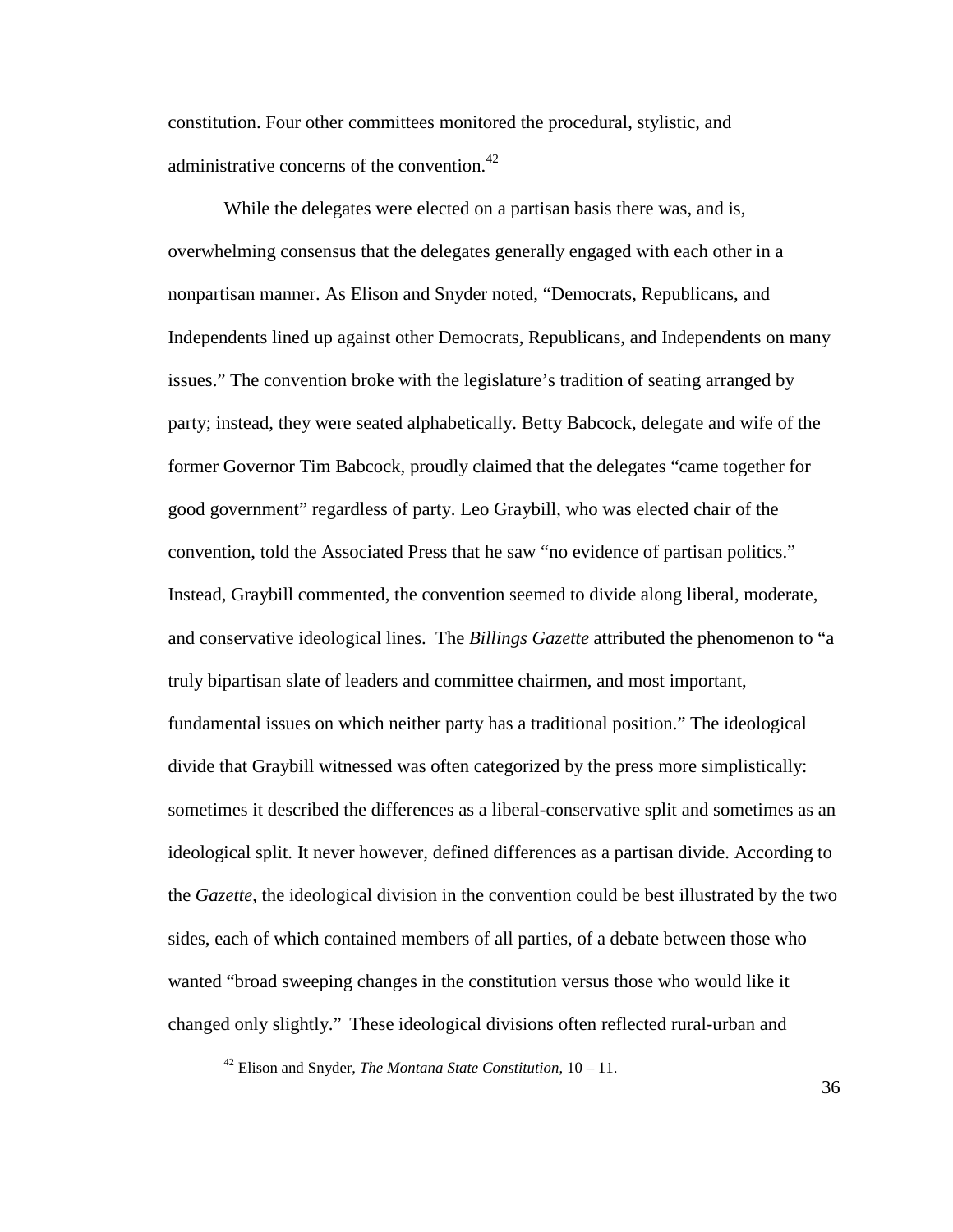constitution. Four other committees monitored the procedural, stylistic, and administrative concerns of the convention.[42]

While the delegates were elected on a partisan basis there was, and is, overwhelming consensus that the delegates generally engaged with each other in a nonpartisan manner. As Elison and Snyder noted, "Democrats, Republicans, and Independents lined up against other Democrats, Republicans, and Independents on many issues." The convention broke with the legislature's tradition of seating arranged by party; instead, they were seated alphabetically. Betty Babcock, delegate and wife of the former Governor Tim Babcock, proudly claimed that the delegates "came together for good government" regardless of party. Leo Graybill, who was elected chair of the convention, told the Associated Press that he saw "no evidence of partisan politics." Instead, Graybill commented, the convention seemed to divide along liberal, moderate, and conservative ideological lines. The *Billings Gazette* attributed the phenomenon to "a truly bipartisan slate of leaders and committee chairmen, and most important, fundamental issues on which neither party has a traditional position." The ideological divide that Graybill witnessed was often categorized by the press more simplistically: sometimes it described the differences as a liberal-conservative split and sometimes as an ideological split. It never however, defined differences as a partisan divide. According to the *Gazette*, the ideological division in the convention could be best illustrated by the two sides, each of which contained members of all parties, of a debate between those who wanted "broad sweeping changes in the constitution versus those who would like it changed only slightly." These ideological divisions often reflected rural-urban and

[42] Elison and Snyder, *The Montana State Constitution*, 10 – 11.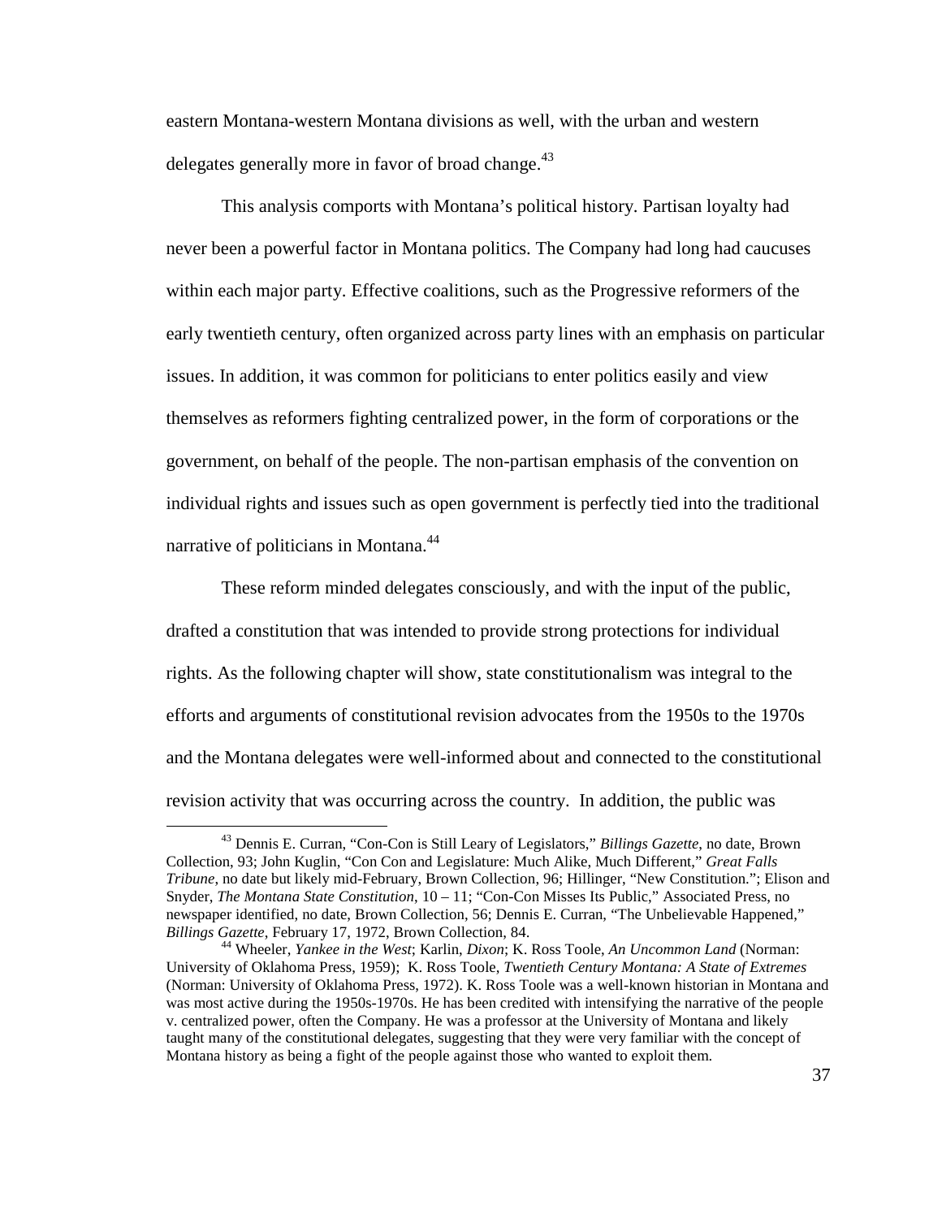eastern Montana-western Montana divisions as well, with the urban and western delegates generally more in favor of broad change.[43]

This analysis comports with Montana's political history. Partisan loyalty had never been a powerful factor in Montana politics. The Company had long had caucuses within each major party. Effective coalitions, such as the Progressive reformers of the early twentieth century, often organized across party lines with an emphasis on particular issues. In addition, it was common for politicians to enter politics easily and view themselves as reformers fighting centralized power, in the form of corporations or the government, on behalf of the people. The non-partisan emphasis of the convention on individual rights and issues such as open government is perfectly tied into the traditional narrative of politicians in Montana.[44]

These reform minded delegates consciously, and with the input of the public, drafted a constitution that was intended to provide strong protections for individual rights. As the following chapter will show, state constitutionalism was integral to the efforts and arguments of constitutional revision advocates from the 1950s to the 1970s and the Montana delegates were well-informed about and connected to the constitutional revision activity that was occurring across the country. In addition, the public was

---

[43] Dennis E. Curran, "Con-Con is Still Leary of Legislators," *Billings Gazette*, no date, Brown Collection, 93; John Kuglin, "Con Con and Legislature: Much Alike, Much Different," *Great Falls Tribune*, no date but likely mid-February, Brown Collection, 96; Hillinger, "New Constitution."; Elison and Snyder, *The Montana State Constitution*, 10 – 11; "Con-Con Misses Its Public," Associated Press, no newspaper identified, no date, Brown Collection, 56; Dennis E. Curran, "The Unbelievable Happened," *Billings Gazette*, February 17, 1972, Brown Collection, 84.

[44] Wheeler, *Yankee in the West*; Karlin, *Dixon*; K. Ross Toole, *An Uncommon Land* (Norman: University of Oklahoma Press, 1959); K. Ross Toole, *Twentieth Century Montana: A State of Extremes* (Norman: University of Oklahoma Press, 1972). K. Ross Toole was a well-known historian in Montana and was most active during the 1950s-1970s. He has been credited with intensifying the narrative of the people v. centralized power, often the Company. He was a professor at the University of Montana and likely taught many of the constitutional delegates, suggesting that they were very familiar with the concept of Montana history as being a fight of the people against those who wanted to exploit them.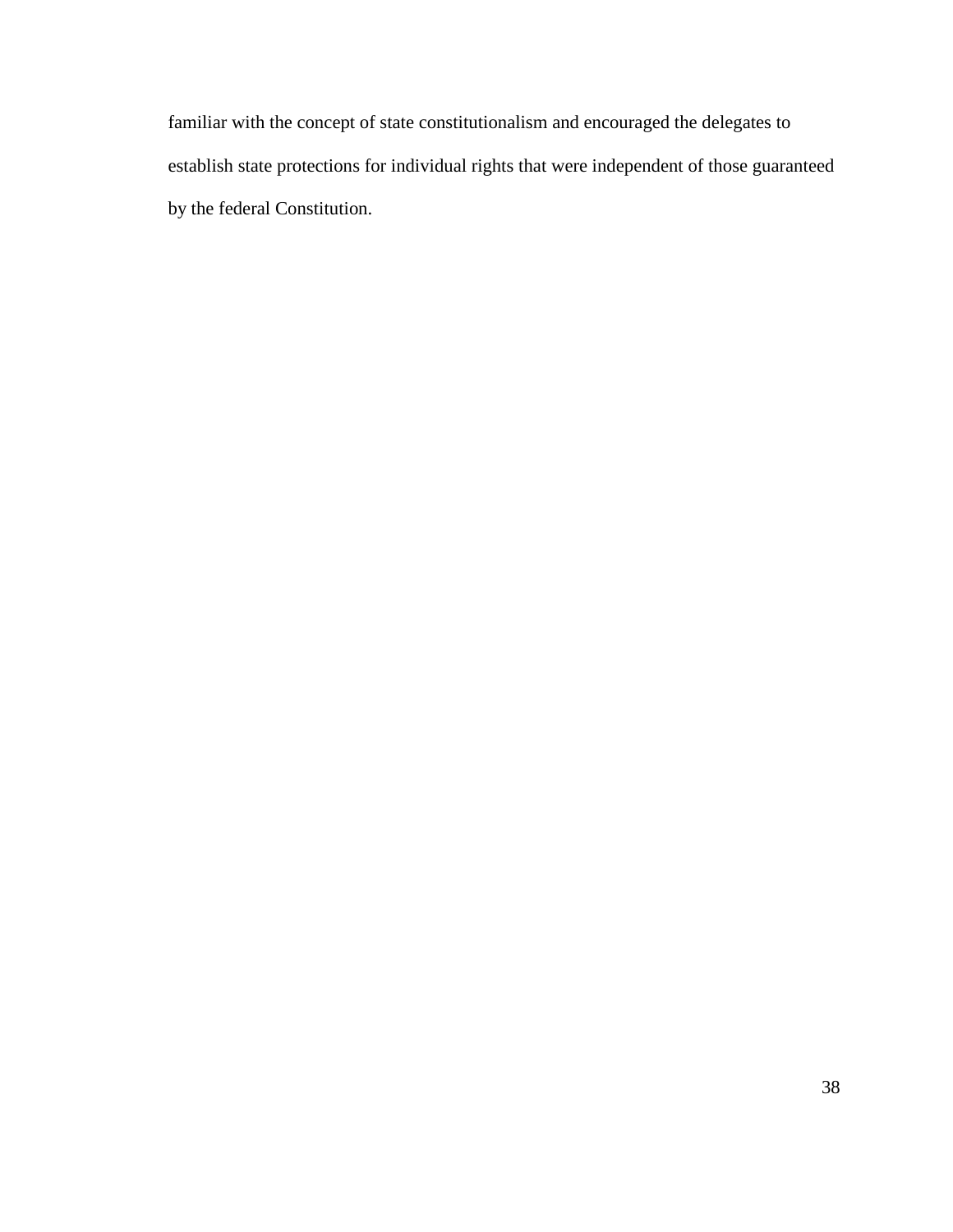familiar with the concept of state constitutionalism and encouraged the delegates to establish state protections for individual rights that were independent of those guaranteed by the federal Constitution.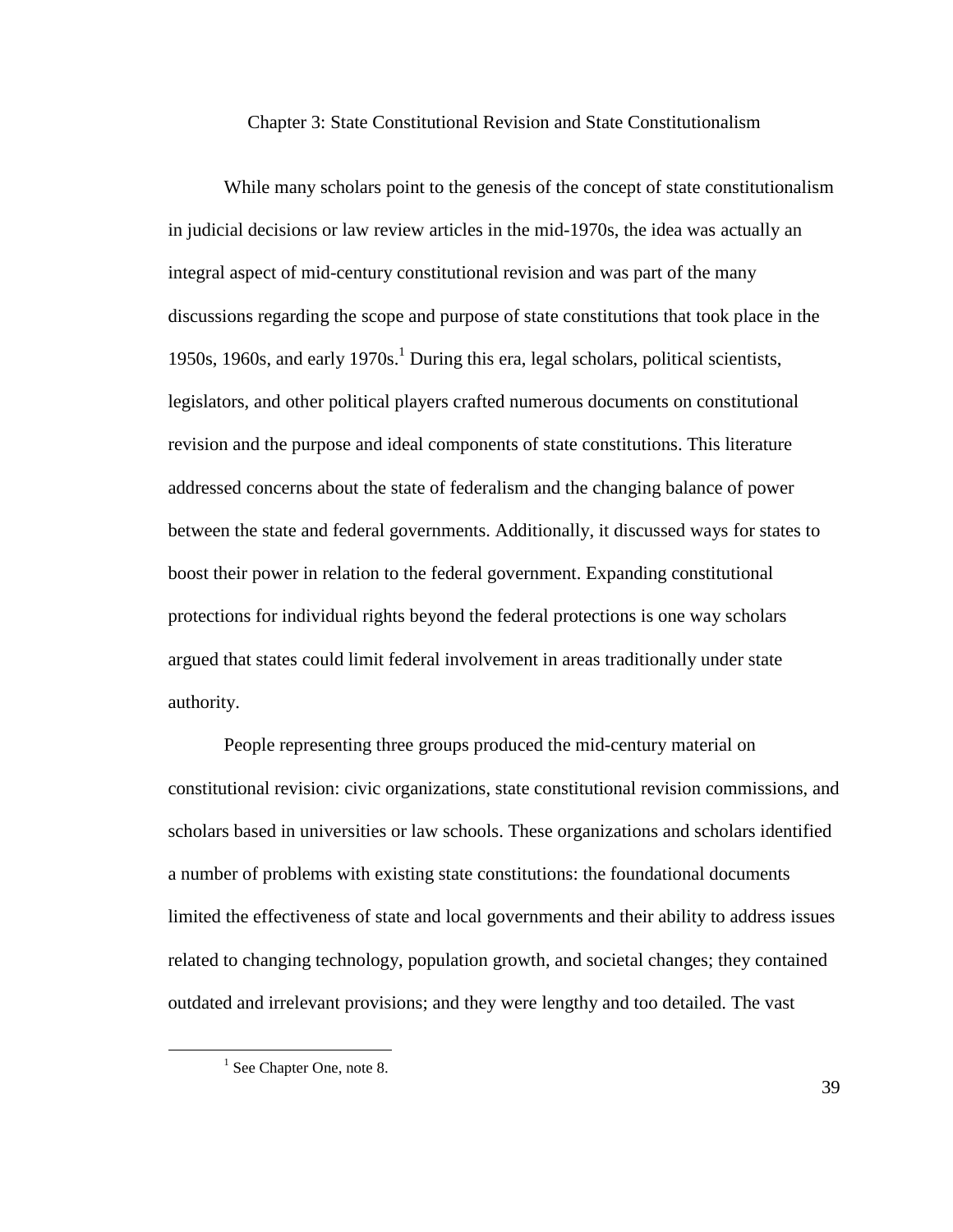# Chapter 3: State Constitutional Revision and State Constitutionalism

While many scholars point to the genesis of the concept of state constitutionalism in judicial decisions or law review articles in the mid-1970s, the idea was actually an integral aspect of mid-century constitutional revision and was part of the many discussions regarding the scope and purpose of state constitutions that took place in the 1950s, 1960s, and early 1970s.[1] During this era, legal scholars, political scientists, legislators, and other political players crafted numerous documents on constitutional revision and the purpose and ideal components of state constitutions. This literature addressed concerns about the state of federalism and the changing balance of power between the state and federal governments. Additionally, it discussed ways for states to boost their power in relation to the federal government. Expanding constitutional protections for individual rights beyond the federal protections is one way scholars argued that states could limit federal involvement in areas traditionally under state authority.

People representing three groups produced the mid-century material on constitutional revision: civic organizations, state constitutional revision commissions, and scholars based in universities or law schools. These organizations and scholars identified a number of problems with existing state constitutions: the foundational documents limited the effectiveness of state and local governments and their ability to address issues related to changing technology, population growth, and societal changes; they contained outdated and irrelevant provisions; and they were lengthy and too detailed. The vast

[1] See Chapter One, note 8.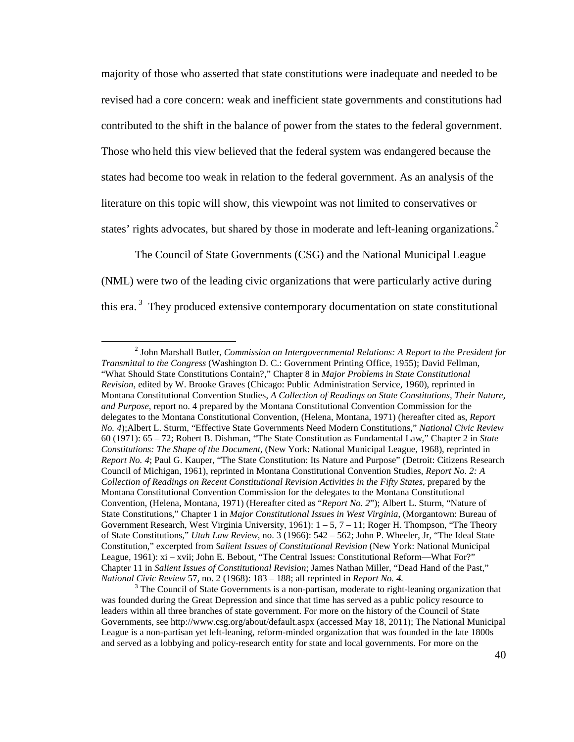majority of those who asserted that state constitutions were inadequate and needed to be revised had a core concern: weak and inefficient state governments and constitutions had contributed to the shift in the balance of power from the states to the federal government. Those who held this view believed that the federal system was endangered because the states had become too weak in relation to the federal government. As an analysis of the literature on this topic will show, this viewpoint was not limited to conservatives or states' rights advocates, but shared by those in moderate and left-leaning organizations.[2]

The Council of State Governments (CSG) and the National Municipal League (NML) were two of the leading civic organizations that were particularly active during this era.[3] They produced extensive contemporary documentation on state constitutional

---

[2] John Marshall Butler, *Commission on Intergovernmental Relations: A Report to the President for Transmittal to the Congress* (Washington D. C.: Government Printing Office, 1955); David Fellman, "What Should State Constitutions Contain?," Chapter 8 in *Major Problems in State Constitutional Revision*, edited by W. Brooke Graves (Chicago: Public Administration Service, 1960), reprinted in Montana Constitutional Convention Studies, *A Collection of Readings on State Constitutions, Their Nature, and Purpose*, report no. 4 prepared by the Montana Constitutional Convention Commission for the delegates to the Montana Constitutional Convention, (Helena, Montana, 1971) (hereafter cited as, *Report No. 4*);Albert L. Sturm, "Effective State Governments Need Modern Constitutions," *National Civic Review* 60 (1971): 65 – 72; Robert B. Dishman, "The State Constitution as Fundamental Law," Chapter 2 in *State Constitutions: The Shape of the Document*, (New York: National Municipal League, 1968), reprinted in *Report No. 4*; Paul G. Kauper, "The State Constitution: Its Nature and Purpose" (Detroit: Citizens Research Council of Michigan, 1961), reprinted in Montana Constitutional Convention Studies, *Report No. 2: A Collection of Readings on Recent Constitutional Revision Activities in the Fifty States*, prepared by the Montana Constitutional Convention Commission for the delegates to the Montana Constitutional Convention, (Helena, Montana, 1971) (Hereafter cited as "*Report No. 2*"); Albert L. Sturm, "Nature of State Constitutions," Chapter 1 in *Major Constitutional Issues in West Virginia*, (Morgantown: Bureau of Government Research, West Virginia University, 1961): 1 – 5, 7 – 11; Roger H. Thompson, "The Theory of State Constitutions," *Utah Law Review*, no. 3 (1966): 542 – 562; John P. Wheeler, Jr, "The Ideal State Constitution," excerpted from *Salient Issues of Constitutional Revision* (New York: National Municipal League, 1961): xi – xvii; John E. Bebout, "The Central Issues: Constitutional Reform—What For?" Chapter 11 in *Salient Issues of Constitutional Revision*; James Nathan Miller, "Dead Hand of the Past," *National Civic Review* 57, no. 2 (1968): 183 – 188; all reprinted in *Report No. 4.*

[3] The Council of State Governments is a non-partisan, moderate to right-leaning organization that was founded during the Great Depression and since that time has served as a public policy resource to leaders within all three branches of state government. For more on the history of the Council of State Governments, see http://www.csg.org/about/default.aspx (accessed May 18, 2011); The National Municipal League is a non-partisan yet left-leaning, reform-minded organization that was founded in the late 1800s and served as a lobbying and policy-research entity for state and local governments. For more on the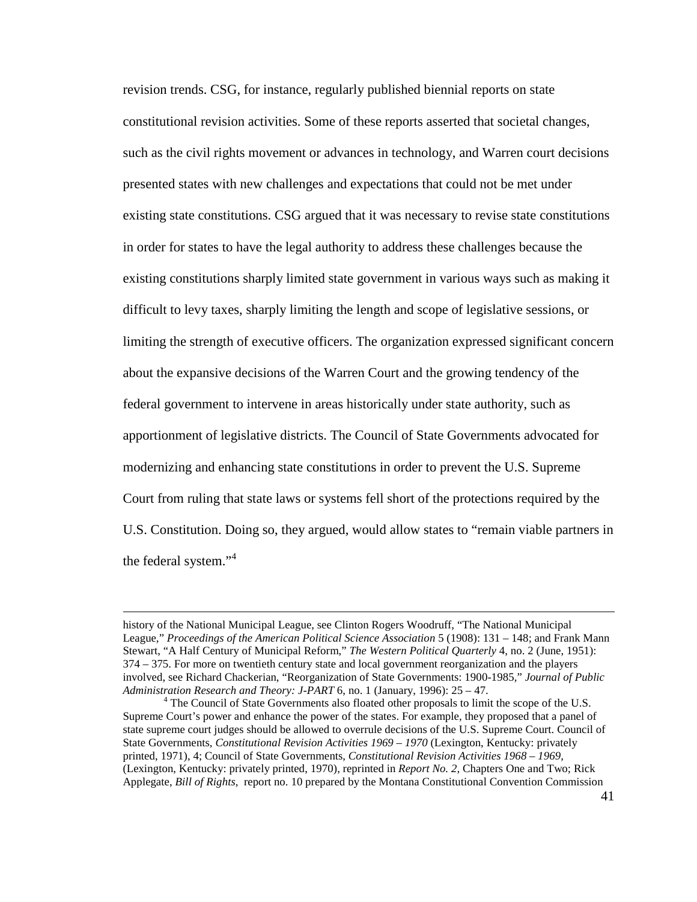revision trends. CSG, for instance, regularly published biennial reports on state constitutional revision activities. Some of these reports asserted that societal changes, such as the civil rights movement or advances in technology, and Warren court decisions presented states with new challenges and expectations that could not be met under existing state constitutions. CSG argued that it was necessary to revise state constitutions in order for states to have the legal authority to address these challenges because the existing constitutions sharply limited state government in various ways such as making it difficult to levy taxes, sharply limiting the length and scope of legislative sessions, or limiting the strength of executive officers. The organization expressed significant concern about the expansive decisions of the Warren Court and the growing tendency of the federal government to intervene in areas historically under state authority, such as apportionment of legislative districts. The Council of State Governments advocated for modernizing and enhancing state constitutions in order to prevent the U.S. Supreme Court from ruling that state laws or systems fell short of the protections required by the U.S. Constitution. Doing so, they argued, would allow states to "remain viable partners in the federal system."[4]

---

history of the National Municipal League, see Clinton Rogers Woodruff, "The National Municipal League," *Proceedings of the American Political Science Association* 5 (1908): 131 – 148; and Frank Mann Stewart, "A Half Century of Municipal Reform," *The Western Political Quarterly* 4, no. 2 (June, 1951): 374 – 375. For more on twentieth century state and local government reorganization and the players involved, see Richard Chackerian, "Reorganization of State Governments: 1900-1985," *Journal of Public Administration Research and Theory: J-PART* 6, no. 1 (January, 1996): 25 – 47.

[4] The Council of State Governments also floated other proposals to limit the scope of the U.S. Supreme Court's power and enhance the power of the states. For example, they proposed that a panel of state supreme court judges should be allowed to overrule decisions of the U.S. Supreme Court. Council of State Governments, *Constitutional Revision Activities 1969 – 1970* (Lexington, Kentucky: privately printed, 1971), 4; Council of State Governments, *Constitutional Revision Activities 1968 – 1969*, (Lexington, Kentucky: privately printed, 1970), reprinted in *Report No. 2,* Chapters One and Two; Rick Applegate, *Bill of Rights*, report no. 10 prepared by the Montana Constitutional Convention Commission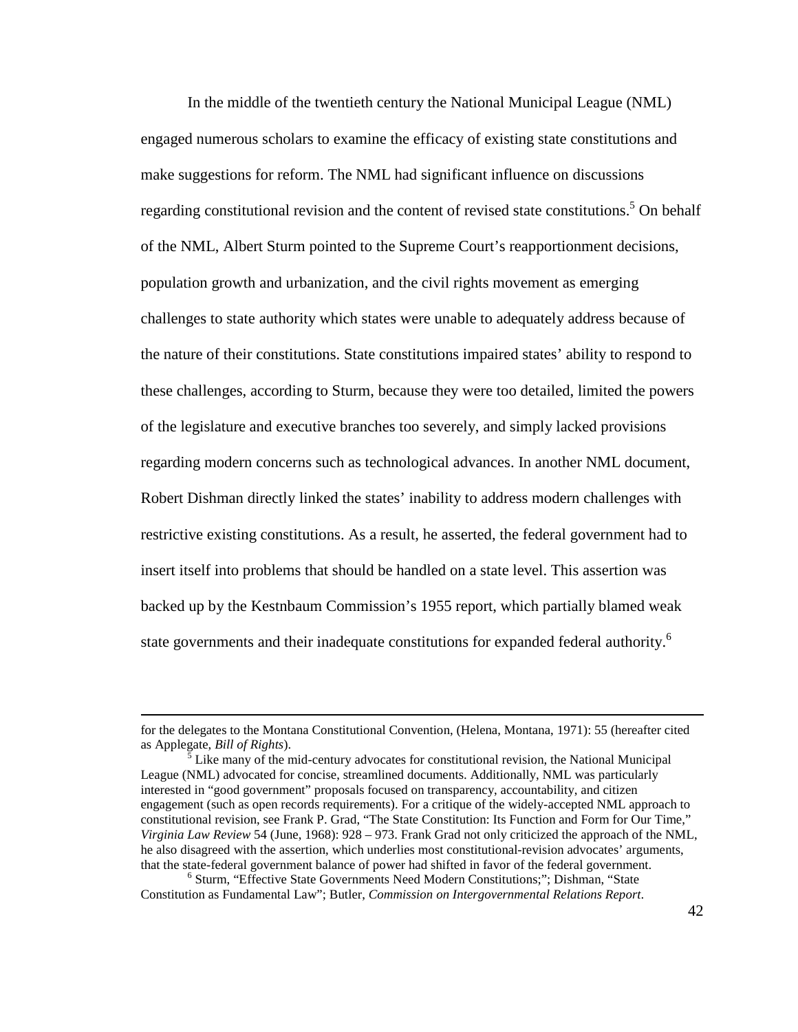In the middle of the twentieth century the National Municipal League (NML) engaged numerous scholars to examine the efficacy of existing state constitutions and make suggestions for reform. The NML had significant influence on discussions regarding constitutional revision and the content of revised state constitutions.[5] On behalf of the NML, Albert Sturm pointed to the Supreme Court's reapportionment decisions, population growth and urbanization, and the civil rights movement as emerging challenges to state authority which states were unable to adequately address because of the nature of their constitutions. State constitutions impaired states' ability to respond to these challenges, according to Sturm, because they were too detailed, limited the powers of the legislature and executive branches too severely, and simply lacked provisions regarding modern concerns such as technological advances. In another NML document, Robert Dishman directly linked the states' inability to address modern challenges with restrictive existing constitutions. As a result, he asserted, the federal government had to insert itself into problems that should be handled on a state level. This assertion was backed up by the Kestnbaum Commission's 1955 report, which partially blamed weak state governments and their inadequate constitutions for expanded federal authority.[6]

---

for the delegates to the Montana Constitutional Convention, (Helena, Montana, 1971): 55 (hereafter cited as Applegate, *Bill of Rights*).

[5] Like many of the mid-century advocates for constitutional revision, the National Municipal League (NML) advocated for concise, streamlined documents. Additionally, NML was particularly interested in "good government" proposals focused on transparency, accountability, and citizen engagement (such as open records requirements). For a critique of the widely-accepted NML approach to constitutional revision, see Frank P. Grad, "The State Constitution: Its Function and Form for Our Time," *Virginia Law Review* 54 (June, 1968): 928 – 973. Frank Grad not only criticized the approach of the NML, he also disagreed with the assertion, which underlies most constitutional-revision advocates' arguments, that the state-federal government balance of power had shifted in favor of the federal government.

[6] Sturm, "Effective State Governments Need Modern Constitutions;"; Dishman, "State Constitution as Fundamental Law"; Butler, *Commission on Intergovernmental Relations Report*.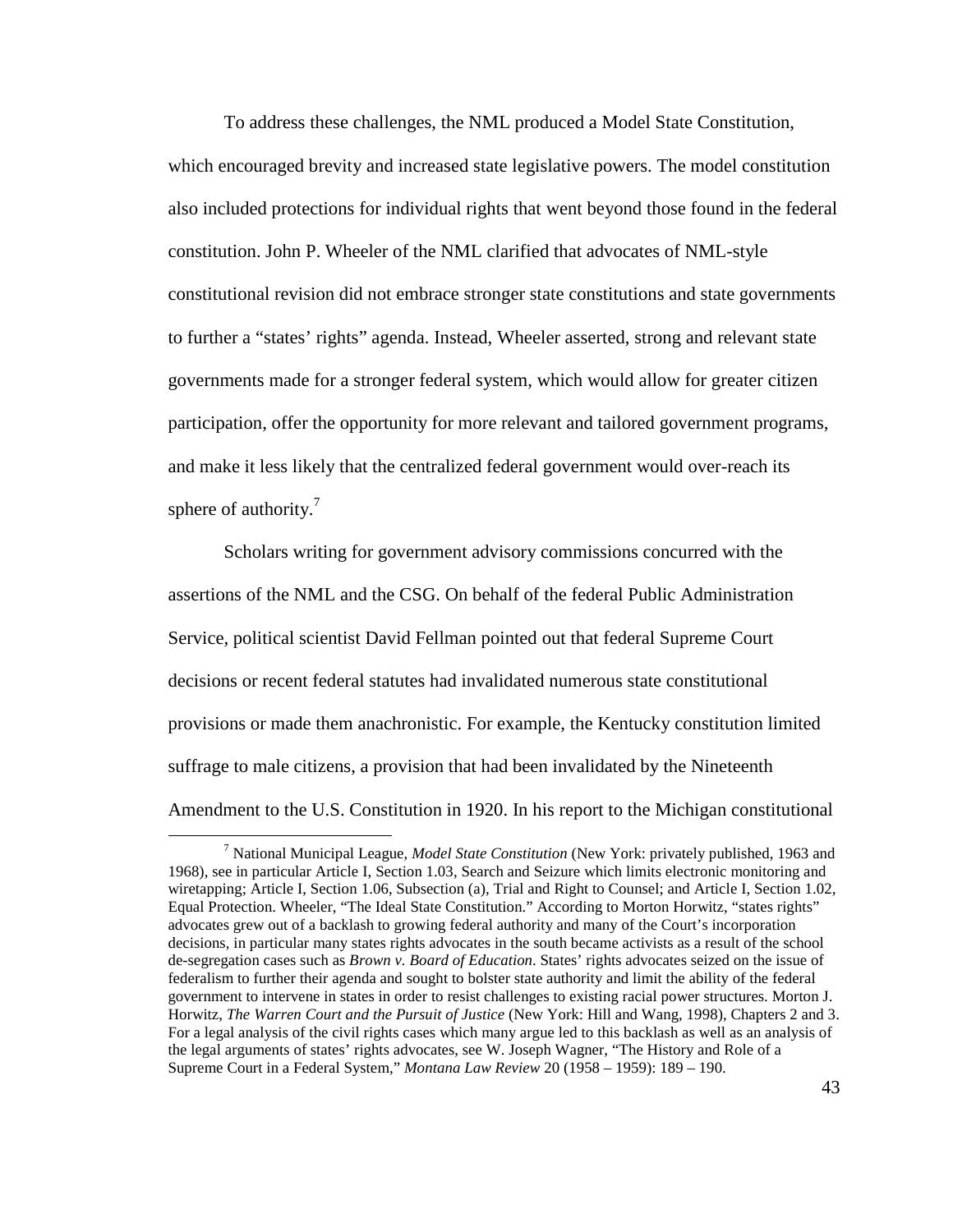To address these challenges, the NML produced a Model State Constitution, which encouraged brevity and increased state legislative powers. The model constitution also included protections for individual rights that went beyond those found in the federal constitution. John P. Wheeler of the NML clarified that advocates of NML-style constitutional revision did not embrace stronger state constitutions and state governments to further a "states' rights" agenda. Instead, Wheeler asserted, strong and relevant state governments made for a stronger federal system, which would allow for greater citizen participation, offer the opportunity for more relevant and tailored government programs, and make it less likely that the centralized federal government would over-reach its sphere of authority.[7]

Scholars writing for government advisory commissions concurred with the assertions of the NML and the CSG. On behalf of the federal Public Administration Service, political scientist David Fellman pointed out that federal Supreme Court decisions or recent federal statutes had invalidated numerous state constitutional provisions or made them anachronistic. For example, the Kentucky constitution limited suffrage to male citizens, a provision that had been invalidated by the Nineteenth Amendment to the U.S. Constitution in 1920. In his report to the Michigan constitutional

---

[7] National Municipal League, *Model State Constitution* (New York: privately published, 1963 and 1968), see in particular Article I, Section 1.03, Search and Seizure which limits electronic monitoring and wiretapping; Article I, Section 1.06, Subsection (a), Trial and Right to Counsel; and Article I, Section 1.02, Equal Protection. Wheeler, "The Ideal State Constitution." According to Morton Horwitz, "states rights" advocates grew out of a backlash to growing federal authority and many of the Court's incorporation decisions, in particular many states rights advocates in the south became activists as a result of the school de-segregation cases such as *Brown v. Board of Education*. States' rights advocates seized on the issue of federalism to further their agenda and sought to bolster state authority and limit the ability of the federal government to intervene in states in order to resist challenges to existing racial power structures. Morton J. Horwitz, *The Warren Court and the Pursuit of Justice* (New York: Hill and Wang, 1998), Chapters 2 and 3. For a legal analysis of the civil rights cases which many argue led to this backlash as well as an analysis of the legal arguments of states' rights advocates, see W. Joseph Wagner, "The History and Role of a Supreme Court in a Federal System," *Montana Law Review* 20 (1958 – 1959): 189 – 190.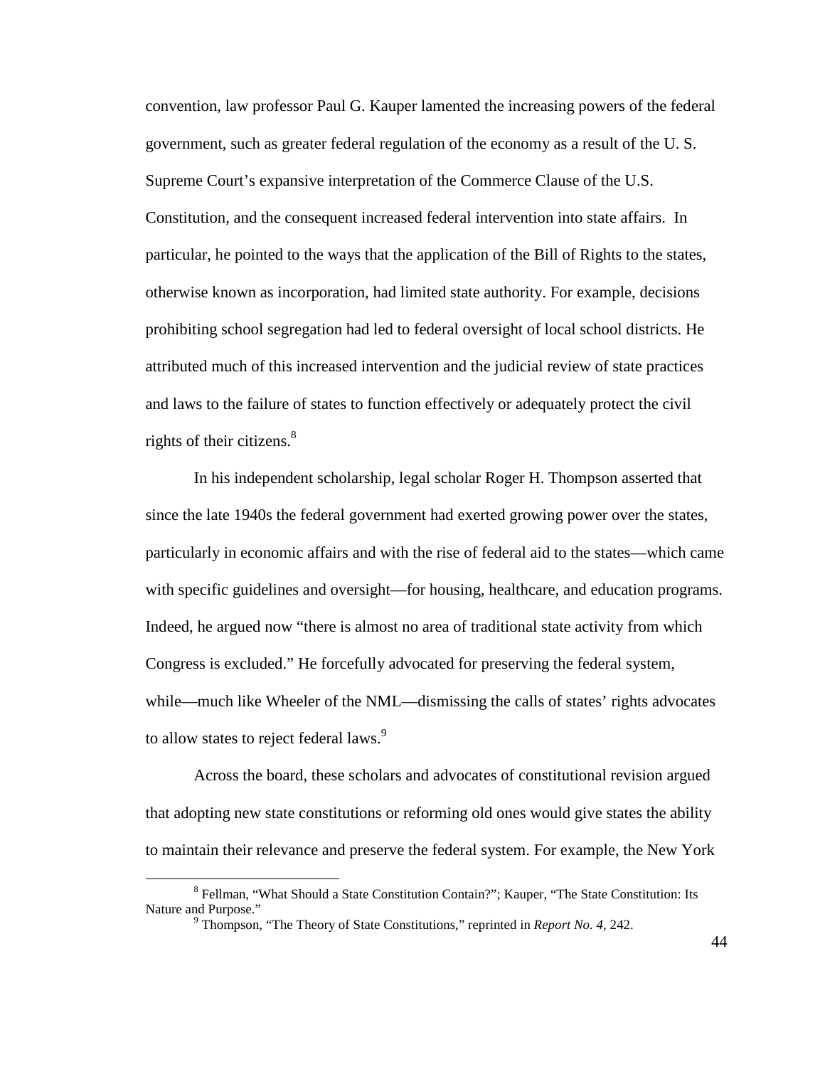convention, law professor Paul G. Kauper lamented the increasing powers of the federal government, such as greater federal regulation of the economy as a result of the U. S. Supreme Court's expansive interpretation of the Commerce Clause of the U.S. Constitution, and the consequent increased federal intervention into state affairs. In particular, he pointed to the ways that the application of the Bill of Rights to the states, otherwise known as incorporation, had limited state authority. For example, decisions prohibiting school segregation had led to federal oversight of local school districts. He attributed much of this increased intervention and the judicial review of state practices and laws to the failure of states to function effectively or adequately protect the civil rights of their citizens.[8]

In his independent scholarship, legal scholar Roger H. Thompson asserted that since the late 1940s the federal government had exerted growing power over the states, particularly in economic affairs and with the rise of federal aid to the states—which came with specific guidelines and oversight—for housing, healthcare, and education programs. Indeed, he argued now "there is almost no area of traditional state activity from which Congress is excluded." He forcefully advocated for preserving the federal system, while—much like Wheeler of the NML—dismissing the calls of states' rights advocates to allow states to reject federal laws.[9]

Across the board, these scholars and advocates of constitutional revision argued that adopting new state constitutions or reforming old ones would give states the ability to maintain their relevance and preserve the federal system. For example, the New York

[8] Fellman, "What Should a State Constitution Contain?"; Kauper, "The State Constitution: Its Nature and Purpose."

[9] Thompson, "The Theory of State Constitutions," reprinted in *Report No. 4*, 242.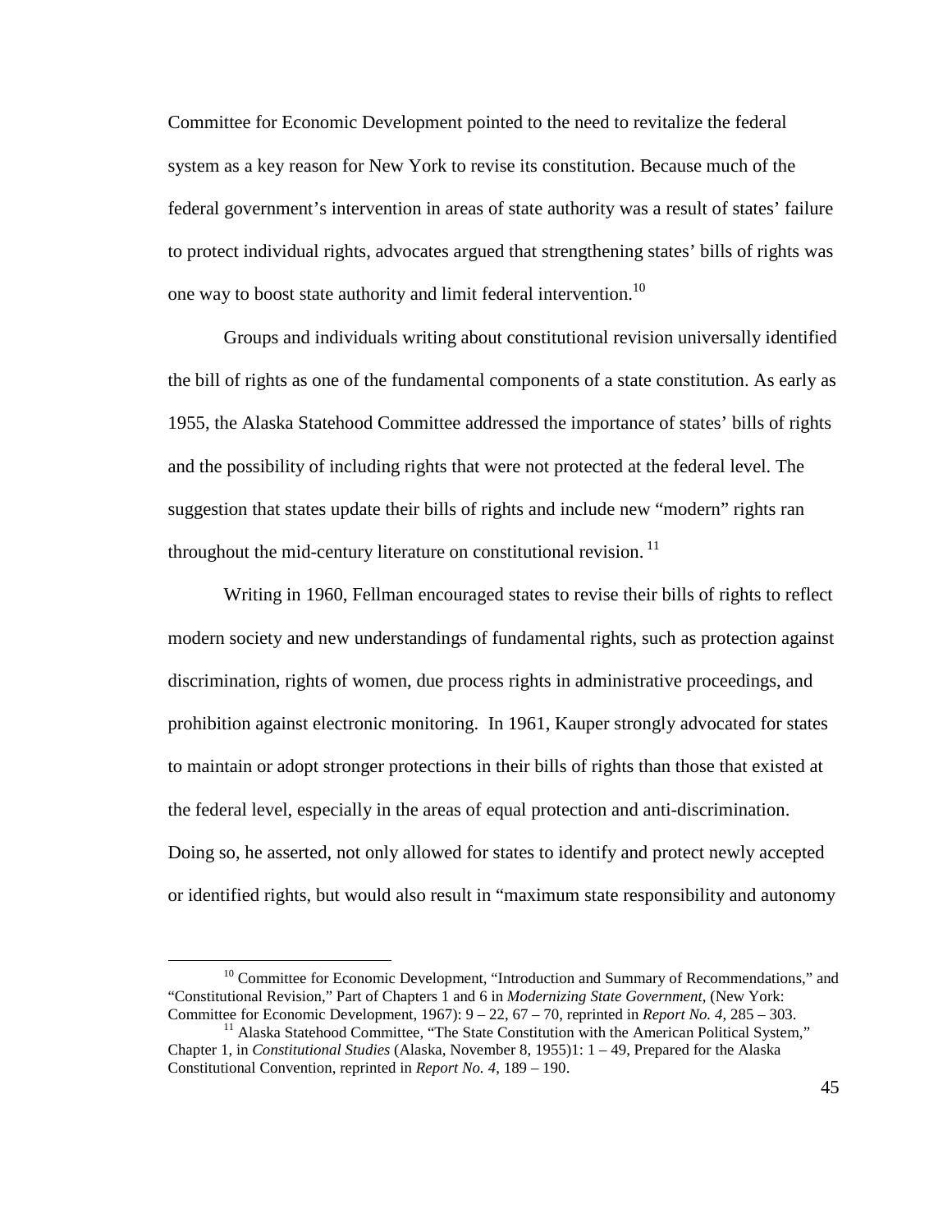Committee for Economic Development pointed to the need to revitalize the federal system as a key reason for New York to revise its constitution. Because much of the federal government's intervention in areas of state authority was a result of states' failure to protect individual rights, advocates argued that strengthening states' bills of rights was one way to boost state authority and limit federal intervention.[10]

Groups and individuals writing about constitutional revision universally identified the bill of rights as one of the fundamental components of a state constitution. As early as 1955, the Alaska Statehood Committee addressed the importance of states' bills of rights and the possibility of including rights that were not protected at the federal level. The suggestion that states update their bills of rights and include new "modern" rights ran throughout the mid-century literature on constitutional revision.[11]

Writing in 1960, Fellman encouraged states to revise their bills of rights to reflect modern society and new understandings of fundamental rights, such as protection against discrimination, rights of women, due process rights in administrative proceedings, and prohibition against electronic monitoring. In 1961, Kauper strongly advocated for states to maintain or adopt stronger protections in their bills of rights than those that existed at the federal level, especially in the areas of equal protection and anti-discrimination. Doing so, he asserted, not only allowed for states to identify and protect newly accepted or identified rights, but would also result in "maximum state responsibility and autonomy

---

[10] Committee for Economic Development, "Introduction and Summary of Recommendations," and "Constitutional Revision," Part of Chapters 1 and 6 in *Modernizing State Government*, (New York: Committee for Economic Development, 1967): 9 – 22, 67 – 70, reprinted in *Report No. 4*, 285 – 303.

[11] Alaska Statehood Committee, "The State Constitution with the American Political System," Chapter 1, in *Constitutional Studies* (Alaska, November 8, 1955)1: 1 – 49, Prepared for the Alaska Constitutional Convention, reprinted in *Report No. 4*, 189 – 190.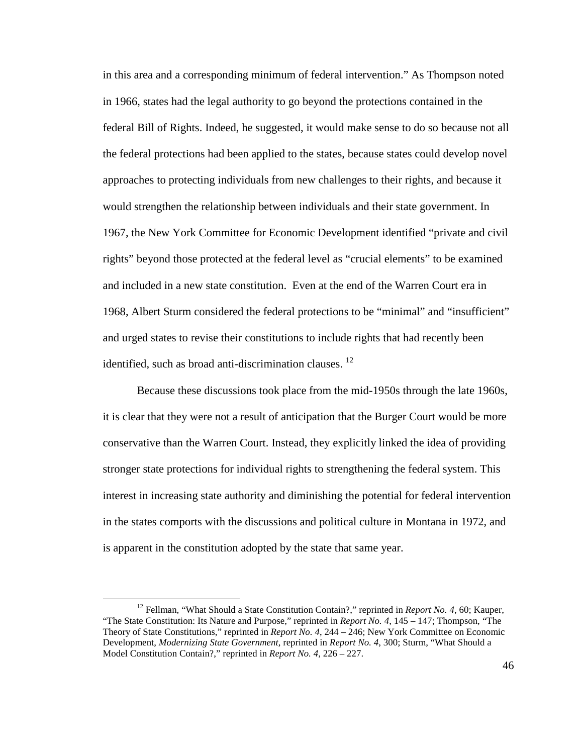in this area and a corresponding minimum of federal intervention." As Thompson noted in 1966, states had the legal authority to go beyond the protections contained in the federal Bill of Rights. Indeed, he suggested, it would make sense to do so because not all the federal protections had been applied to the states, because states could develop novel approaches to protecting individuals from new challenges to their rights, and because it would strengthen the relationship between individuals and their state government. In 1967, the New York Committee for Economic Development identified "private and civil rights" beyond those protected at the federal level as "crucial elements" to be examined and included in a new state constitution. Even at the end of the Warren Court era in 1968, Albert Sturm considered the federal protections to be "minimal" and "insufficient" and urged states to revise their constitutions to include rights that had recently been identified, such as broad anti-discrimination clauses. [12]

Because these discussions took place from the mid-1950s through the late 1960s, it is clear that they were not a result of anticipation that the Burger Court would be more conservative than the Warren Court. Instead, they explicitly linked the idea of providing stronger state protections for individual rights to strengthening the federal system. This interest in increasing state authority and diminishing the potential for federal intervention in the states comports with the discussions and political culture in Montana in 1972, and is apparent in the constitution adopted by the state that same year.

---

[12] Fellman, "What Should a State Constitution Contain?," reprinted in *Report No. 4*, 60; Kauper, "The State Constitution: Its Nature and Purpose," reprinted in *Report No. 4*, 145 – 147; Thompson, "The Theory of State Constitutions," reprinted in *Report No. 4*, 244 – 246; New York Committee on Economic Development, *Modernizing State Government*, reprinted in *Report No. 4*, 300; Sturm, "What Should a Model Constitution Contain?," reprinted in *Report No. 4*, 226 – 227.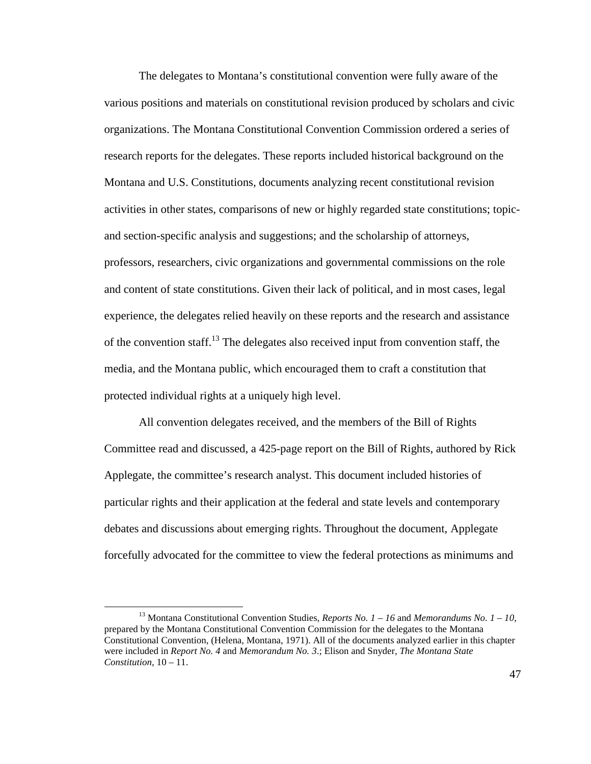The delegates to Montana's constitutional convention were fully aware of the various positions and materials on constitutional revision produced by scholars and civic organizations. The Montana Constitutional Convention Commission ordered a series of research reports for the delegates. These reports included historical background on the Montana and U.S. Constitutions, documents analyzing recent constitutional revision activities in other states, comparisons of new or highly regarded state constitutions; topic- and section-specific analysis and suggestions; and the scholarship of attorneys, professors, researchers, civic organizations and governmental commissions on the role and content of state constitutions. Given their lack of political, and in most cases, legal experience, the delegates relied heavily on these reports and the research and assistance of the convention staff.[13] The delegates also received input from convention staff, the media, and the Montana public, which encouraged them to craft a constitution that protected individual rights at a uniquely high level.

All convention delegates received, and the members of the Bill of Rights Committee read and discussed, a 425-page report on the Bill of Rights, authored by Rick Applegate, the committee's research analyst. This document included histories of particular rights and their application at the federal and state levels and contemporary debates and discussions about emerging rights. Throughout the document, Applegate forcefully advocated for the committee to view the federal protections as minimums and

---

[13] Montana Constitutional Convention Studies, *Reports No. 1 – 16* and *Memorandums No. 1 – 10*, prepared by the Montana Constitutional Convention Commission for the delegates to the Montana Constitutional Convention, (Helena, Montana, 1971). All of the documents analyzed earlier in this chapter were included in *Report No. 4* and *Memorandum No. 3*.; Elison and Snyder, *The Montana State Constitution*, 10 – 11.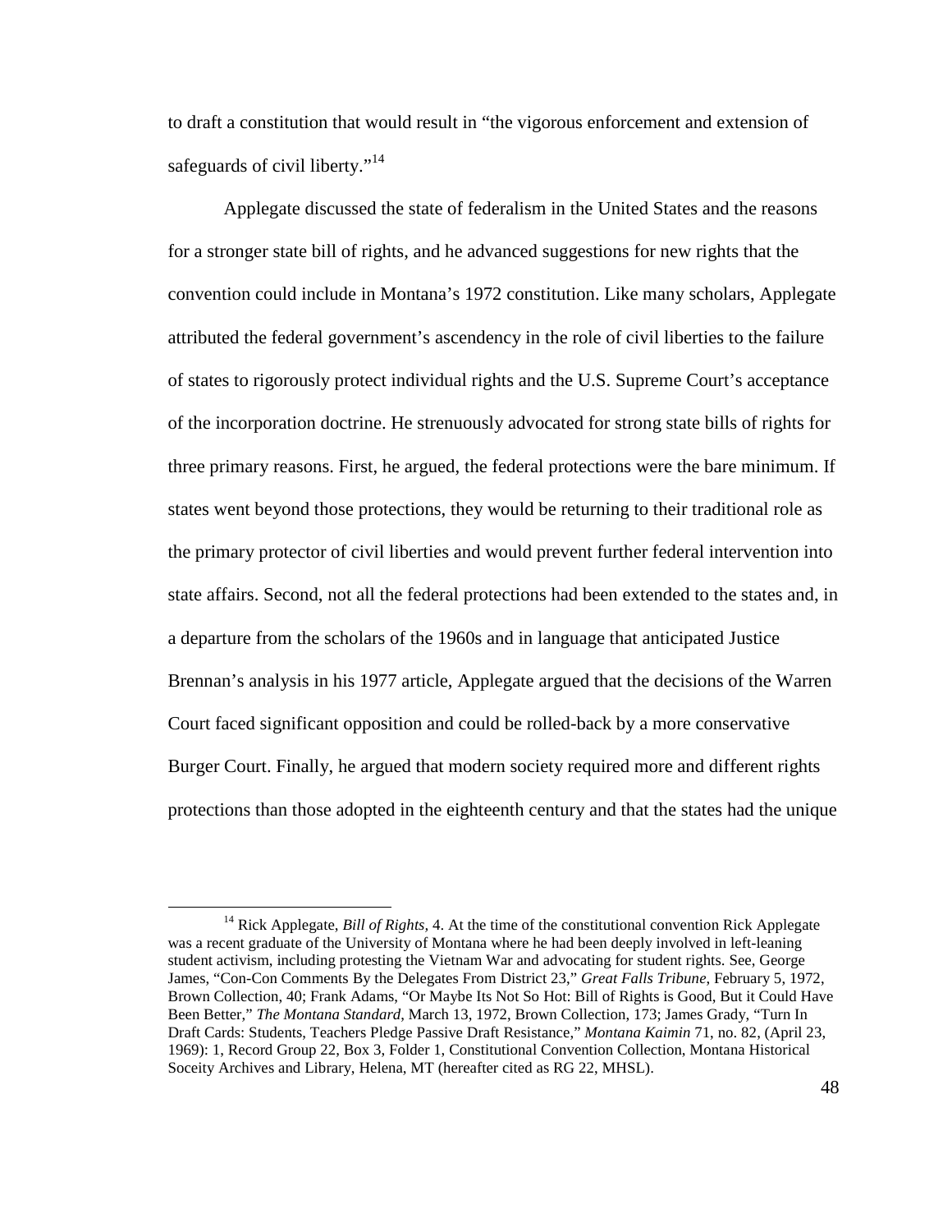to draft a constitution that would result in "the vigorous enforcement and extension of safeguards of civil liberty."[14]

Applegate discussed the state of federalism in the United States and the reasons for a stronger state bill of rights, and he advanced suggestions for new rights that the convention could include in Montana's 1972 constitution. Like many scholars, Applegate attributed the federal government's ascendency in the role of civil liberties to the failure of states to rigorously protect individual rights and the U.S. Supreme Court's acceptance of the incorporation doctrine. He strenuously advocated for strong state bills of rights for three primary reasons. First, he argued, the federal protections were the bare minimum. If states went beyond those protections, they would be returning to their traditional role as the primary protector of civil liberties and would prevent further federal intervention into state affairs. Second, not all the federal protections had been extended to the states and, in a departure from the scholars of the 1960s and in language that anticipated Justice Brennan's analysis in his 1977 article, Applegate argued that the decisions of the Warren Court faced significant opposition and could be rolled-back by a more conservative Burger Court. Finally, he argued that modern society required more and different rights protections than those adopted in the eighteenth century and that the states had the unique

---

[14] Rick Applegate, *Bill of Rights*, 4. At the time of the constitutional convention Rick Applegate was a recent graduate of the University of Montana where he had been deeply involved in left-leaning student activism, including protesting the Vietnam War and advocating for student rights. See, George James, "Con-Con Comments By the Delegates From District 23," *Great Falls Tribune*, February 5, 1972, Brown Collection, 40; Frank Adams, "Or Maybe Its Not So Hot: Bill of Rights is Good, But it Could Have Been Better," *The Montana Standard*, March 13, 1972, Brown Collection, 173; James Grady, "Turn In Draft Cards: Students, Teachers Pledge Passive Draft Resistance," *Montana Kaimin* 71, no. 82, (April 23, 1969): 1, Record Group 22, Box 3, Folder 1, Constitutional Convention Collection, Montana Historical Soceity Archives and Library, Helena, MT (hereafter cited as RG 22, MHSL).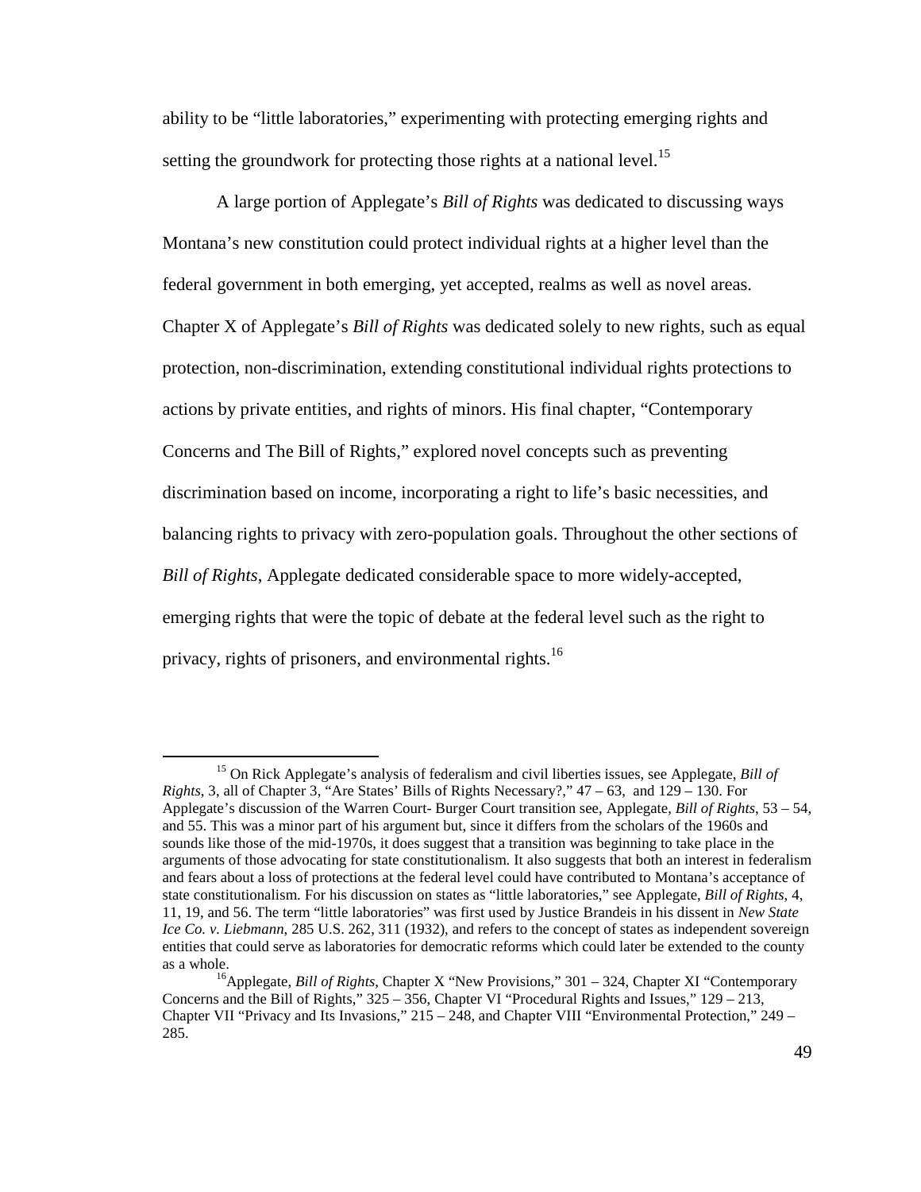ability to be "little laboratories," experimenting with protecting emerging rights and setting the groundwork for protecting those rights at a national level.[15]

A large portion of Applegate's *Bill of Rights* was dedicated to discussing ways Montana's new constitution could protect individual rights at a higher level than the federal government in both emerging, yet accepted, realms as well as novel areas. Chapter X of Applegate's *Bill of Rights* was dedicated solely to new rights, such as equal protection, non-discrimination, extending constitutional individual rights protections to actions by private entities, and rights of minors. His final chapter, "Contemporary Concerns and The Bill of Rights," explored novel concepts such as preventing discrimination based on income, incorporating a right to life's basic necessities, and balancing rights to privacy with zero-population goals. Throughout the other sections of *Bill of Rights*, Applegate dedicated considerable space to more widely-accepted, emerging rights that were the topic of debate at the federal level such as the right to privacy, rights of prisoners, and environmental rights.[16]

---

[15] On Rick Applegate's analysis of federalism and civil liberties issues, see Applegate, *Bill of Rights*, 3, all of Chapter 3, "Are States' Bills of Rights Necessary?," 47 – 63, and 129 – 130. For Applegate's discussion of the Warren Court- Burger Court transition see, Applegate, *Bill of Rights*, 53 – 54, and 55. This was a minor part of his argument but, since it differs from the scholars of the 1960s and sounds like those of the mid-1970s, it does suggest that a transition was beginning to take place in the arguments of those advocating for state constitutionalism. It also suggests that both an interest in federalism and fears about a loss of protections at the federal level could have contributed to Montana's acceptance of state constitutionalism. For his discussion on states as "little laboratories," see Applegate, *Bill of Rights*, 4, 11, 19, and 56. The term "little laboratories" was first used by Justice Brandeis in his dissent in *New State Ice Co. v. Liebmann*, 285 U.S. 262, 311 (1932), and refers to the concept of states as independent sovereign entities that could serve as laboratories for democratic reforms which could later be extended to the county as a whole.

[16] Applegate, *Bill of Rights*, Chapter X "New Provisions," 301 – 324, Chapter XI "Contemporary Concerns and the Bill of Rights," 325 – 356, Chapter VI "Procedural Rights and Issues," 129 – 213, Chapter VII "Privacy and Its Invasions," 215 – 248, and Chapter VIII "Environmental Protection," 249 – 285.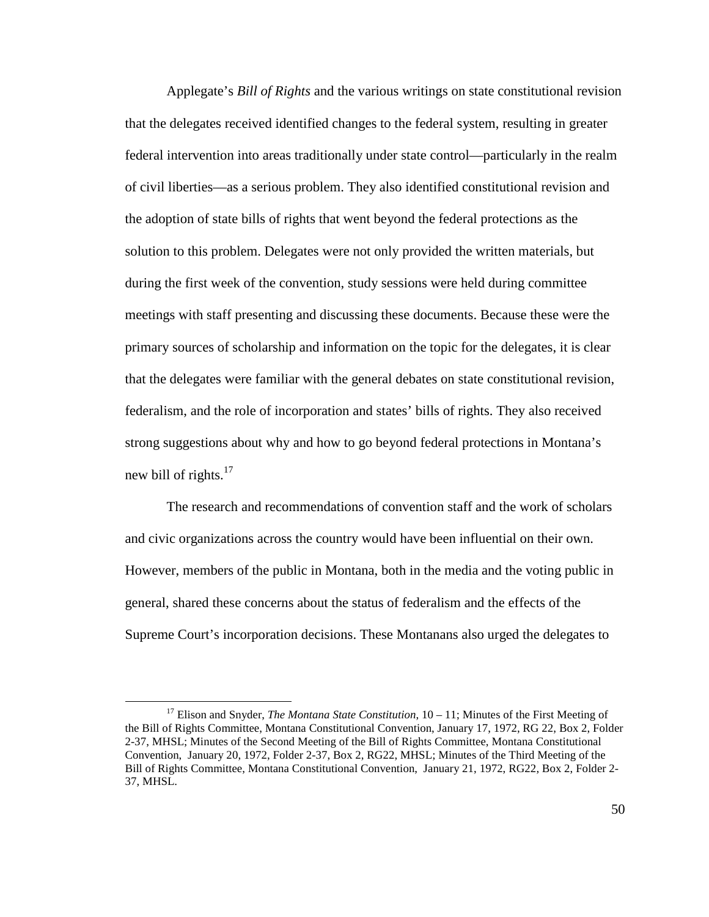Applegate's *Bill of Rights* and the various writings on state constitutional revision that the delegates received identified changes to the federal system, resulting in greater federal intervention into areas traditionally under state control—particularly in the realm of civil liberties—as a serious problem. They also identified constitutional revision and the adoption of state bills of rights that went beyond the federal protections as the solution to this problem. Delegates were not only provided the written materials, but during the first week of the convention, study sessions were held during committee meetings with staff presenting and discussing these documents. Because these were the primary sources of scholarship and information on the topic for the delegates, it is clear that the delegates were familiar with the general debates on state constitutional revision, federalism, and the role of incorporation and states' bills of rights. They also received strong suggestions about why and how to go beyond federal protections in Montana's new bill of rights.[17]

The research and recommendations of convention staff and the work of scholars and civic organizations across the country would have been influential on their own. However, members of the public in Montana, both in the media and the voting public in general, shared these concerns about the status of federalism and the effects of the Supreme Court's incorporation decisions. These Montanans also urged the delegates to

---

[17] Elison and Snyder, *The Montana State Constitution*, 10 – 11; Minutes of the First Meeting of the Bill of Rights Committee, Montana Constitutional Convention, January 17, 1972, RG 22, Box 2, Folder 2-37, MHSL; Minutes of the Second Meeting of the Bill of Rights Committee, Montana Constitutional Convention, January 20, 1972, Folder 2-37, Box 2, RG22, MHSL; Minutes of the Third Meeting of the Bill of Rights Committee, Montana Constitutional Convention, January 21, 1972, RG22, Box 2, Folder 2-37, MHSL.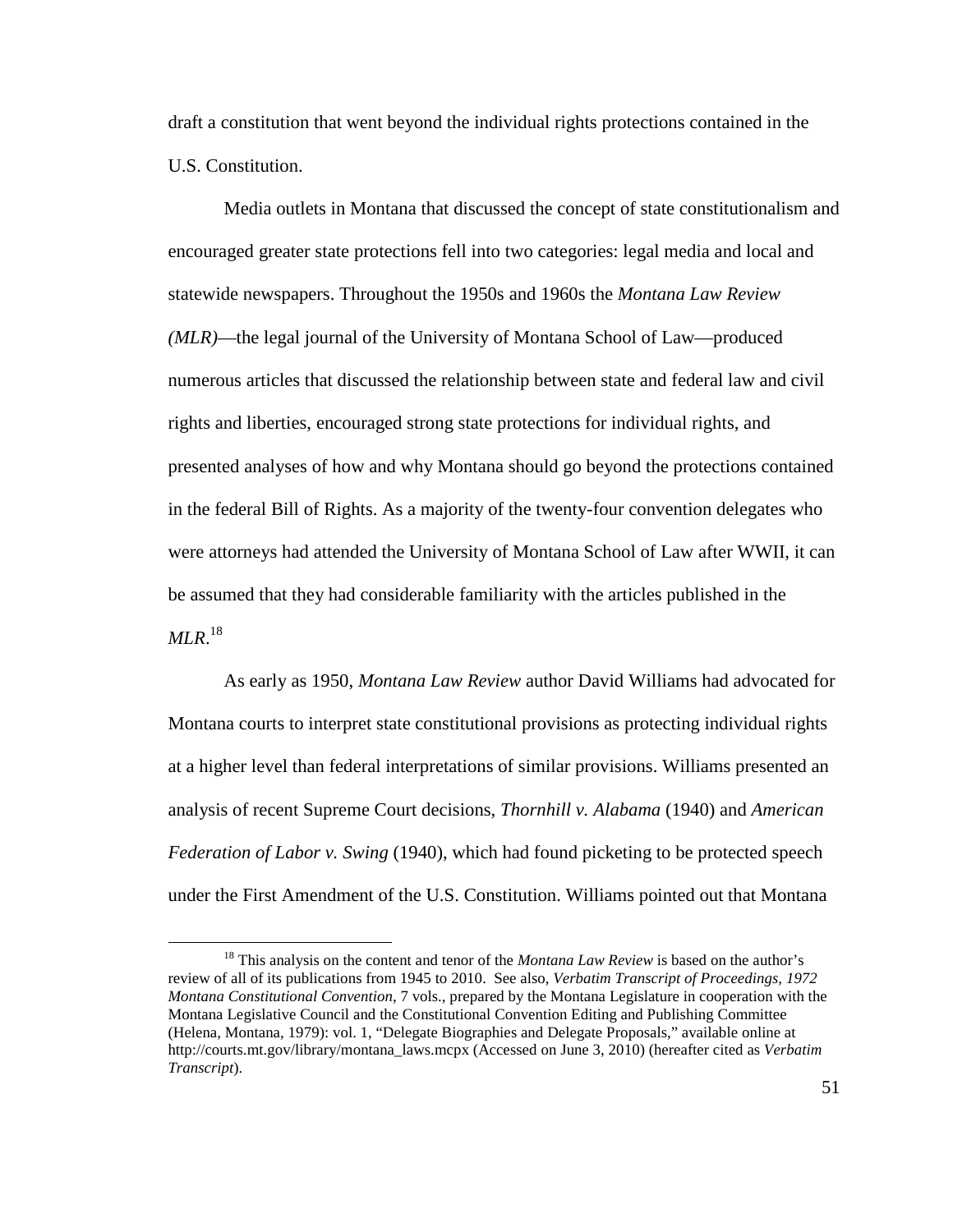draft a constitution that went beyond the individual rights protections contained in the U.S. Constitution.

Media outlets in Montana that discussed the concept of state constitutionalism and encouraged greater state protections fell into two categories: legal media and local and statewide newspapers. Throughout the 1950s and 1960s the *Montana Law Review (MLR)*—the legal journal of the University of Montana School of Law—produced numerous articles that discussed the relationship between state and federal law and civil rights and liberties, encouraged strong state protections for individual rights, and presented analyses of how and why Montana should go beyond the protections contained in the federal Bill of Rights. As a majority of the twenty-four convention delegates who were attorneys had attended the University of Montana School of Law after WWII, it can be assumed that they had considerable familiarity with the articles published in the *MLR*.[18]

As early as 1950, *Montana Law Review* author David Williams had advocated for Montana courts to interpret state constitutional provisions as protecting individual rights at a higher level than federal interpretations of similar provisions. Williams presented an analysis of recent Supreme Court decisions, *Thornhill v. Alabama* (1940) and *American Federation of Labor v. Swing* (1940), which had found picketing to be protected speech under the First Amendment of the U.S. Constitution. Williams pointed out that Montana

---

[18] This analysis on the content and tenor of the *Montana Law Review* is based on the author's review of all of its publications from 1945 to 2010. See also, *Verbatim Transcript of Proceedings, 1972 Montana Constitutional Convention*, 7 vols., prepared by the Montana Legislature in cooperation with the Montana Legislative Council and the Constitutional Convention Editing and Publishing Committee (Helena, Montana, 1979): vol. 1, "Delegate Biographies and Delegate Proposals," available online at http://courts.mt.gov/library/montana_laws.mcpx (Accessed on June 3, 2010) (hereafter cited as *Verbatim Transcript*).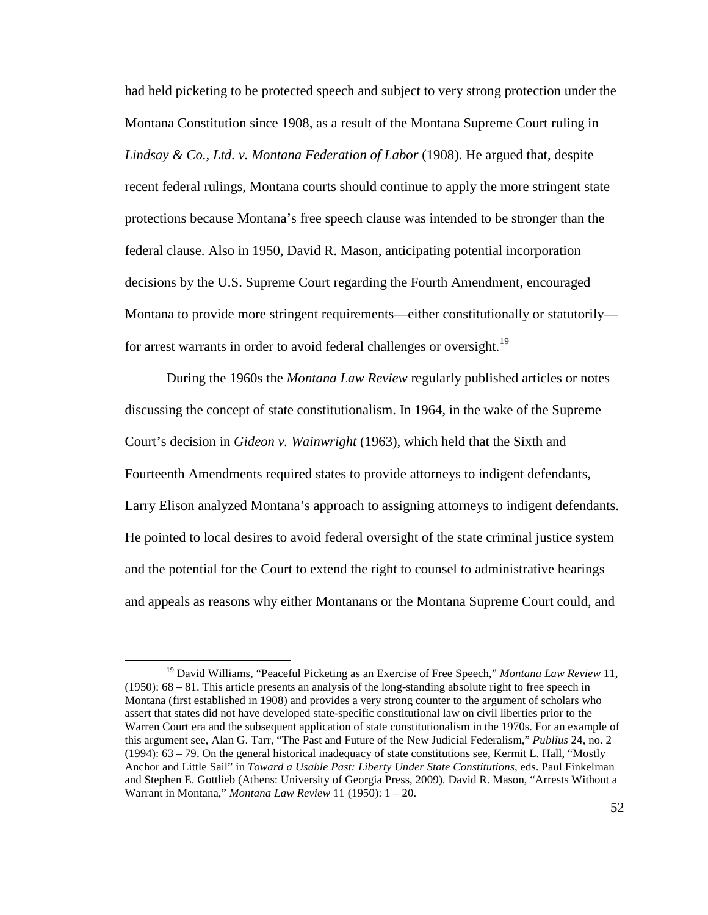had held picketing to be protected speech and subject to very strong protection under the Montana Constitution since 1908, as a result of the Montana Supreme Court ruling in *Lindsay & Co., Ltd. v. Montana Federation of Labor* (1908). He argued that, despite recent federal rulings, Montana courts should continue to apply the more stringent state protections because Montana's free speech clause was intended to be stronger than the federal clause. Also in 1950, David R. Mason, anticipating potential incorporation decisions by the U.S. Supreme Court regarding the Fourth Amendment, encouraged Montana to provide more stringent requirements—either constitutionally or statutorily—for arrest warrants in order to avoid federal challenges or oversight.[19]

During the 1960s the *Montana Law Review* regularly published articles or notes discussing the concept of state constitutionalism. In 1964, in the wake of the Supreme Court's decision in *Gideon v. Wainwright* (1963), which held that the Sixth and Fourteenth Amendments required states to provide attorneys to indigent defendants, Larry Elison analyzed Montana's approach to assigning attorneys to indigent defendants. He pointed to local desires to avoid federal oversight of the state criminal justice system and the potential for the Court to extend the right to counsel to administrative hearings and appeals as reasons why either Montanans or the Montana Supreme Court could, and

---

[19] David Williams, "Peaceful Picketing as an Exercise of Free Speech," *Montana Law Review* 11, (1950): 68 – 81. This article presents an analysis of the long-standing absolute right to free speech in Montana (first established in 1908) and provides a very strong counter to the argument of scholars who assert that states did not have developed state-specific constitutional law on civil liberties prior to the Warren Court era and the subsequent application of state constitutionalism in the 1970s. For an example of this argument see, Alan G. Tarr, "The Past and Future of the New Judicial Federalism," *Publius* 24, no. 2 (1994): 63 – 79. On the general historical inadequacy of state constitutions see, Kermit L. Hall, "Mostly Anchor and Little Sail" in *Toward a Usable Past: Liberty Under State Constitutions*, eds. Paul Finkelman and Stephen E. Gottlieb (Athens: University of Georgia Press, 2009). David R. Mason, "Arrests Without a Warrant in Montana," *Montana Law Review* 11 (1950): 1 – 20.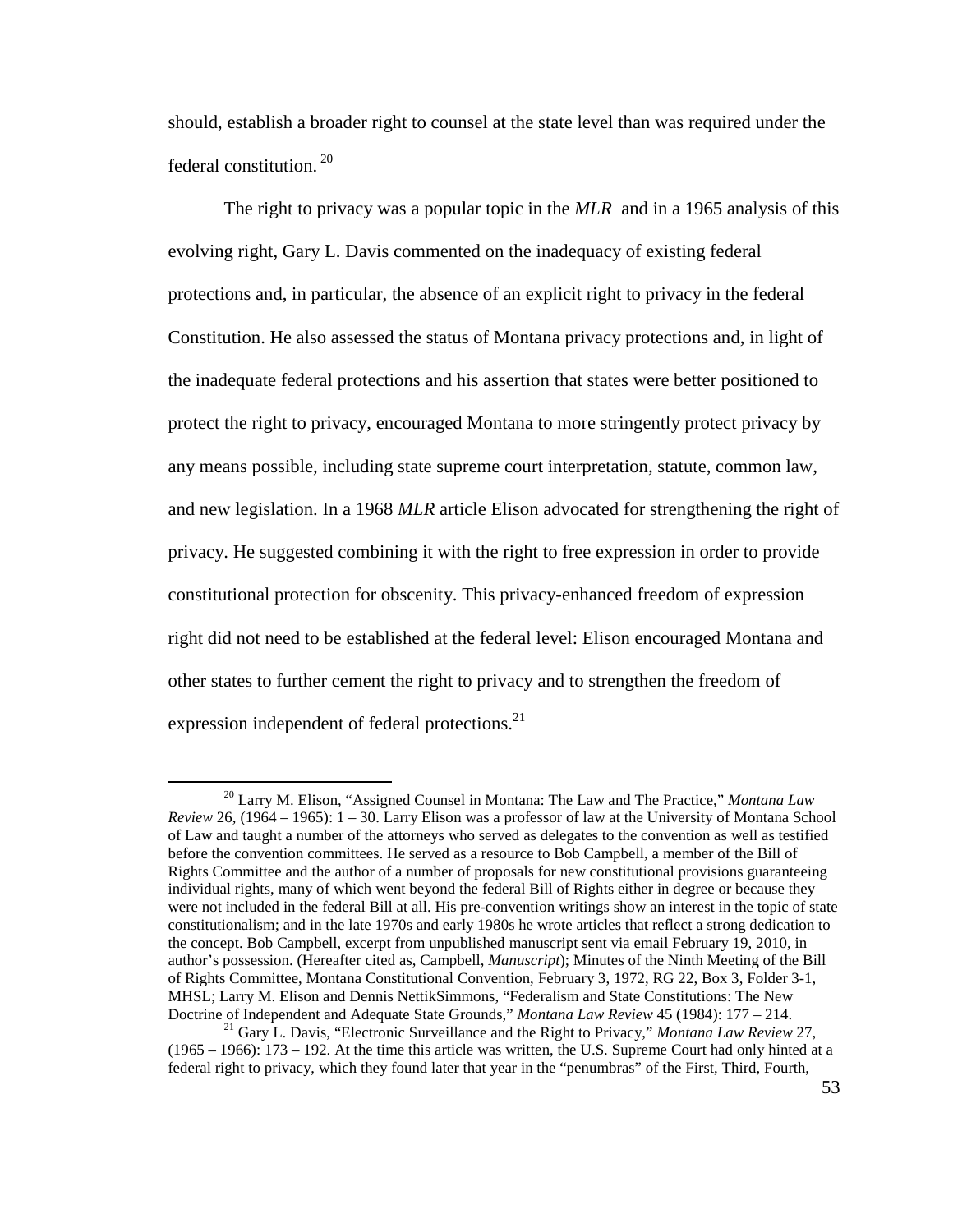should, establish a broader right to counsel at the state level than was required under the federal constitution.[20]

The right to privacy was a popular topic in the *MLR* and in a 1965 analysis of this evolving right, Gary L. Davis commented on the inadequacy of existing federal protections and, in particular, the absence of an explicit right to privacy in the federal Constitution. He also assessed the status of Montana privacy protections and, in light of the inadequate federal protections and his assertion that states were better positioned to protect the right to privacy, encouraged Montana to more stringently protect privacy by any means possible, including state supreme court interpretation, statute, common law, and new legislation. In a 1968 *MLR* article Elison advocated for strengthening the right of privacy. He suggested combining it with the right to free expression in order to provide constitutional protection for obscenity. This privacy-enhanced freedom of expression right did not need to be established at the federal level: Elison encouraged Montana and other states to further cement the right to privacy and to strengthen the freedom of expression independent of federal protections.[21]

---

[20] Larry M. Elison, "Assigned Counsel in Montana: The Law and The Practice," *Montana Law Review* 26, (1964 – 1965): 1 – 30. Larry Elison was a professor of law at the University of Montana School of Law and taught a number of the attorneys who served as delegates to the convention as well as testified before the convention committees. He served as a resource to Bob Campbell, a member of the Bill of Rights Committee and the author of a number of proposals for new constitutional provisions guaranteeing individual rights, many of which went beyond the federal Bill of Rights either in degree or because they were not included in the federal Bill at all. His pre-convention writings show an interest in the topic of state constitutionalism; and in the late 1970s and early 1980s he wrote articles that reflect a strong dedication to the concept. Bob Campbell, excerpt from unpublished manuscript sent via email February 19, 2010, in author's possession. (Hereafter cited as, Campbell, *Manuscript*); Minutes of the Ninth Meeting of the Bill of Rights Committee, Montana Constitutional Convention, February 3, 1972, RG 22, Box 3, Folder 3-1, MHSL; Larry M. Elison and Dennis NettikSimmons, "Federalism and State Constitutions: The New Doctrine of Independent and Adequate State Grounds," *Montana Law Review* 45 (1984): 177 – 214.

[21] Gary L. Davis, "Electronic Surveillance and the Right to Privacy," *Montana Law Review* 27, (1965 – 1966): 173 – 192. At the time this article was written, the U.S. Supreme Court had only hinted at a federal right to privacy, which they found later that year in the "penumbras" of the First, Third, Fourth,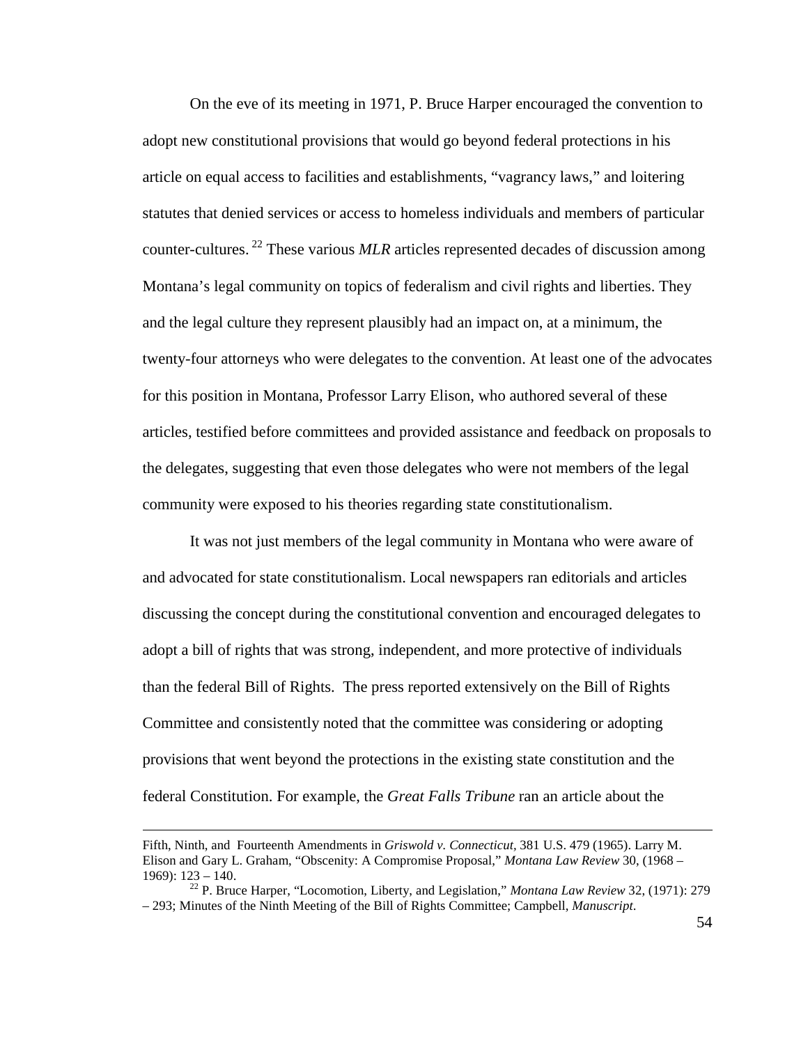On the eve of its meeting in 1971, P. Bruce Harper encouraged the convention to adopt new constitutional provisions that would go beyond federal protections in his article on equal access to facilities and establishments, "vagrancy laws," and loitering statutes that denied services or access to homeless individuals and members of particular counter-cultures.[22] These various *MLR* articles represented decades of discussion among Montana's legal community on topics of federalism and civil rights and liberties. They and the legal culture they represent plausibly had an impact on, at a minimum, the twenty-four attorneys who were delegates to the convention. At least one of the advocates for this position in Montana, Professor Larry Elison, who authored several of these articles, testified before committees and provided assistance and feedback on proposals to the delegates, suggesting that even those delegates who were not members of the legal community were exposed to his theories regarding state constitutionalism.

It was not just members of the legal community in Montana who were aware of and advocated for state constitutionalism. Local newspapers ran editorials and articles discussing the concept during the constitutional convention and encouraged delegates to adopt a bill of rights that was strong, independent, and more protective of individuals than the federal Bill of Rights. The press reported extensively on the Bill of Rights Committee and consistently noted that the committee was considering or adopting provisions that went beyond the protections in the existing state constitution and the federal Constitution. For example, the *Great Falls Tribune* ran an article about the

---

Fifth, Ninth, and Fourteenth Amendments in *Griswold v. Connecticut*, 381 U.S. 479 (1965). Larry M. Elison and Gary L. Graham, "Obscenity: A Compromise Proposal," *Montana Law Review* 30, (1968 – 1969): 123 – 140.

[22] P. Bruce Harper, "Locomotion, Liberty, and Legislation," *Montana Law Review* 32, (1971): 279 – 293; Minutes of the Ninth Meeting of the Bill of Rights Committee; Campbell, *Manuscript*.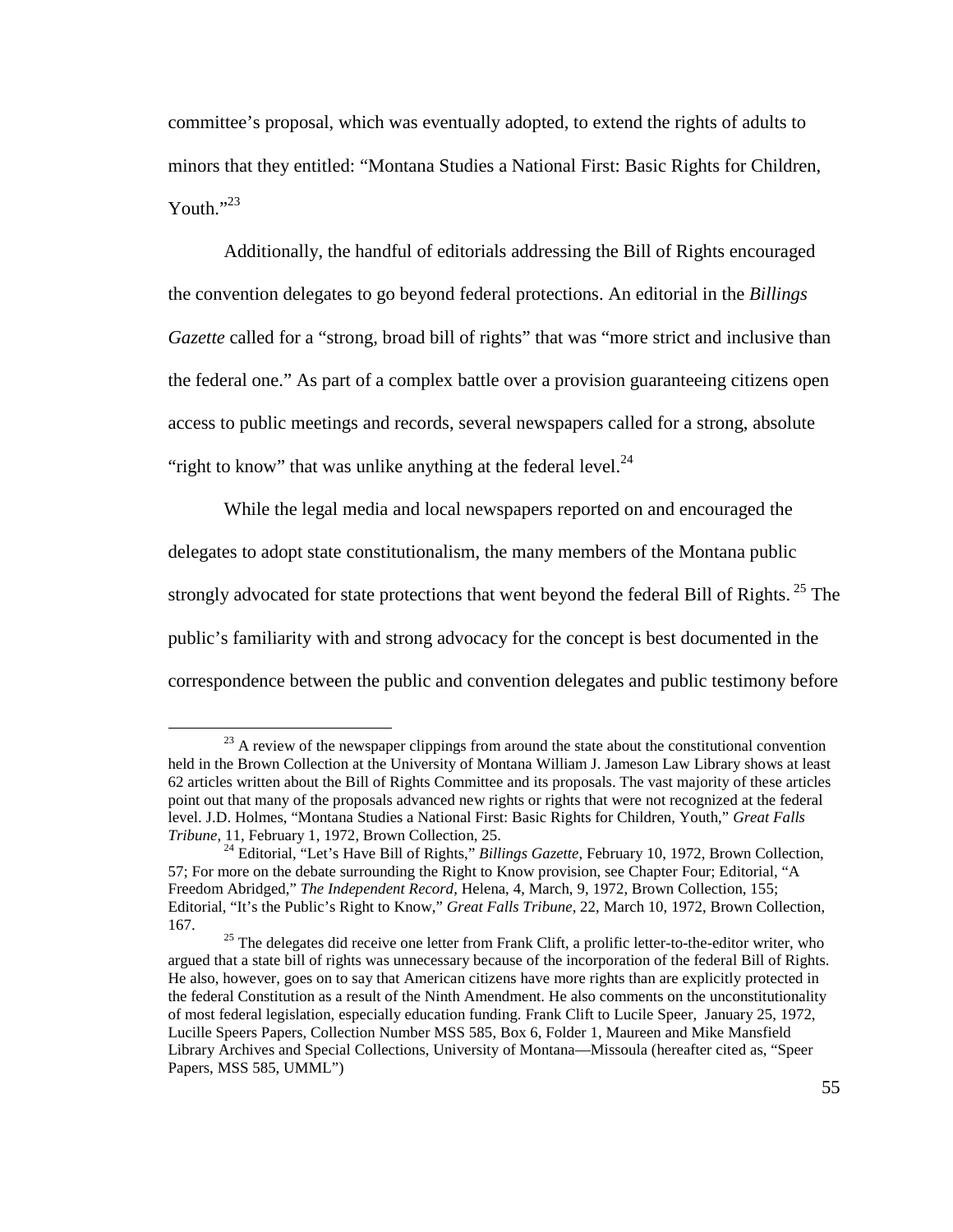committee's proposal, which was eventually adopted, to extend the rights of adults to minors that they entitled: "Montana Studies a National First: Basic Rights for Children, Youth."[23]

Additionally, the handful of editorials addressing the Bill of Rights encouraged the convention delegates to go beyond federal protections. An editorial in the *Billings Gazette* called for a "strong, broad bill of rights" that was "more strict and inclusive than the federal one." As part of a complex battle over a provision guaranteeing citizens open access to public meetings and records, several newspapers called for a strong, absolute "right to know" that was unlike anything at the federal level.[24]

While the legal media and local newspapers reported on and encouraged the delegates to adopt state constitutionalism, the many members of the Montana public strongly advocated for state protections that went beyond the federal Bill of Rights.[25] The public's familiarity with and strong advocacy for the concept is best documented in the correspondence between the public and convention delegates and public testimony before

---

[23] A review of the newspaper clippings from around the state about the constitutional convention held in the Brown Collection at the University of Montana William J. Jameson Law Library shows at least 62 articles written about the Bill of Rights Committee and its proposals. The vast majority of these articles point out that many of the proposals advanced new rights or rights that were not recognized at the federal level. J.D. Holmes, "Montana Studies a National First: Basic Rights for Children, Youth," *Great Falls Tribune*, 11, February 1, 1972, Brown Collection, 25.

[24] Editorial, "Let's Have Bill of Rights," *Billings Gazette*, February 10, 1972, Brown Collection, 57; For more on the debate surrounding the Right to Know provision, see Chapter Four; Editorial, "A Freedom Abridged," *The Independent Record*, Helena, 4, March, 9, 1972, Brown Collection, 155; Editorial, "It's the Public's Right to Know," *Great Falls Tribune*, 22, March 10, 1972, Brown Collection, 167.

[25] The delegates did receive one letter from Frank Clift, a prolific letter-to-the-editor writer, who argued that a state bill of rights was unnecessary because of the incorporation of the federal Bill of Rights. He also, however, goes on to say that American citizens have more rights than are explicitly protected in the federal Constitution as a result of the Ninth Amendment. He also comments on the unconstitutionality of most federal legislation, especially education funding. Frank Clift to Lucile Speer, January 25, 1972, Lucille Speers Papers, Collection Number MSS 585, Box 6, Folder 1, Maureen and Mike Mansfield Library Archives and Special Collections, University of Montana—Missoula (hereafter cited as, "Speer Papers, MSS 585, UMML")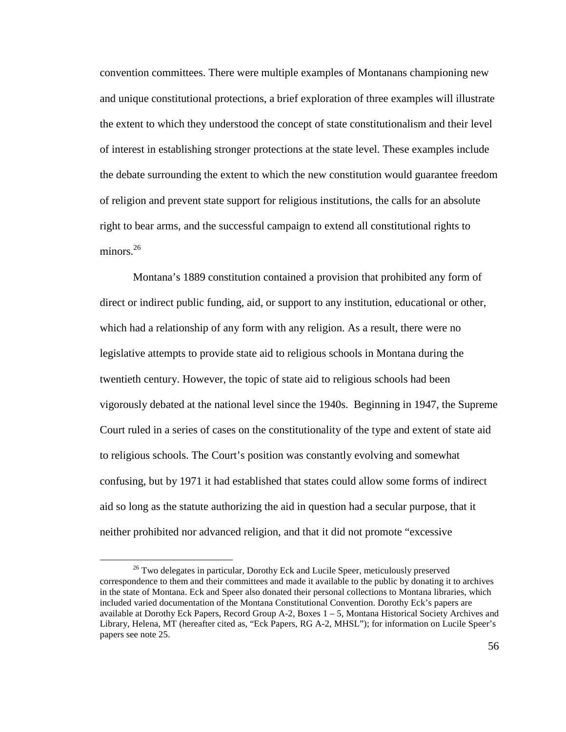convention committees. There were multiple examples of Montanans championing new and unique constitutional protections, a brief exploration of three examples will illustrate the extent to which they understood the concept of state constitutionalism and their level of interest in establishing stronger protections at the state level. These examples include the debate surrounding the extent to which the new constitution would guarantee freedom of religion and prevent state support for religious institutions, the calls for an absolute right to bear arms, and the successful campaign to extend all constitutional rights to minors.[26]

Montana's 1889 constitution contained a provision that prohibited any form of direct or indirect public funding, aid, or support to any institution, educational or other, which had a relationship of any form with any religion. As a result, there were no legislative attempts to provide state aid to religious schools in Montana during the twentieth century. However, the topic of state aid to religious schools had been vigorously debated at the national level since the 1940s. Beginning in 1947, the Supreme Court ruled in a series of cases on the constitutionality of the type and extent of state aid to religious schools. The Court's position was constantly evolving and somewhat confusing, but by 1971 it had established that states could allow some forms of indirect aid so long as the statute authorizing the aid in question had a secular purpose, that it neither prohibited nor advanced religion, and that it did not promote "excessive

---

[26] Two delegates in particular, Dorothy Eck and Lucile Speer, meticulously preserved correspondence to them and their committees and made it available to the public by donating it to archives in the state of Montana. Eck and Speer also donated their personal collections to Montana libraries, which included varied documentation of the Montana Constitutional Convention. Dorothy Eck's papers are available at Dorothy Eck Papers, Record Group A-2, Boxes 1 – 5, Montana Historical Society Archives and Library, Helena, MT (hereafter cited as, "Eck Papers, RG A-2, MHSL"); for information on Lucile Speer's papers see note 25.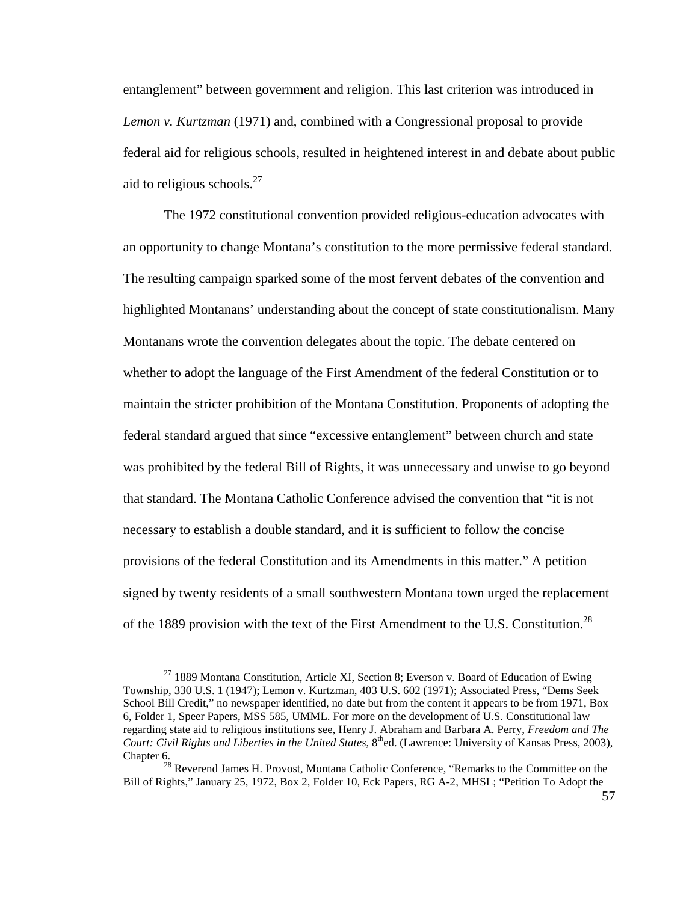entanglement" between government and religion. This last criterion was introduced in *Lemon v. Kurtzman* (1971) and, combined with a Congressional proposal to provide federal aid for religious schools, resulted in heightened interest in and debate about public aid to religious schools.[27]

The 1972 constitutional convention provided religious-education advocates with an opportunity to change Montana's constitution to the more permissive federal standard. The resulting campaign sparked some of the most fervent debates of the convention and highlighted Montanans' understanding about the concept of state constitutionalism. Many Montanans wrote the convention delegates about the topic. The debate centered on whether to adopt the language of the First Amendment of the federal Constitution or to maintain the stricter prohibition of the Montana Constitution. Proponents of adopting the federal standard argued that since "excessive entanglement" between church and state was prohibited by the federal Bill of Rights, it was unnecessary and unwise to go beyond that standard. The Montana Catholic Conference advised the convention that "it is not necessary to establish a double standard, and it is sufficient to follow the concise provisions of the federal Constitution and its Amendments in this matter." A petition signed by twenty residents of a small southwestern Montana town urged the replacement of the 1889 provision with the text of the First Amendment to the U.S. Constitution.[28]

---

[27] 1889 Montana Constitution, Article XI, Section 8; Everson v. Board of Education of Ewing Township, 330 U.S. 1 (1947); Lemon v. Kurtzman, 403 U.S. 602 (1971); Associated Press, "Dems Seek School Bill Credit," no newspaper identified, no date but from the content it appears to be from 1971, Box 6, Folder 1, Speer Papers, MSS 585, UMML. For more on the development of U.S. Constitutional law regarding state aid to religious institutions see, Henry J. Abraham and Barbara A. Perry, *Freedom and The Court: Civil Rights and Liberties in the United States*, 8th ed. (Lawrence: University of Kansas Press, 2003), Chapter 6.

[28] Reverend James H. Provost, Montana Catholic Conference, "Remarks to the Committee on the Bill of Rights," January 25, 1972, Box 2, Folder 10, Eck Papers, RG A-2, MHSL; "Petition To Adopt the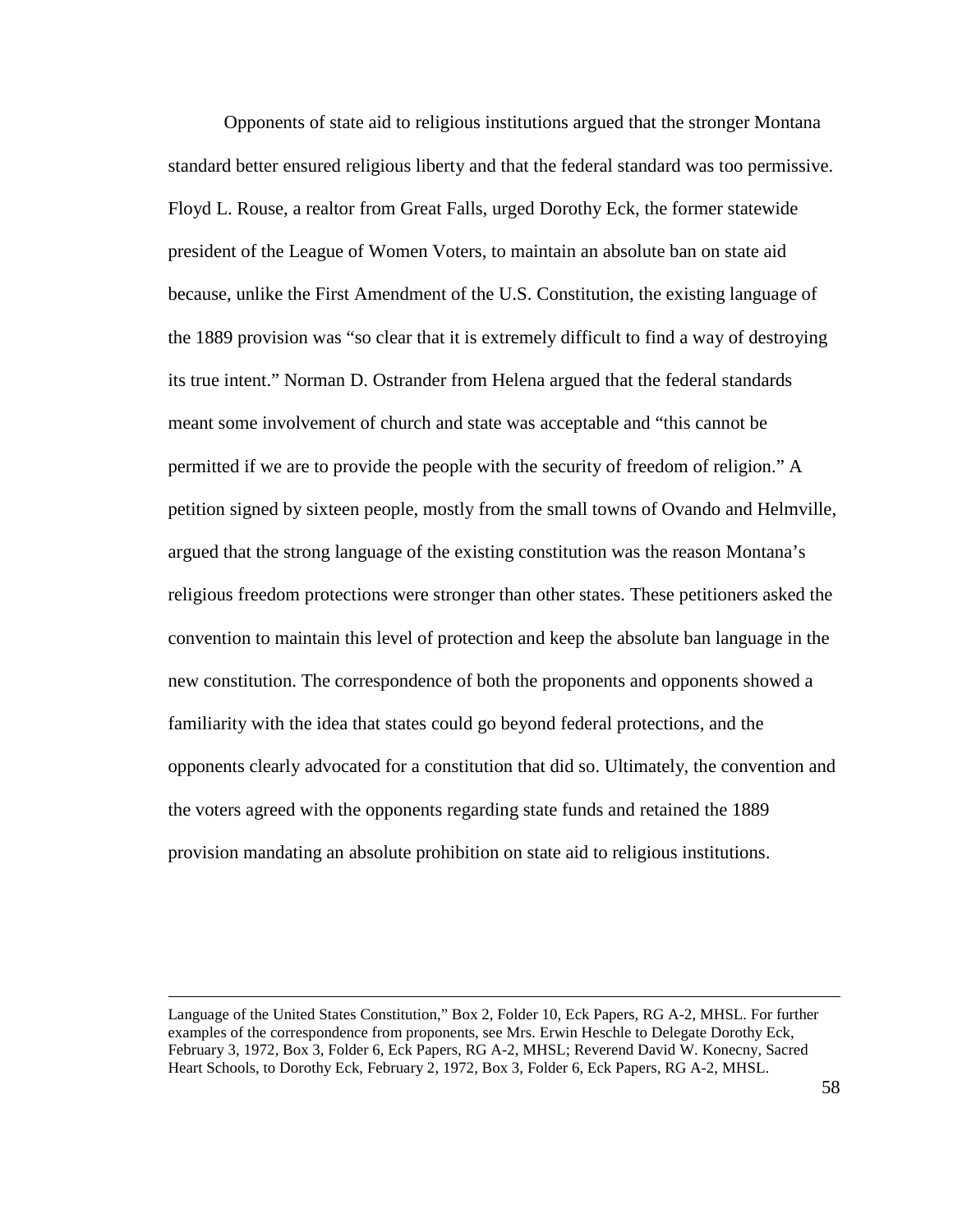Opponents of state aid to religious institutions argued that the stronger Montana standard better ensured religious liberty and that the federal standard was too permissive. Floyd L. Rouse, a realtor from Great Falls, urged Dorothy Eck, the former statewide president of the League of Women Voters, to maintain an absolute ban on state aid because, unlike the First Amendment of the U.S. Constitution, the existing language of the 1889 provision was "so clear that it is extremely difficult to find a way of destroying its true intent." Norman D. Ostrander from Helena argued that the federal standards meant some involvement of church and state was acceptable and "this cannot be permitted if we are to provide the people with the security of freedom of religion." A petition signed by sixteen people, mostly from the small towns of Ovando and Helmville, argued that the strong language of the existing constitution was the reason Montana's religious freedom protections were stronger than other states. These petitioners asked the convention to maintain this level of protection and keep the absolute ban language in the new constitution. The correspondence of both the proponents and opponents showed a familiarity with the idea that states could go beyond federal protections, and the opponents clearly advocated for a constitution that did so. Ultimately, the convention and the voters agreed with the opponents regarding state funds and retained the 1889 provision mandating an absolute prohibition on state aid to religious institutions.

---

Language of the United States Constitution," Box 2, Folder 10, Eck Papers, RG A-2, MHSL. For further examples of the correspondence from proponents, see Mrs. Erwin Heschle to Delegate Dorothy Eck, February 3, 1972, Box 3, Folder 6, Eck Papers, RG A-2, MHSL; Reverend David W. Konecny, Sacred Heart Schools, to Dorothy Eck, February 2, 1972, Box 3, Folder 6, Eck Papers, RG A-2, MHSL.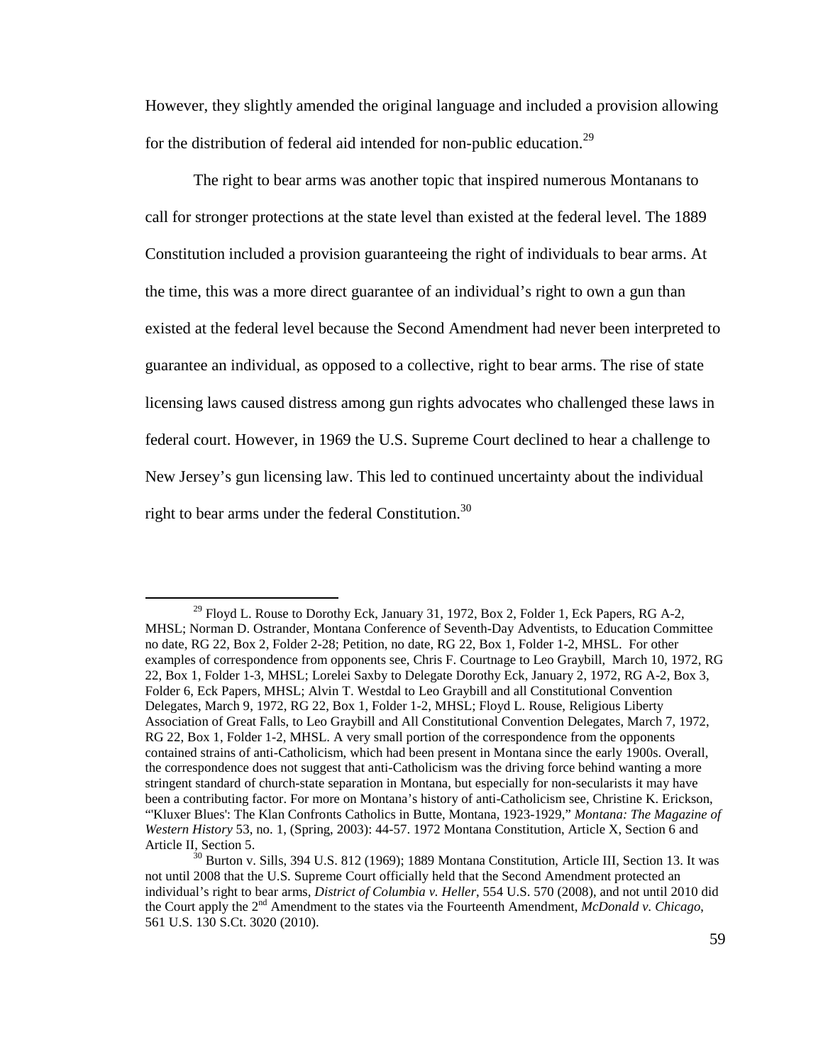However, they slightly amended the original language and included a provision allowing for the distribution of federal aid intended for non-public education.[29]

The right to bear arms was another topic that inspired numerous Montanans to call for stronger protections at the state level than existed at the federal level. The 1889 Constitution included a provision guaranteeing the right of individuals to bear arms. At the time, this was a more direct guarantee of an individual's right to own a gun than existed at the federal level because the Second Amendment had never been interpreted to guarantee an individual, as opposed to a collective, right to bear arms. The rise of state licensing laws caused distress among gun rights advocates who challenged these laws in federal court. However, in 1969 the U.S. Supreme Court declined to hear a challenge to New Jersey's gun licensing law. This led to continued uncertainty about the individual right to bear arms under the federal Constitution.[30]

---

[29] Floyd L. Rouse to Dorothy Eck, January 31, 1972, Box 2, Folder 1, Eck Papers, RG A-2, MHSL; Norman D. Ostrander, Montana Conference of Seventh-Day Adventists, to Education Committee no date, RG 22, Box 2, Folder 2-28; Petition, no date, RG 22, Box 1, Folder 1-2, MHSL. For other examples of correspondence from opponents see, Chris F. Courtnage to Leo Graybill, March 10, 1972, RG 22, Box 1, Folder 1-3, MHSL; Lorelei Saxby to Delegate Dorothy Eck, January 2, 1972, RG A-2, Box 3, Folder 6, Eck Papers, MHSL; Alvin T. Westdal to Leo Graybill and all Constitutional Convention Delegates, March 9, 1972, RG 22, Box 1, Folder 1-2, MHSL; Floyd L. Rouse, Religious Liberty Association of Great Falls, to Leo Graybill and All Constitutional Convention Delegates, March 7, 1972, RG 22, Box 1, Folder 1-2, MHSL. A very small portion of the correspondence from the opponents contained strains of anti-Catholicism, which had been present in Montana since the early 1900s. Overall, the correspondence does not suggest that anti-Catholicism was the driving force behind wanting a more stringent standard of church-state separation in Montana, but especially for non-secularists it may have been a contributing factor. For more on Montana's history of anti-Catholicism see, Christine K. Erickson, "'Kluxer Blues': The Klan Confronts Catholics in Butte, Montana, 1923-1929," *Montana: The Magazine of Western History* 53, no. 1, (Spring, 2003): 44-57. 1972 Montana Constitution, Article X, Section 6 and Article II, Section 5.

[30] Burton v. Sills, 394 U.S. 812 (1969); 1889 Montana Constitution, Article III, Section 13. It was not until 2008 that the U.S. Supreme Court officially held that the Second Amendment protected an individual's right to bear arms, *District of Columbia v. Heller*, 554 U.S. 570 (2008), and not until 2010 did the Court apply the 2nd Amendment to the states via the Fourteenth Amendment, *McDonald v. Chicago*, 561 U.S. 130 S.Ct. 3020 (2010).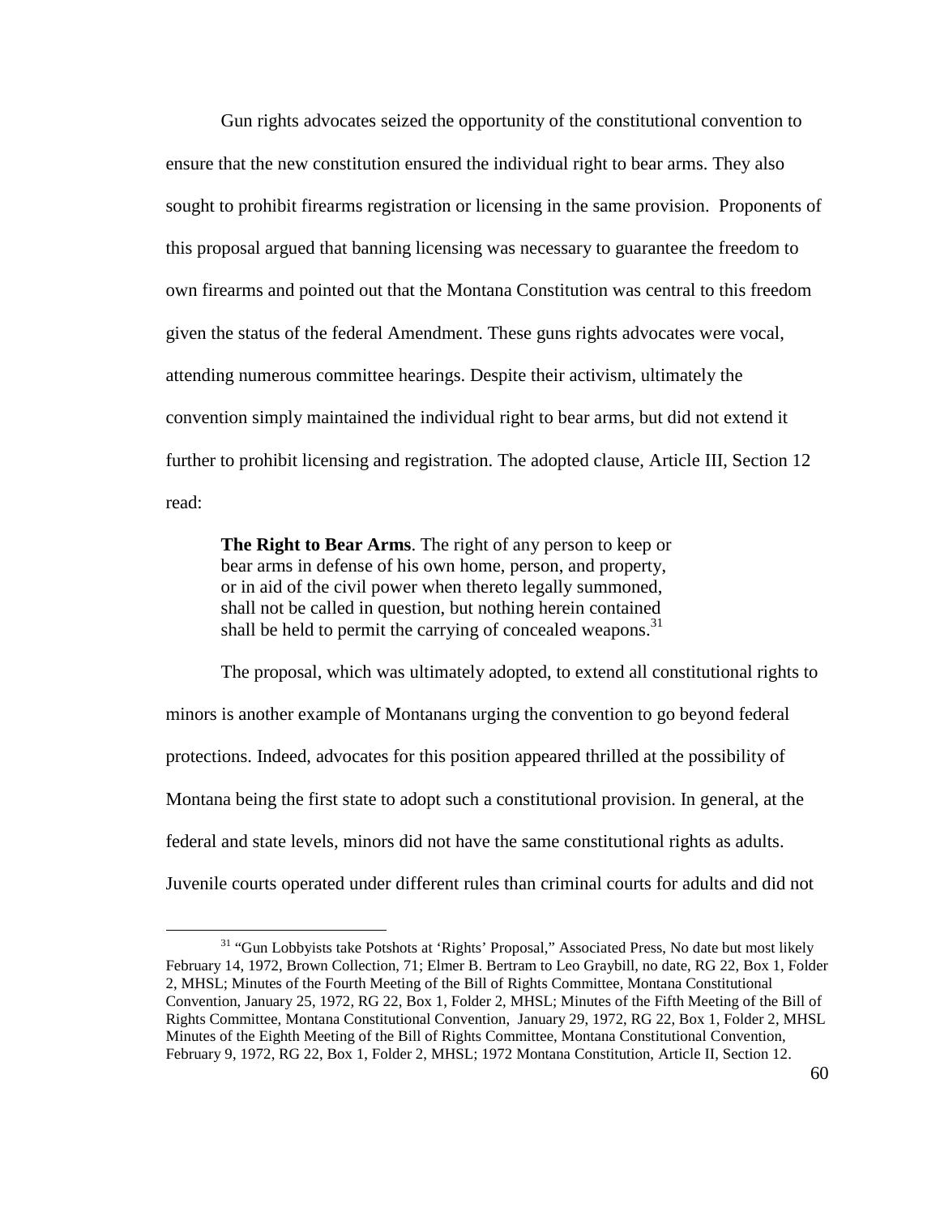Gun rights advocates seized the opportunity of the constitutional convention to ensure that the new constitution ensured the individual right to bear arms. They also sought to prohibit firearms registration or licensing in the same provision. Proponents of this proposal argued that banning licensing was necessary to guarantee the freedom to own firearms and pointed out that the Montana Constitution was central to this freedom given the status of the federal Amendment. These guns rights advocates were vocal, attending numerous committee hearings. Despite their activism, ultimately the convention simply maintained the individual right to bear arms, but did not extend it further to prohibit licensing and registration. The adopted clause, Article III, Section 12 read:

> **The Right to Bear Arms**. The right of any person to keep or bear arms in defense of his own home, person, and property, or in aid of the civil power when thereto legally summoned, shall not be called in question, but nothing herein contained shall be held to permit the carrying of concealed weapons.[31]

The proposal, which was ultimately adopted, to extend all constitutional rights to minors is another example of Montanans urging the convention to go beyond federal protections. Indeed, advocates for this position appeared thrilled at the possibility of Montana being the first state to adopt such a constitutional provision. In general, at the federal and state levels, minors did not have the same constitutional rights as adults. Juvenile courts operated under different rules than criminal courts for adults and did not

---

[31] "Gun Lobbyists take Potshots at 'Rights' Proposal," Associated Press, No date but most likely February 14, 1972, Brown Collection, 71; Elmer B. Bertram to Leo Graybill, no date, RG 22, Box 1, Folder 2, MHSL; Minutes of the Fourth Meeting of the Bill of Rights Committee, Montana Constitutional Convention, January 25, 1972, RG 22, Box 1, Folder 2, MHSL; Minutes of the Fifth Meeting of the Bill of Rights Committee, Montana Constitutional Convention, January 29, 1972, RG 22, Box 1, Folder 2, MHSL Minutes of the Eighth Meeting of the Bill of Rights Committee, Montana Constitutional Convention, February 9, 1972, RG 22, Box 1, Folder 2, MHSL; 1972 Montana Constitution, Article II, Section 12.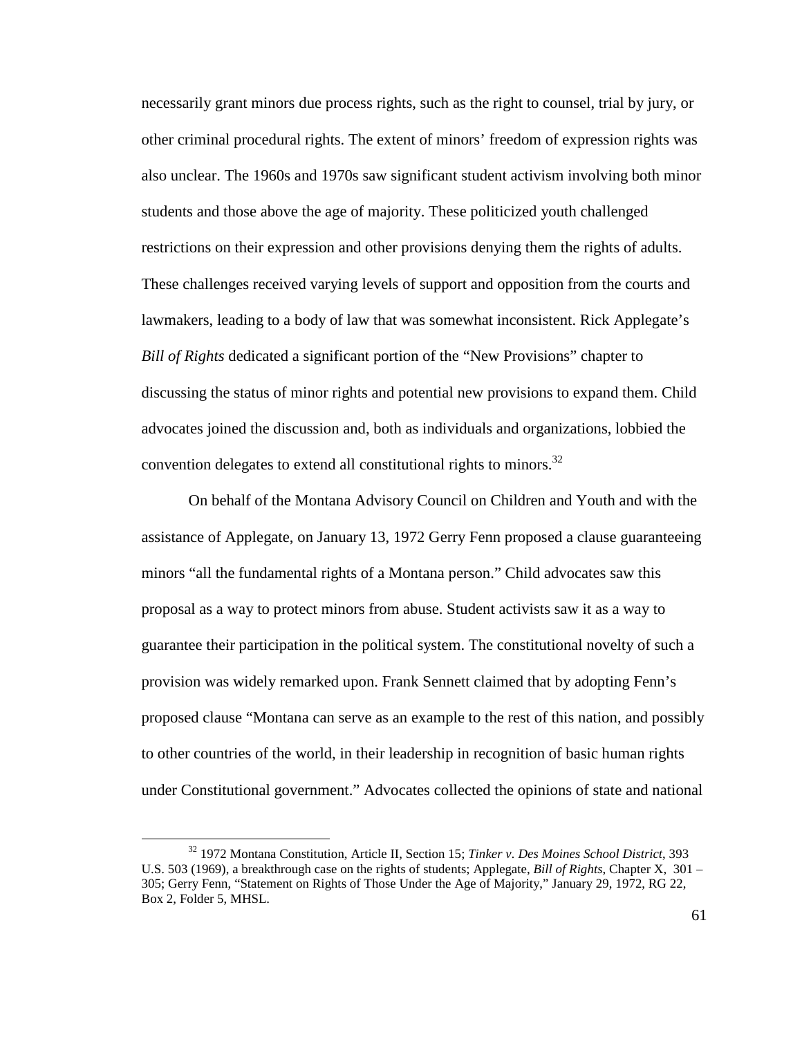necessarily grant minors due process rights, such as the right to counsel, trial by jury, or other criminal procedural rights. The extent of minors' freedom of expression rights was also unclear. The 1960s and 1970s saw significant student activism involving both minor students and those above the age of majority. These politicized youth challenged restrictions on their expression and other provisions denying them the rights of adults. These challenges received varying levels of support and opposition from the courts and lawmakers, leading to a body of law that was somewhat inconsistent. Rick Applegate's *Bill of Rights* dedicated a significant portion of the "New Provisions" chapter to discussing the status of minor rights and potential new provisions to expand them. Child advocates joined the discussion and, both as individuals and organizations, lobbied the convention delegates to extend all constitutional rights to minors.[32]

On behalf of the Montana Advisory Council on Children and Youth and with the assistance of Applegate, on January 13, 1972 Gerry Fenn proposed a clause guaranteeing minors "all the fundamental rights of a Montana person." Child advocates saw this proposal as a way to protect minors from abuse. Student activists saw it as a way to guarantee their participation in the political system. The constitutional novelty of such a provision was widely remarked upon. Frank Sennett claimed that by adopting Fenn's proposed clause "Montana can serve as an example to the rest of this nation, and possibly to other countries of the world, in their leadership in recognition of basic human rights under Constitutional government." Advocates collected the opinions of state and national

[32] 1972 Montana Constitution, Article II, Section 15; *Tinker v. Des Moines School District*, 393 U.S. 503 (1969), a breakthrough case on the rights of students; Applegate, *Bill of Rights*, Chapter X, 301 – 305; Gerry Fenn, "Statement on Rights of Those Under the Age of Majority," January 29, 1972, RG 22, Box 2, Folder 5, MHSL.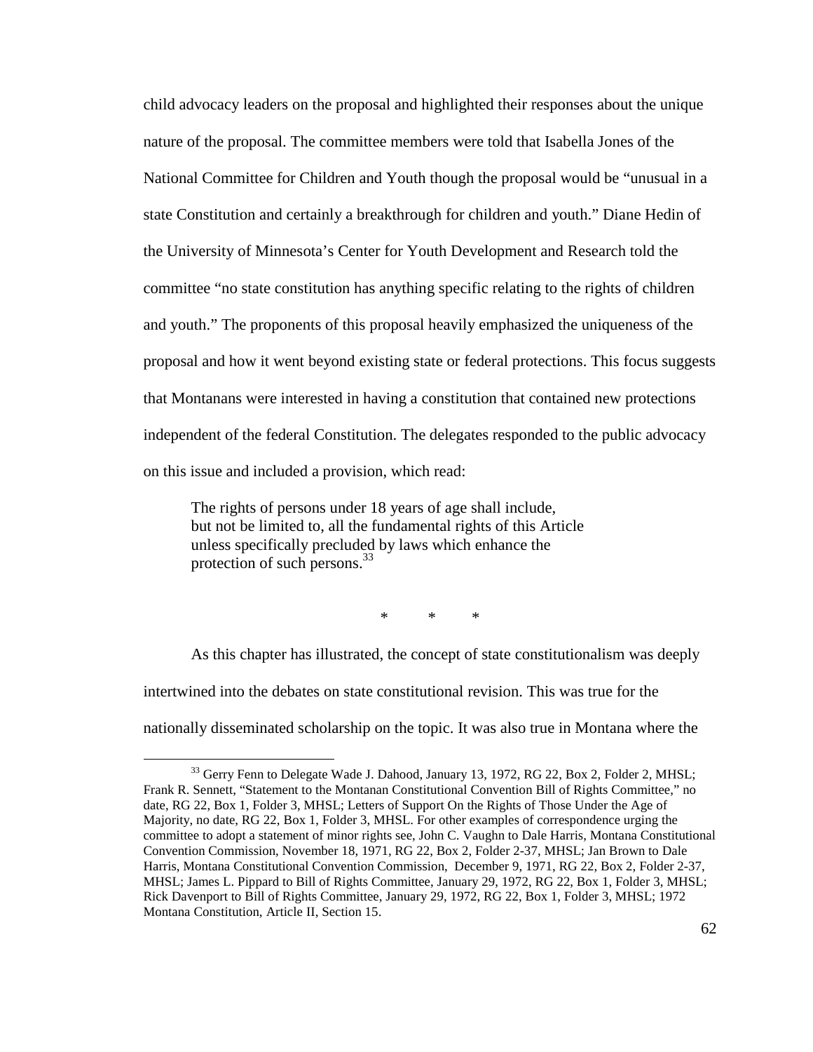child advocacy leaders on the proposal and highlighted their responses about the unique nature of the proposal. The committee members were told that Isabella Jones of the National Committee for Children and Youth though the proposal would be "unusual in a state Constitution and certainly a breakthrough for children and youth." Diane Hedin of the University of Minnesota's Center for Youth Development and Research told the committee "no state constitution has anything specific relating to the rights of children and youth." The proponents of this proposal heavily emphasized the uniqueness of the proposal and how it went beyond existing state or federal protections. This focus suggests that Montanans were interested in having a constitution that contained new protections independent of the federal Constitution. The delegates responded to the public advocacy on this issue and included a provision, which read:

> The rights of persons under 18 years of age shall include, but not be limited to, all the fundamental rights of this Article unless specifically precluded by laws which enhance the protection of such persons.[33]

\* \* \*

As this chapter has illustrated, the concept of state constitutionalism was deeply intertwined into the debates on state constitutional revision. This was true for the nationally disseminated scholarship on the topic. It was also true in Montana where the

[33] Gerry Fenn to Delegate Wade J. Dahood, January 13, 1972, RG 22, Box 2, Folder 2, MHSL; Frank R. Sennett, "Statement to the Montanan Constitutional Convention Bill of Rights Committee," no date, RG 22, Box 1, Folder 3, MHSL; Letters of Support On the Rights of Those Under the Age of Majority, no date, RG 22, Box 1, Folder 3, MHSL. For other examples of correspondence urging the committee to adopt a statement of minor rights see, John C. Vaughn to Dale Harris, Montana Constitutional Convention Commission, November 18, 1971, RG 22, Box 2, Folder 2-37, MHSL; Jan Brown to Dale Harris, Montana Constitutional Convention Commission, December 9, 1971, RG 22, Box 2, Folder 2-37, MHSL; James L. Pippard to Bill of Rights Committee, January 29, 1972, RG 22, Box 1, Folder 3, MHSL; Rick Davenport to Bill of Rights Committee, January 29, 1972, RG 22, Box 1, Folder 3, MHSL; 1972 Montana Constitution, Article II, Section 15.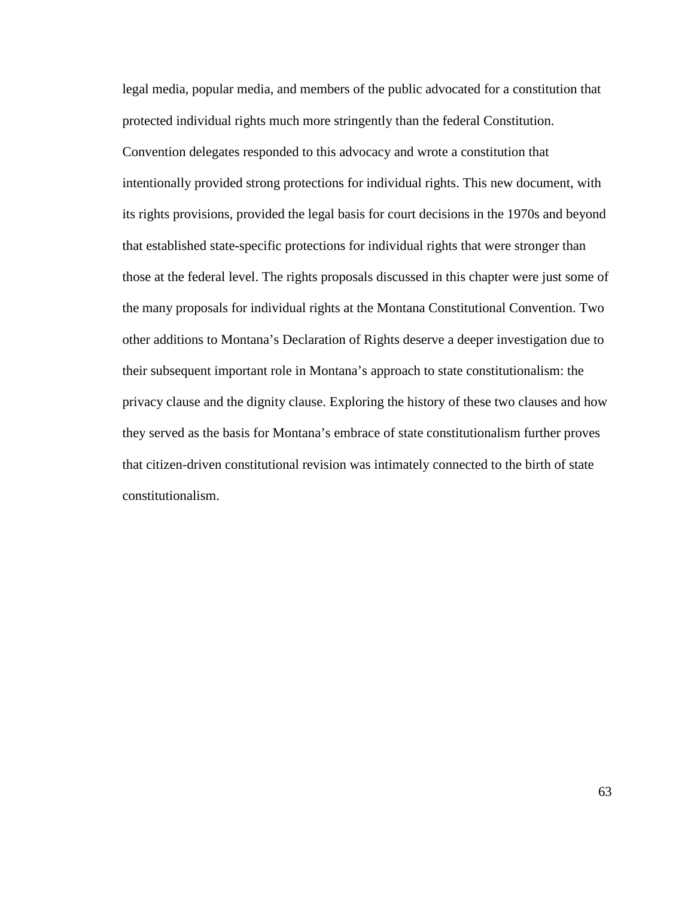legal media, popular media, and members of the public advocated for a constitution that protected individual rights much more stringently than the federal Constitution. Convention delegates responded to this advocacy and wrote a constitution that intentionally provided strong protections for individual rights. This new document, with its rights provisions, provided the legal basis for court decisions in the 1970s and beyond that established state-specific protections for individual rights that were stronger than those at the federal level. The rights proposals discussed in this chapter were just some of the many proposals for individual rights at the Montana Constitutional Convention. Two other additions to Montana's Declaration of Rights deserve a deeper investigation due to their subsequent important role in Montana's approach to state constitutionalism: the privacy clause and the dignity clause. Exploring the history of these two clauses and how they served as the basis for Montana's embrace of state constitutionalism further proves that citizen-driven constitutional revision was intimately connected to the birth of state constitutionalism.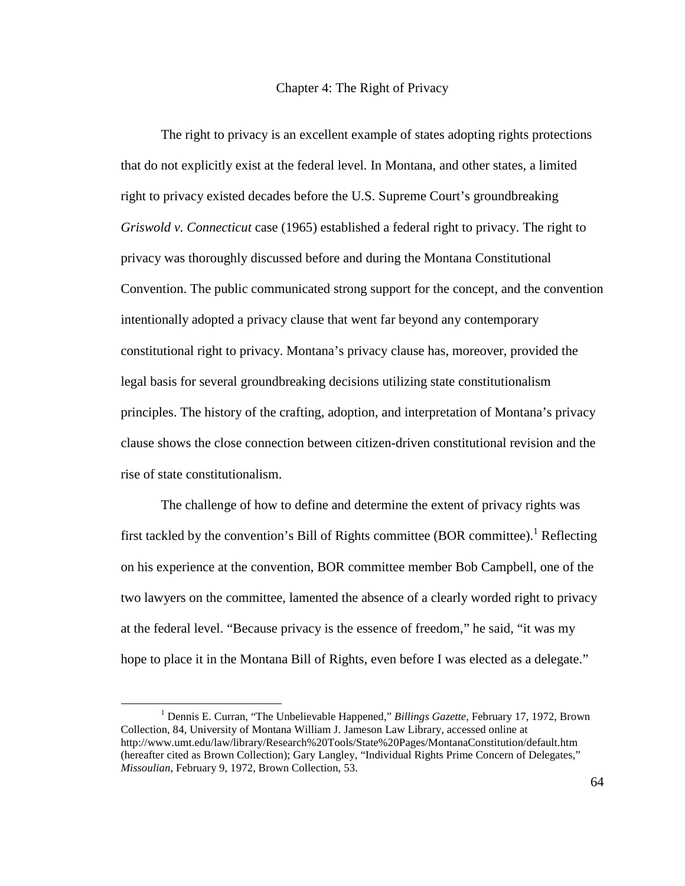# Chapter 4: The Right of Privacy

The right to privacy is an excellent example of states adopting rights protections that do not explicitly exist at the federal level. In Montana, and other states, a limited right to privacy existed decades before the U.S. Supreme Court's groundbreaking *Griswold v. Connecticut* case (1965) established a federal right to privacy. The right to privacy was thoroughly discussed before and during the Montana Constitutional Convention. The public communicated strong support for the concept, and the convention intentionally adopted a privacy clause that went far beyond any contemporary constitutional right to privacy. Montana's privacy clause has, moreover, provided the legal basis for several groundbreaking decisions utilizing state constitutionalism principles. The history of the crafting, adoption, and interpretation of Montana's privacy clause shows the close connection between citizen-driven constitutional revision and the rise of state constitutionalism.

The challenge of how to define and determine the extent of privacy rights was first tackled by the convention's Bill of Rights committee (BOR committee).[1] Reflecting on his experience at the convention, BOR committee member Bob Campbell, one of the two lawyers on the committee, lamented the absence of a clearly worded right to privacy at the federal level. "Because privacy is the essence of freedom," he said, "it was my hope to place it in the Montana Bill of Rights, even before I was elected as a delegate."

---

[1] Dennis E. Curran, "The Unbelievable Happened," *Billings Gazette*, February 17, 1972, Brown Collection, 84, University of Montana William J. Jameson Law Library, accessed online at http://www.umt.edu/law/library/Research%20Tools/State%20Pages/MontanaConstitution/default.htm (hereafter cited as Brown Collection); Gary Langley, "Individual Rights Prime Concern of Delegates," *Missoulian*, February 9, 1972, Brown Collection, 53.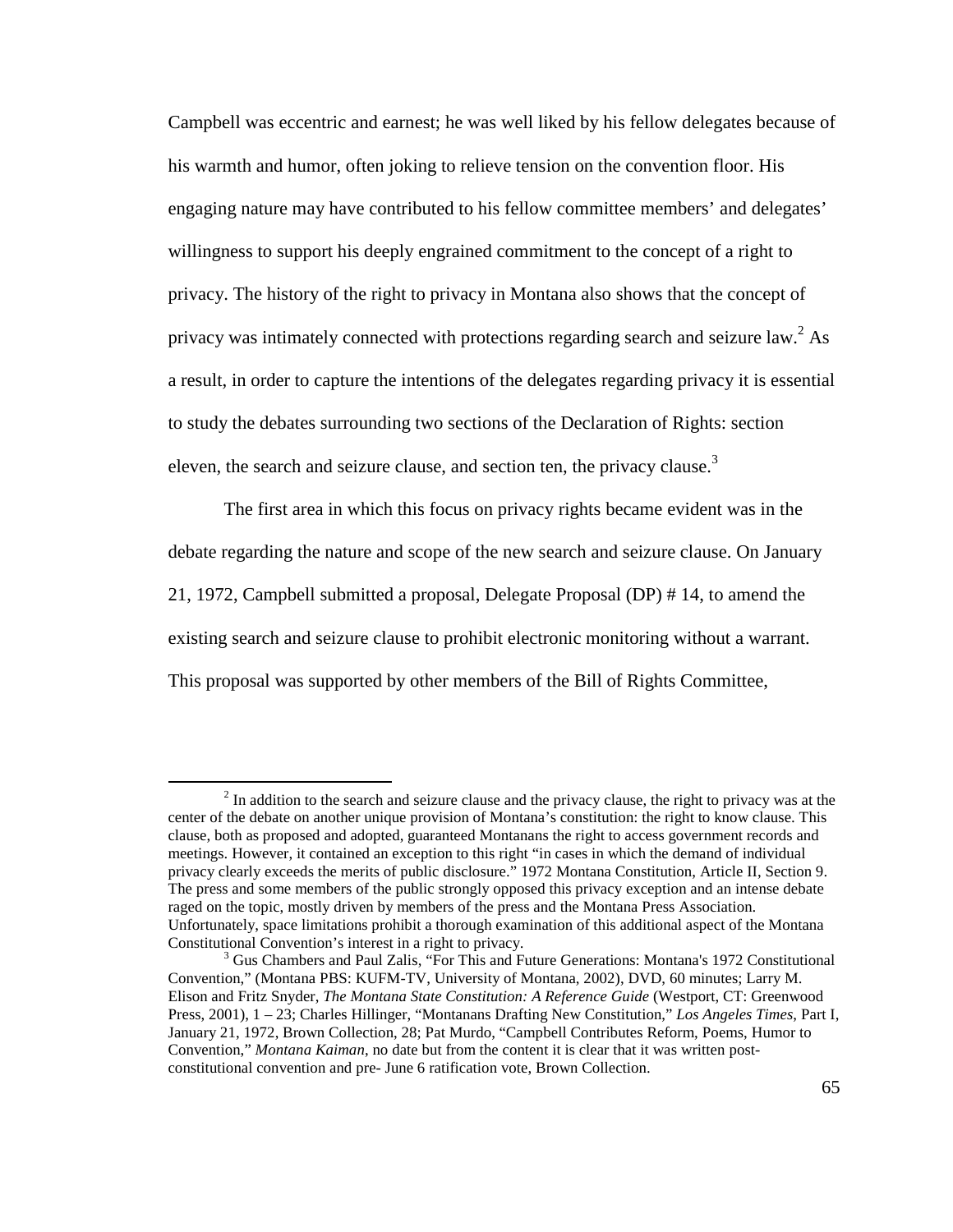Campbell was eccentric and earnest; he was well liked by his fellow delegates because of his warmth and humor, often joking to relieve tension on the convention floor. His engaging nature may have contributed to his fellow committee members' and delegates' willingness to support his deeply engrained commitment to the concept of a right to privacy. The history of the right to privacy in Montana also shows that the concept of privacy was intimately connected with protections regarding search and seizure law.[2] As a result, in order to capture the intentions of the delegates regarding privacy it is essential to study the debates surrounding two sections of the Declaration of Rights: section eleven, the search and seizure clause, and section ten, the privacy clause.[3]

The first area in which this focus on privacy rights became evident was in the debate regarding the nature and scope of the new search and seizure clause. On January 21, 1972, Campbell submitted a proposal, Delegate Proposal (DP) # 14, to amend the existing search and seizure clause to prohibit electronic monitoring without a warrant. This proposal was supported by other members of the Bill of Rights Committee,

---

[2] In addition to the search and seizure clause and the privacy clause, the right to privacy was at the center of the debate on another unique provision of Montana's constitution: the right to know clause. This clause, both as proposed and adopted, guaranteed Montanans the right to access government records and meetings. However, it contained an exception to this right "in cases in which the demand of individual privacy clearly exceeds the merits of public disclosure." 1972 Montana Constitution, Article II, Section 9. The press and some members of the public strongly opposed this privacy exception and an intense debate raged on the topic, mostly driven by members of the press and the Montana Press Association. Unfortunately, space limitations prohibit a thorough examination of this additional aspect of the Montana Constitutional Convention's interest in a right to privacy.

[3] Gus Chambers and Paul Zalis, "For This and Future Generations: Montana's 1972 Constitutional Convention," (Montana PBS: KUFM-TV, University of Montana, 2002), DVD, 60 minutes; Larry M. Elison and Fritz Snyder, *The Montana State Constitution: A Reference Guide* (Westport, CT: Greenwood Press, 2001), 1 – 23; Charles Hillinger, "Montanans Drafting New Constitution," *Los Angeles Times*, Part I, January 21, 1972, Brown Collection, 28; Pat Murdo, "Campbell Contributes Reform, Poems, Humor to Convention," *Montana Kaiman*, no date but from the content it is clear that it was written post-constitutional convention and pre- June 6 ratification vote, Brown Collection.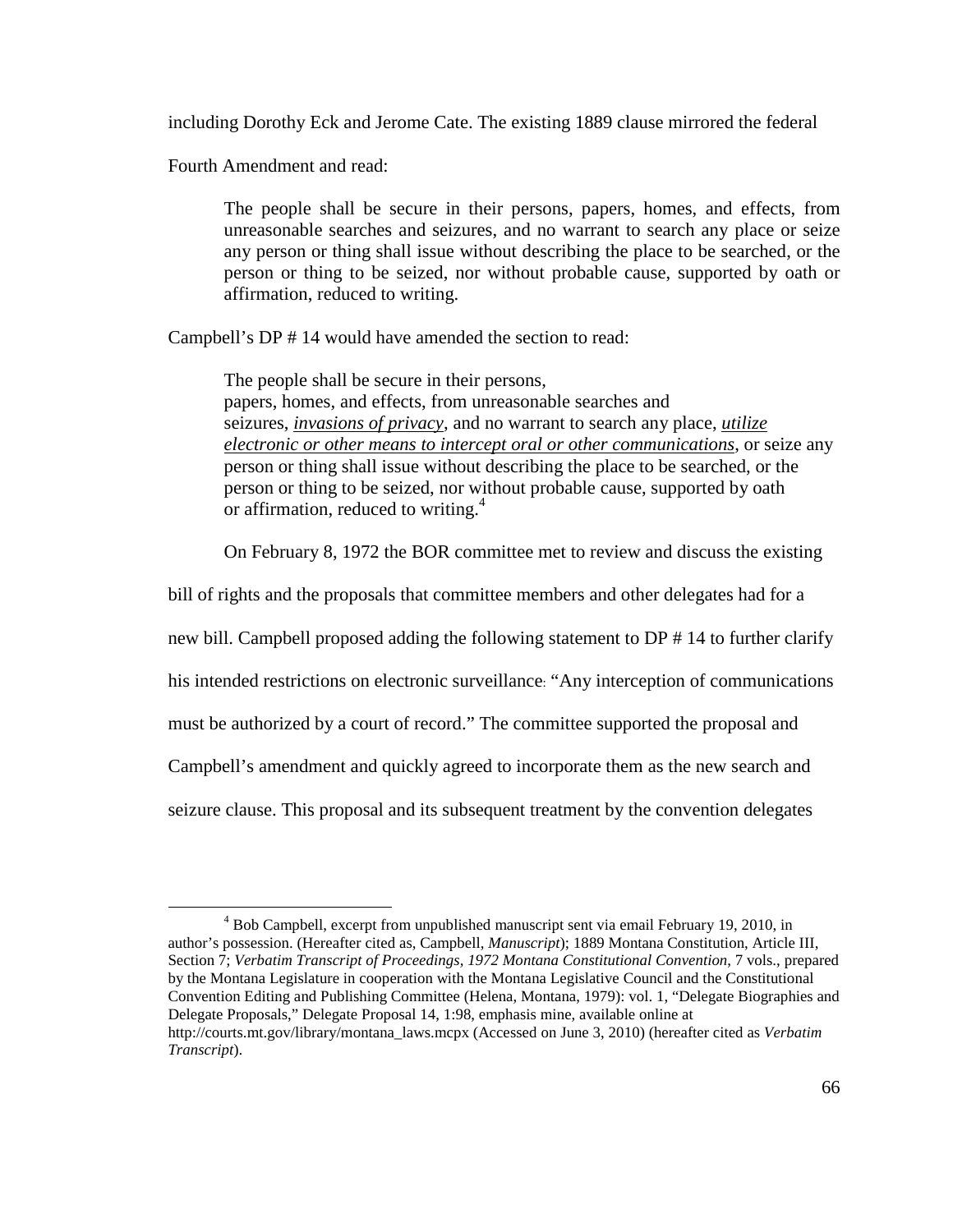including Dorothy Eck and Jerome Cate. The existing 1889 clause mirrored the federal Fourth Amendment and read:

> The people shall be secure in their persons, papers, homes, and effects, from unreasonable searches and seizures, and no warrant to search any place or seize any person or thing shall issue without describing the place to be searched, or the person or thing to be seized, nor without probable cause, supported by oath or affirmation, reduced to writing.

Campbell's DP # 14 would have amended the section to read:

> The people shall be secure in their persons, papers, homes, and effects, from unreasonable searches and seizures, *invasions of privacy*, and no warrant to search any place, *utilize electronic or other means to intercept oral or other communications*, or seize any person or thing shall issue without describing the place to be searched, or the person or thing to be seized, nor without probable cause, supported by oath or affirmation, reduced to writing.[4]

On February 8, 1972 the BOR committee met to review and discuss the existing bill of rights and the proposals that committee members and other delegates had for a new bill. Campbell proposed adding the following statement to DP # 14 to further clarify his intended restrictions on electronic surveillance: "Any interception of communications must be authorized by a court of record." The committee supported the proposal and Campbell's amendment and quickly agreed to incorporate them as the new search and seizure clause. This proposal and its subsequent treatment by the convention delegates

---

[4] Bob Campbell, excerpt from unpublished manuscript sent via email February 19, 2010, in author's possession. (Hereafter cited as, Campbell, *Manuscript*); 1889 Montana Constitution, Article III, Section 7; *Verbatim Transcript of Proceedings, 1972 Montana Constitutional Convention*, 7 vols., prepared by the Montana Legislature in cooperation with the Montana Legislative Council and the Constitutional Convention Editing and Publishing Committee (Helena, Montana, 1979): vol. 1, "Delegate Biographies and Delegate Proposals," Delegate Proposal 14, 1:98, emphasis mine, available online at http://courts.mt.gov/library/montana_laws.mcpx (Accessed on June 3, 2010) (hereafter cited as *Verbatim Transcript*).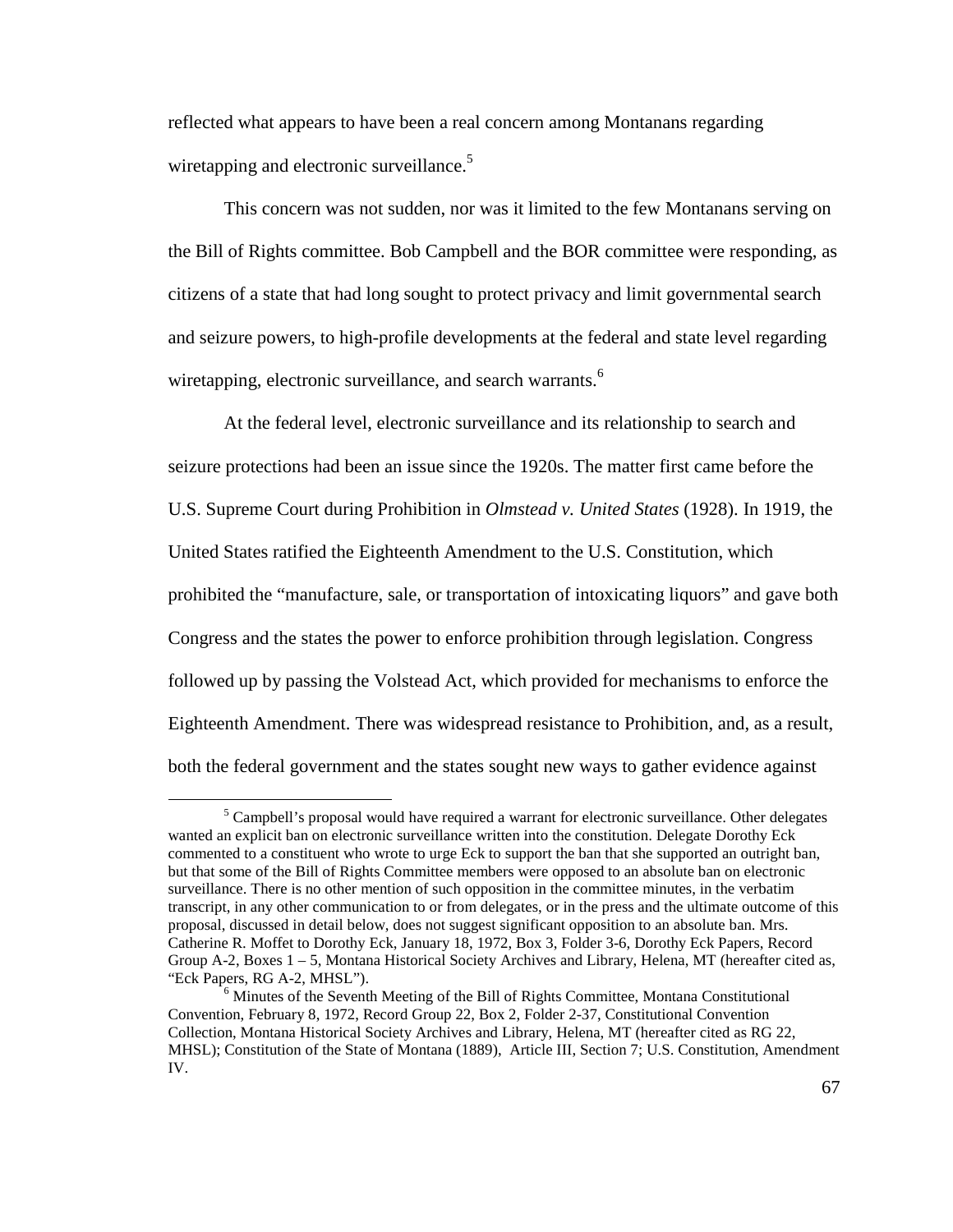reflected what appears to have been a real concern among Montanans regarding wiretapping and electronic surveillance.[5]

This concern was not sudden, nor was it limited to the few Montanans serving on the Bill of Rights committee. Bob Campbell and the BOR committee were responding, as citizens of a state that had long sought to protect privacy and limit governmental search and seizure powers, to high-profile developments at the federal and state level regarding wiretapping, electronic surveillance, and search warrants.[6]

At the federal level, electronic surveillance and its relationship to search and seizure protections had been an issue since the 1920s. The matter first came before the U.S. Supreme Court during Prohibition in *Olmstead v. United States* (1928). In 1919, the United States ratified the Eighteenth Amendment to the U.S. Constitution, which prohibited the "manufacture, sale, or transportation of intoxicating liquors" and gave both Congress and the states the power to enforce prohibition through legislation. Congress followed up by passing the Volstead Act, which provided for mechanisms to enforce the Eighteenth Amendment. There was widespread resistance to Prohibition, and, as a result, both the federal government and the states sought new ways to gather evidence against

---

[5] Campbell's proposal would have required a warrant for electronic surveillance. Other delegates wanted an explicit ban on electronic surveillance written into the constitution. Delegate Dorothy Eck commented to a constituent who wrote to urge Eck to support the ban that she supported an outright ban, but that some of the Bill of Rights Committee members were opposed to an absolute ban on electronic surveillance. There is no other mention of such opposition in the committee minutes, in the verbatim transcript, in any other communication to or from delegates, or in the press and the ultimate outcome of this proposal, discussed in detail below, does not suggest significant opposition to an absolute ban. Mrs. Catherine R. Moffet to Dorothy Eck, January 18, 1972, Box 3, Folder 3-6, Dorothy Eck Papers, Record Group A-2, Boxes 1 – 5, Montana Historical Society Archives and Library, Helena, MT (hereafter cited as, "Eck Papers, RG A-2, MHSL").

[6] Minutes of the Seventh Meeting of the Bill of Rights Committee, Montana Constitutional Convention, February 8, 1972, Record Group 22, Box 2, Folder 2-37, Constitutional Convention Collection, Montana Historical Society Archives and Library, Helena, MT (hereafter cited as RG 22, MHSL); Constitution of the State of Montana (1889), Article III, Section 7; U.S. Constitution, Amendment IV.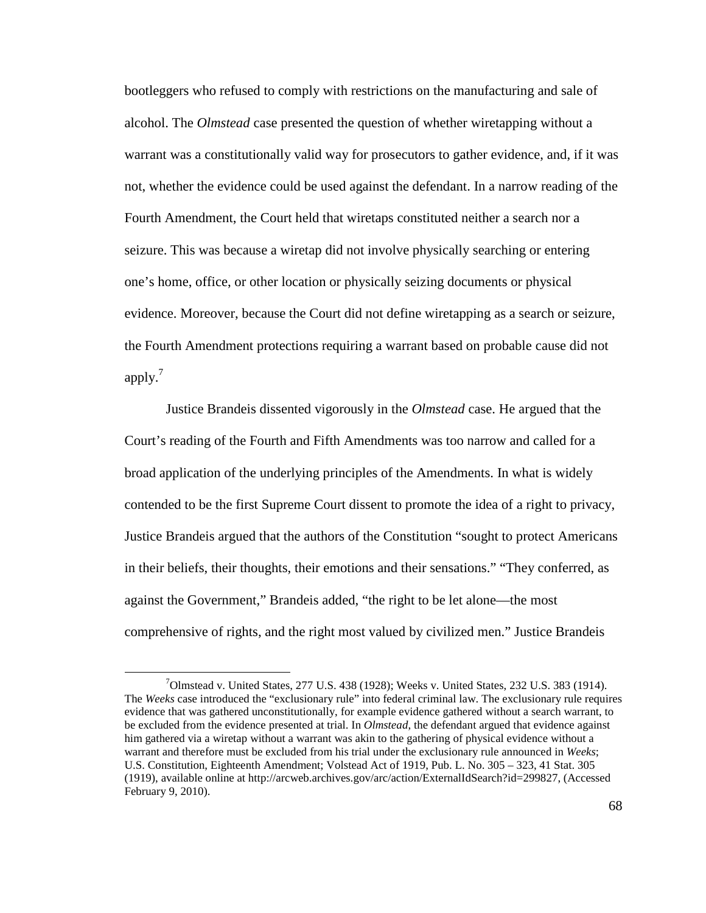bootleggers who refused to comply with restrictions on the manufacturing and sale of alcohol. The *Olmstead* case presented the question of whether wiretapping without a warrant was a constitutionally valid way for prosecutors to gather evidence, and, if it was not, whether the evidence could be used against the defendant. In a narrow reading of the Fourth Amendment, the Court held that wiretaps constituted neither a search nor a seizure. This was because a wiretap did not involve physically searching or entering one's home, office, or other location or physically seizing documents or physical evidence. Moreover, because the Court did not define wiretapping as a search or seizure, the Fourth Amendment protections requiring a warrant based on probable cause did not apply.[7]

Justice Brandeis dissented vigorously in the *Olmstead* case. He argued that the Court's reading of the Fourth and Fifth Amendments was too narrow and called for a broad application of the underlying principles of the Amendments. In what is widely contended to be the first Supreme Court dissent to promote the idea of a right to privacy, Justice Brandeis argued that the authors of the Constitution "sought to protect Americans in their beliefs, their thoughts, their emotions and their sensations." "They conferred, as against the Government," Brandeis added, "the right to be let alone—the most comprehensive of rights, and the right most valued by civilized men." Justice Brandeis

[7] Olmstead v. United States, 277 U.S. 438 (1928); Weeks v. United States, 232 U.S. 383 (1914). The *Weeks* case introduced the "exclusionary rule" into federal criminal law. The exclusionary rule requires evidence that was gathered unconstitutionally, for example evidence gathered without a search warrant, to be excluded from the evidence presented at trial. In *Olmstead*, the defendant argued that evidence against him gathered via a wiretap without a warrant was akin to the gathering of physical evidence without a warrant and therefore must be excluded from his trial under the exclusionary rule announced in *Weeks*; U.S. Constitution, Eighteenth Amendment; Volstead Act of 1919, Pub. L. No. 305 – 323, 41 Stat. 305 (1919), available online at http://arcweb.archives.gov/arc/action/ExternalIdSearch?id=299827, (Accessed February 9, 2010).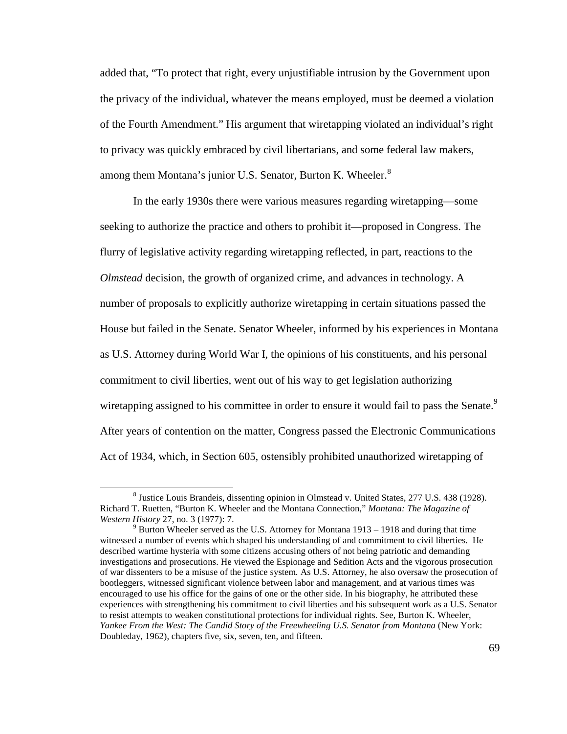added that, "To protect that right, every unjustifiable intrusion by the Government upon the privacy of the individual, whatever the means employed, must be deemed a violation of the Fourth Amendment." His argument that wiretapping violated an individual's right to privacy was quickly embraced by civil libertarians, and some federal law makers, among them Montana's junior U.S. Senator, Burton K. Wheeler.[8]

In the early 1930s there were various measures regarding wiretapping—some seeking to authorize the practice and others to prohibit it—proposed in Congress. The flurry of legislative activity regarding wiretapping reflected, in part, reactions to the *Olmstead* decision, the growth of organized crime, and advances in technology. A number of proposals to explicitly authorize wiretapping in certain situations passed the House but failed in the Senate. Senator Wheeler, informed by his experiences in Montana as U.S. Attorney during World War I, the opinions of his constituents, and his personal commitment to civil liberties, went out of his way to get legislation authorizing wiretapping assigned to his committee in order to ensure it would fail to pass the Senate.[9] After years of contention on the matter, Congress passed the Electronic Communications Act of 1934, which, in Section 605, ostensibly prohibited unauthorized wiretapping of

---

[8] Justice Louis Brandeis, dissenting opinion in Olmstead v. United States, 277 U.S. 438 (1928). Richard T. Ruetten, "Burton K. Wheeler and the Montana Connection," *Montana: The Magazine of Western History* 27, no. 3 (1977): 7.

[9] Burton Wheeler served as the U.S. Attorney for Montana 1913 – 1918 and during that time witnessed a number of events which shaped his understanding of and commitment to civil liberties. He described wartime hysteria with some citizens accusing others of not being patriotic and demanding investigations and prosecutions. He viewed the Espionage and Sedition Acts and the vigorous prosecution of war dissenters to be a misuse of the justice system. As U.S. Attorney, he also oversaw the prosecution of bootleggers, witnessed significant violence between labor and management, and at various times was encouraged to use his office for the gains of one or the other side. In his biography, he attributed these experiences with strengthening his commitment to civil liberties and his subsequent work as a U.S. Senator to resist attempts to weaken constitutional protections for individual rights. See, Burton K. Wheeler, *Yankee From the West: The Candid Story of the Freewheeling U.S. Senator from Montana* (New York: Doubleday, 1962), chapters five, six, seven, ten, and fifteen.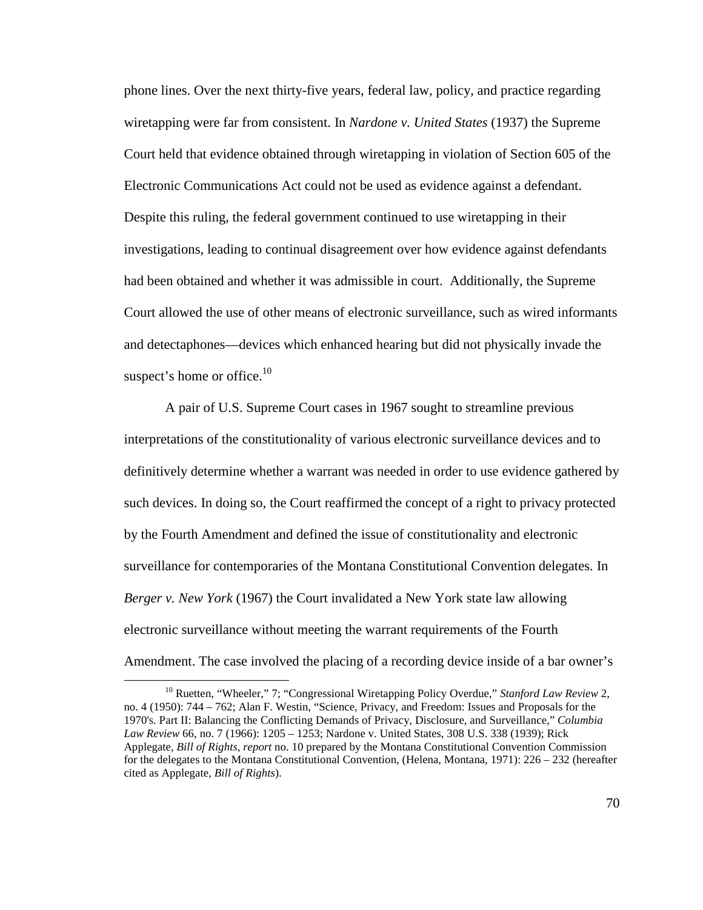phone lines. Over the next thirty-five years, federal law, policy, and practice regarding wiretapping were far from consistent. In *Nardone v. United States* (1937) the Supreme Court held that evidence obtained through wiretapping in violation of Section 605 of the Electronic Communications Act could not be used as evidence against a defendant. Despite this ruling, the federal government continued to use wiretapping in their investigations, leading to continual disagreement over how evidence against defendants had been obtained and whether it was admissible in court. Additionally, the Supreme Court allowed the use of other means of electronic surveillance, such as wired informants and detectaphones—devices which enhanced hearing but did not physically invade the suspect's home or office.[10]

A pair of U.S. Supreme Court cases in 1967 sought to streamline previous interpretations of the constitutionality of various electronic surveillance devices and to definitively determine whether a warrant was needed in order to use evidence gathered by such devices. In doing so, the Court reaffirmed the concept of a right to privacy protected by the Fourth Amendment and defined the issue of constitutionality and electronic surveillance for contemporaries of the Montana Constitutional Convention delegates. In *Berger v. New York* (1967) the Court invalidated a New York state law allowing electronic surveillance without meeting the warrant requirements of the Fourth Amendment. The case involved the placing of a recording device inside of a bar owner's

[10] Ruetten, "Wheeler," 7; "Congressional Wiretapping Policy Overdue," *Stanford Law Review* 2, no. 4 (1950): 744 – 762; Alan F. Westin, "Science, Privacy, and Freedom: Issues and Proposals for the 1970's. Part II: Balancing the Conflicting Demands of Privacy, Disclosure, and Surveillance," *Columbia Law Review* 66, no. 7 (1966): 1205 – 1253; Nardone v. United States, 308 U.S. 338 (1939); Rick Applegate, *Bill of Rights, report* no. 10 prepared by the Montana Constitutional Convention Commission for the delegates to the Montana Constitutional Convention, (Helena, Montana, 1971): 226 – 232 (hereafter cited as Applegate, *Bill of Rights*).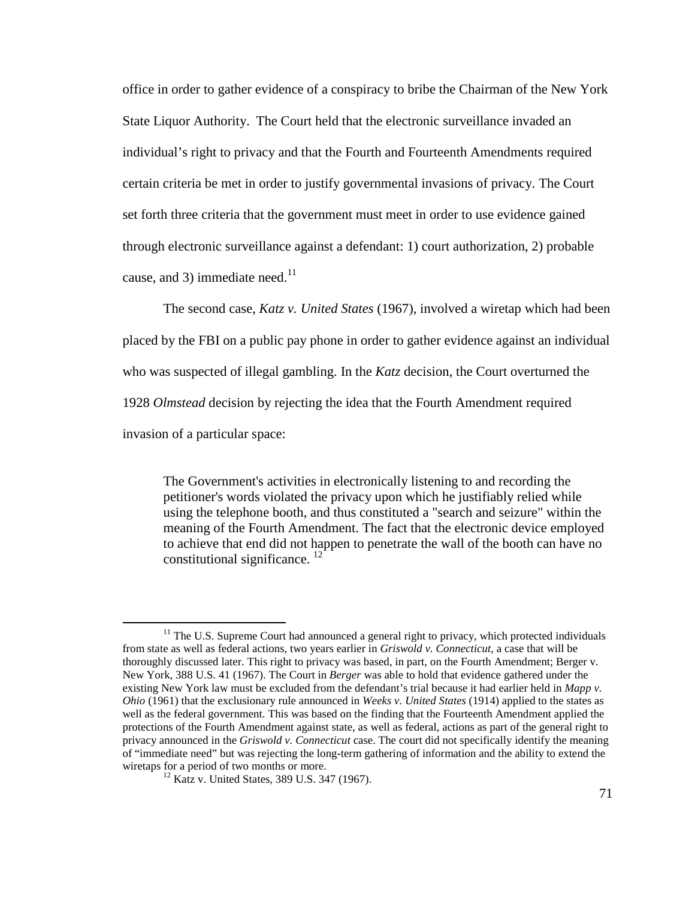office in order to gather evidence of a conspiracy to bribe the Chairman of the New York State Liquor Authority. The Court held that the electronic surveillance invaded an individual's right to privacy and that the Fourth and Fourteenth Amendments required certain criteria be met in order to justify governmental invasions of privacy. The Court set forth three criteria that the government must meet in order to use evidence gained through electronic surveillance against a defendant: 1) court authorization, 2) probable cause, and 3) immediate need.[11]

The second case, *Katz v. United States* (1967), involved a wiretap which had been placed by the FBI on a public pay phone in order to gather evidence against an individual who was suspected of illegal gambling. In the *Katz* decision, the Court overturned the 1928 *Olmstead* decision by rejecting the idea that the Fourth Amendment required invasion of a particular space:

> The Government's activities in electronically listening to and recording the petitioner's words violated the privacy upon which he justifiably relied while using the telephone booth, and thus constituted a "search and seizure" within the meaning of the Fourth Amendment. The fact that the electronic device employed to achieve that end did not happen to penetrate the wall of the booth can have no constitutional significance. [12]

---

[11] The U.S. Supreme Court had announced a general right to privacy, which protected individuals from state as well as federal actions, two years earlier in *Griswold v. Connecticut*, a case that will be thoroughly discussed later. This right to privacy was based, in part, on the Fourth Amendment; Berger v. New York, 388 U.S. 41 (1967). The Court in *Berger* was able to hold that evidence gathered under the existing New York law must be excluded from the defendant's trial because it had earlier held in *Mapp v. Ohio* (1961) that the exclusionary rule announced in *Weeks v. United States* (1914) applied to the states as well as the federal government. This was based on the finding that the Fourteenth Amendment applied the protections of the Fourth Amendment against state, as well as federal, actions as part of the general right to privacy announced in the *Griswold v. Connecticut* case. The court did not specifically identify the meaning of "immediate need" but was rejecting the long-term gathering of information and the ability to extend the wiretaps for a period of two months or more.

[12] Katz v. United States, 389 U.S. 347 (1967).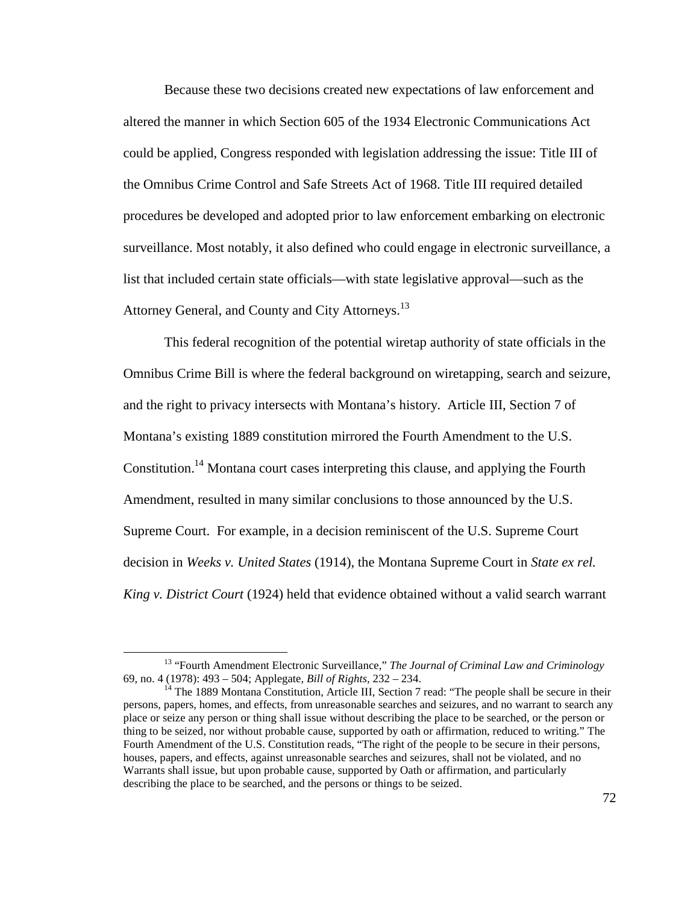Because these two decisions created new expectations of law enforcement and altered the manner in which Section 605 of the 1934 Electronic Communications Act could be applied, Congress responded with legislation addressing the issue: Title III of the Omnibus Crime Control and Safe Streets Act of 1968. Title III required detailed procedures be developed and adopted prior to law enforcement embarking on electronic surveillance. Most notably, it also defined who could engage in electronic surveillance, a list that included certain state officials—with state legislative approval—such as the Attorney General, and County and City Attorneys.[13]

This federal recognition of the potential wiretap authority of state officials in the Omnibus Crime Bill is where the federal background on wiretapping, search and seizure, and the right to privacy intersects with Montana's history. Article III, Section 7 of Montana's existing 1889 constitution mirrored the Fourth Amendment to the U.S. Constitution.[14] Montana court cases interpreting this clause, and applying the Fourth Amendment, resulted in many similar conclusions to those announced by the U.S. Supreme Court. For example, in a decision reminiscent of the U.S. Supreme Court decision in *Weeks v. United States* (1914), the Montana Supreme Court in *State ex rel. King v. District Court* (1924) held that evidence obtained without a valid search warrant

---

[13] "Fourth Amendment Electronic Surveillance," *The Journal of Criminal Law and Criminology* 69, no. 4 (1978): 493 – 504; Applegate, *Bill of Rights*, 232 – 234.

[14] The 1889 Montana Constitution, Article III, Section 7 read: "The people shall be secure in their persons, papers, homes, and effects, from unreasonable searches and seizures, and no warrant to search any place or seize any person or thing shall issue without describing the place to be searched, or the person or thing to be seized, nor without probable cause, supported by oath or affirmation, reduced to writing." The Fourth Amendment of the U.S. Constitution reads, "The right of the people to be secure in their persons, houses, papers, and effects, against unreasonable searches and seizures, shall not be violated, and no Warrants shall issue, but upon probable cause, supported by Oath or affirmation, and particularly describing the place to be searched, and the persons or things to be seized.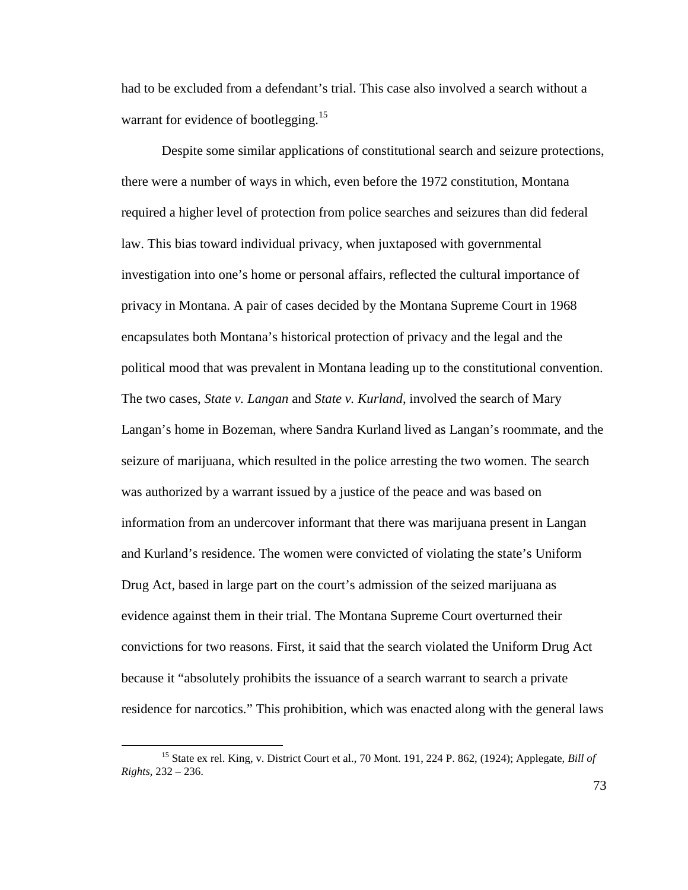had to be excluded from a defendant's trial. This case also involved a search without a warrant for evidence of bootlegging.[15]

Despite some similar applications of constitutional search and seizure protections, there were a number of ways in which, even before the 1972 constitution, Montana required a higher level of protection from police searches and seizures than did federal law. This bias toward individual privacy, when juxtaposed with governmental investigation into one's home or personal affairs, reflected the cultural importance of privacy in Montana. A pair of cases decided by the Montana Supreme Court in 1968 encapsulates both Montana's historical protection of privacy and the legal and the political mood that was prevalent in Montana leading up to the constitutional convention. The two cases, *State v. Langan* and *State v. Kurland*, involved the search of Mary Langan's home in Bozeman, where Sandra Kurland lived as Langan's roommate, and the seizure of marijuana, which resulted in the police arresting the two women. The search was authorized by a warrant issued by a justice of the peace and was based on information from an undercover informant that there was marijuana present in Langan and Kurland's residence. The women were convicted of violating the state's Uniform Drug Act, based in large part on the court's admission of the seized marijuana as evidence against them in their trial. The Montana Supreme Court overturned their convictions for two reasons. First, it said that the search violated the Uniform Drug Act because it "absolutely prohibits the issuance of a search warrant to search a private residence for narcotics." This prohibition, which was enacted along with the general laws

[15] State ex rel. King, v. District Court et al., 70 Mont. 191, 224 P. 862, (1924); Applegate, *Bill of Rights*, 232 – 236.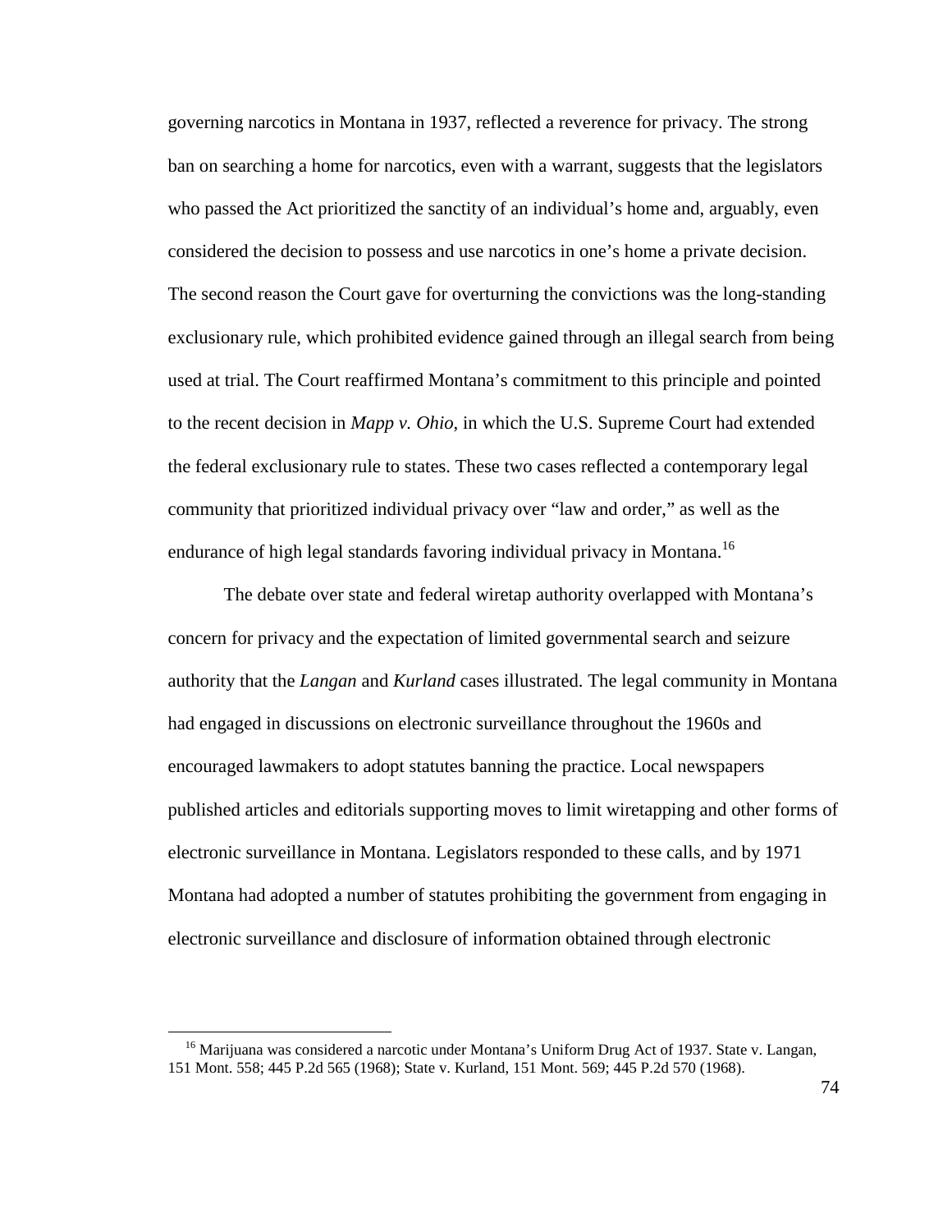governing narcotics in Montana in 1937, reflected a reverence for privacy. The strong ban on searching a home for narcotics, even with a warrant, suggests that the legislators who passed the Act prioritized the sanctity of an individual's home and, arguably, even considered the decision to possess and use narcotics in one's home a private decision. The second reason the Court gave for overturning the convictions was the long-standing exclusionary rule, which prohibited evidence gained through an illegal search from being used at trial. The Court reaffirmed Montana's commitment to this principle and pointed to the recent decision in *Mapp v. Ohio*, in which the U.S. Supreme Court had extended the federal exclusionary rule to states. These two cases reflected a contemporary legal community that prioritized individual privacy over "law and order," as well as the endurance of high legal standards favoring individual privacy in Montana.[16]

The debate over state and federal wiretap authority overlapped with Montana's concern for privacy and the expectation of limited governmental search and seizure authority that the *Langan* and *Kurland* cases illustrated. The legal community in Montana had engaged in discussions on electronic surveillance throughout the 1960s and encouraged lawmakers to adopt statutes banning the practice. Local newspapers published articles and editorials supporting moves to limit wiretapping and other forms of electronic surveillance in Montana. Legislators responded to these calls, and by 1971 Montana had adopted a number of statutes prohibiting the government from engaging in electronic surveillance and disclosure of information obtained through electronic

---

[16] Marijuana was considered a narcotic under Montana's Uniform Drug Act of 1937. State v. Langan, 151 Mont. 558; 445 P.2d 565 (1968); State v. Kurland, 151 Mont. 569; 445 P.2d 570 (1968).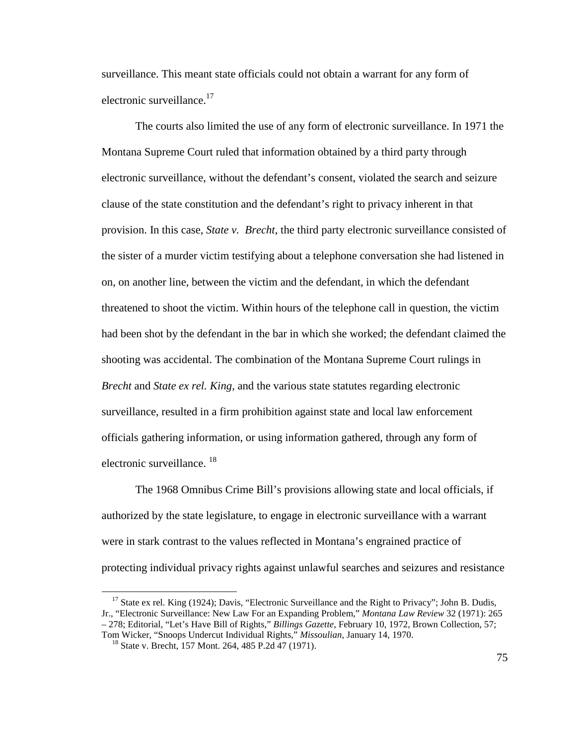surveillance. This meant state officials could not obtain a warrant for any form of electronic surveillance.[17]

The courts also limited the use of any form of electronic surveillance. In 1971 the Montana Supreme Court ruled that information obtained by a third party through electronic surveillance, without the defendant's consent, violated the search and seizure clause of the state constitution and the defendant's right to privacy inherent in that provision. In this case, *State v. Brecht*, the third party electronic surveillance consisted of the sister of a murder victim testifying about a telephone conversation she had listened in on, on another line, between the victim and the defendant, in which the defendant threatened to shoot the victim. Within hours of the telephone call in question, the victim had been shot by the defendant in the bar in which she worked; the defendant claimed the shooting was accidental. The combination of the Montana Supreme Court rulings in *Brecht* and *State ex rel. King,* and the various state statutes regarding electronic surveillance, resulted in a firm prohibition against state and local law enforcement officials gathering information, or using information gathered, through any form of electronic surveillance. [18]

The 1968 Omnibus Crime Bill's provisions allowing state and local officials, if authorized by the state legislature, to engage in electronic surveillance with a warrant were in stark contrast to the values reflected in Montana's engrained practice of protecting individual privacy rights against unlawful searches and seizures and resistance

---

[17] State ex rel. King (1924); Davis, "Electronic Surveillance and the Right to Privacy"; John B. Dudis, Jr., "Electronic Surveillance: New Law For an Expanding Problem," *Montana Law Review* 32 (1971): 265 – 278; Editorial, "Let's Have Bill of Rights," *Billings Gazette*, February 10, 1972, Brown Collection, 57; Tom Wicker, "Snoops Undercut Individual Rights," *Missoulian*, January 14, 1970.

[18] State v. Brecht, 157 Mont. 264, 485 P.2d 47 (1971).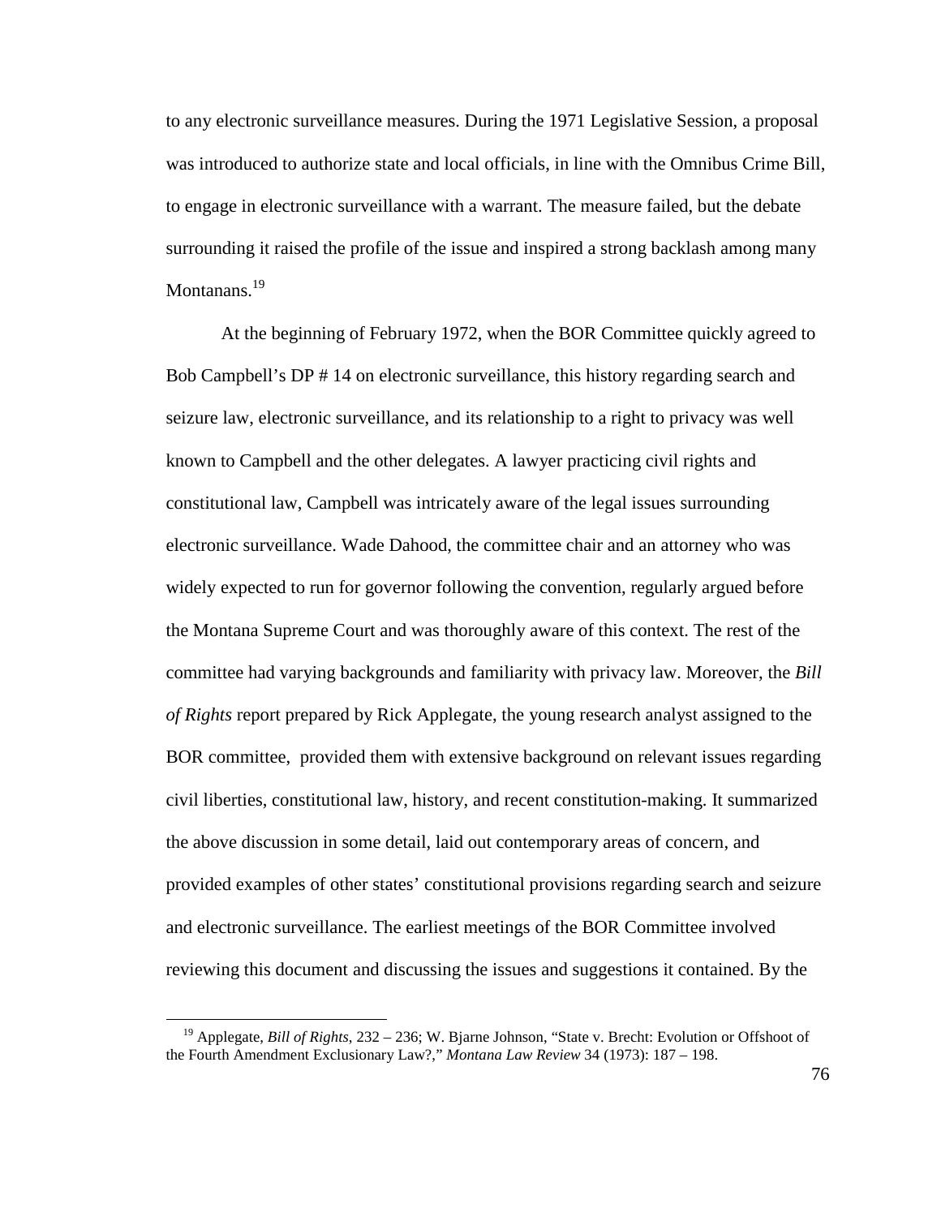to any electronic surveillance measures. During the 1971 Legislative Session, a proposal was introduced to authorize state and local officials, in line with the Omnibus Crime Bill, to engage in electronic surveillance with a warrant. The measure failed, but the debate surrounding it raised the profile of the issue and inspired a strong backlash among many Montanans.[19]

At the beginning of February 1972, when the BOR Committee quickly agreed to Bob Campbell's DP # 14 on electronic surveillance, this history regarding search and seizure law, electronic surveillance, and its relationship to a right to privacy was well known to Campbell and the other delegates. A lawyer practicing civil rights and constitutional law, Campbell was intricately aware of the legal issues surrounding electronic surveillance. Wade Dahood, the committee chair and an attorney who was widely expected to run for governor following the convention, regularly argued before the Montana Supreme Court and was thoroughly aware of this context. The rest of the committee had varying backgrounds and familiarity with privacy law. Moreover, the *Bill of Rights* report prepared by Rick Applegate, the young research analyst assigned to the BOR committee, provided them with extensive background on relevant issues regarding civil liberties, constitutional law, history, and recent constitution-making. It summarized the above discussion in some detail, laid out contemporary areas of concern, and provided examples of other states' constitutional provisions regarding search and seizure and electronic surveillance. The earliest meetings of the BOR Committee involved reviewing this document and discussing the issues and suggestions it contained. By the

---

[19] Applegate, *Bill of Rights*, 232 – 236; W. Bjarne Johnson, "State v. Brecht: Evolution or Offshoot of the Fourth Amendment Exclusionary Law?," *Montana Law Review* 34 (1973): 187 – 198.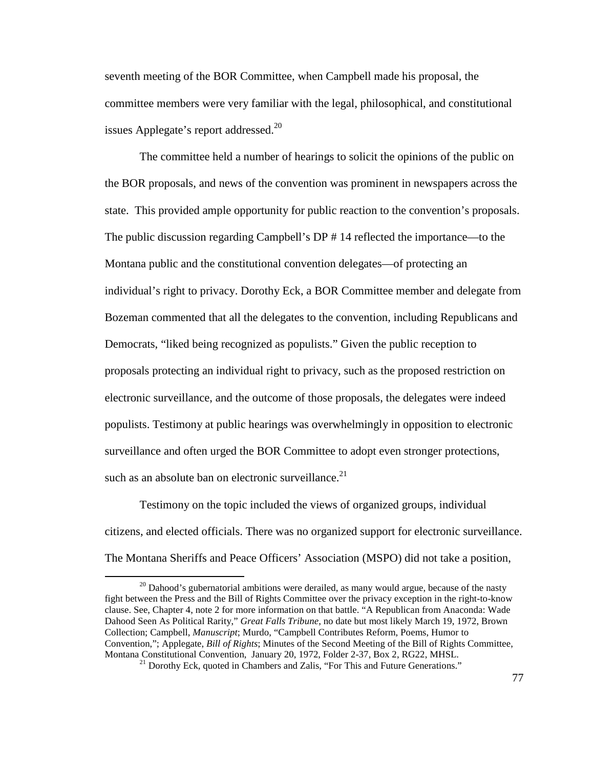seventh meeting of the BOR Committee, when Campbell made his proposal, the committee members were very familiar with the legal, philosophical, and constitutional issues Applegate's report addressed.[20]

The committee held a number of hearings to solicit the opinions of the public on the BOR proposals, and news of the convention was prominent in newspapers across the state. This provided ample opportunity for public reaction to the convention's proposals. The public discussion regarding Campbell's DP # 14 reflected the importance—to the Montana public and the constitutional convention delegates—of protecting an individual's right to privacy. Dorothy Eck, a BOR Committee member and delegate from Bozeman commented that all the delegates to the convention, including Republicans and Democrats, "liked being recognized as populists." Given the public reception to proposals protecting an individual right to privacy, such as the proposed restriction on electronic surveillance, and the outcome of those proposals, the delegates were indeed populists. Testimony at public hearings was overwhelmingly in opposition to electronic surveillance and often urged the BOR Committee to adopt even stronger protections, such as an absolute ban on electronic surveillance.[21]

Testimony on the topic included the views of organized groups, individual citizens, and elected officials. There was no organized support for electronic surveillance. The Montana Sheriffs and Peace Officers' Association (MSPO) did not take a position,

---

[20] Dahood's gubernatorial ambitions were derailed, as many would argue, because of the nasty fight between the Press and the Bill of Rights Committee over the privacy exception in the right-to-know clause. See, Chapter 4, note 2 for more information on that battle. "A Republican from Anaconda: Wade Dahood Seen As Political Rarity," *Great Falls Tribune*, no date but most likely March 19, 1972, Brown Collection; Campbell, *Manuscript*; Murdo, "Campbell Contributes Reform, Poems, Humor to Convention,"; Applegate, *Bill of Rights*; Minutes of the Second Meeting of the Bill of Rights Committee, Montana Constitutional Convention, January 20, 1972, Folder 2-37, Box 2, RG22, MHSL.

[21] Dorothy Eck, quoted in Chambers and Zalis, "For This and Future Generations."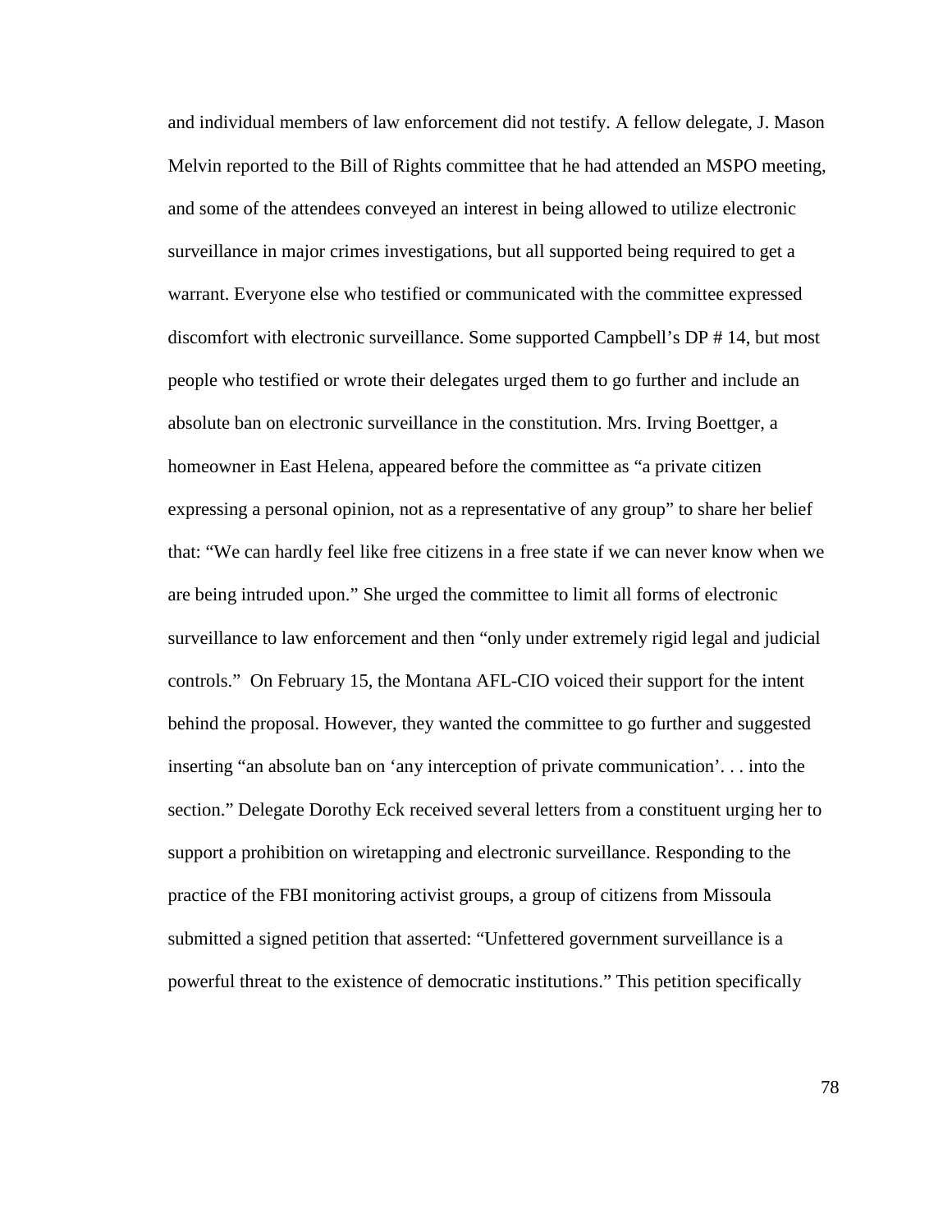and individual members of law enforcement did not testify. A fellow delegate, J. Mason Melvin reported to the Bill of Rights committee that he had attended an MSPO meeting, and some of the attendees conveyed an interest in being allowed to utilize electronic surveillance in major crimes investigations, but all supported being required to get a warrant. Everyone else who testified or communicated with the committee expressed discomfort with electronic surveillance. Some supported Campbell's DP # 14, but most people who testified or wrote their delegates urged them to go further and include an absolute ban on electronic surveillance in the constitution. Mrs. Irving Boettger, a homeowner in East Helena, appeared before the committee as "a private citizen expressing a personal opinion, not as a representative of any group" to share her belief that: "We can hardly feel like free citizens in a free state if we can never know when we are being intruded upon." She urged the committee to limit all forms of electronic surveillance to law enforcement and then "only under extremely rigid legal and judicial controls." On February 15, the Montana AFL-CIO voiced their support for the intent behind the proposal. However, they wanted the committee to go further and suggested inserting "an absolute ban on 'any interception of private communication'. . . into the section." Delegate Dorothy Eck received several letters from a constituent urging her to support a prohibition on wiretapping and electronic surveillance. Responding to the practice of the FBI monitoring activist groups, a group of citizens from Missoula submitted a signed petition that asserted: "Unfettered government surveillance is a powerful threat to the existence of democratic institutions." This petition specifically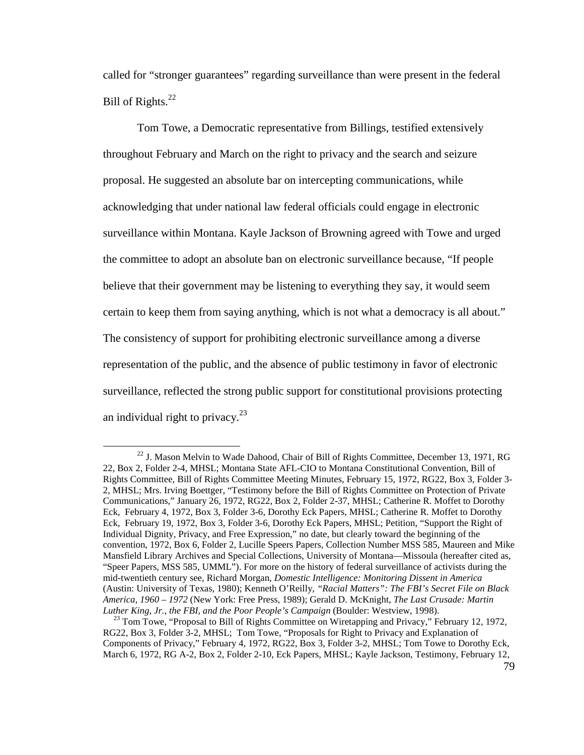called for "stronger guarantees" regarding surveillance than were present in the federal Bill of Rights.[22]

Tom Towe, a Democratic representative from Billings, testified extensively throughout February and March on the right to privacy and the search and seizure proposal. He suggested an absolute bar on intercepting communications, while acknowledging that under national law federal officials could engage in electronic surveillance within Montana. Kayle Jackson of Browning agreed with Towe and urged the committee to adopt an absolute ban on electronic surveillance because, "If people believe that their government may be listening to everything they say, it would seem certain to keep them from saying anything, which is not what a democracy is all about." The consistency of support for prohibiting electronic surveillance among a diverse representation of the public, and the absence of public testimony in favor of electronic surveillance, reflected the strong public support for constitutional provisions protecting an individual right to privacy.[23]

---

[22] J. Mason Melvin to Wade Dahood, Chair of Bill of Rights Committee, December 13, 1971, RG 22, Box 2, Folder 2-4, MHSL; Montana State AFL-CIO to Montana Constitutional Convention, Bill of Rights Committee, Bill of Rights Committee Meeting Minutes, February 15, 1972, RG22, Box 3, Folder 3-2, MHSL; Mrs. Irving Boettger, "Testimony before the Bill of Rights Committee on Protection of Private Communications," January 26, 1972, RG22, Box 2, Folder 2-37, MHSL; Catherine R. Moffet to Dorothy Eck, February 4, 1972, Box 3, Folder 3-6, Dorothy Eck Papers, MHSL; Catherine R. Moffet to Dorothy Eck, February 19, 1972, Box 3, Folder 3-6, Dorothy Eck Papers, MHSL; Petition, "Support the Right of Individual Dignity, Privacy, and Free Expression," no date, but clearly toward the beginning of the convention, 1972, Box 6, Folder 2, Lucille Speers Papers, Collection Number MSS 585, Maureen and Mike Mansfield Library Archives and Special Collections, University of Montana—Missoula (hereafter cited as, "Speer Papers, MSS 585, UMML"). For more on the history of federal surveillance of activists during the mid-twentieth century see, Richard Morgan, *Domestic Intelligence: Monitoring Dissent in America* (Austin: University of Texas, 1980); Kenneth O'Reilly, *"Racial Matters": The FBI's Secret File on Black America, 1960 – 1972* (New York: Free Press, 1989); Gerald D. McKnight, *The Last Crusade: Martin Luther King, Jr., the FBI, and the Poor People's Campaign* (Boulder: Westview, 1998).

[23] Tom Towe, "Proposal to Bill of Rights Committee on Wiretapping and Privacy," February 12, 1972, RG22, Box 3, Folder 3-2, MHSL; Tom Towe, "Proposals for Right to Privacy and Explanation of Components of Privacy," February 4, 1972, RG22, Box 3, Folder 3-2, MHSL; Tom Towe to Dorothy Eck, March 6, 1972, RG A-2, Box 2, Folder 2-10, Eck Papers, MHSL; Kayle Jackson, Testimony, February 12,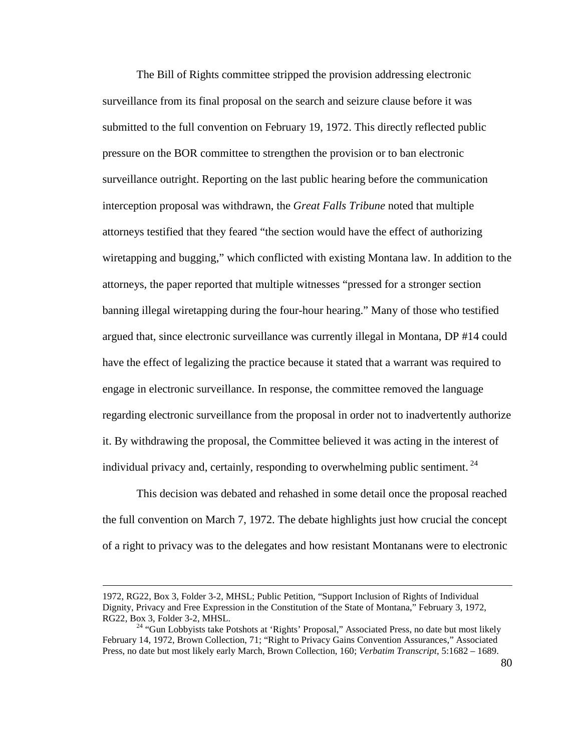The Bill of Rights committee stripped the provision addressing electronic surveillance from its final proposal on the search and seizure clause before it was submitted to the full convention on February 19, 1972. This directly reflected public pressure on the BOR committee to strengthen the provision or to ban electronic surveillance outright. Reporting on the last public hearing before the communication interception proposal was withdrawn, the *Great Falls Tribune* noted that multiple attorneys testified that they feared "the section would have the effect of authorizing wiretapping and bugging," which conflicted with existing Montana law. In addition to the attorneys, the paper reported that multiple witnesses "pressed for a stronger section banning illegal wiretapping during the four-hour hearing." Many of those who testified argued that, since electronic surveillance was currently illegal in Montana, DP #14 could have the effect of legalizing the practice because it stated that a warrant was required to engage in electronic surveillance. In response, the committee removed the language regarding electronic surveillance from the proposal in order not to inadvertently authorize it. By withdrawing the proposal, the Committee believed it was acting in the interest of individual privacy and, certainly, responding to overwhelming public sentiment.[24]

This decision was debated and rehashed in some detail once the proposal reached the full convention on March 7, 1972. The debate highlights just how crucial the concept of a right to privacy was to the delegates and how resistant Montanans were to electronic

---

1972, RG22, Box 3, Folder 3-2, MHSL; Public Petition, "Support Inclusion of Rights of Individual Dignity, Privacy and Free Expression in the Constitution of the State of Montana," February 3, 1972, RG22, Box 3, Folder 3-2, MHSL.

[24] "Gun Lobbyists take Potshots at 'Rights' Proposal," Associated Press, no date but most likely February 14, 1972, Brown Collection, 71; "Right to Privacy Gains Convention Assurances," Associated Press, no date but most likely early March, Brown Collection, 160; *Verbatim Transcript*, 5:1682 – 1689.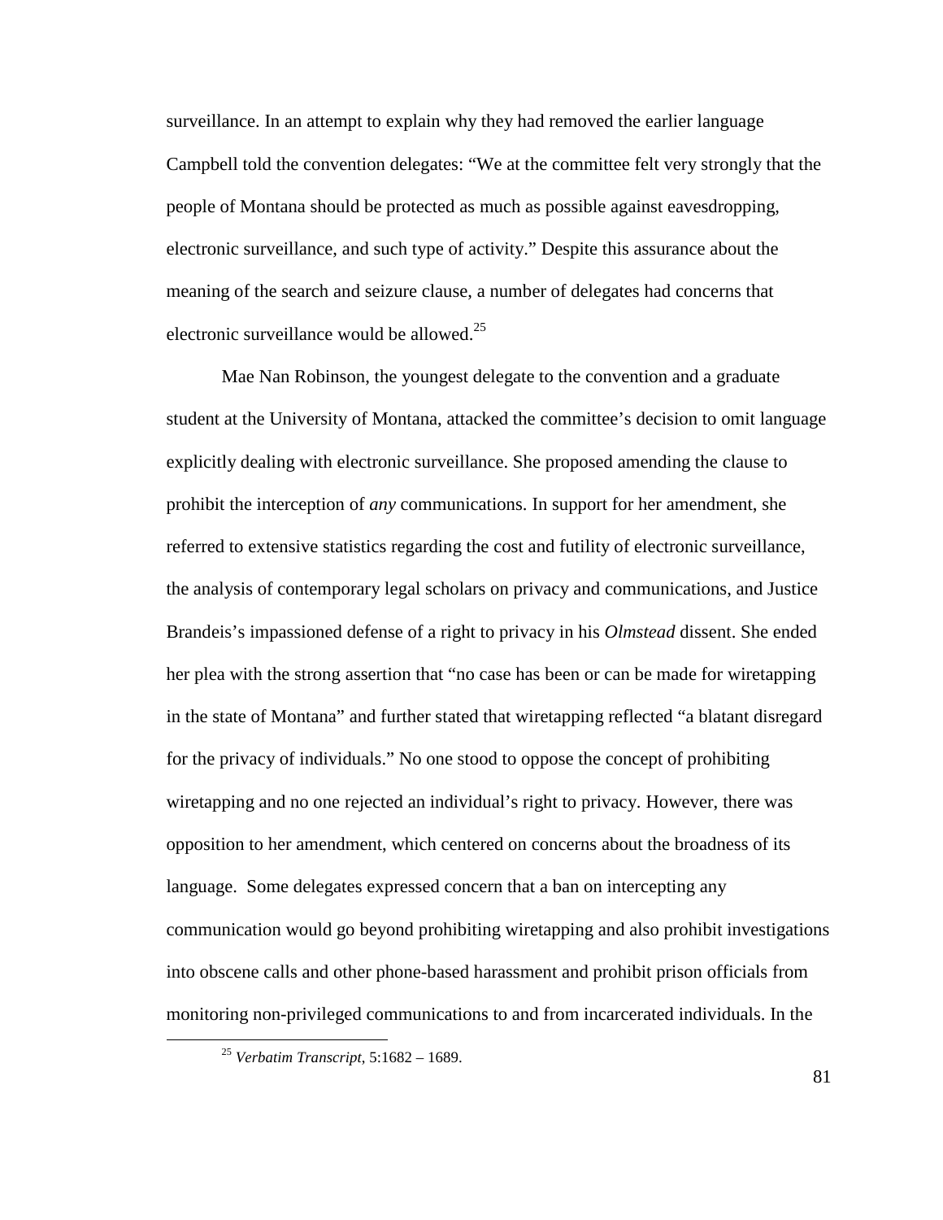surveillance. In an attempt to explain why they had removed the earlier language Campbell told the convention delegates: "We at the committee felt very strongly that the people of Montana should be protected as much as possible against eavesdropping, electronic surveillance, and such type of activity." Despite this assurance about the meaning of the search and seizure clause, a number of delegates had concerns that electronic surveillance would be allowed.[25]

Mae Nan Robinson, the youngest delegate to the convention and a graduate student at the University of Montana, attacked the committee's decision to omit language explicitly dealing with electronic surveillance. She proposed amending the clause to prohibit the interception of *any* communications. In support for her amendment, she referred to extensive statistics regarding the cost and futility of electronic surveillance, the analysis of contemporary legal scholars on privacy and communications, and Justice Brandeis's impassioned defense of a right to privacy in his *Olmstead* dissent. She ended her plea with the strong assertion that "no case has been or can be made for wiretapping in the state of Montana" and further stated that wiretapping reflected "a blatant disregard for the privacy of individuals." No one stood to oppose the concept of prohibiting wiretapping and no one rejected an individual's right to privacy. However, there was opposition to her amendment, which centered on concerns about the broadness of its language. Some delegates expressed concern that a ban on intercepting any communication would go beyond prohibiting wiretapping and also prohibit investigations into obscene calls and other phone-based harassment and prohibit prison officials from monitoring non-privileged communications to and from incarcerated individuals. In the

[25] *Verbatim Transcript*, 5:1682 – 1689.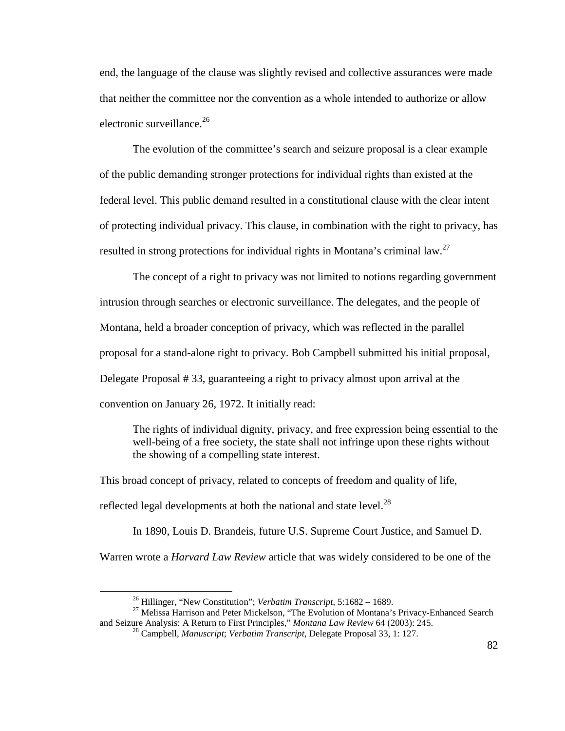end, the language of the clause was slightly revised and collective assurances were made that neither the committee nor the convention as a whole intended to authorize or allow electronic surveillance.[26]

The evolution of the committee's search and seizure proposal is a clear example of the public demanding stronger protections for individual rights than existed at the federal level. This public demand resulted in a constitutional clause with the clear intent of protecting individual privacy. This clause, in combination with the right to privacy, has resulted in strong protections for individual rights in Montana's criminal law.[27]

The concept of a right to privacy was not limited to notions regarding government intrusion through searches or electronic surveillance. The delegates, and the people of Montana, held a broader conception of privacy, which was reflected in the parallel proposal for a stand-alone right to privacy. Bob Campbell submitted his initial proposal, Delegate Proposal # 33, guaranteeing a right to privacy almost upon arrival at the convention on January 26, 1972. It initially read:

> The rights of individual dignity, privacy, and free expression being essential to the well-being of a free society, the state shall not infringe upon these rights without the showing of a compelling state interest.

This broad concept of privacy, related to concepts of freedom and quality of life, reflected legal developments at both the national and state level.[28]

In 1890, Louis D. Brandeis, future U.S. Supreme Court Justice, and Samuel D. Warren wrote a *Harvard Law Review* article that was widely considered to be one of the

---

[26] Hillinger, "New Constitution"; *Verbatim Transcript*, 5:1682 – 1689.

[27] Melissa Harrison and Peter Mickelson, "The Evolution of Montana's Privacy-Enhanced Search and Seizure Analysis: A Return to First Principles," *Montana Law Review* 64 (2003): 245.

[28] Campbell, *Manuscript*; *Verbatim Transcript*, Delegate Proposal 33, 1: 127.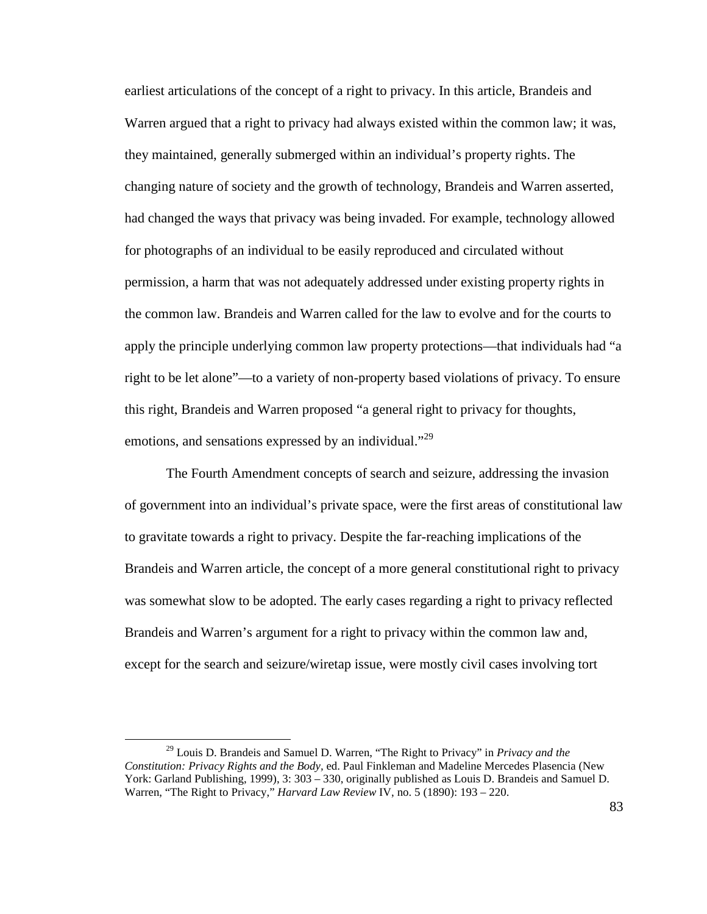earliest articulations of the concept of a right to privacy. In this article, Brandeis and Warren argued that a right to privacy had always existed within the common law; it was, they maintained, generally submerged within an individual's property rights. The changing nature of society and the growth of technology, Brandeis and Warren asserted, had changed the ways that privacy was being invaded. For example, technology allowed for photographs of an individual to be easily reproduced and circulated without permission, a harm that was not adequately addressed under existing property rights in the common law. Brandeis and Warren called for the law to evolve and for the courts to apply the principle underlying common law property protections—that individuals had "a right to be let alone"—to a variety of non-property based violations of privacy. To ensure this right, Brandeis and Warren proposed "a general right to privacy for thoughts, emotions, and sensations expressed by an individual."[29]

The Fourth Amendment concepts of search and seizure, addressing the invasion of government into an individual's private space, were the first areas of constitutional law to gravitate towards a right to privacy. Despite the far-reaching implications of the Brandeis and Warren article, the concept of a more general constitutional right to privacy was somewhat slow to be adopted. The early cases regarding a right to privacy reflected Brandeis and Warren's argument for a right to privacy within the common law and, except for the search and seizure/wiretap issue, were mostly civil cases involving tort

[29] Louis D. Brandeis and Samuel D. Warren, "The Right to Privacy" in *Privacy and the Constitution: Privacy Rights and the Body*, ed. Paul Finkleman and Madeline Mercedes Plasencia (New York: Garland Publishing, 1999), 3: 303 – 330, originally published as Louis D. Brandeis and Samuel D. Warren, "The Right to Privacy," *Harvard Law Review* IV, no. 5 (1890): 193 – 220.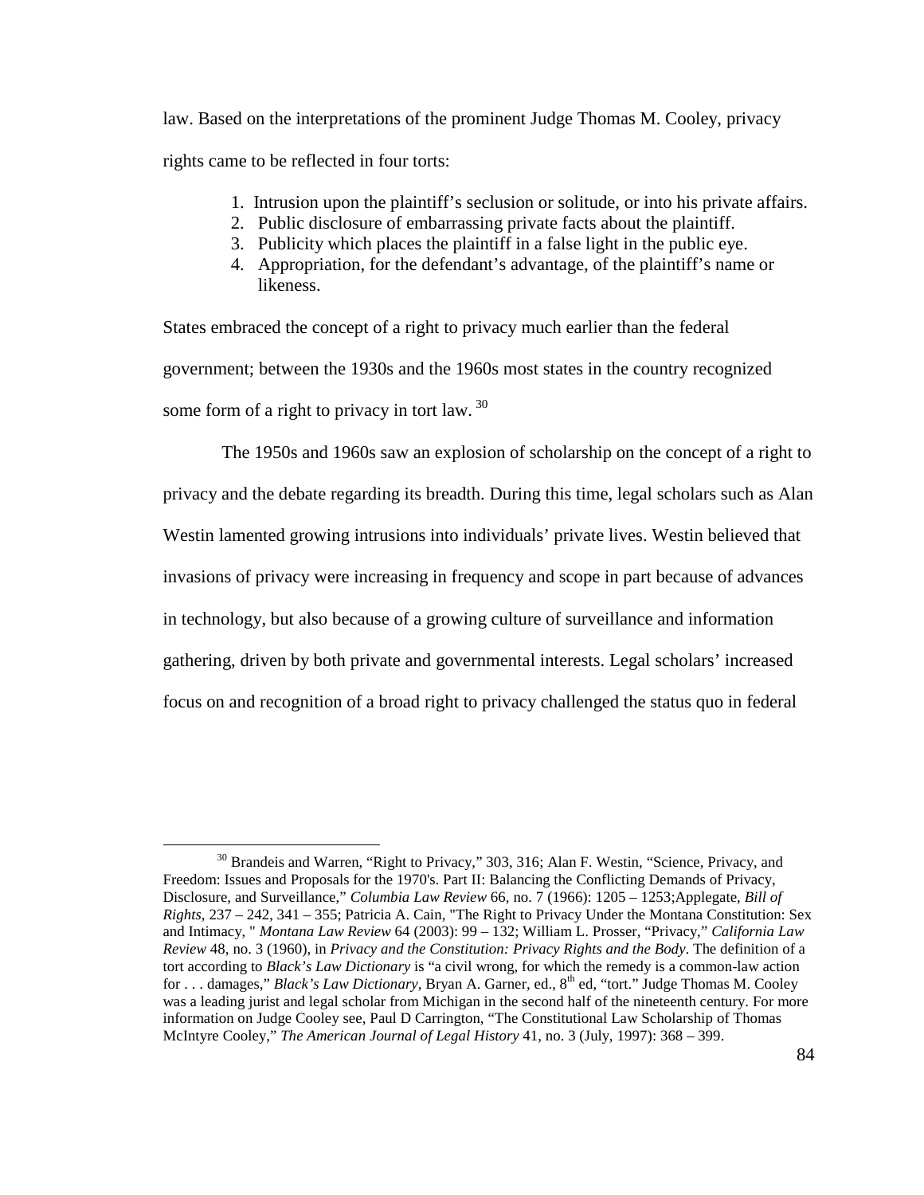law. Based on the interpretations of the prominent Judge Thomas M. Cooley, privacy rights came to be reflected in four torts:

1. Intrusion upon the plaintiff's seclusion or solitude, or into his private affairs.
2. Public disclosure of embarrassing private facts about the plaintiff.
3. Publicity which places the plaintiff in a false light in the public eye.
4. Appropriation, for the defendant's advantage, of the plaintiff's name or likeness.

States embraced the concept of a right to privacy much earlier than the federal government; between the 1930s and the 1960s most states in the country recognized some form of a right to privacy in tort law. [30]

The 1950s and 1960s saw an explosion of scholarship on the concept of a right to privacy and the debate regarding its breadth. During this time, legal scholars such as Alan Westin lamented growing intrusions into individuals' private lives. Westin believed that invasions of privacy were increasing in frequency and scope in part because of advances in technology, but also because of a growing culture of surveillance and information gathering, driven by both private and governmental interests. Legal scholars' increased focus on and recognition of a broad right to privacy challenged the status quo in federal

---

[30] Brandeis and Warren, "Right to Privacy," 303, 316; Alan F. Westin, "Science, Privacy, and Freedom: Issues and Proposals for the 1970's. Part II: Balancing the Conflicting Demands of Privacy, Disclosure, and Surveillance," *Columbia Law Review* 66, no. 7 (1966): 1205 – 1253;Applegate, *Bill of Rights*, 237 – 242, 341 – 355; Patricia A. Cain, "The Right to Privacy Under the Montana Constitution: Sex and Intimacy, " *Montana Law Review* 64 (2003): 99 – 132; William L. Prosser, "Privacy," *California Law Review* 48, no. 3 (1960), in *Privacy and the Constitution: Privacy Rights and the Body*. The definition of a tort according to *Black's Law Dictionary* is "a civil wrong, for which the remedy is a common-law action for . . . damages," *Black's Law Dictionary*, Bryan A. Garner, ed., 8th ed, "tort." Judge Thomas M. Cooley was a leading jurist and legal scholar from Michigan in the second half of the nineteenth century. For more information on Judge Cooley see, Paul D Carrington, "The Constitutional Law Scholarship of Thomas McIntyre Cooley," *The American Journal of Legal History* 41, no. 3 (July, 1997): 368 – 399.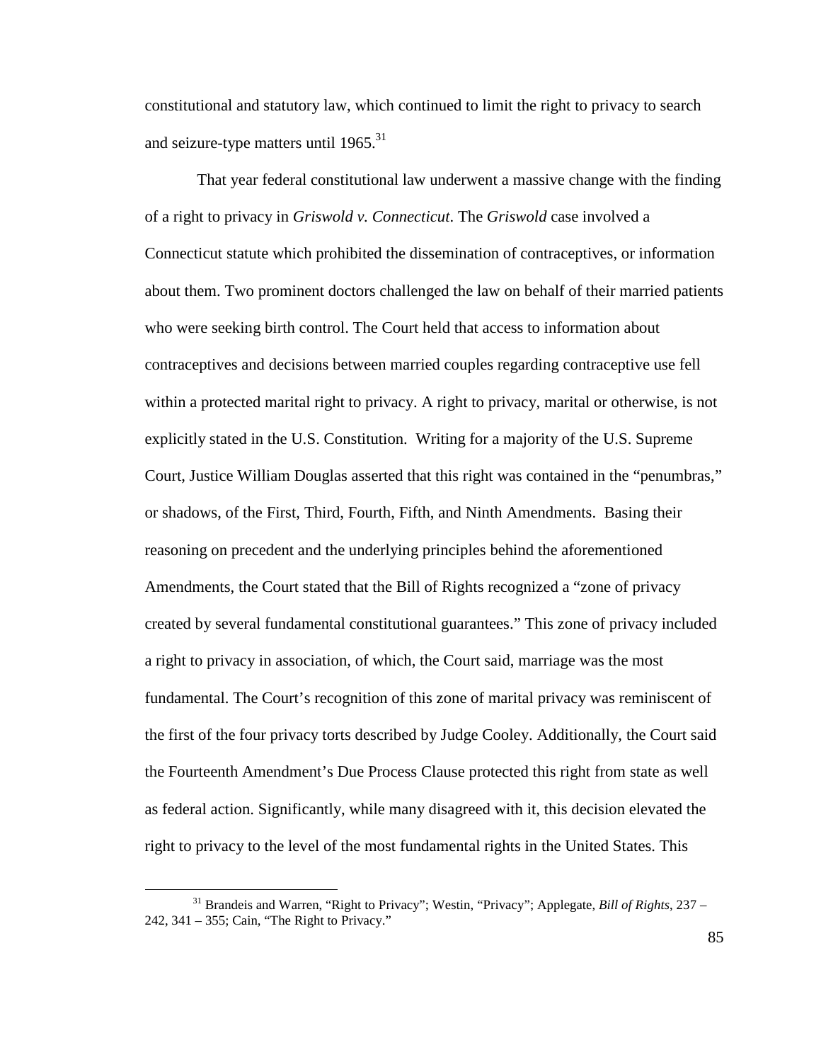constitutional and statutory law, which continued to limit the right to privacy to search and seizure-type matters until 1965.[31]

That year federal constitutional law underwent a massive change with the finding of a right to privacy in *Griswold v. Connecticut*. The *Griswold* case involved a Connecticut statute which prohibited the dissemination of contraceptives, or information about them. Two prominent doctors challenged the law on behalf of their married patients who were seeking birth control. The Court held that access to information about contraceptives and decisions between married couples regarding contraceptive use fell within a protected marital right to privacy. A right to privacy, marital or otherwise, is not explicitly stated in the U.S. Constitution. Writing for a majority of the U.S. Supreme Court, Justice William Douglas asserted that this right was contained in the "penumbras," or shadows, of the First, Third, Fourth, Fifth, and Ninth Amendments. Basing their reasoning on precedent and the underlying principles behind the aforementioned Amendments, the Court stated that the Bill of Rights recognized a "zone of privacy created by several fundamental constitutional guarantees." This zone of privacy included a right to privacy in association, of which, the Court said, marriage was the most fundamental. The Court's recognition of this zone of marital privacy was reminiscent of the first of the four privacy torts described by Judge Cooley. Additionally, the Court said the Fourteenth Amendment's Due Process Clause protected this right from state as well as federal action. Significantly, while many disagreed with it, this decision elevated the right to privacy to the level of the most fundamental rights in the United States. This

---

[31] Brandeis and Warren, "Right to Privacy"; Westin, "Privacy"; Applegate, *Bill of Rights*, 237 – 242, 341 – 355; Cain, "The Right to Privacy."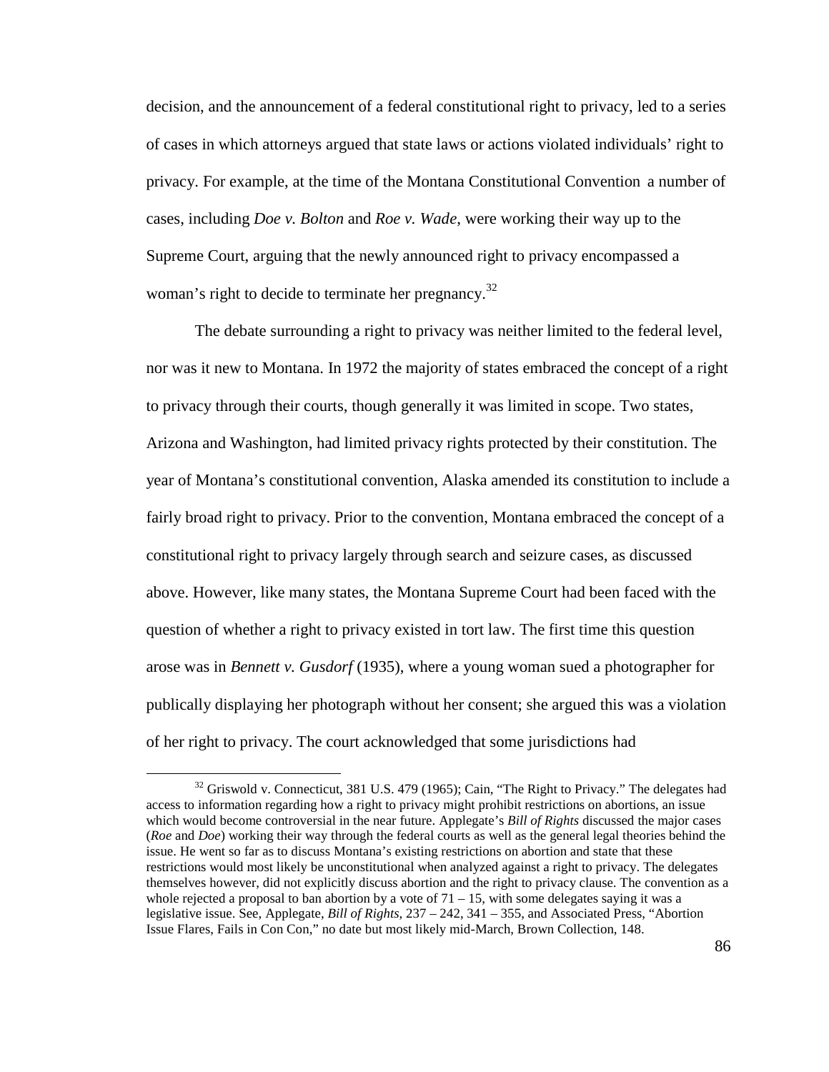decision, and the announcement of a federal constitutional right to privacy, led to a series of cases in which attorneys argued that state laws or actions violated individuals' right to privacy. For example, at the time of the Montana Constitutional Convention a number of cases, including *Doe v. Bolton* and *Roe v. Wade*, were working their way up to the Supreme Court, arguing that the newly announced right to privacy encompassed a woman's right to decide to terminate her pregnancy.[32]

The debate surrounding a right to privacy was neither limited to the federal level, nor was it new to Montana. In 1972 the majority of states embraced the concept of a right to privacy through their courts, though generally it was limited in scope. Two states, Arizona and Washington, had limited privacy rights protected by their constitution. The year of Montana's constitutional convention, Alaska amended its constitution to include a fairly broad right to privacy. Prior to the convention, Montana embraced the concept of a constitutional right to privacy largely through search and seizure cases, as discussed above. However, like many states, the Montana Supreme Court had been faced with the question of whether a right to privacy existed in tort law. The first time this question arose was in *Bennett v. Gusdorf* (1935), where a young woman sued a photographer for publically displaying her photograph without her consent; she argued this was a violation of her right to privacy. The court acknowledged that some jurisdictions had

---

[32] Griswold v. Connecticut, 381 U.S. 479 (1965); Cain, "The Right to Privacy." The delegates had access to information regarding how a right to privacy might prohibit restrictions on abortions, an issue which would become controversial in the near future. Applegate's *Bill of Rights* discussed the major cases (*Roe* and *Doe*) working their way through the federal courts as well as the general legal theories behind the issue. He went so far as to discuss Montana's existing restrictions on abortion and state that these restrictions would most likely be unconstitutional when analyzed against a right to privacy. The delegates themselves however, did not explicitly discuss abortion and the right to privacy clause. The convention as a whole rejected a proposal to ban abortion by a vote of 71 – 15, with some delegates saying it was a legislative issue. See, Applegate, *Bill of Rights*, 237 – 242, 341 – 355, and Associated Press, "Abortion Issue Flares, Fails in Con Con," no date but most likely mid-March, Brown Collection, 148.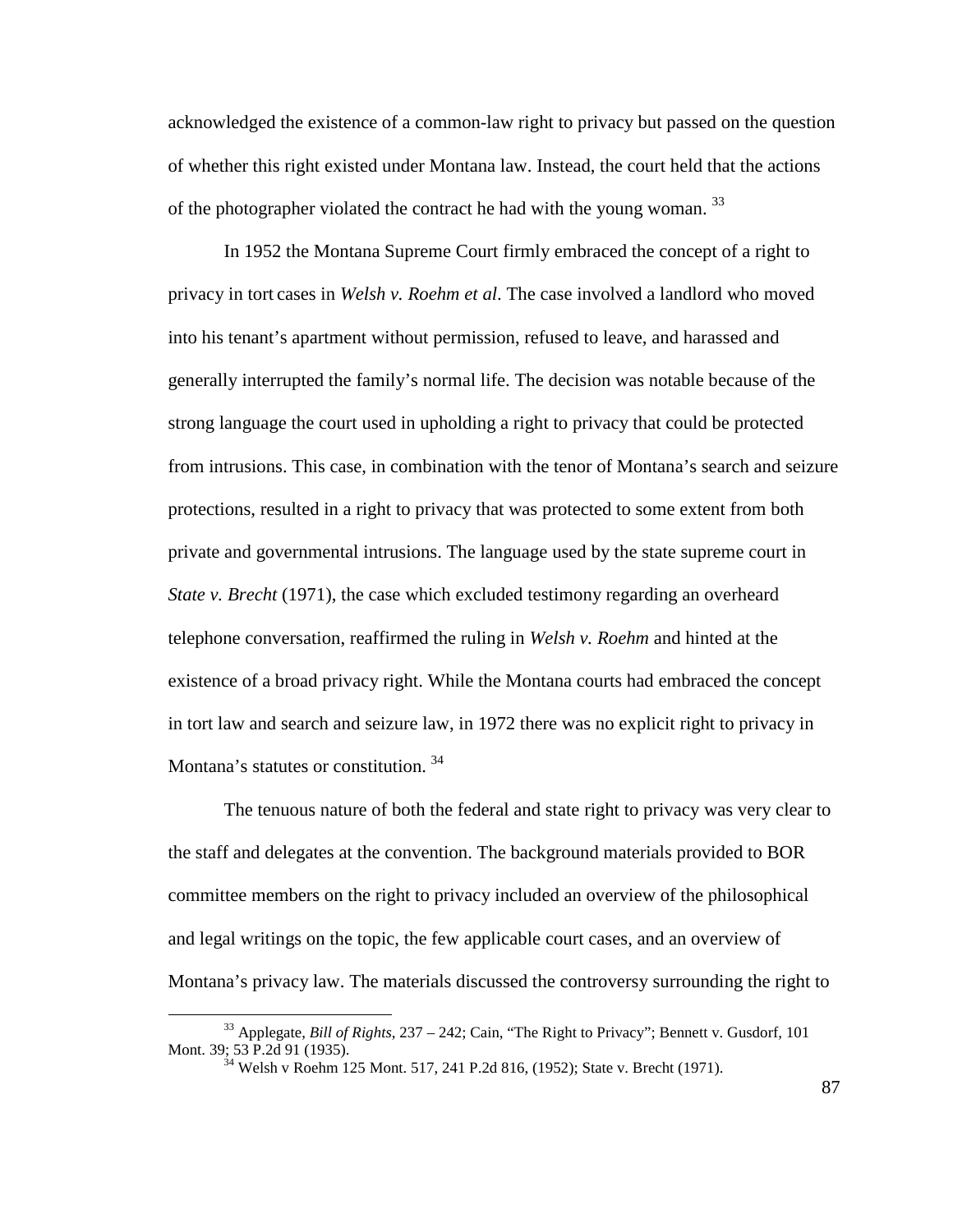acknowledged the existence of a common-law right to privacy but passed on the question of whether this right existed under Montana law. Instead, the court held that the actions of the photographer violated the contract he had with the young woman. [33]

In 1952 the Montana Supreme Court firmly embraced the concept of a right to privacy in tort cases in *Welsh v. Roehm et al*. The case involved a landlord who moved into his tenant's apartment without permission, refused to leave, and harassed and generally interrupted the family's normal life. The decision was notable because of the strong language the court used in upholding a right to privacy that could be protected from intrusions. This case, in combination with the tenor of Montana's search and seizure protections, resulted in a right to privacy that was protected to some extent from both private and governmental intrusions. The language used by the state supreme court in *State v. Brecht* (1971), the case which excluded testimony regarding an overheard telephone conversation, reaffirmed the ruling in *Welsh v. Roehm* and hinted at the existence of a broad privacy right. While the Montana courts had embraced the concept in tort law and search and seizure law, in 1972 there was no explicit right to privacy in Montana's statutes or constitution. [34]

The tenuous nature of both the federal and state right to privacy was very clear to the staff and delegates at the convention. The background materials provided to BOR committee members on the right to privacy included an overview of the philosophical and legal writings on the topic, the few applicable court cases, and an overview of Montana's privacy law. The materials discussed the controversy surrounding the right to

---

[33] Applegate, *Bill of Rights*, 237 – 242; Cain, "The Right to Privacy"; Bennett v. Gusdorf, 101 Mont. 39; 53 P.2d 91 (1935).

[34] Welsh v Roehm 125 Mont. 517, 241 P.2d 816, (1952); State v. Brecht (1971).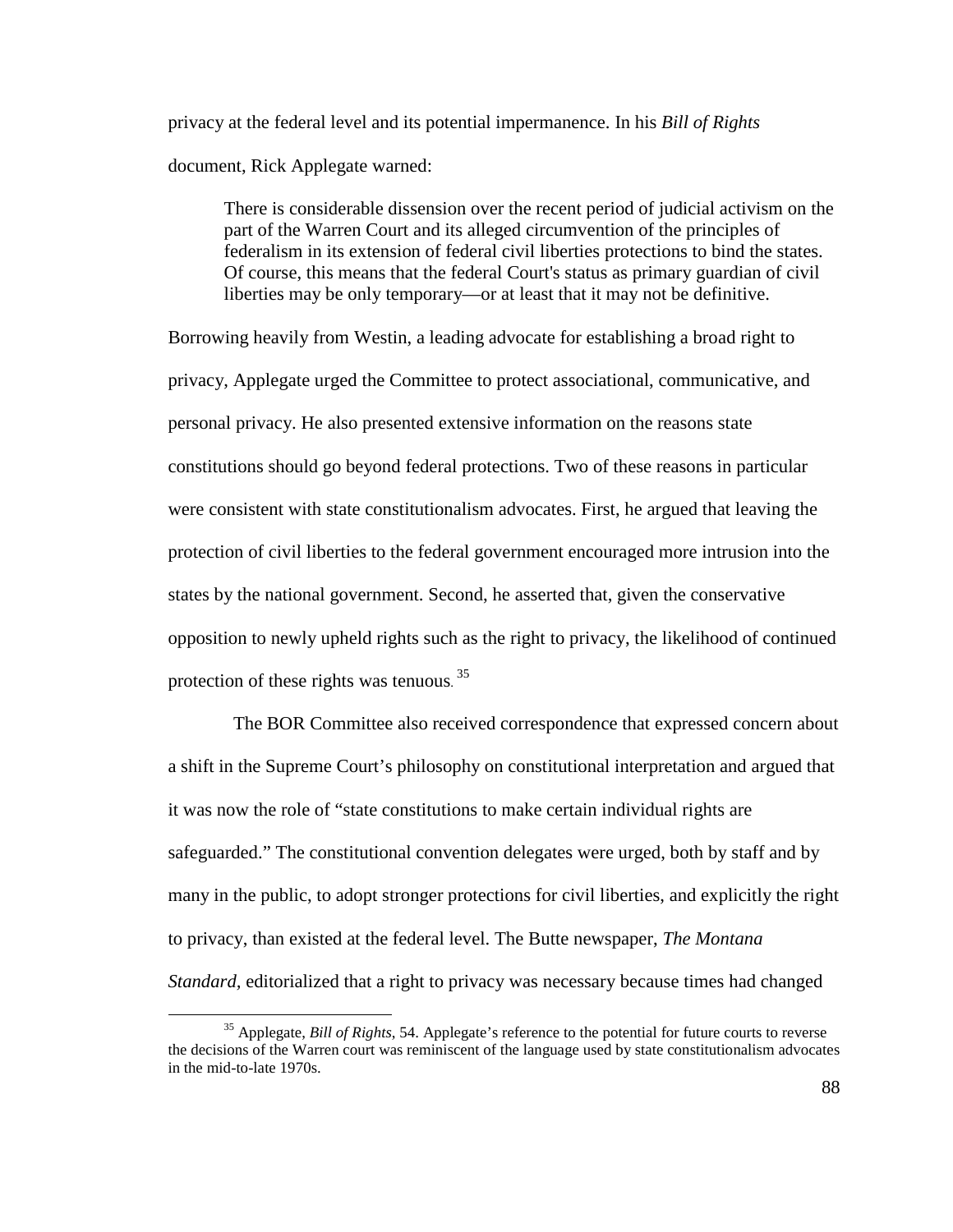privacy at the federal level and its potential impermanence. In his *Bill of Rights* document, Rick Applegate warned:

> There is considerable dissension over the recent period of judicial activism on the part of the Warren Court and its alleged circumvention of the principles of federalism in its extension of federal civil liberties protections to bind the states. Of course, this means that the federal Court's status as primary guardian of civil liberties may be only temporary—or at least that it may not be definitive.

Borrowing heavily from Westin, a leading advocate for establishing a broad right to privacy, Applegate urged the Committee to protect associational, communicative, and personal privacy. He also presented extensive information on the reasons state constitutions should go beyond federal protections. Two of these reasons in particular were consistent with state constitutionalism advocates. First, he argued that leaving the protection of civil liberties to the federal government encouraged more intrusion into the states by the national government. Second, he asserted that, given the conservative opposition to newly upheld rights such as the right to privacy, the likelihood of continued protection of these rights was tenuous.[35]

The BOR Committee also received correspondence that expressed concern about a shift in the Supreme Court's philosophy on constitutional interpretation and argued that it was now the role of "state constitutions to make certain individual rights are safeguarded." The constitutional convention delegates were urged, both by staff and by many in the public, to adopt stronger protections for civil liberties, and explicitly the right to privacy, than existed at the federal level. The Butte newspaper, *The Montana Standard*, editorialized that a right to privacy was necessary because times had changed

[35] Applegate, *Bill of Rights*, 54. Applegate's reference to the potential for future courts to reverse the decisions of the Warren court was reminiscent of the language used by state constitutionalism advocates in the mid-to-late 1970s.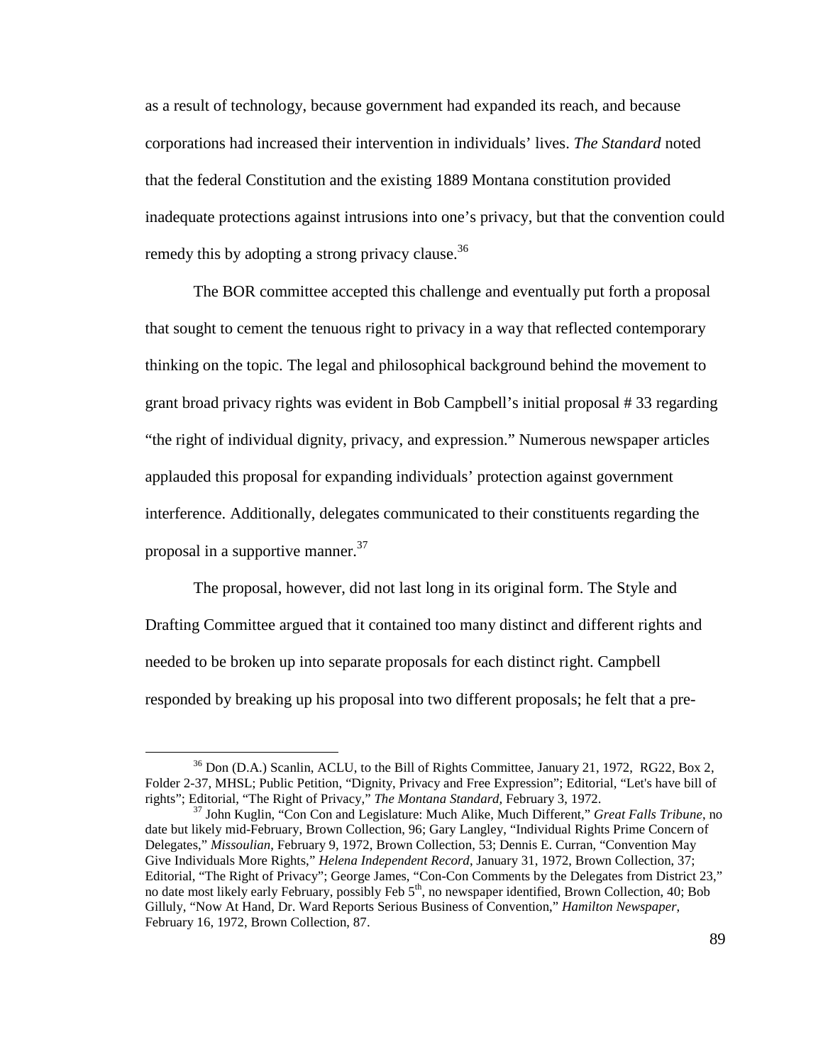as a result of technology, because government had expanded its reach, and because corporations had increased their intervention in individuals' lives. *The Standard* noted that the federal Constitution and the existing 1889 Montana constitution provided inadequate protections against intrusions into one's privacy, but that the convention could remedy this by adopting a strong privacy clause.[36]

The BOR committee accepted this challenge and eventually put forth a proposal that sought to cement the tenuous right to privacy in a way that reflected contemporary thinking on the topic. The legal and philosophical background behind the movement to grant broad privacy rights was evident in Bob Campbell's initial proposal # 33 regarding "the right of individual dignity, privacy, and expression." Numerous newspaper articles applauded this proposal for expanding individuals' protection against government interference. Additionally, delegates communicated to their constituents regarding the proposal in a supportive manner.[37]

The proposal, however, did not last long in its original form. The Style and Drafting Committee argued that it contained too many distinct and different rights and needed to be broken up into separate proposals for each distinct right. Campbell responded by breaking up his proposal into two different proposals; he felt that a pre-

---

[36] Don (D.A.) Scanlin, ACLU, to the Bill of Rights Committee, January 21, 1972, RG22, Box 2, Folder 2-37, MHSL; Public Petition, "Dignity, Privacy and Free Expression"; Editorial, "Let's have bill of rights"; Editorial, "The Right of Privacy," *The Montana Standard*, February 3, 1972.

[37] John Kuglin, "Con Con and Legislature: Much Alike, Much Different," *Great Falls Tribune*, no date but likely mid-February, Brown Collection, 96; Gary Langley, "Individual Rights Prime Concern of Delegates," *Missoulian*, February 9, 1972, Brown Collection, 53; Dennis E. Curran, "Convention May Give Individuals More Rights," *Helena Independent Record*, January 31, 1972, Brown Collection, 37; Editorial, "The Right of Privacy"; George James, "Con-Con Comments by the Delegates from District 23," no date most likely early February, possibly Feb 5th, no newspaper identified, Brown Collection, 40; Bob Gilluly, "Now At Hand, Dr. Ward Reports Serious Business of Convention," *Hamilton Newspaper*, February 16, 1972, Brown Collection, 87.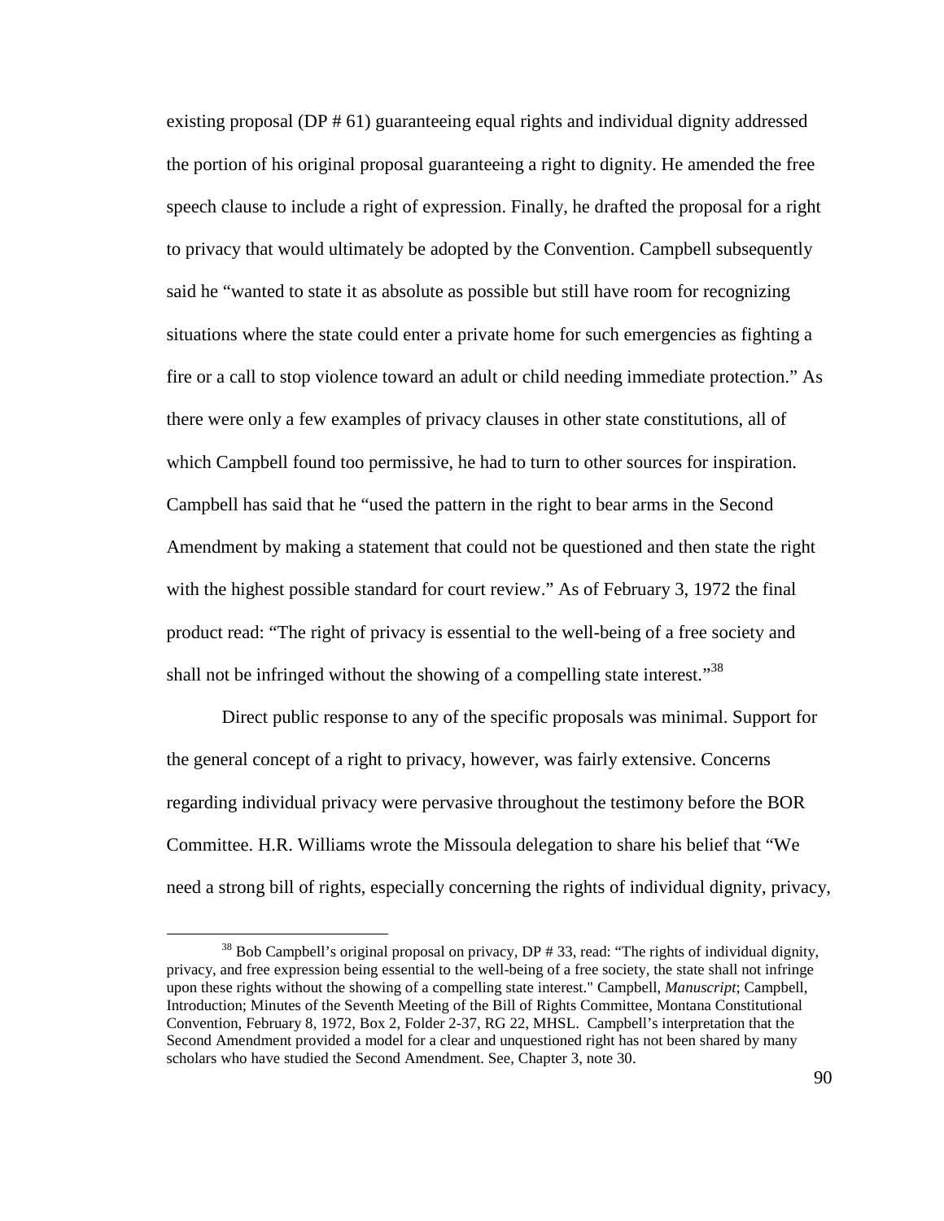existing proposal (DP # 61) guaranteeing equal rights and individual dignity addressed the portion of his original proposal guaranteeing a right to dignity. He amended the free speech clause to include a right of expression. Finally, he drafted the proposal for a right to privacy that would ultimately be adopted by the Convention. Campbell subsequently said he "wanted to state it as absolute as possible but still have room for recognizing situations where the state could enter a private home for such emergencies as fighting a fire or a call to stop violence toward an adult or child needing immediate protection." As there were only a few examples of privacy clauses in other state constitutions, all of which Campbell found too permissive, he had to turn to other sources for inspiration. Campbell has said that he "used the pattern in the right to bear arms in the Second Amendment by making a statement that could not be questioned and then state the right with the highest possible standard for court review." As of February 3, 1972 the final product read: "The right of privacy is essential to the well-being of a free society and shall not be infringed without the showing of a compelling state interest."[38]

Direct public response to any of the specific proposals was minimal. Support for the general concept of a right to privacy, however, was fairly extensive. Concerns regarding individual privacy were pervasive throughout the testimony before the BOR Committee. H.R. Williams wrote the Missoula delegation to share his belief that "We need a strong bill of rights, especially concerning the rights of individual dignity, privacy,

---

[38] Bob Campbell's original proposal on privacy, DP # 33, read: "The rights of individual dignity, privacy, and free expression being essential to the well-being of a free society, the state shall not infringe upon these rights without the showing of a compelling state interest." Campbell, *Manuscript*; Campbell, Introduction; Minutes of the Seventh Meeting of the Bill of Rights Committee, Montana Constitutional Convention, February 8, 1972, Box 2, Folder 2-37, RG 22, MHSL. Campbell's interpretation that the Second Amendment provided a model for a clear and unquestioned right has not been shared by many scholars who have studied the Second Amendment. See, Chapter 3, note 30.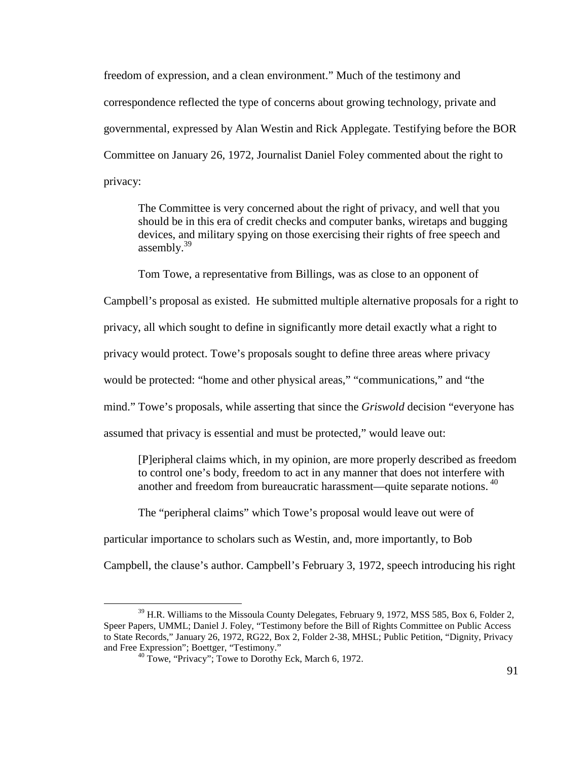freedom of expression, and a clean environment." Much of the testimony and correspondence reflected the type of concerns about growing technology, private and governmental, expressed by Alan Westin and Rick Applegate. Testifying before the BOR Committee on January 26, 1972, Journalist Daniel Foley commented about the right to privacy:

> The Committee is very concerned about the right of privacy, and well that you should be in this era of credit checks and computer banks, wiretaps and bugging devices, and military spying on those exercising their rights of free speech and assembly.[39]

Tom Towe, a representative from Billings, was as close to an opponent of Campbell's proposal as existed. He submitted multiple alternative proposals for a right to privacy, all which sought to define in significantly more detail exactly what a right to privacy would protect. Towe's proposals sought to define three areas where privacy would be protected: "home and other physical areas," "communications," and "the mind." Towe's proposals, while asserting that since the *Griswold* decision "everyone has assumed that privacy is essential and must be protected," would leave out:

> [P]eripheral claims which, in my opinion, are more properly described as freedom to control one's body, freedom to act in any manner that does not interfere with another and freedom from bureaucratic harassment—quite separate notions.[40]

The "peripheral claims" which Towe's proposal would leave out were of particular importance to scholars such as Westin, and, more importantly, to Bob Campbell, the clause's author. Campbell's February 3, 1972, speech introducing his right

---

[39] H.R. Williams to the Missoula County Delegates, February 9, 1972, MSS 585, Box 6, Folder 2, Speer Papers, UMML; Daniel J. Foley, "Testimony before the Bill of Rights Committee on Public Access to State Records," January 26, 1972, RG22, Box 2, Folder 2-38, MHSL; Public Petition, "Dignity, Privacy and Free Expression"; Boettger, "Testimony."

[40] Towe, "Privacy"; Towe to Dorothy Eck, March 6, 1972.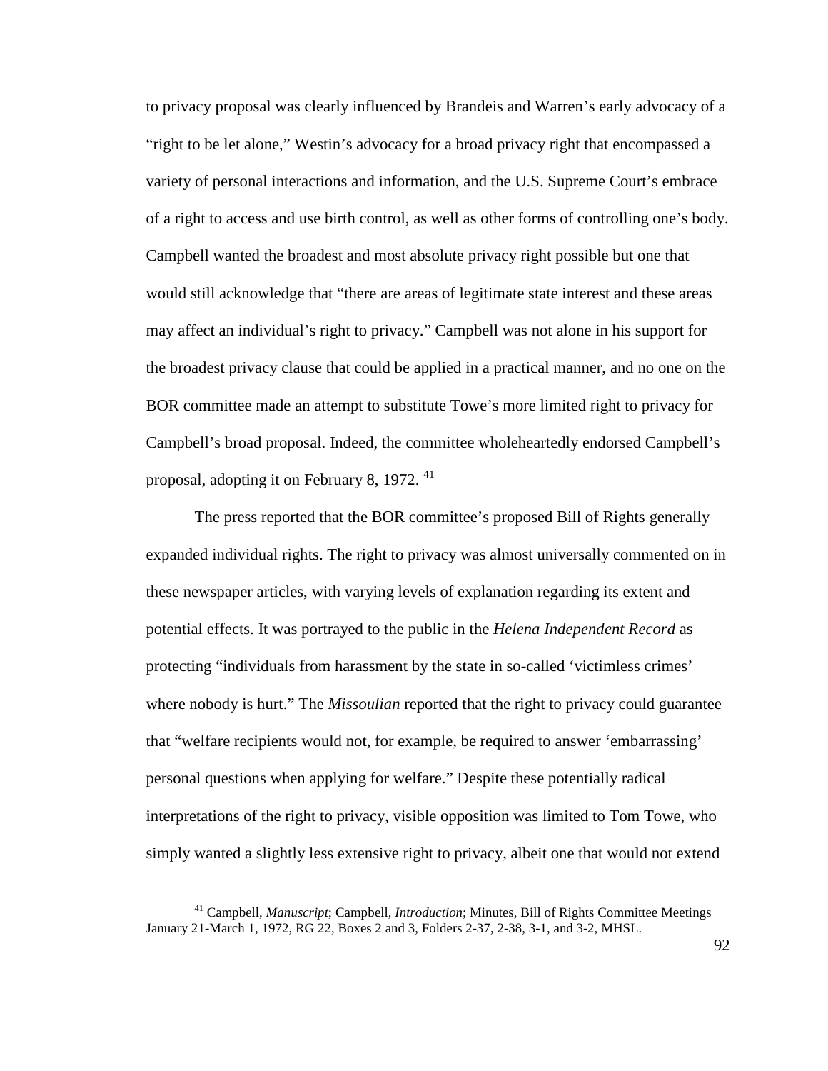to privacy proposal was clearly influenced by Brandeis and Warren's early advocacy of a "right to be let alone," Westin's advocacy for a broad privacy right that encompassed a variety of personal interactions and information, and the U.S. Supreme Court's embrace of a right to access and use birth control, as well as other forms of controlling one's body. Campbell wanted the broadest and most absolute privacy right possible but one that would still acknowledge that "there are areas of legitimate state interest and these areas may affect an individual's right to privacy." Campbell was not alone in his support for the broadest privacy clause that could be applied in a practical manner, and no one on the BOR committee made an attempt to substitute Towe's more limited right to privacy for Campbell's broad proposal. Indeed, the committee wholeheartedly endorsed Campbell's proposal, adopting it on February 8, 1972. [41]

The press reported that the BOR committee's proposed Bill of Rights generally expanded individual rights. The right to privacy was almost universally commented on in these newspaper articles, with varying levels of explanation regarding its extent and potential effects. It was portrayed to the public in the *Helena Independent Record* as protecting "individuals from harassment by the state in so-called 'victimless crimes' where nobody is hurt." The *Missoulian* reported that the right to privacy could guarantee that "welfare recipients would not, for example, be required to answer 'embarrassing' personal questions when applying for welfare." Despite these potentially radical interpretations of the right to privacy, visible opposition was limited to Tom Towe, who simply wanted a slightly less extensive right to privacy, albeit one that would not extend

[41] Campbell, *Manuscript*; Campbell, *Introduction*; Minutes, Bill of Rights Committee Meetings January 21-March 1, 1972, RG 22, Boxes 2 and 3, Folders 2-37, 2-38, 3-1, and 3-2, MHSL.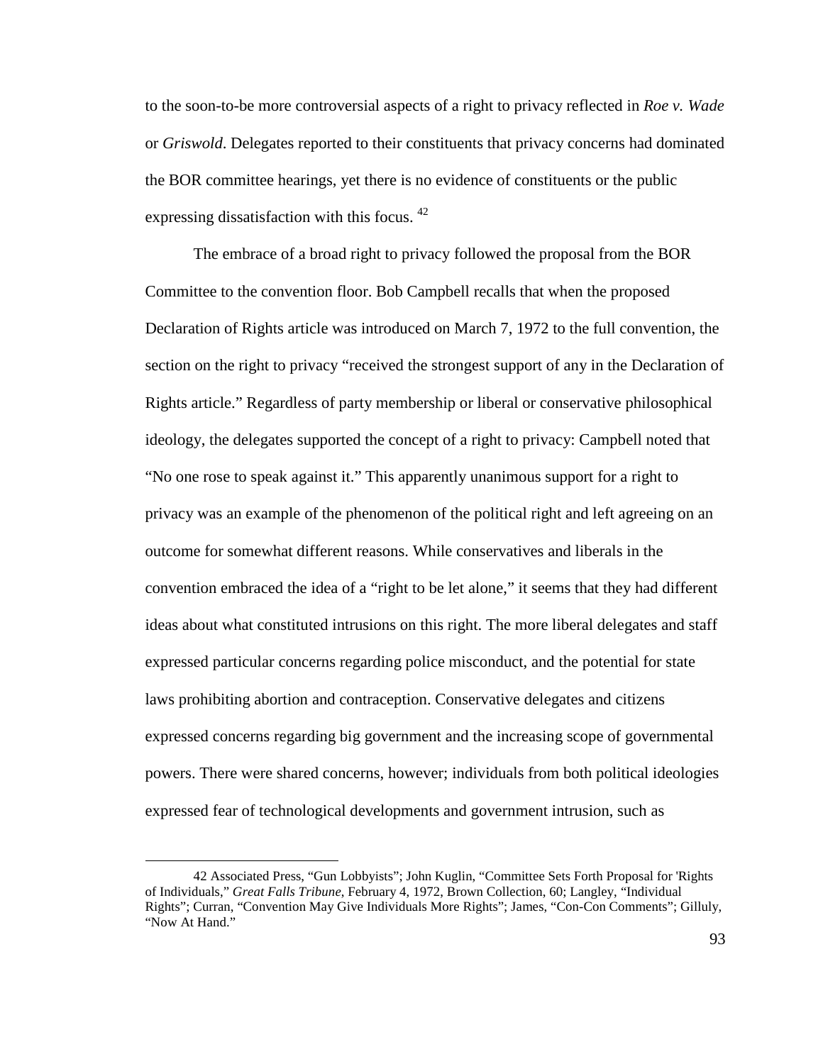to the soon-to-be more controversial aspects of a right to privacy reflected in *Roe v. Wade* or *Griswold*. Delegates reported to their constituents that privacy concerns had dominated the BOR committee hearings, yet there is no evidence of constituents or the public expressing dissatisfaction with this focus. [42]

The embrace of a broad right to privacy followed the proposal from the BOR Committee to the convention floor. Bob Campbell recalls that when the proposed Declaration of Rights article was introduced on March 7, 1972 to the full convention, the section on the right to privacy "received the strongest support of any in the Declaration of Rights article." Regardless of party membership or liberal or conservative philosophical ideology, the delegates supported the concept of a right to privacy: Campbell noted that "No one rose to speak against it." This apparently unanimous support for a right to privacy was an example of the phenomenon of the political right and left agreeing on an outcome for somewhat different reasons. While conservatives and liberals in the convention embraced the idea of a "right to be let alone," it seems that they had different ideas about what constituted intrusions on this right. The more liberal delegates and staff expressed particular concerns regarding police misconduct, and the potential for state laws prohibiting abortion and contraception. Conservative delegates and citizens expressed concerns regarding big government and the increasing scope of governmental powers. There were shared concerns, however; individuals from both political ideologies expressed fear of technological developments and government intrusion, such as

---

42 Associated Press, "Gun Lobbyists"; John Kuglin, "Committee Sets Forth Proposal for 'Rights of Individuals," *Great Falls Tribune*, February 4, 1972, Brown Collection, 60; Langley, "Individual Rights"; Curran, "Convention May Give Individuals More Rights"; James, "Con-Con Comments"; Gilluly, "Now At Hand."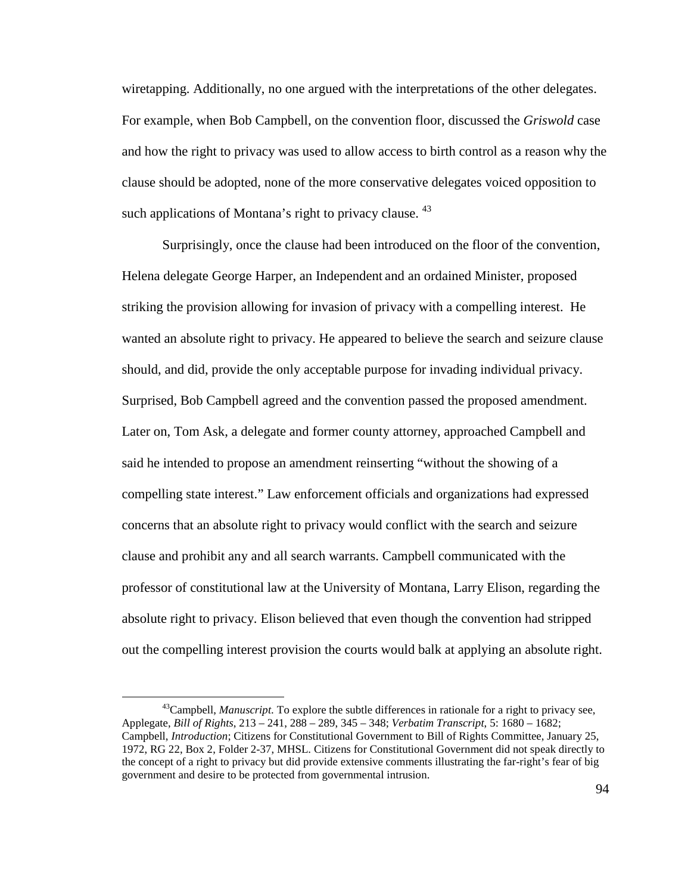wiretapping. Additionally, no one argued with the interpretations of the other delegates. For example, when Bob Campbell, on the convention floor, discussed the *Griswold* case and how the right to privacy was used to allow access to birth control as a reason why the clause should be adopted, none of the more conservative delegates voiced opposition to such applications of Montana's right to privacy clause. [43]

Surprisingly, once the clause had been introduced on the floor of the convention, Helena delegate George Harper, an Independent and an ordained Minister, proposed striking the provision allowing for invasion of privacy with a compelling interest. He wanted an absolute right to privacy. He appeared to believe the search and seizure clause should, and did, provide the only acceptable purpose for invading individual privacy. Surprised, Bob Campbell agreed and the convention passed the proposed amendment. Later on, Tom Ask, a delegate and former county attorney, approached Campbell and said he intended to propose an amendment reinserting "without the showing of a compelling state interest." Law enforcement officials and organizations had expressed concerns that an absolute right to privacy would conflict with the search and seizure clause and prohibit any and all search warrants. Campbell communicated with the professor of constitutional law at the University of Montana, Larry Elison, regarding the absolute right to privacy. Elison believed that even though the convention had stripped out the compelling interest provision the courts would balk at applying an absolute right.

---

[43]Campbell, *Manuscript.* To explore the subtle differences in rationale for a right to privacy see, Applegate, *Bill of Rights*, 213 – 241, 288 – 289, 345 – 348; *Verbatim Transcript*, 5: 1680 – 1682; Campbell, *Introduction*; Citizens for Constitutional Government to Bill of Rights Committee, January 25, 1972, RG 22, Box 2, Folder 2-37, MHSL. Citizens for Constitutional Government did not speak directly to the concept of a right to privacy but did provide extensive comments illustrating the far-right's fear of big government and desire to be protected from governmental intrusion.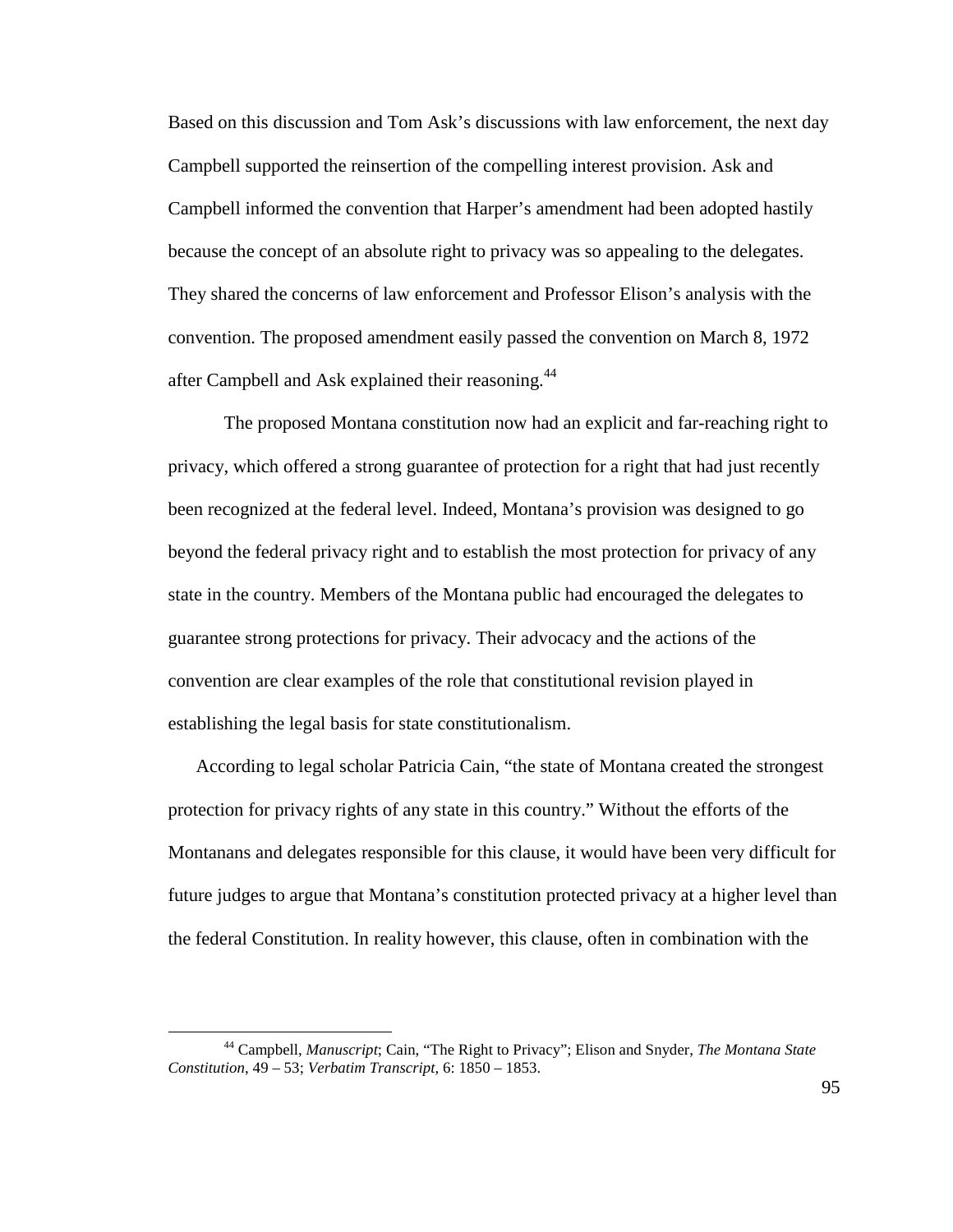Based on this discussion and Tom Ask's discussions with law enforcement, the next day Campbell supported the reinsertion of the compelling interest provision. Ask and Campbell informed the convention that Harper's amendment had been adopted hastily because the concept of an absolute right to privacy was so appealing to the delegates. They shared the concerns of law enforcement and Professor Elison's analysis with the convention. The proposed amendment easily passed the convention on March 8, 1972 after Campbell and Ask explained their reasoning.[44]

The proposed Montana constitution now had an explicit and far-reaching right to privacy, which offered a strong guarantee of protection for a right that had just recently been recognized at the federal level. Indeed, Montana's provision was designed to go beyond the federal privacy right and to establish the most protection for privacy of any state in the country. Members of the Montana public had encouraged the delegates to guarantee strong protections for privacy. Their advocacy and the actions of the convention are clear examples of the role that constitutional revision played in establishing the legal basis for state constitutionalism.

According to legal scholar Patricia Cain, "the state of Montana created the strongest protection for privacy rights of any state in this country." Without the efforts of the Montanans and delegates responsible for this clause, it would have been very difficult for future judges to argue that Montana's constitution protected privacy at a higher level than the federal Constitution. In reality however, this clause, often in combination with the

[44] Campbell, *Manuscript*; Cain, "The Right to Privacy"; Elison and Snyder, *The Montana State Constitution*, 49 – 53; *Verbatim Transcript*, 6: 1850 – 1853.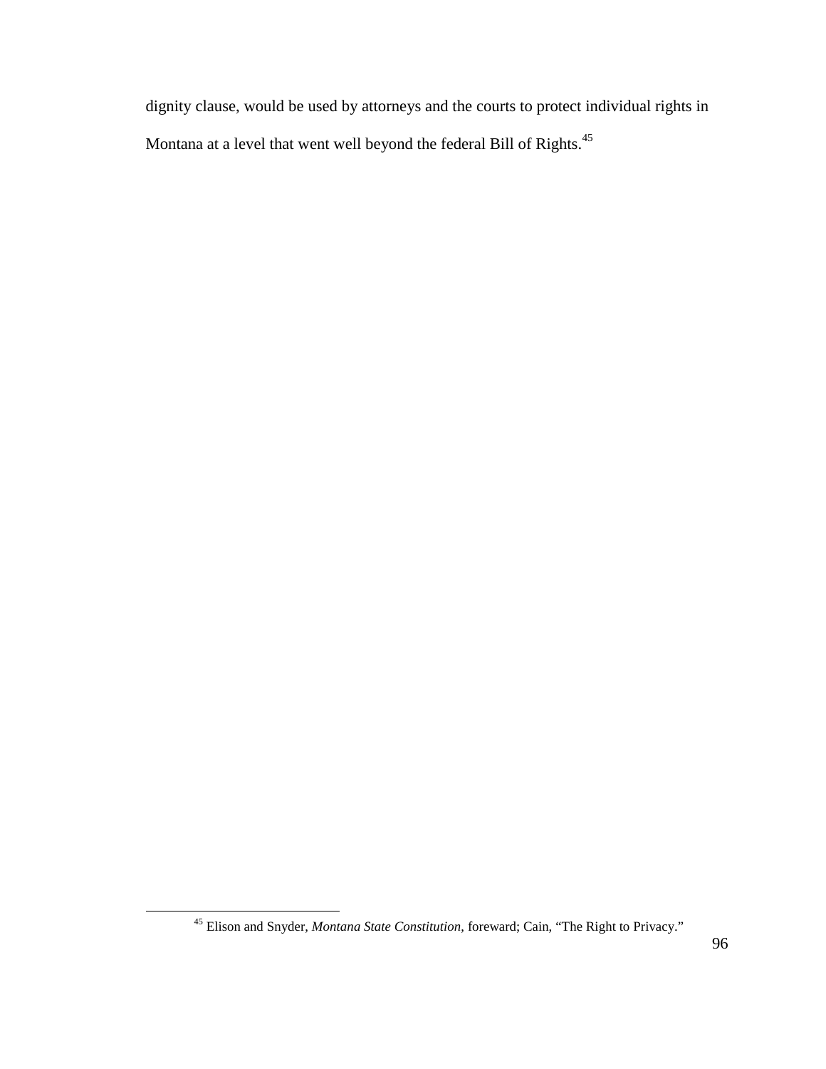dignity clause, would be used by attorneys and the courts to protect individual rights in Montana at a level that went well beyond the federal Bill of Rights.[45]

[45] Elison and Snyder, *Montana State Constitution*, foreward; Cain, "The Right to Privacy."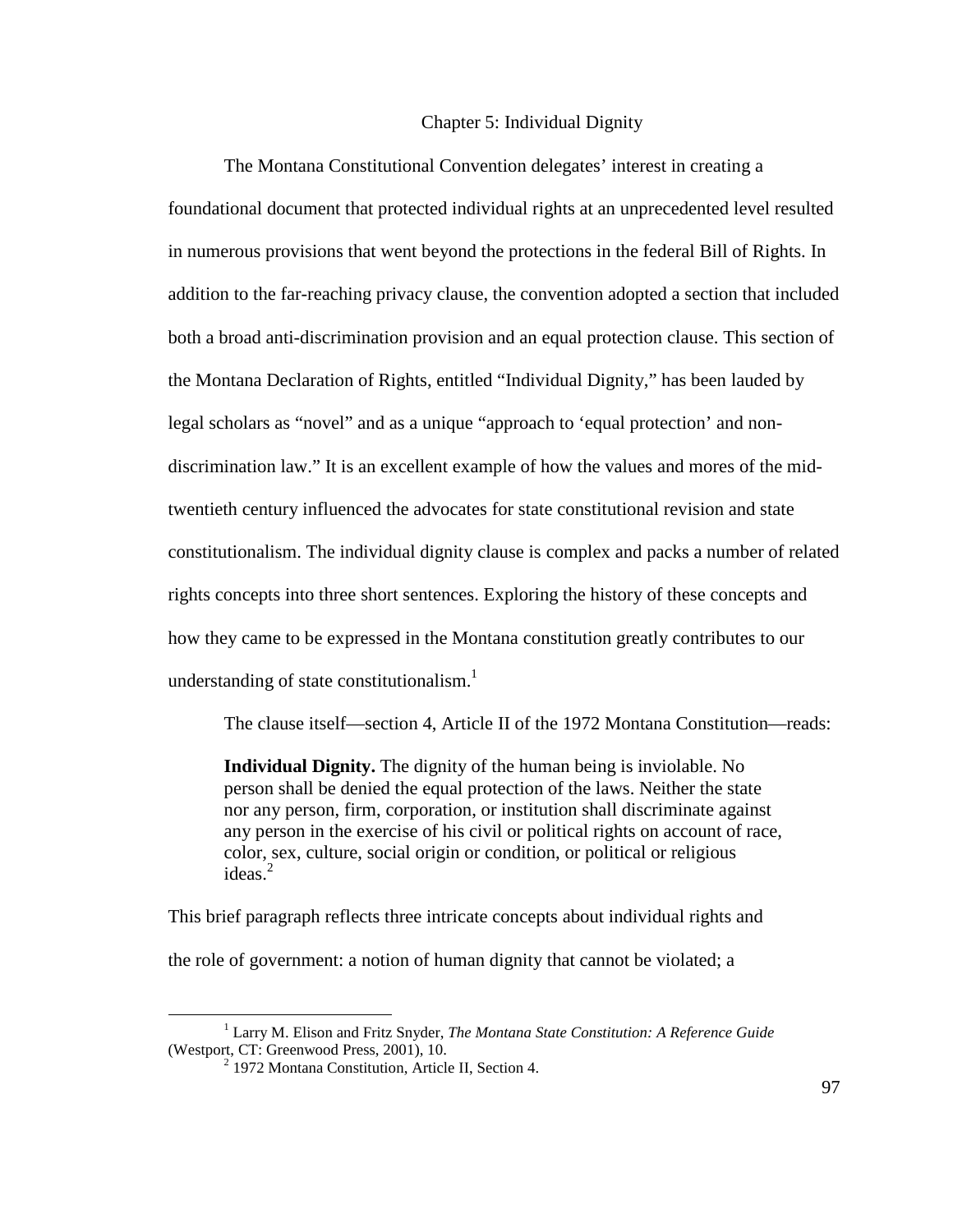# Chapter 5: Individual Dignity

The Montana Constitutional Convention delegates' interest in creating a foundational document that protected individual rights at an unprecedented level resulted in numerous provisions that went beyond the protections in the federal Bill of Rights. In addition to the far-reaching privacy clause, the convention adopted a section that included both a broad anti-discrimination provision and an equal protection clause. This section of the Montana Declaration of Rights, entitled "Individual Dignity," has been lauded by legal scholars as "novel" and as a unique "approach to 'equal protection' and non-discrimination law." It is an excellent example of how the values and mores of the mid-twentieth century influenced the advocates for state constitutional revision and state constitutionalism. The individual dignity clause is complex and packs a number of related rights concepts into three short sentences. Exploring the history of these concepts and how they came to be expressed in the Montana constitution greatly contributes to our understanding of state constitutionalism.[1]

The clause itself—section 4, Article II of the 1972 Montana Constitution—reads:

> **Individual Dignity.** The dignity of the human being is inviolable. No person shall be denied the equal protection of the laws. Neither the state nor any person, firm, corporation, or institution shall discriminate against any person in the exercise of his civil or political rights on account of race, color, sex, culture, social origin or condition, or political or religious ideas.[2]

This brief paragraph reflects three intricate concepts about individual rights and the role of government: a notion of human dignity that cannot be violated; a

---

[1] Larry M. Elison and Fritz Snyder, *The Montana State Constitution: A Reference Guide* (Westport, CT: Greenwood Press, 2001), 10.

[2] 1972 Montana Constitution, Article II, Section 4.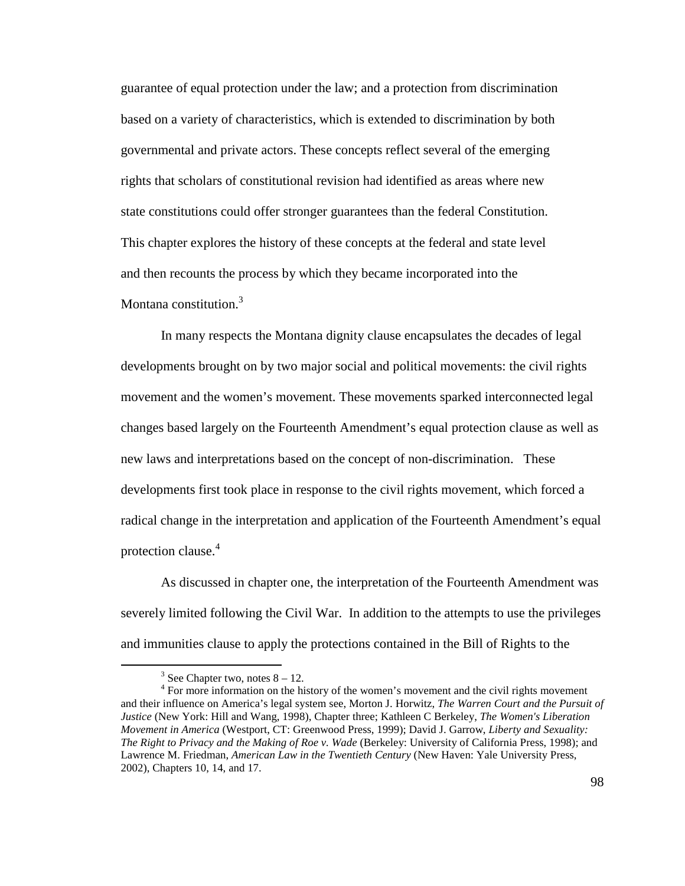guarantee of equal protection under the law; and a protection from discrimination based on a variety of characteristics, which is extended to discrimination by both governmental and private actors. These concepts reflect several of the emerging rights that scholars of constitutional revision had identified as areas where new state constitutions could offer stronger guarantees than the federal Constitution. This chapter explores the history of these concepts at the federal and state level and then recounts the process by which they became incorporated into the Montana constitution.[3]

In many respects the Montana dignity clause encapsulates the decades of legal developments brought on by two major social and political movements: the civil rights movement and the women's movement. These movements sparked interconnected legal changes based largely on the Fourteenth Amendment's equal protection clause as well as new laws and interpretations based on the concept of non-discrimination. These developments first took place in response to the civil rights movement, which forced a radical change in the interpretation and application of the Fourteenth Amendment's equal protection clause.[4]

As discussed in chapter one, the interpretation of the Fourteenth Amendment was severely limited following the Civil War. In addition to the attempts to use the privileges and immunities clause to apply the protections contained in the Bill of Rights to the

---

[3] See Chapter two, notes 8 – 12.

[4] For more information on the history of the women's movement and the civil rights movement and their influence on America's legal system see, Morton J. Horwitz, *The Warren Court and the Pursuit of Justice* (New York: Hill and Wang, 1998), Chapter three; Kathleen C Berkeley, *The Women's Liberation Movement in America* (Westport, CT: Greenwood Press, 1999); David J. Garrow, *Liberty and Sexuality: The Right to Privacy and the Making of Roe v. Wade* (Berkeley: University of California Press, 1998); and Lawrence M. Friedman, *American Law in the Twentieth Century* (New Haven: Yale University Press, 2002), Chapters 10, 14, and 17.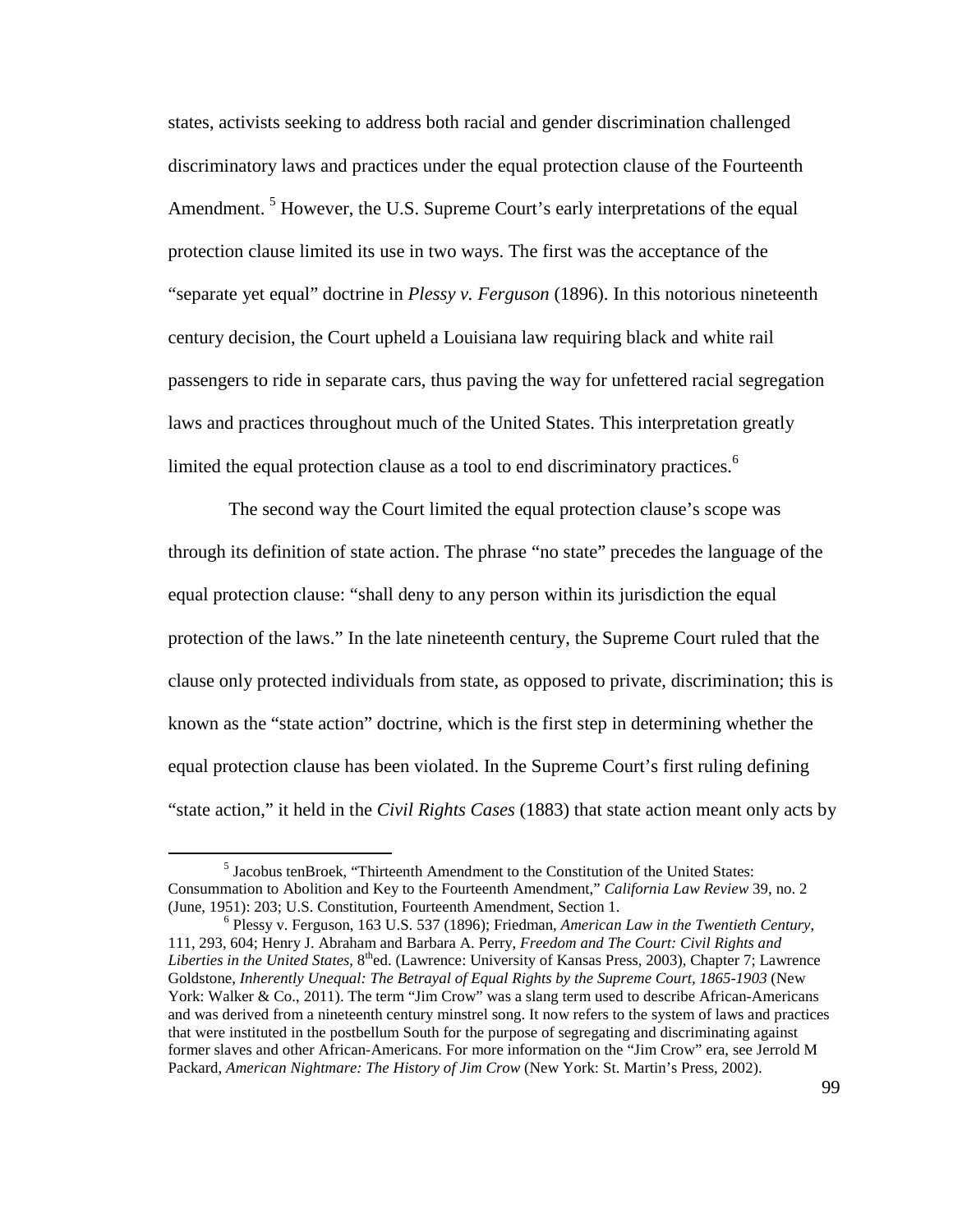states, activists seeking to address both racial and gender discrimination challenged discriminatory laws and practices under the equal protection clause of the Fourteenth Amendment.[5] However, the U.S. Supreme Court's early interpretations of the equal protection clause limited its use in two ways. The first was the acceptance of the "separate yet equal" doctrine in *Plessy v. Ferguson* (1896). In this notorious nineteenth century decision, the Court upheld a Louisiana law requiring black and white rail passengers to ride in separate cars, thus paving the way for unfettered racial segregation laws and practices throughout much of the United States. This interpretation greatly limited the equal protection clause as a tool to end discriminatory practices.[6]

The second way the Court limited the equal protection clause's scope was through its definition of state action. The phrase "no state" precedes the language of the equal protection clause: "shall deny to any person within its jurisdiction the equal protection of the laws." In the late nineteenth century, the Supreme Court ruled that the clause only protected individuals from state, as opposed to private, discrimination; this is known as the "state action" doctrine, which is the first step in determining whether the equal protection clause has been violated. In the Supreme Court's first ruling defining "state action," it held in the *Civil Rights Cases* (1883) that state action meant only acts by

---

[5] Jacobus tenBroek, "Thirteenth Amendment to the Constitution of the United States: Consummation to Abolition and Key to the Fourteenth Amendment," *California Law Review* 39, no. 2 (June, 1951): 203; U.S. Constitution, Fourteenth Amendment, Section 1.

[6] Plessy v. Ferguson, 163 U.S. 537 (1896); Friedman, *American Law in the Twentieth Century,* 111, 293, 604; Henry J. Abraham and Barbara A. Perry, *Freedom and The Court: Civil Rights and Liberties in the United States,* 8th ed. (Lawrence: University of Kansas Press, 2003), Chapter 7; Lawrence Goldstone, *Inherently Unequal: The Betrayal of Equal Rights by the Supreme Court, 1865-1903* (New York: Walker & Co., 2011). The term "Jim Crow" was a slang term used to describe African-Americans and was derived from a nineteenth century minstrel song. It now refers to the system of laws and practices that were instituted in the postbellum South for the purpose of segregating and discriminating against former slaves and other African-Americans. For more information on the "Jim Crow" era, see Jerrold M Packard, *American Nightmare: The History of Jim Crow* (New York: St. Martin's Press, 2002).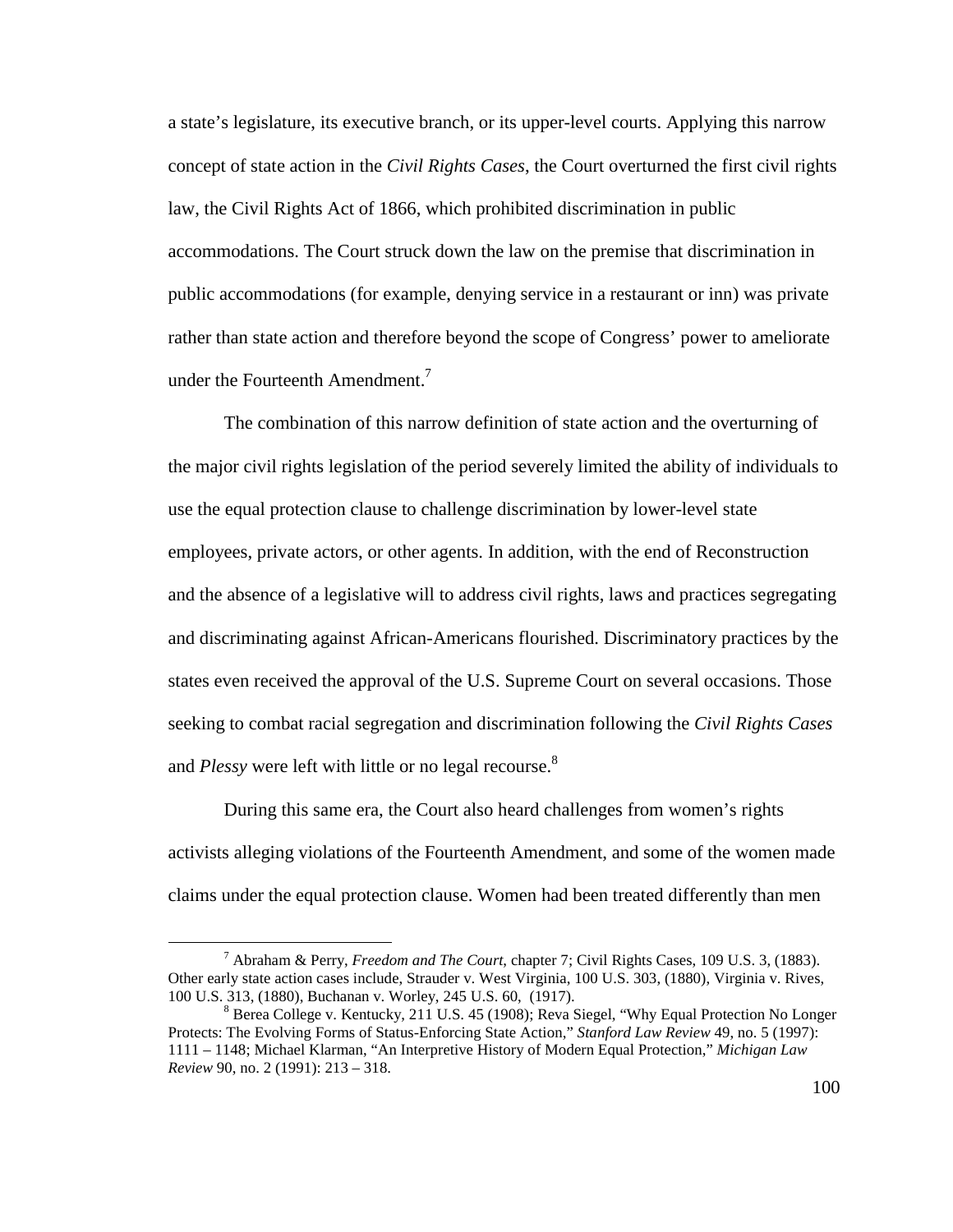a state's legislature, its executive branch, or its upper-level courts. Applying this narrow concept of state action in the *Civil Rights Cases*, the Court overturned the first civil rights law, the Civil Rights Act of 1866, which prohibited discrimination in public accommodations. The Court struck down the law on the premise that discrimination in public accommodations (for example, denying service in a restaurant or inn) was private rather than state action and therefore beyond the scope of Congress' power to ameliorate under the Fourteenth Amendment.[7]

The combination of this narrow definition of state action and the overturning of the major civil rights legislation of the period severely limited the ability of individuals to use the equal protection clause to challenge discrimination by lower-level state employees, private actors, or other agents. In addition, with the end of Reconstruction and the absence of a legislative will to address civil rights, laws and practices segregating and discriminating against African-Americans flourished. Discriminatory practices by the states even received the approval of the U.S. Supreme Court on several occasions. Those seeking to combat racial segregation and discrimination following the *Civil Rights Cases* and *Plessy* were left with little or no legal recourse.[8]

During this same era, the Court also heard challenges from women's rights activists alleging violations of the Fourteenth Amendment, and some of the women made claims under the equal protection clause. Women had been treated differently than men

---

[7] Abraham & Perry, *Freedom and The Court*, chapter 7; Civil Rights Cases, 109 U.S. 3, (1883). Other early state action cases include, Strauder v. West Virginia, 100 U.S. 303, (1880), Virginia v. Rives, 100 U.S. 313, (1880), Buchanan v. Worley, 245 U.S. 60, (1917).

[8] Berea College v. Kentucky, 211 U.S. 45 (1908); Reva Siegel, "Why Equal Protection No Longer Protects: The Evolving Forms of Status-Enforcing State Action," *Stanford Law Review* 49, no. 5 (1997): 1111 – 1148; Michael Klarman, "An Interpretive History of Modern Equal Protection," *Michigan Law Review* 90, no. 2 (1991): 213 – 318.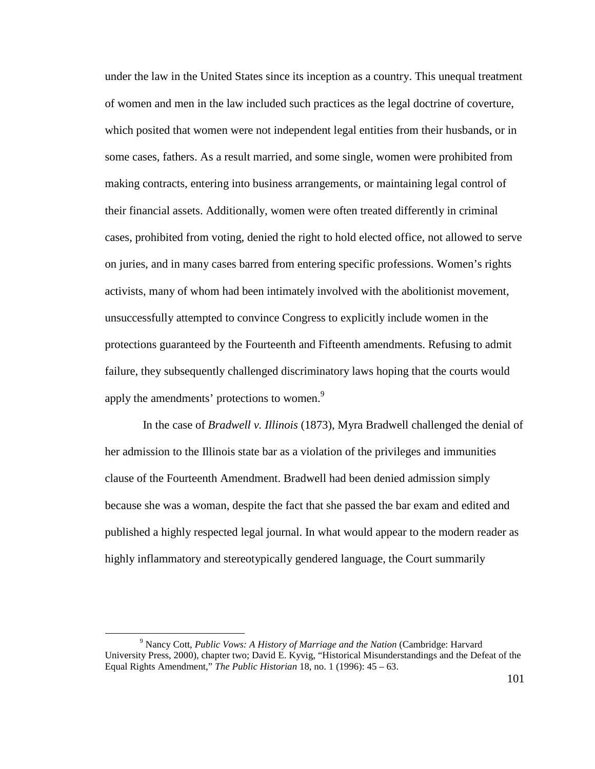under the law in the United States since its inception as a country. This unequal treatment of women and men in the law included such practices as the legal doctrine of coverture, which posited that women were not independent legal entities from their husbands, or in some cases, fathers. As a result married, and some single, women were prohibited from making contracts, entering into business arrangements, or maintaining legal control of their financial assets. Additionally, women were often treated differently in criminal cases, prohibited from voting, denied the right to hold elected office, not allowed to serve on juries, and in many cases barred from entering specific professions. Women's rights activists, many of whom had been intimately involved with the abolitionist movement, unsuccessfully attempted to convince Congress to explicitly include women in the protections guaranteed by the Fourteenth and Fifteenth amendments. Refusing to admit failure, they subsequently challenged discriminatory laws hoping that the courts would apply the amendments' protections to women.[9]

In the case of *Bradwell v. Illinois* (1873), Myra Bradwell challenged the denial of her admission to the Illinois state bar as a violation of the privileges and immunities clause of the Fourteenth Amendment. Bradwell had been denied admission simply because she was a woman, despite the fact that she passed the bar exam and edited and published a highly respected legal journal. In what would appear to the modern reader as highly inflammatory and stereotypically gendered language, the Court summarily

---

[9] Nancy Cott, *Public Vows: A History of Marriage and the Nation* (Cambridge: Harvard University Press, 2000), chapter two; David E. Kyvig, "Historical Misunderstandings and the Defeat of the Equal Rights Amendment," *The Public Historian* 18, no. 1 (1996): 45 – 63.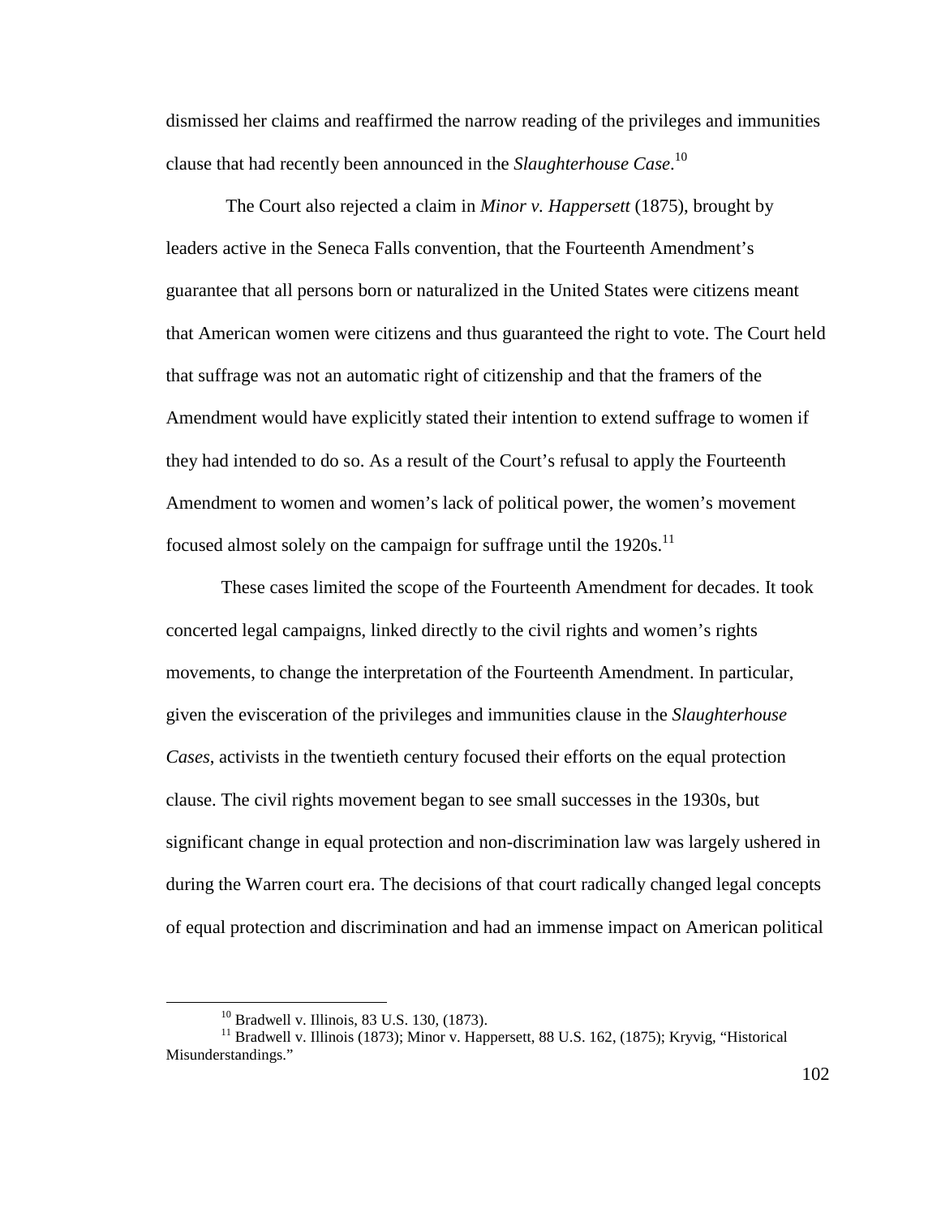dismissed her claims and reaffirmed the narrow reading of the privileges and immunities clause that had recently been announced in the *Slaughterhouse Case*.[10]

The Court also rejected a claim in *Minor v. Happersett* (1875), brought by leaders active in the Seneca Falls convention, that the Fourteenth Amendment's guarantee that all persons born or naturalized in the United States were citizens meant that American women were citizens and thus guaranteed the right to vote. The Court held that suffrage was not an automatic right of citizenship and that the framers of the Amendment would have explicitly stated their intention to extend suffrage to women if they had intended to do so. As a result of the Court's refusal to apply the Fourteenth Amendment to women and women's lack of political power, the women's movement focused almost solely on the campaign for suffrage until the 1920s.[11]

These cases limited the scope of the Fourteenth Amendment for decades. It took concerted legal campaigns, linked directly to the civil rights and women's rights movements, to change the interpretation of the Fourteenth Amendment. In particular, given the evisceration of the privileges and immunities clause in the *Slaughterhouse Cases*, activists in the twentieth century focused their efforts on the equal protection clause. The civil rights movement began to see small successes in the 1930s, but significant change in equal protection and non-discrimination law was largely ushered in during the Warren court era. The decisions of that court radically changed legal concepts of equal protection and discrimination and had an immense impact on American political

---

[10] Bradwell v. Illinois, 83 U.S. 130, (1873).

[11] Bradwell v. Illinois (1873); Minor v. Happersett, 88 U.S. 162, (1875); Kryvig, "Historical Misunderstandings."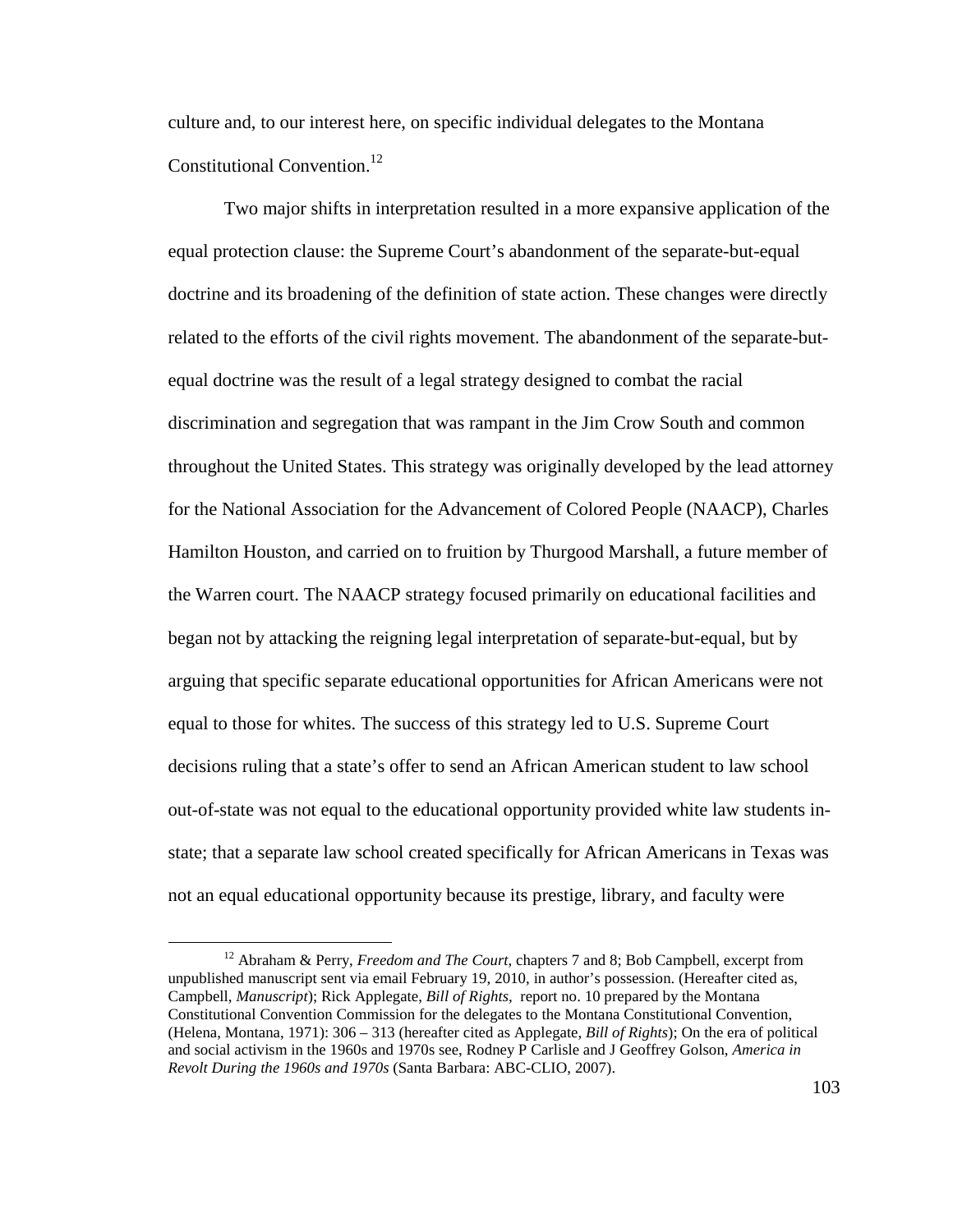culture and, to our interest here, on specific individual delegates to the Montana Constitutional Convention.[12]

Two major shifts in interpretation resulted in a more expansive application of the equal protection clause: the Supreme Court's abandonment of the separate-but-equal doctrine and its broadening of the definition of state action. These changes were directly related to the efforts of the civil rights movement. The abandonment of the separate-but-equal doctrine was the result of a legal strategy designed to combat the racial discrimination and segregation that was rampant in the Jim Crow South and common throughout the United States. This strategy was originally developed by the lead attorney for the National Association for the Advancement of Colored People (NAACP), Charles Hamilton Houston, and carried on to fruition by Thurgood Marshall, a future member of the Warren court. The NAACP strategy focused primarily on educational facilities and began not by attacking the reigning legal interpretation of separate-but-equal, but by arguing that specific separate educational opportunities for African Americans were not equal to those for whites. The success of this strategy led to U.S. Supreme Court decisions ruling that a state's offer to send an African American student to law school out-of-state was not equal to the educational opportunity provided white law students in-state; that a separate law school created specifically for African Americans in Texas was not an equal educational opportunity because its prestige, library, and faculty were

---

[12] Abraham & Perry, *Freedom and The Court*, chapters 7 and 8; Bob Campbell, excerpt from unpublished manuscript sent via email February 19, 2010, in author's possession. (Hereafter cited as, Campbell, *Manuscript*); Rick Applegate, *Bill of Rights*, report no. 10 prepared by the Montana Constitutional Convention Commission for the delegates to the Montana Constitutional Convention, (Helena, Montana, 1971): 306 – 313 (hereafter cited as Applegate, *Bill of Rights*); On the era of political and social activism in the 1960s and 1970s see, Rodney P Carlisle and J Geoffrey Golson, *America in Revolt During the 1960s and 1970s* (Santa Barbara: ABC-CLIO, 2007).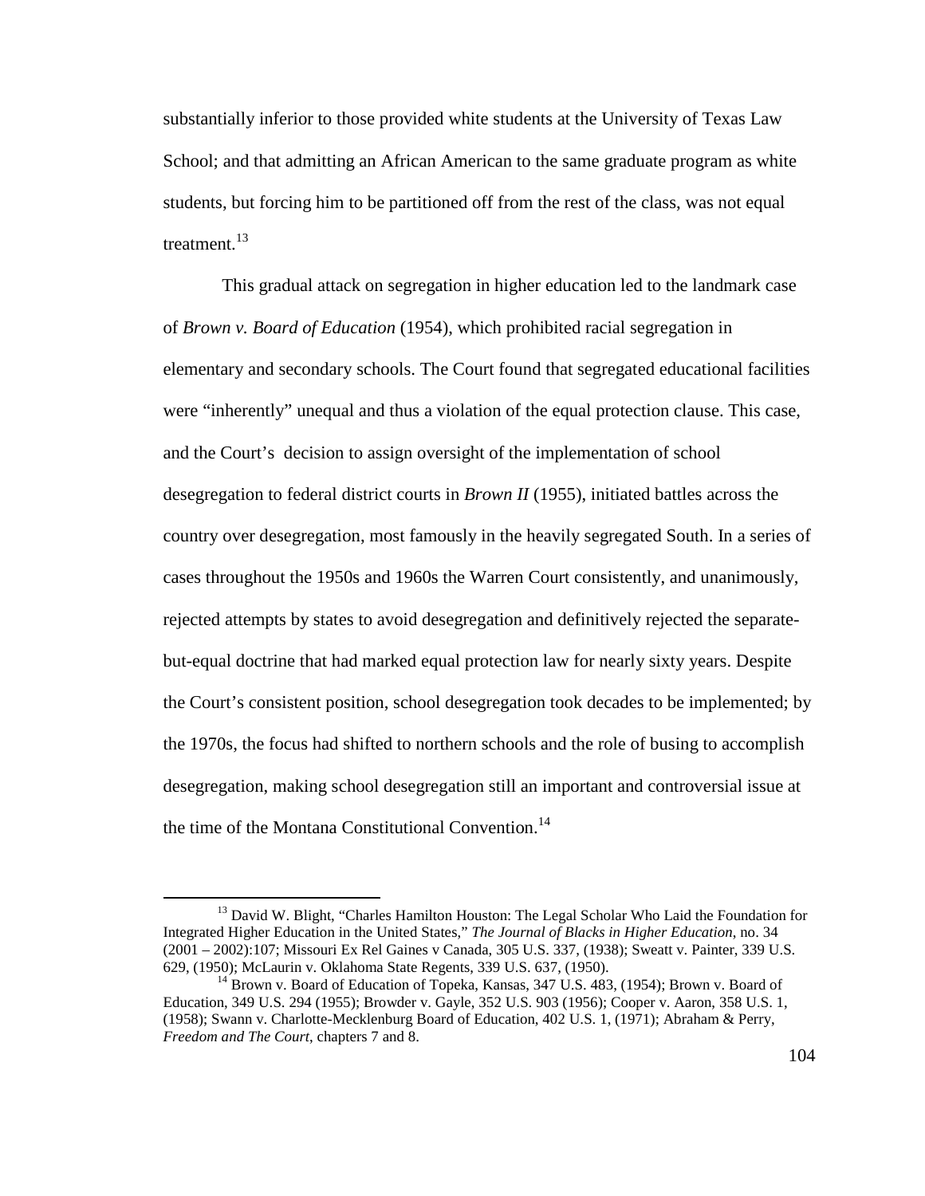substantially inferior to those provided white students at the University of Texas Law School; and that admitting an African American to the same graduate program as white students, but forcing him to be partitioned off from the rest of the class, was not equal treatment.[13]

This gradual attack on segregation in higher education led to the landmark case of *Brown v. Board of Education* (1954), which prohibited racial segregation in elementary and secondary schools. The Court found that segregated educational facilities were "inherently" unequal and thus a violation of the equal protection clause. This case, and the Court's decision to assign oversight of the implementation of school desegregation to federal district courts in *Brown II* (1955), initiated battles across the country over desegregation, most famously in the heavily segregated South. In a series of cases throughout the 1950s and 1960s the Warren Court consistently, and unanimously, rejected attempts by states to avoid desegregation and definitively rejected the separate-but-equal doctrine that had marked equal protection law for nearly sixty years. Despite the Court's consistent position, school desegregation took decades to be implemented; by the 1970s, the focus had shifted to northern schools and the role of busing to accomplish desegregation, making school desegregation still an important and controversial issue at the time of the Montana Constitutional Convention.[14]

---

[13] David W. Blight, "Charles Hamilton Houston: The Legal Scholar Who Laid the Foundation for Integrated Higher Education in the United States," *The Journal of Blacks in Higher Education*, no. 34 (2001 – 2002):107; Missouri Ex Rel Gaines v Canada, 305 U.S. 337, (1938); Sweatt v. Painter, 339 U.S. 629, (1950); McLaurin v. Oklahoma State Regents, 339 U.S. 637, (1950).

[14] Brown v. Board of Education of Topeka, Kansas, 347 U.S. 483, (1954); Brown v. Board of Education, 349 U.S. 294 (1955); Browder v. Gayle, 352 U.S. 903 (1956); Cooper v. Aaron, 358 U.S. 1, (1958); Swann v. Charlotte-Mecklenburg Board of Education, 402 U.S. 1, (1971); Abraham & Perry, *Freedom and The Court*, chapters 7 and 8.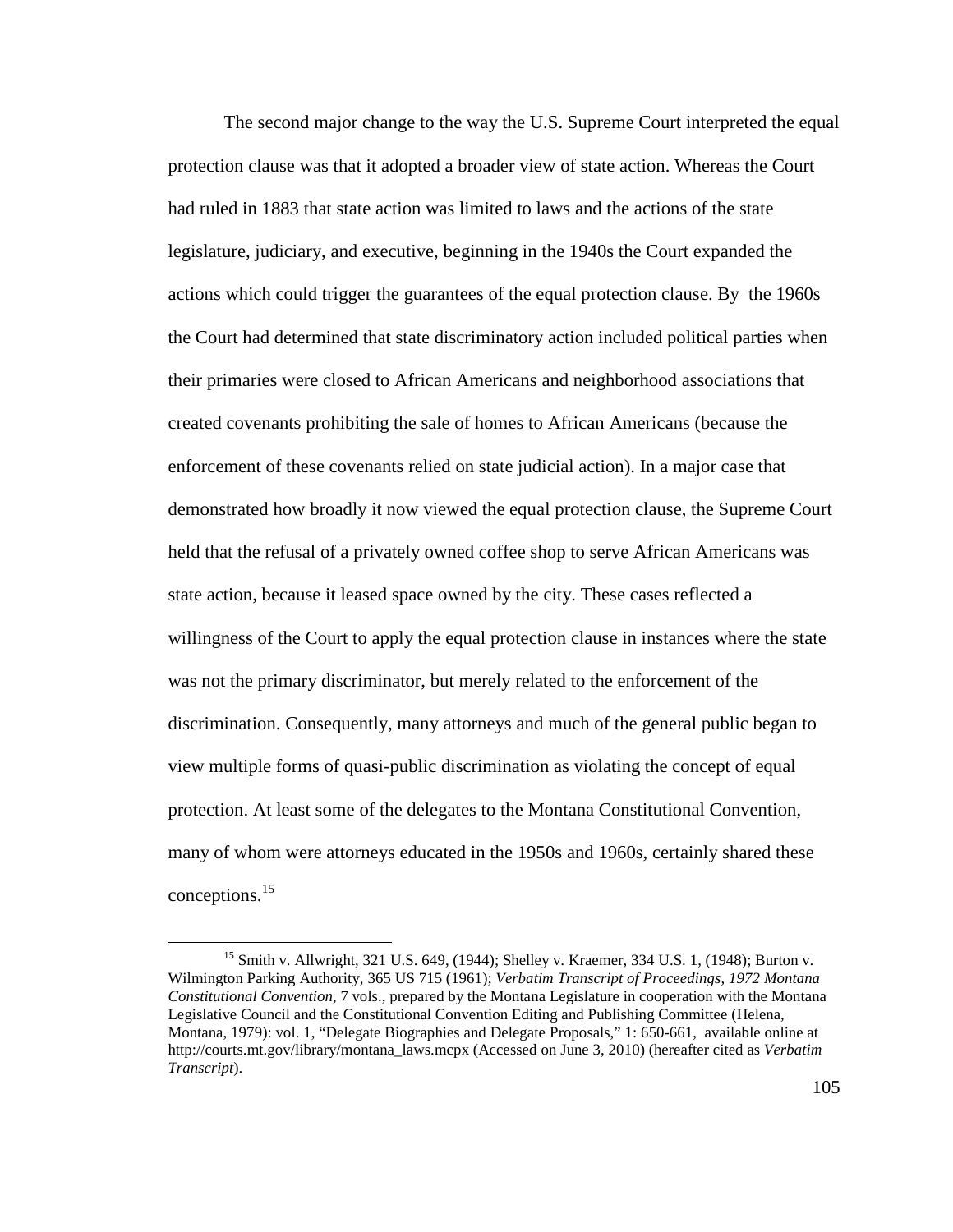The second major change to the way the U.S. Supreme Court interpreted the equal protection clause was that it adopted a broader view of state action. Whereas the Court had ruled in 1883 that state action was limited to laws and the actions of the state legislature, judiciary, and executive, beginning in the 1940s the Court expanded the actions which could trigger the guarantees of the equal protection clause. By the 1960s the Court had determined that state discriminatory action included political parties when their primaries were closed to African Americans and neighborhood associations that created covenants prohibiting the sale of homes to African Americans (because the enforcement of these covenants relied on state judicial action). In a major case that demonstrated how broadly it now viewed the equal protection clause, the Supreme Court held that the refusal of a privately owned coffee shop to serve African Americans was state action, because it leased space owned by the city. These cases reflected a willingness of the Court to apply the equal protection clause in instances where the state was not the primary discriminator, but merely related to the enforcement of the discrimination. Consequently, many attorneys and much of the general public began to view multiple forms of quasi-public discrimination as violating the concept of equal protection. At least some of the delegates to the Montana Constitutional Convention, many of whom were attorneys educated in the 1950s and 1960s, certainly shared these conceptions.[15]

---

[15] Smith v. Allwright, 321 U.S. 649, (1944); Shelley v. Kraemer, 334 U.S. 1, (1948); Burton v. Wilmington Parking Authority, 365 US 715 (1961); *Verbatim Transcript of Proceedings, 1972 Montana Constitutional Convention*, 7 vols., prepared by the Montana Legislature in cooperation with the Montana Legislative Council and the Constitutional Convention Editing and Publishing Committee (Helena, Montana, 1979): vol. 1, "Delegate Biographies and Delegate Proposals," 1: 650-661, available online at http://courts.mt.gov/library/montana_laws.mcpx (Accessed on June 3, 2010) (hereafter cited as *Verbatim Transcript*).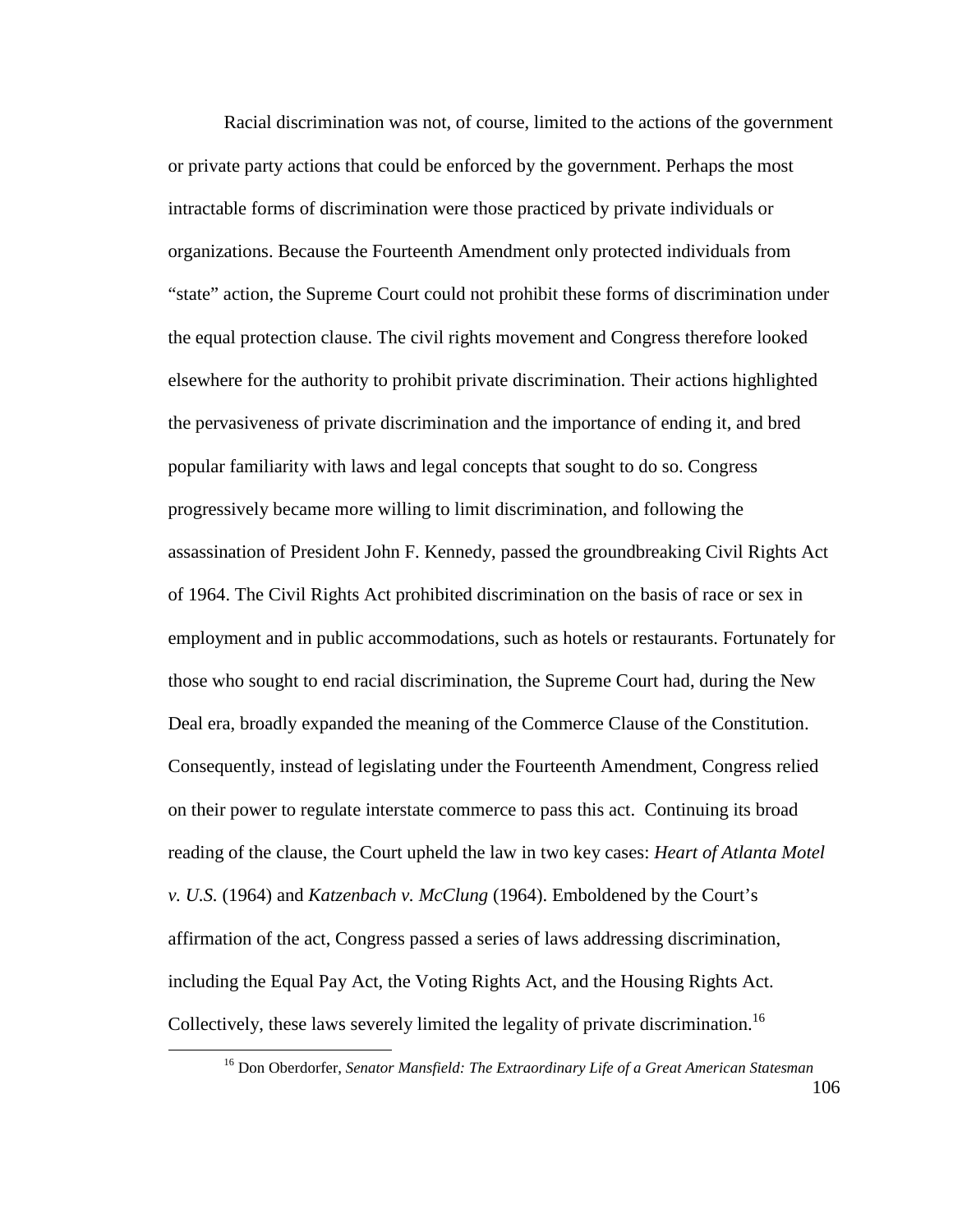Racial discrimination was not, of course, limited to the actions of the government or private party actions that could be enforced by the government. Perhaps the most intractable forms of discrimination were those practiced by private individuals or organizations. Because the Fourteenth Amendment only protected individuals from "state" action, the Supreme Court could not prohibit these forms of discrimination under the equal protection clause. The civil rights movement and Congress therefore looked elsewhere for the authority to prohibit private discrimination. Their actions highlighted the pervasiveness of private discrimination and the importance of ending it, and bred popular familiarity with laws and legal concepts that sought to do so. Congress progressively became more willing to limit discrimination, and following the assassination of President John F. Kennedy, passed the groundbreaking Civil Rights Act of 1964. The Civil Rights Act prohibited discrimination on the basis of race or sex in employment and in public accommodations, such as hotels or restaurants. Fortunately for those who sought to end racial discrimination, the Supreme Court had, during the New Deal era, broadly expanded the meaning of the Commerce Clause of the Constitution. Consequently, instead of legislating under the Fourteenth Amendment, Congress relied on their power to regulate interstate commerce to pass this act. Continuing its broad reading of the clause, the Court upheld the law in two key cases: *Heart of Atlanta Motel v. U.S.* (1964) and *Katzenbach v. McClung* (1964). Emboldened by the Court's affirmation of the act, Congress passed a series of laws addressing discrimination, including the Equal Pay Act, the Voting Rights Act, and the Housing Rights Act. Collectively, these laws severely limited the legality of private discrimination.[16]

[16] Don Oberdorfer, *Senator Mansfield: The Extraordinary Life of a Great American Statesman*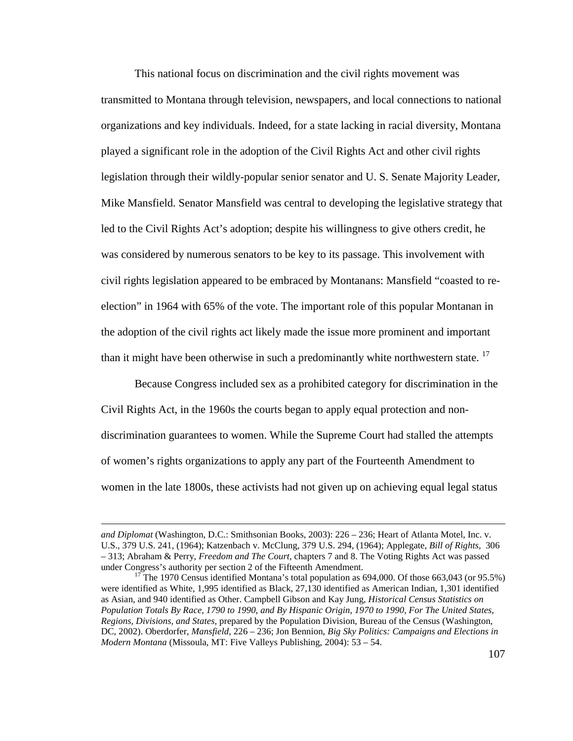This national focus on discrimination and the civil rights movement was transmitted to Montana through television, newspapers, and local connections to national organizations and key individuals. Indeed, for a state lacking in racial diversity, Montana played a significant role in the adoption of the Civil Rights Act and other civil rights legislation through their wildly-popular senior senator and U. S. Senate Majority Leader, Mike Mansfield. Senator Mansfield was central to developing the legislative strategy that led to the Civil Rights Act's adoption; despite his willingness to give others credit, he was considered by numerous senators to be key to its passage. This involvement with civil rights legislation appeared to be embraced by Montanans: Mansfield "coasted to re-election" in 1964 with 65% of the vote. The important role of this popular Montanan in the adoption of the civil rights act likely made the issue more prominent and important than it might have been otherwise in such a predominantly white northwestern state. [17]

Because Congress included sex as a prohibited category for discrimination in the Civil Rights Act, in the 1960s the courts began to apply equal protection and non-discrimination guarantees to women. While the Supreme Court had stalled the attempts of women's rights organizations to apply any part of the Fourteenth Amendment to women in the late 1800s, these activists had not given up on achieving equal legal status

---

*and Diplomat* (Washington, D.C.: Smithsonian Books, 2003): 226 – 236; Heart of Atlanta Motel, Inc. v. U.S., 379 U.S. 241, (1964); Katzenbach v. McClung, 379 U.S. 294, (1964); Applegate, *Bill of Rights,* 306 – 313; Abraham & Perry, *Freedom and The Court*, chapters 7 and 8. The Voting Rights Act was passed under Congress's authority per section 2 of the Fifteenth Amendment.

[17] The 1970 Census identified Montana's total population as 694,000. Of those 663,043 (or 95.5%) were identified as White, 1,995 identified as Black, 27,130 identified as American Indian, 1,301 identified as Asian, and 940 identified as Other. Campbell Gibson and Kay Jung, *Historical Census Statistics on Population Totals By Race, 1790 to 1990, and By Hispanic Origin, 1970 to 1990, For The United States, Regions, Divisions, and States*, prepared by the Population Division, Bureau of the Census (Washington, DC, 2002). Oberdorfer, *Mansfield,* 226 – 236; Jon Bennion, *Big Sky Politics: Campaigns and Elections in Modern Montana* (Missoula, MT: Five Valleys Publishing, 2004): 53 – 54.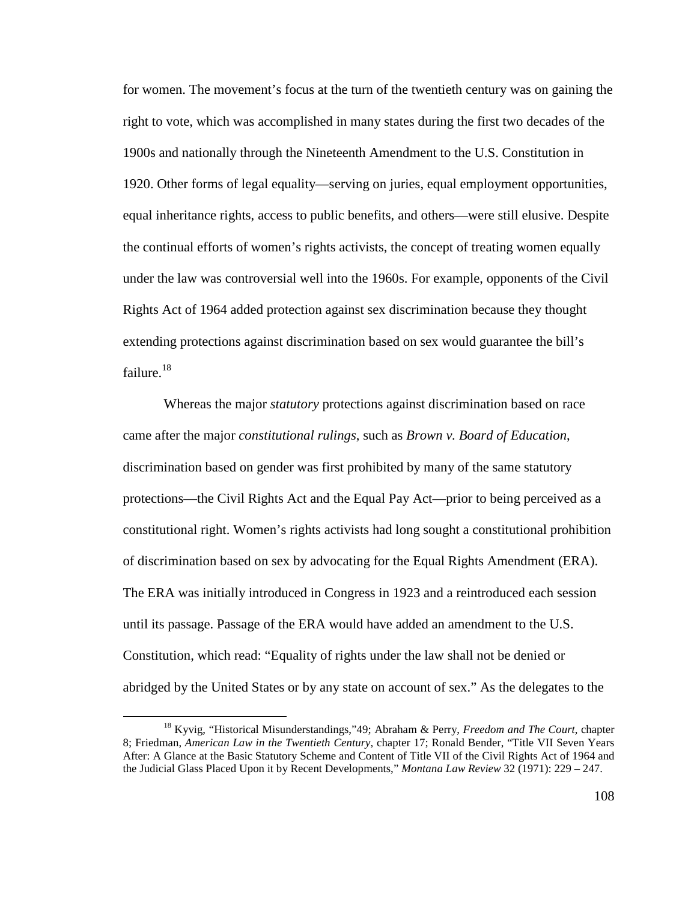for women. The movement's focus at the turn of the twentieth century was on gaining the right to vote, which was accomplished in many states during the first two decades of the 1900s and nationally through the Nineteenth Amendment to the U.S. Constitution in 1920. Other forms of legal equality—serving on juries, equal employment opportunities, equal inheritance rights, access to public benefits, and others—were still elusive. Despite the continual efforts of women's rights activists, the concept of treating women equally under the law was controversial well into the 1960s. For example, opponents of the Civil Rights Act of 1964 added protection against sex discrimination because they thought extending protections against discrimination based on sex would guarantee the bill's failure.[18]

Whereas the major *statutory* protections against discrimination based on race came after the major *constitutional rulings*, such as *Brown v. Board of Education*, discrimination based on gender was first prohibited by many of the same statutory protections—the Civil Rights Act and the Equal Pay Act—prior to being perceived as a constitutional right. Women's rights activists had long sought a constitutional prohibition of discrimination based on sex by advocating for the Equal Rights Amendment (ERA). The ERA was initially introduced in Congress in 1923 and a reintroduced each session until its passage. Passage of the ERA would have added an amendment to the U.S. Constitution, which read: "Equality of rights under the law shall not be denied or abridged by the United States or by any state on account of sex." As the delegates to the

[18] Kyvig, "Historical Misunderstandings,"49; Abraham & Perry, *Freedom and The Court*, chapter 8; Friedman, *American Law in the Twentieth Century*, chapter 17; Ronald Bender, "Title VII Seven Years After: A Glance at the Basic Statutory Scheme and Content of Title VII of the Civil Rights Act of 1964 and the Judicial Glass Placed Upon it by Recent Developments," *Montana Law Review* 32 (1971): 229 – 247.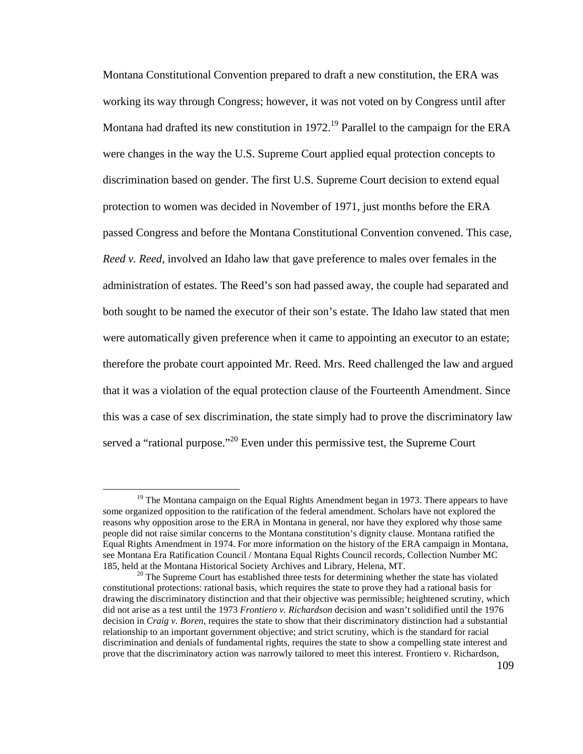Montana Constitutional Convention prepared to draft a new constitution, the ERA was working its way through Congress; however, it was not voted on by Congress until after Montana had drafted its new constitution in 1972.[19] Parallel to the campaign for the ERA were changes in the way the U.S. Supreme Court applied equal protection concepts to discrimination based on gender. The first U.S. Supreme Court decision to extend equal protection to women was decided in November of 1971, just months before the ERA passed Congress and before the Montana Constitutional Convention convened. This case, *Reed v. Reed*, involved an Idaho law that gave preference to males over females in the administration of estates. The Reed's son had passed away, the couple had separated and both sought to be named the executor of their son's estate. The Idaho law stated that men were automatically given preference when it came to appointing an executor to an estate; therefore the probate court appointed Mr. Reed. Mrs. Reed challenged the law and argued that it was a violation of the equal protection clause of the Fourteenth Amendment. Since this was a case of sex discrimination, the state simply had to prove the discriminatory law served a "rational purpose."[20] Even under this permissive test, the Supreme Court

[19] The Montana campaign on the Equal Rights Amendment began in 1973. There appears to have some organized opposition to the ratification of the federal amendment. Scholars have not explored the reasons why opposition arose to the ERA in Montana in general, nor have they explored why those same people did not raise similar concerns to the Montana constitution's dignity clause. Montana ratified the Equal Rights Amendment in 1974. For more information on the history of the ERA campaign in Montana, see Montana Era Ratification Council / Montana Equal Rights Council records, Collection Number MC 185, held at the Montana Historical Society Archives and Library, Helena, MT.

[20] The Supreme Court has established three tests for determining whether the state has violated constitutional protections: rational basis, which requires the state to prove they had a rational basis for drawing the discriminatory distinction and that their objective was permissible; heightened scrutiny, which did not arise as a test until the 1973 *Frontiero v. Richardson* decision and wasn't solidified until the 1976 decision in *Craig v. Boren*, requires the state to show that their discriminatory distinction had a substantial relationship to an important government objective; and strict scrutiny, which is the standard for racial discrimination and denials of fundamental rights, requires the state to show a compelling state interest and prove that the discriminatory action was narrowly tailored to meet this interest. Frontiero v. Richardson,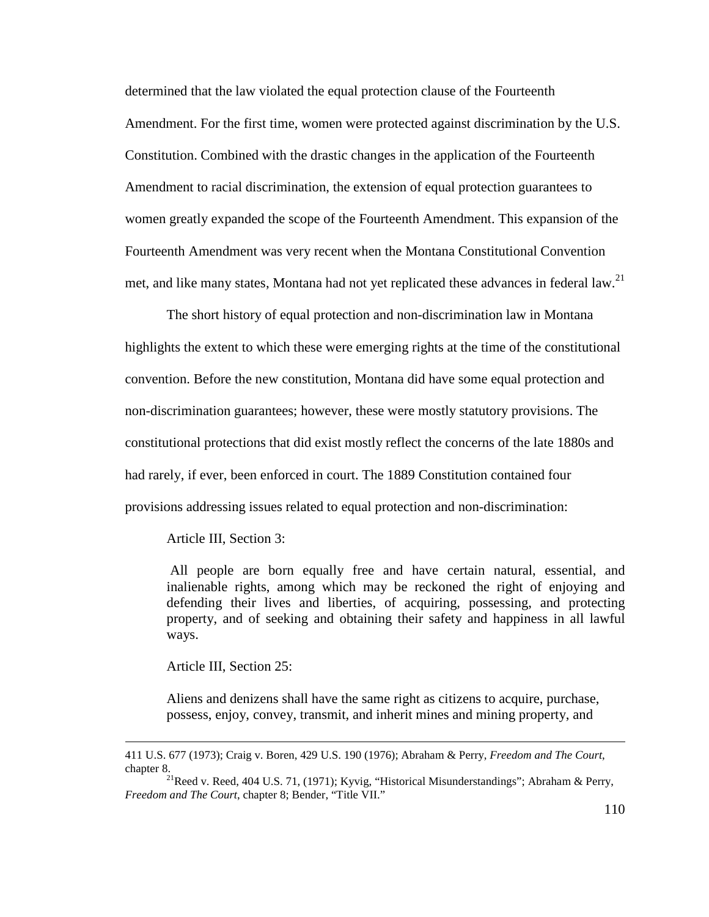determined that the law violated the equal protection clause of the Fourteenth Amendment. For the first time, women were protected against discrimination by the U.S. Constitution. Combined with the drastic changes in the application of the Fourteenth Amendment to racial discrimination, the extension of equal protection guarantees to women greatly expanded the scope of the Fourteenth Amendment. This expansion of the Fourteenth Amendment was very recent when the Montana Constitutional Convention met, and like many states, Montana had not yet replicated these advances in federal law.[21]

The short history of equal protection and non-discrimination law in Montana highlights the extent to which these were emerging rights at the time of the constitutional convention. Before the new constitution, Montana did have some equal protection and non-discrimination guarantees; however, these were mostly statutory provisions. The constitutional protections that did exist mostly reflect the concerns of the late 1880s and had rarely, if ever, been enforced in court. The 1889 Constitution contained four provisions addressing issues related to equal protection and non-discrimination:

Article III, Section 3:

> All people are born equally free and have certain natural, essential, and inalienable rights, among which may be reckoned the right of enjoying and defending their lives and liberties, of acquiring, possessing, and protecting property, and of seeking and obtaining their safety and happiness in all lawful ways.

Article III, Section 25:

> Aliens and denizens shall have the same right as citizens to acquire, purchase, possess, enjoy, convey, transmit, and inherit mines and mining property, and

---

411 U.S. 677 (1973); Craig v. Boren, 429 U.S. 190 (1976); Abraham & Perry, *Freedom and The Court*, chapter 8.

[21]Reed v. Reed, 404 U.S. 71, (1971); Kyvig, "Historical Misunderstandings"; Abraham & Perry, *Freedom and The Court*, chapter 8; Bender, "Title VII."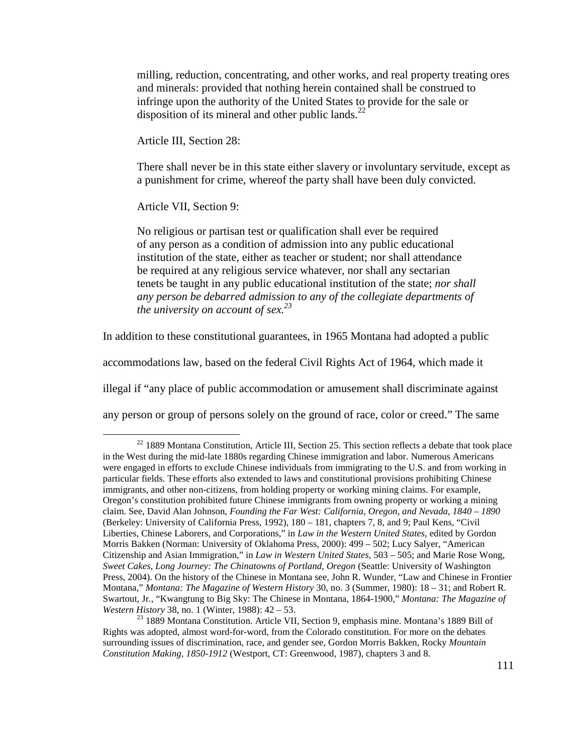> milling, reduction, concentrating, and other works, and real property treating ores and minerals: provided that nothing herein contained shall be construed to infringe upon the authority of the United States to provide for the sale or disposition of its mineral and other public lands.[22]
>
> Article III, Section 28:
>
> There shall never be in this state either slavery or involuntary servitude, except as a punishment for crime, whereof the party shall have been duly convicted.
>
> Article VII, Section 9:
>
> No religious or partisan test or qualification shall ever be required of any person as a condition of admission into any public educational institution of the state, either as teacher or student; nor shall attendance be required at any religious service whatever, nor shall any sectarian tenets be taught in any public educational institution of the state; *nor shall any person be debarred admission to any of the collegiate departments of the university on account of sex.*[23]

In addition to these constitutional guarantees, in 1965 Montana had adopted a public accommodations law, based on the federal Civil Rights Act of 1964, which made it illegal if "any place of public accommodation or amusement shall discriminate against any person or group of persons solely on the ground of race, color or creed." The same

---

[22] 1889 Montana Constitution, Article III, Section 25. This section reflects a debate that took place in the West during the mid-late 1880s regarding Chinese immigration and labor. Numerous Americans were engaged in efforts to exclude Chinese individuals from immigrating to the U.S. and from working in particular fields. These efforts also extended to laws and constitutional provisions prohibiting Chinese immigrants, and other non-citizens, from holding property or working mining claims. For example, Oregon's constitution prohibited future Chinese immigrants from owning property or working a mining claim. See, David Alan Johnson, *Founding the Far West: California, Oregon, and Nevada, 1840 – 1890* (Berkeley: University of California Press, 1992), 180 – 181, chapters 7, 8, and 9; Paul Kens, "Civil Liberties, Chinese Laborers, and Corporations," in *Law in the Western United States*, edited by Gordon Morris Bakken (Norman: University of Oklahoma Press, 2000): 499 – 502; Lucy Salyer, "American Citizenship and Asian Immigration," in *Law in Western United States*, 503 – 505; and Marie Rose Wong, *Sweet Cakes, Long Journey: The Chinatowns of Portland, Oregon* (Seattle: University of Washington Press, 2004). On the history of the Chinese in Montana see, John R. Wunder, "Law and Chinese in Frontier Montana," *Montana: The Magazine of Western History* 30, no. 3 (Summer, 1980): 18 – 31; and Robert R. Swartout, Jr., "Kwangtung to Big Sky: The Chinese in Montana, 1864-1900," *Montana: The Magazine of Western History* 38, no. 1 (Winter, 1988): 42 – 53.

[23] 1889 Montana Constitution. Article VII, Section 9, emphasis mine. Montana's 1889 Bill of Rights was adopted, almost word-for-word, from the Colorado constitution. For more on the debates surrounding issues of discrimination, race, and gender see, Gordon Morris Bakken, Rocky *Mountain Constitution Making, 1850-1912* (Westport, CT: Greenwood, 1987), chapters 3 and 8.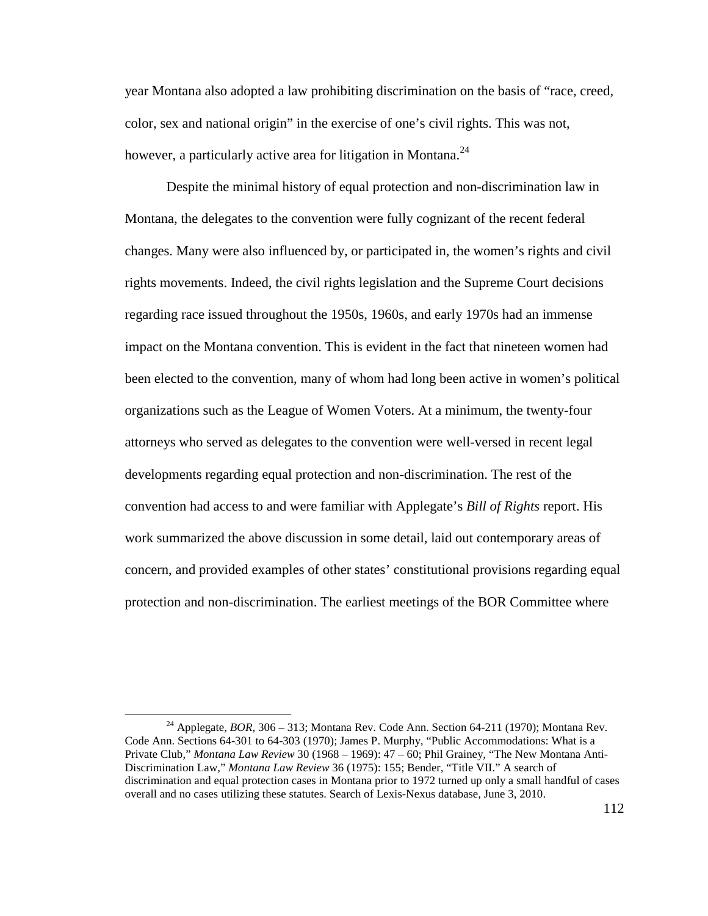year Montana also adopted a law prohibiting discrimination on the basis of "race, creed, color, sex and national origin" in the exercise of one's civil rights. This was not, however, a particularly active area for litigation in Montana.[24]

Despite the minimal history of equal protection and non-discrimination law in Montana, the delegates to the convention were fully cognizant of the recent federal changes. Many were also influenced by, or participated in, the women's rights and civil rights movements. Indeed, the civil rights legislation and the Supreme Court decisions regarding race issued throughout the 1950s, 1960s, and early 1970s had an immense impact on the Montana convention. This is evident in the fact that nineteen women had been elected to the convention, many of whom had long been active in women's political organizations such as the League of Women Voters. At a minimum, the twenty-four attorneys who served as delegates to the convention were well-versed in recent legal developments regarding equal protection and non-discrimination. The rest of the convention had access to and were familiar with Applegate's *Bill of Rights* report. His work summarized the above discussion in some detail, laid out contemporary areas of concern, and provided examples of other states' constitutional provisions regarding equal protection and non-discrimination. The earliest meetings of the BOR Committee where

---

[24] Applegate, *BOR*, 306 – 313; Montana Rev. Code Ann. Section 64-211 (1970); Montana Rev. Code Ann. Sections 64-301 to 64-303 (1970); James P. Murphy, "Public Accommodations: What is a Private Club," *Montana Law Review* 30 (1968 – 1969): 47 – 60; Phil Grainey, "The New Montana Anti-Discrimination Law," *Montana Law Review* 36 (1975): 155; Bender, "Title VII." A search of discrimination and equal protection cases in Montana prior to 1972 turned up only a small handful of cases overall and no cases utilizing these statutes. Search of Lexis-Nexus database, June 3, 2010.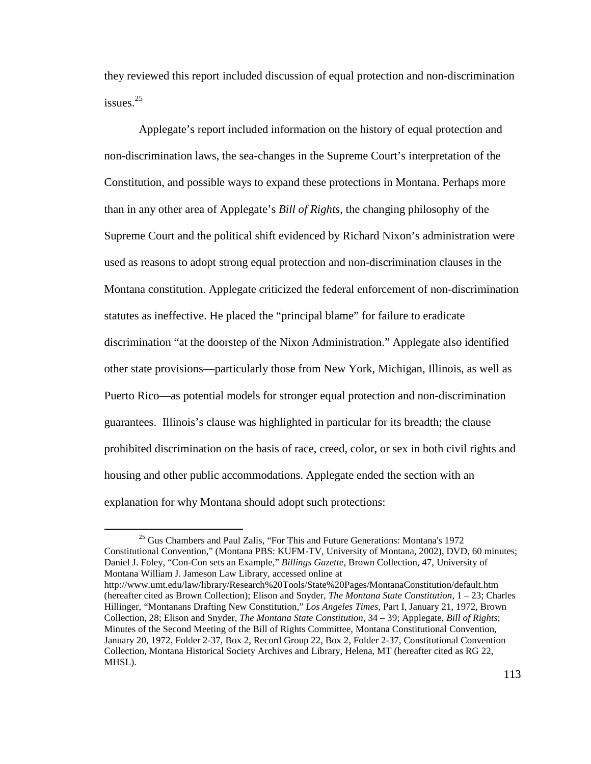they reviewed this report included discussion of equal protection and non-discrimination issues.[25]

Applegate's report included information on the history of equal protection and non-discrimination laws, the sea-changes in the Supreme Court's interpretation of the Constitution, and possible ways to expand these protections in Montana. Perhaps more than in any other area of Applegate's *Bill of Rights*, the changing philosophy of the Supreme Court and the political shift evidenced by Richard Nixon's administration were used as reasons to adopt strong equal protection and non-discrimination clauses in the Montana constitution. Applegate criticized the federal enforcement of non-discrimination statutes as ineffective. He placed the "principal blame" for failure to eradicate discrimination "at the doorstep of the Nixon Administration." Applegate also identified other state provisions—particularly those from New York, Michigan, Illinois, as well as Puerto Rico—as potential models for stronger equal protection and non-discrimination guarantees. Illinois's clause was highlighted in particular for its breadth; the clause prohibited discrimination on the basis of race, creed, color, or sex in both civil rights and housing and other public accommodations. Applegate ended the section with an explanation for why Montana should adopt such protections:

---

[25] Gus Chambers and Paul Zalis, "For This and Future Generations: Montana's 1972 Constitutional Convention," (Montana PBS: KUFM-TV, University of Montana, 2002), DVD, 60 minutes; Daniel J. Foley, "Con-Con sets an Example," *Billings Gazette*, Brown Collection, 47, University of Montana William J. Jameson Law Library, accessed online at http://www.umt.edu/law/library/Research%20Tools/State%20Pages/MontanaConstitution/default.htm (hereafter cited as Brown Collection); Elison and Snyder, *The Montana State Constitution*, 1 – 23; Charles Hillinger, "Montanans Drafting New Constitution," *Los Angeles Times*, Part I, January 21, 1972, Brown Collection, 28; Elison and Snyder, *The Montana State Constitution*, 34 – 39; Applegate, *Bill of Rights*; Minutes of the Second Meeting of the Bill of Rights Committee, Montana Constitutional Convention, January 20, 1972, Folder 2-37, Box 2, Record Group 22, Box 2, Folder 2-37, Constitutional Convention Collection, Montana Historical Society Archives and Library, Helena, MT (hereafter cited as RG 22, MHSL).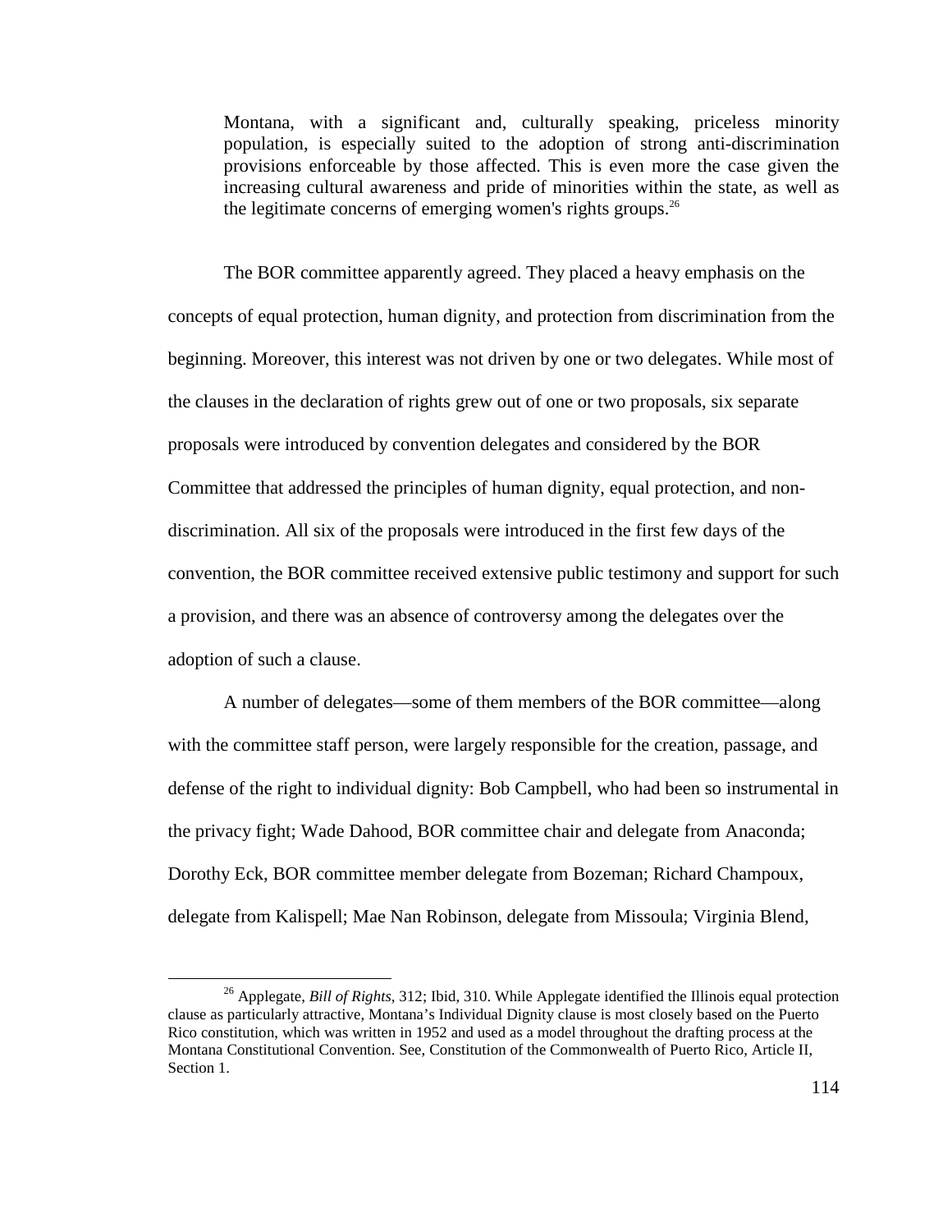> Montana, with a significant and, culturally speaking, priceless minority population, is especially suited to the adoption of strong anti-discrimination provisions enforceable by those affected. This is even more the case given the increasing cultural awareness and pride of minorities within the state, as well as the legitimate concerns of emerging women's rights groups.[26]

The BOR committee apparently agreed. They placed a heavy emphasis on the concepts of equal protection, human dignity, and protection from discrimination from the beginning. Moreover, this interest was not driven by one or two delegates. While most of the clauses in the declaration of rights grew out of one or two proposals, six separate proposals were introduced by convention delegates and considered by the BOR Committee that addressed the principles of human dignity, equal protection, and non-discrimination. All six of the proposals were introduced in the first few days of the convention, the BOR committee received extensive public testimony and support for such a provision, and there was an absence of controversy among the delegates over the adoption of such a clause.

A number of delegates—some of them members of the BOR committee—along with the committee staff person, were largely responsible for the creation, passage, and defense of the right to individual dignity: Bob Campbell, who had been so instrumental in the privacy fight; Wade Dahood, BOR committee chair and delegate from Anaconda; Dorothy Eck, BOR committee member delegate from Bozeman; Richard Champoux, delegate from Kalispell; Mae Nan Robinson, delegate from Missoula; Virginia Blend,

---

[26] Applegate, *Bill of Rights*, 312; Ibid, 310. While Applegate identified the Illinois equal protection clause as particularly attractive, Montana's Individual Dignity clause is most closely based on the Puerto Rico constitution, which was written in 1952 and used as a model throughout the drafting process at the Montana Constitutional Convention. See, Constitution of the Commonwealth of Puerto Rico, Article II, Section 1.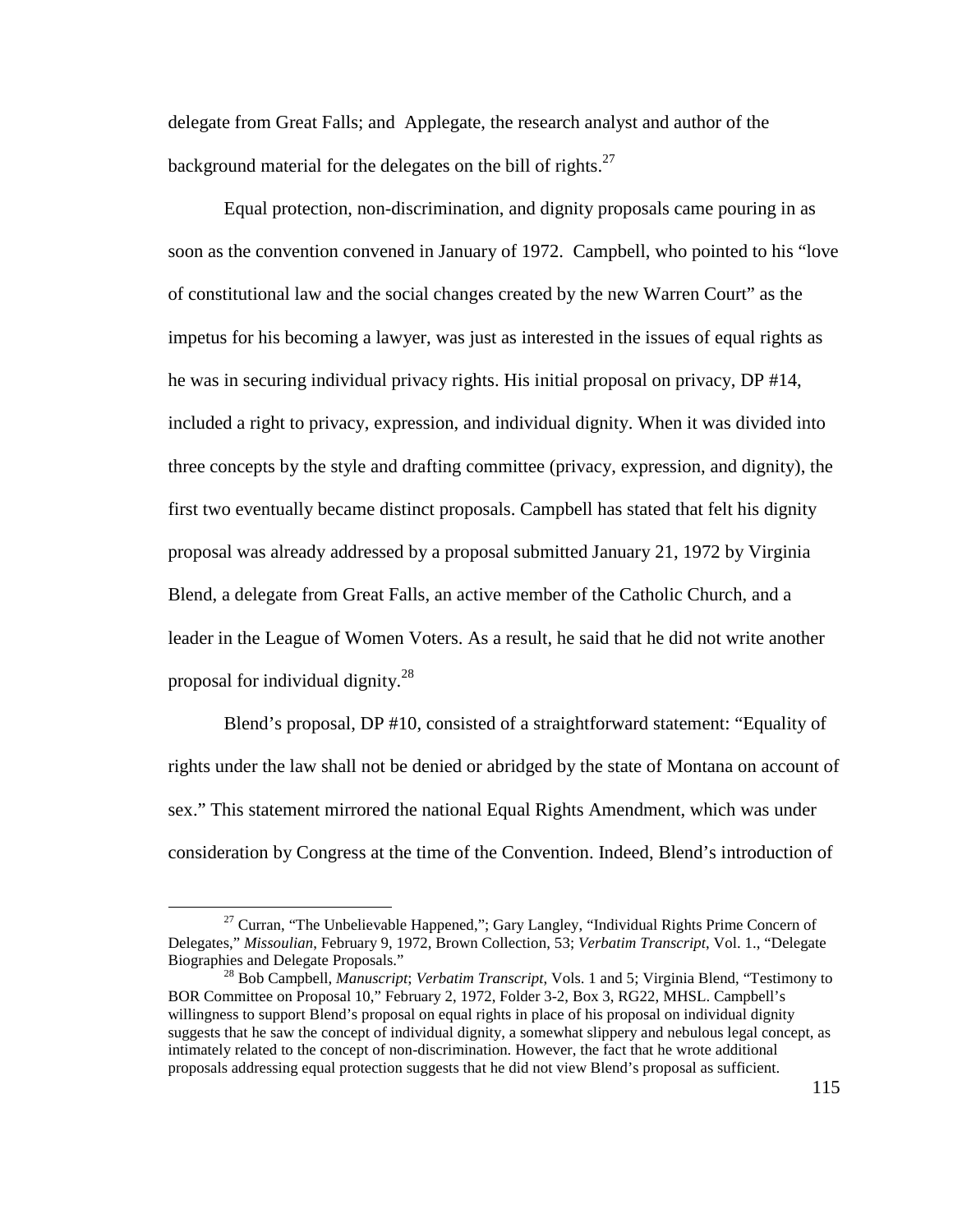delegate from Great Falls; and Applegate, the research analyst and author of the background material for the delegates on the bill of rights.[27]

Equal protection, non-discrimination, and dignity proposals came pouring in as soon as the convention convened in January of 1972. Campbell, who pointed to his "love of constitutional law and the social changes created by the new Warren Court" as the impetus for his becoming a lawyer, was just as interested in the issues of equal rights as he was in securing individual privacy rights. His initial proposal on privacy, DP #14, included a right to privacy, expression, and individual dignity. When it was divided into three concepts by the style and drafting committee (privacy, expression, and dignity), the first two eventually became distinct proposals. Campbell has stated that felt his dignity proposal was already addressed by a proposal submitted January 21, 1972 by Virginia Blend, a delegate from Great Falls, an active member of the Catholic Church, and a leader in the League of Women Voters. As a result, he said that he did not write another proposal for individual dignity.[28]

Blend's proposal, DP #10, consisted of a straightforward statement: "Equality of rights under the law shall not be denied or abridged by the state of Montana on account of sex." This statement mirrored the national Equal Rights Amendment, which was under consideration by Congress at the time of the Convention. Indeed, Blend's introduction of

---

[27] Curran, "The Unbelievable Happened,"; Gary Langley, "Individual Rights Prime Concern of Delegates," *Missoulian*, February 9, 1972, Brown Collection, 53; *Verbatim Transcript*, Vol. 1., "Delegate Biographies and Delegate Proposals."

[28] Bob Campbell, *Manuscript*; *Verbatim Transcript*, Vols. 1 and 5; Virginia Blend, "Testimony to BOR Committee on Proposal 10," February 2, 1972, Folder 3-2, Box 3, RG22, MHSL. Campbell's willingness to support Blend's proposal on equal rights in place of his proposal on individual dignity suggests that he saw the concept of individual dignity, a somewhat slippery and nebulous legal concept, as intimately related to the concept of non-discrimination. However, the fact that he wrote additional proposals addressing equal protection suggests that he did not view Blend's proposal as sufficient.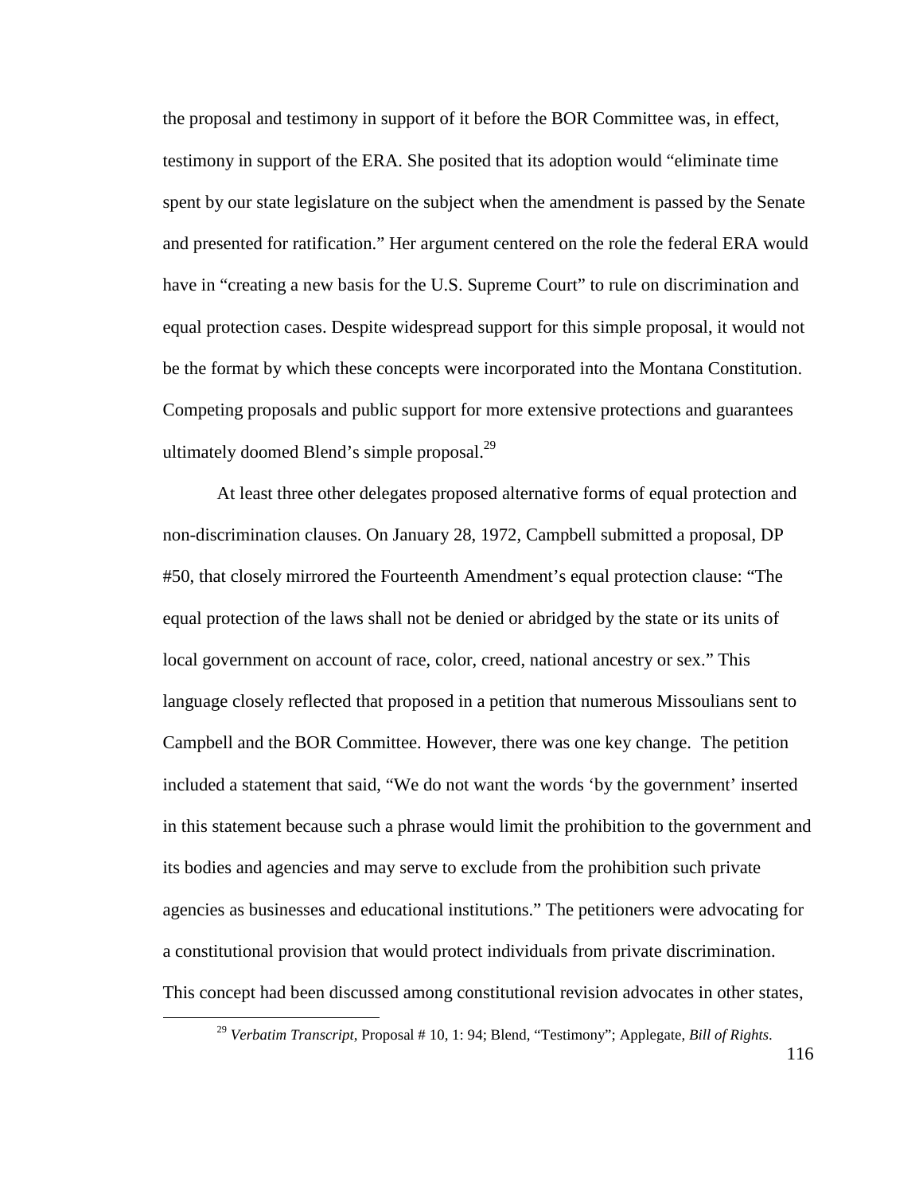the proposal and testimony in support of it before the BOR Committee was, in effect, testimony in support of the ERA. She posited that its adoption would "eliminate time spent by our state legislature on the subject when the amendment is passed by the Senate and presented for ratification." Her argument centered on the role the federal ERA would have in "creating a new basis for the U.S. Supreme Court" to rule on discrimination and equal protection cases. Despite widespread support for this simple proposal, it would not be the format by which these concepts were incorporated into the Montana Constitution. Competing proposals and public support for more extensive protections and guarantees ultimately doomed Blend's simple proposal.[29]

At least three other delegates proposed alternative forms of equal protection and non-discrimination clauses. On January 28, 1972, Campbell submitted a proposal, DP #50, that closely mirrored the Fourteenth Amendment's equal protection clause: "The equal protection of the laws shall not be denied or abridged by the state or its units of local government on account of race, color, creed, national ancestry or sex." This language closely reflected that proposed in a petition that numerous Missoulians sent to Campbell and the BOR Committee. However, there was one key change. The petition included a statement that said, "We do not want the words 'by the government' inserted in this statement because such a phrase would limit the prohibition to the government and its bodies and agencies and may serve to exclude from the prohibition such private agencies as businesses and educational institutions." The petitioners were advocating for a constitutional provision that would protect individuals from private discrimination. This concept had been discussed among constitutional revision advocates in other states,

[29] *Verbatim Transcript*, Proposal # 10, 1: 94; Blend, "Testimony"; Applegate, *Bill of Rights*.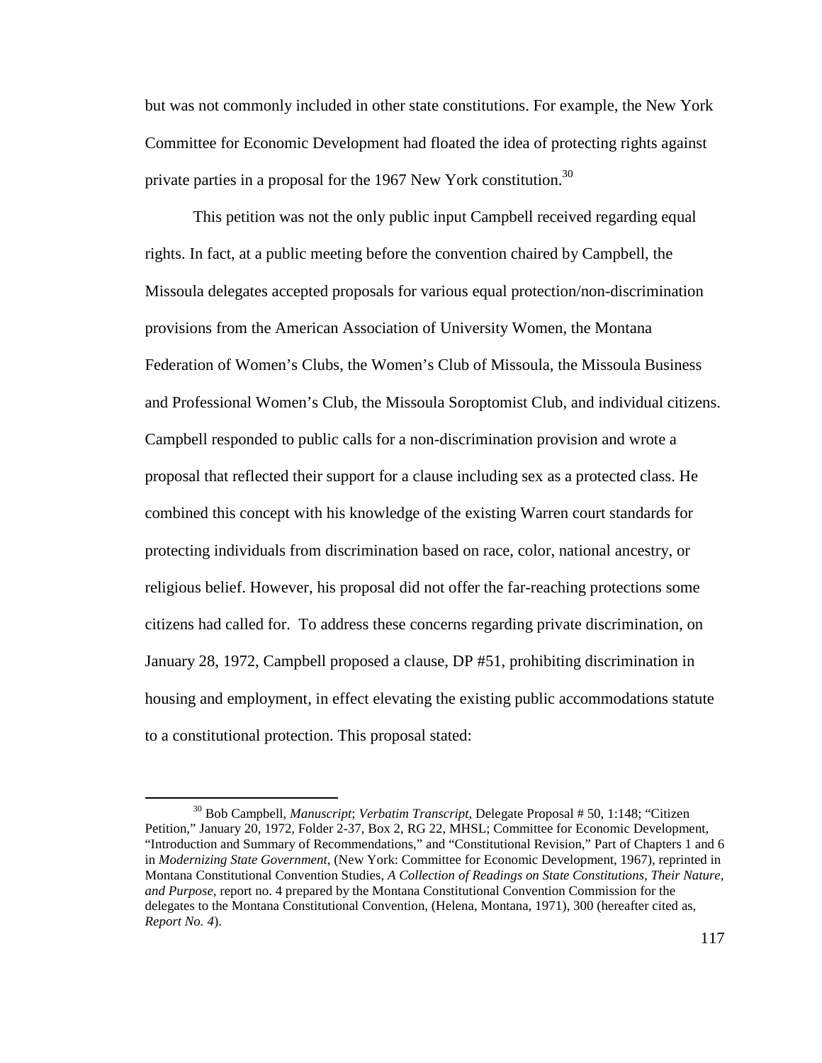but was not commonly included in other state constitutions. For example, the New York Committee for Economic Development had floated the idea of protecting rights against private parties in a proposal for the 1967 New York constitution.[30]

This petition was not the only public input Campbell received regarding equal rights. In fact, at a public meeting before the convention chaired by Campbell, the Missoula delegates accepted proposals for various equal protection/non-discrimination provisions from the American Association of University Women, the Montana Federation of Women's Clubs, the Women's Club of Missoula, the Missoula Business and Professional Women's Club, the Missoula Soroptomist Club, and individual citizens. Campbell responded to public calls for a non-discrimination provision and wrote a proposal that reflected their support for a clause including sex as a protected class. He combined this concept with his knowledge of the existing Warren court standards for protecting individuals from discrimination based on race, color, national ancestry, or religious belief. However, his proposal did not offer the far-reaching protections some citizens had called for. To address these concerns regarding private discrimination, on January 28, 1972, Campbell proposed a clause, DP #51, prohibiting discrimination in housing and employment, in effect elevating the existing public accommodations statute to a constitutional protection. This proposal stated:

---

[30] Bob Campbell, *Manuscript*; *Verbatim Transcript*, Delegate Proposal # 50, 1:148; "Citizen Petition," January 20, 1972, Folder 2-37, Box 2, RG 22, MHSL; Committee for Economic Development, "Introduction and Summary of Recommendations," and "Constitutional Revision," Part of Chapters 1 and 6 in *Modernizing State Government*, (New York: Committee for Economic Development, 1967), reprinted in Montana Constitutional Convention Studies, *A Collection of Readings on State Constitutions, Their Nature, and Purpose*, report no. 4 prepared by the Montana Constitutional Convention Commission for the delegates to the Montana Constitutional Convention, (Helena, Montana, 1971), 300 (hereafter cited as, *Report No. 4*).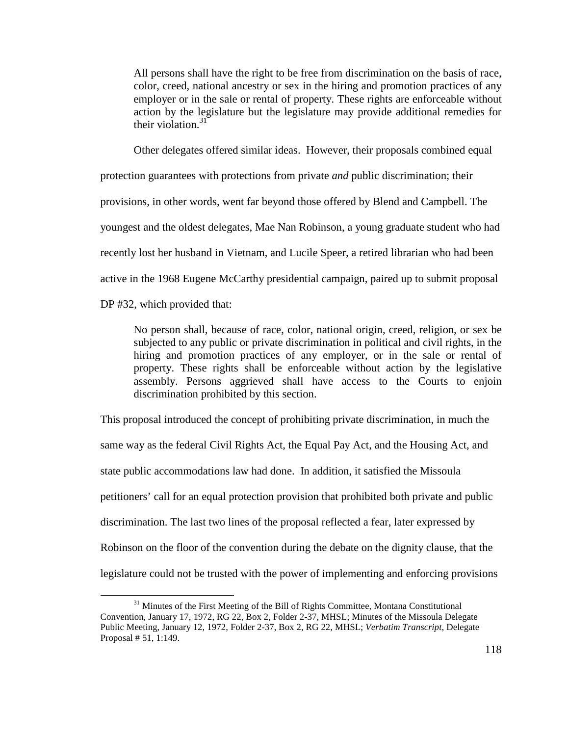> All persons shall have the right to be free from discrimination on the basis of race, color, creed, national ancestry or sex in the hiring and promotion practices of any employer or in the sale or rental of property. These rights are enforceable without action by the legislature but the legislature may provide additional remedies for their violation.[31]

Other delegates offered similar ideas. However, their proposals combined equal protection guarantees with protections from private *and* public discrimination; their provisions, in other words, went far beyond those offered by Blend and Campbell. The youngest and the oldest delegates, Mae Nan Robinson, a young graduate student who had recently lost her husband in Vietnam, and Lucile Speer, a retired librarian who had been active in the 1968 Eugene McCarthy presidential campaign, paired up to submit proposal DP #32, which provided that:

> No person shall, because of race, color, national origin, creed, religion, or sex be subjected to any public or private discrimination in political and civil rights, in the hiring and promotion practices of any employer, or in the sale or rental of property. These rights shall be enforceable without action by the legislative assembly. Persons aggrieved shall have access to the Courts to enjoin discrimination prohibited by this section.

This proposal introduced the concept of prohibiting private discrimination, in much the same way as the federal Civil Rights Act, the Equal Pay Act, and the Housing Act, and state public accommodations law had done. In addition, it satisfied the Missoula petitioners' call for an equal protection provision that prohibited both private and public discrimination. The last two lines of the proposal reflected a fear, later expressed by Robinson on the floor of the convention during the debate on the dignity clause, that the legislature could not be trusted with the power of implementing and enforcing provisions

[31] Minutes of the First Meeting of the Bill of Rights Committee, Montana Constitutional Convention, January 17, 1972, RG 22, Box 2, Folder 2-37, MHSL; Minutes of the Missoula Delegate Public Meeting, January 12, 1972, Folder 2-37, Box 2, RG 22, MHSL; *Verbatim Transcript*, Delegate Proposal # 51, 1:149.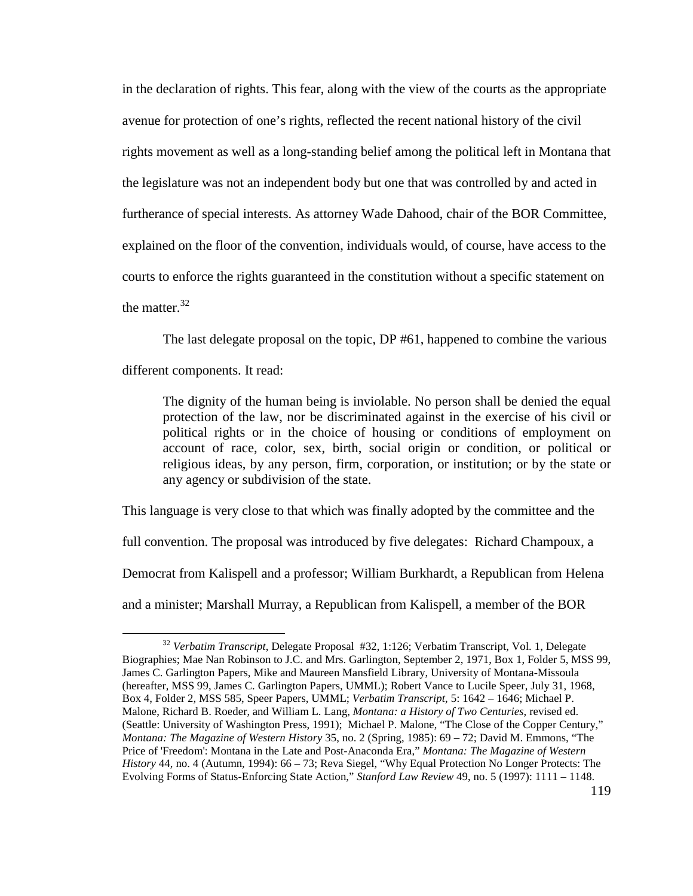in the declaration of rights. This fear, along with the view of the courts as the appropriate avenue for protection of one's rights, reflected the recent national history of the civil rights movement as well as a long-standing belief among the political left in Montana that the legislature was not an independent body but one that was controlled by and acted in furtherance of special interests. As attorney Wade Dahood, chair of the BOR Committee, explained on the floor of the convention, individuals would, of course, have access to the courts to enforce the rights guaranteed in the constitution without a specific statement on the matter.[32]

The last delegate proposal on the topic, DP #61, happened to combine the various different components. It read:

> The dignity of the human being is inviolable. No person shall be denied the equal protection of the law, nor be discriminated against in the exercise of his civil or political rights or in the choice of housing or conditions of employment on account of race, color, sex, birth, social origin or condition, or political or religious ideas, by any person, firm, corporation, or institution; or by the state or any agency or subdivision of the state.

This language is very close to that which was finally adopted by the committee and the full convention. The proposal was introduced by five delegates: Richard Champoux, a Democrat from Kalispell and a professor; William Burkhardt, a Republican from Helena and a minister; Marshall Murray, a Republican from Kalispell, a member of the BOR

---

[32] *Verbatim Transcript*, Delegate Proposal #32, 1:126; Verbatim Transcript, Vol. 1, Delegate Biographies; Mae Nan Robinson to J.C. and Mrs. Garlington, September 2, 1971, Box 1, Folder 5, MSS 99, James C. Garlington Papers, Mike and Maureen Mansfield Library, University of Montana-Missoula (hereafter, MSS 99, James C. Garlington Papers, UMML); Robert Vance to Lucile Speer, July 31, 1968, Box 4, Folder 2, MSS 585, Speer Papers, UMML; *Verbatim Transcript*, 5: 1642 – 1646; Michael P. Malone, Richard B. Roeder, and William L. Lang, *Montana: a History of Two Centuries*, revised ed. (Seattle: University of Washington Press, 1991); Michael P. Malone, "The Close of the Copper Century," *Montana: The Magazine of Western History* 35, no. 2 (Spring, 1985): 69 – 72; David M. Emmons, "The Price of 'Freedom': Montana in the Late and Post-Anaconda Era," *Montana: The Magazine of Western History* 44, no. 4 (Autumn, 1994): 66 – 73; Reva Siegel, "Why Equal Protection No Longer Protects: The Evolving Forms of Status-Enforcing State Action," *Stanford Law Review* 49, no. 5 (1997): 1111 – 1148.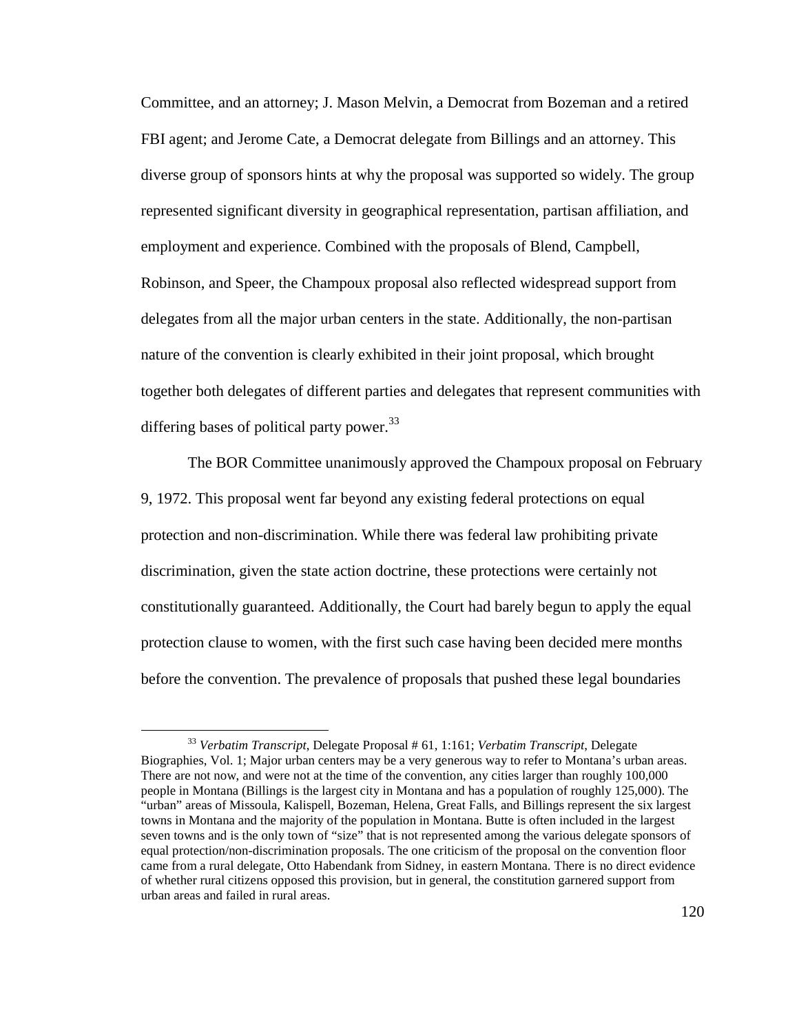Committee, and an attorney; J. Mason Melvin, a Democrat from Bozeman and a retired FBI agent; and Jerome Cate, a Democrat delegate from Billings and an attorney. This diverse group of sponsors hints at why the proposal was supported so widely. The group represented significant diversity in geographical representation, partisan affiliation, and employment and experience. Combined with the proposals of Blend, Campbell, Robinson, and Speer, the Champoux proposal also reflected widespread support from delegates from all the major urban centers in the state. Additionally, the non-partisan nature of the convention is clearly exhibited in their joint proposal, which brought together both delegates of different parties and delegates that represent communities with differing bases of political party power.[33]

The BOR Committee unanimously approved the Champoux proposal on February 9, 1972. This proposal went far beyond any existing federal protections on equal protection and non-discrimination. While there was federal law prohibiting private discrimination, given the state action doctrine, these protections were certainly not constitutionally guaranteed. Additionally, the Court had barely begun to apply the equal protection clause to women, with the first such case having been decided mere months before the convention. The prevalence of proposals that pushed these legal boundaries

---

[33] *Verbatim Transcript*, Delegate Proposal # 61, 1:161; *Verbatim Transcript*, Delegate Biographies, Vol. 1; Major urban centers may be a very generous way to refer to Montana's urban areas. There are not now, and were not at the time of the convention, any cities larger than roughly 100,000 people in Montana (Billings is the largest city in Montana and has a population of roughly 125,000). The "urban" areas of Missoula, Kalispell, Bozeman, Helena, Great Falls, and Billings represent the six largest towns in Montana and the majority of the population in Montana. Butte is often included in the largest seven towns and is the only town of "size" that is not represented among the various delegate sponsors of equal protection/non-discrimination proposals. The one criticism of the proposal on the convention floor came from a rural delegate, Otto Habendank from Sidney, in eastern Montana. There is no direct evidence of whether rural citizens opposed this provision, but in general, the constitution garnered support from urban areas and failed in rural areas.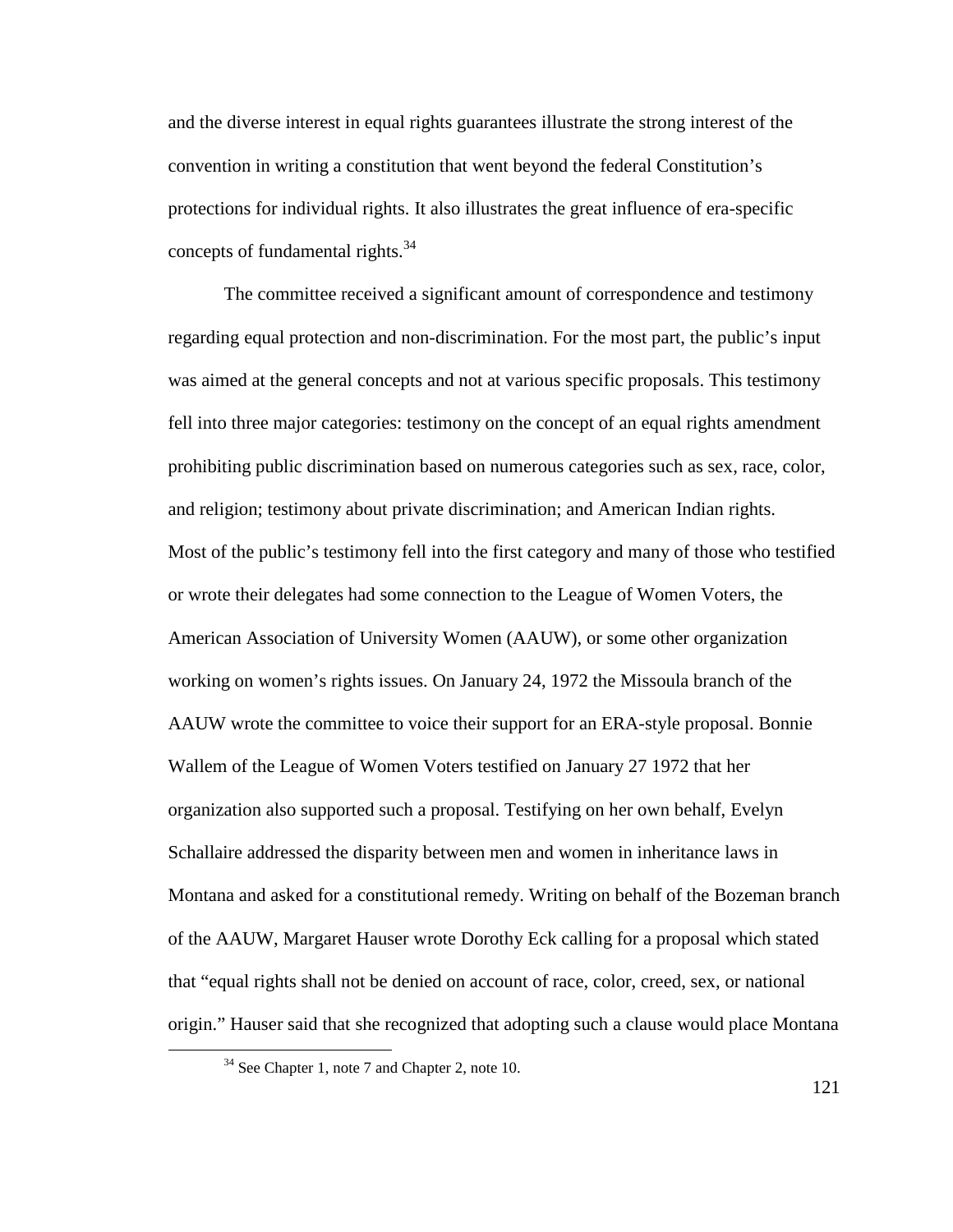and the diverse interest in equal rights guarantees illustrate the strong interest of the convention in writing a constitution that went beyond the federal Constitution's protections for individual rights. It also illustrates the great influence of era-specific concepts of fundamental rights.[34]

The committee received a significant amount of correspondence and testimony regarding equal protection and non-discrimination. For the most part, the public's input was aimed at the general concepts and not at various specific proposals. This testimony fell into three major categories: testimony on the concept of an equal rights amendment prohibiting public discrimination based on numerous categories such as sex, race, color, and religion; testimony about private discrimination; and American Indian rights. Most of the public's testimony fell into the first category and many of those who testified or wrote their delegates had some connection to the League of Women Voters, the American Association of University Women (AAUW), or some other organization working on women's rights issues. On January 24, 1972 the Missoula branch of the AAUW wrote the committee to voice their support for an ERA-style proposal. Bonnie Wallem of the League of Women Voters testified on January 27 1972 that her organization also supported such a proposal. Testifying on her own behalf, Evelyn Schallaire addressed the disparity between men and women in inheritance laws in Montana and asked for a constitutional remedy. Writing on behalf of the Bozeman branch of the AAUW, Margaret Hauser wrote Dorothy Eck calling for a proposal which stated that "equal rights shall not be denied on account of race, color, creed, sex, or national origin." Hauser said that she recognized that adopting such a clause would place Montana

[34] See Chapter 1, note 7 and Chapter 2, note 10.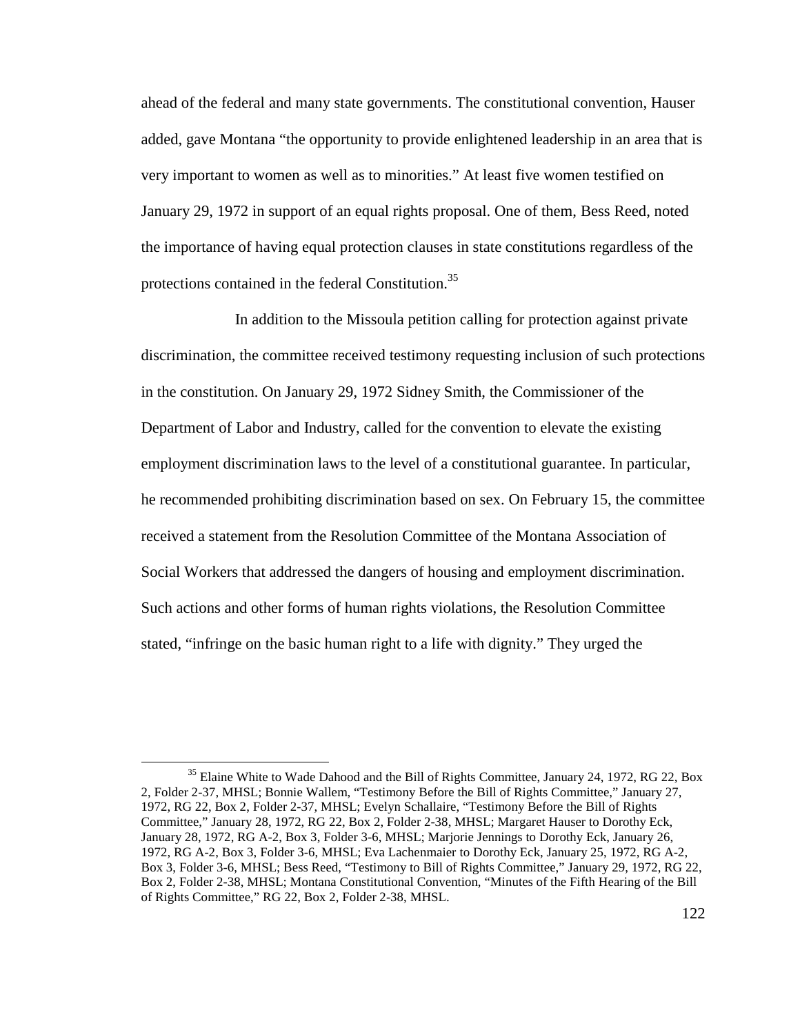ahead of the federal and many state governments. The constitutional convention, Hauser added, gave Montana "the opportunity to provide enlightened leadership in an area that is very important to women as well as to minorities." At least five women testified on January 29, 1972 in support of an equal rights proposal. One of them, Bess Reed, noted the importance of having equal protection clauses in state constitutions regardless of the protections contained in the federal Constitution.[35]

In addition to the Missoula petition calling for protection against private discrimination, the committee received testimony requesting inclusion of such protections in the constitution. On January 29, 1972 Sidney Smith, the Commissioner of the Department of Labor and Industry, called for the convention to elevate the existing employment discrimination laws to the level of a constitutional guarantee. In particular, he recommended prohibiting discrimination based on sex. On February 15, the committee received a statement from the Resolution Committee of the Montana Association of Social Workers that addressed the dangers of housing and employment discrimination. Such actions and other forms of human rights violations, the Resolution Committee stated, "infringe on the basic human right to a life with dignity." They urged the

[35] Elaine White to Wade Dahood and the Bill of Rights Committee, January 24, 1972, RG 22, Box 2, Folder 2-37, MHSL; Bonnie Wallem, "Testimony Before the Bill of Rights Committee," January 27, 1972, RG 22, Box 2, Folder 2-37, MHSL; Evelyn Schallaire, "Testimony Before the Bill of Rights Committee," January 28, 1972, RG 22, Box 2, Folder 2-38, MHSL; Margaret Hauser to Dorothy Eck, January 28, 1972, RG A-2, Box 3, Folder 3-6, MHSL; Marjorie Jennings to Dorothy Eck, January 26, 1972, RG A-2, Box 3, Folder 3-6, MHSL; Eva Lachenmaier to Dorothy Eck, January 25, 1972, RG A-2, Box 3, Folder 3-6, MHSL; Bess Reed, "Testimony to Bill of Rights Committee," January 29, 1972, RG 22, Box 2, Folder 2-38, MHSL; Montana Constitutional Convention, "Minutes of the Fifth Hearing of the Bill of Rights Committee," RG 22, Box 2, Folder 2-38, MHSL.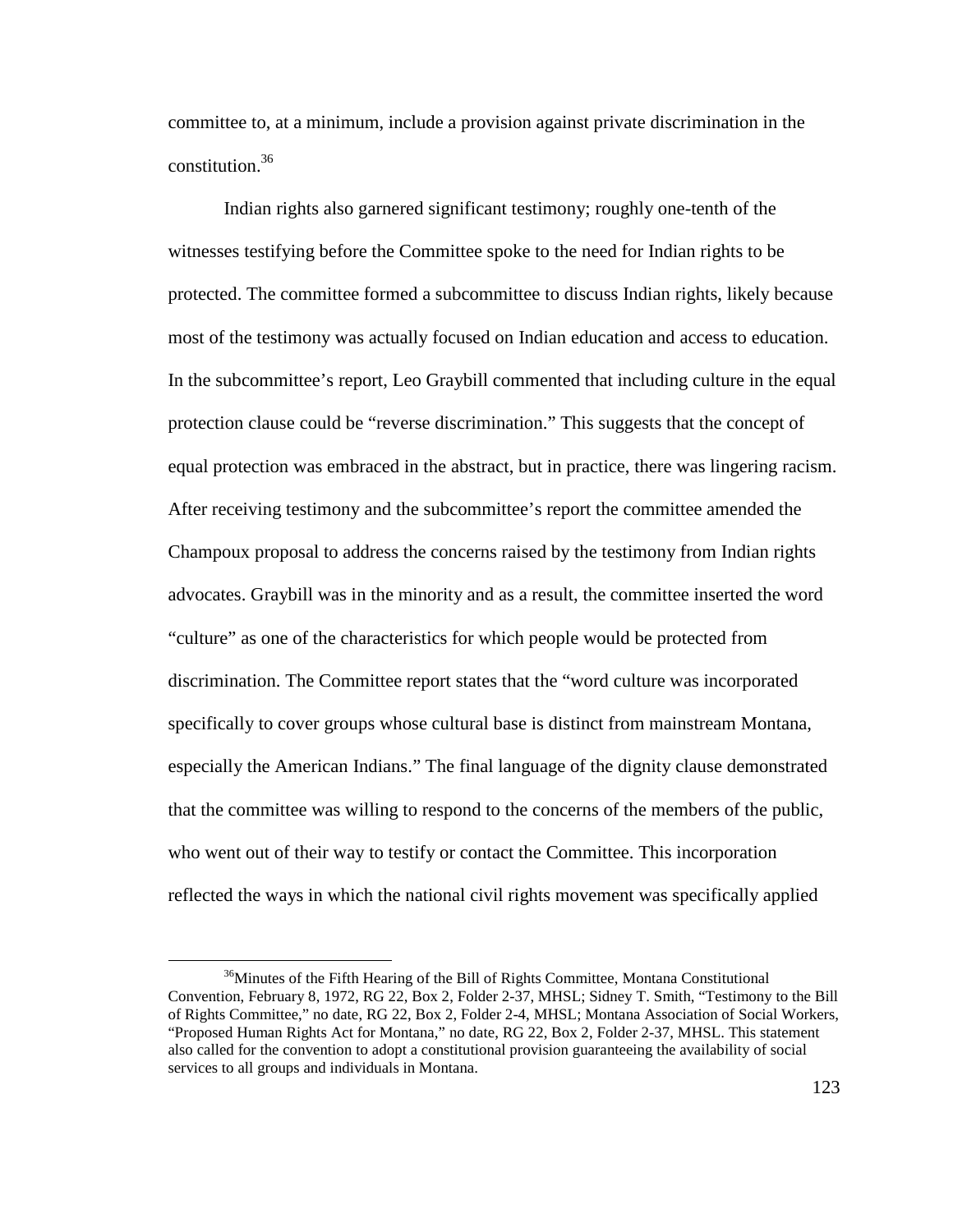committee to, at a minimum, include a provision against private discrimination in the constitution.[36]

Indian rights also garnered significant testimony; roughly one-tenth of the witnesses testifying before the Committee spoke to the need for Indian rights to be protected. The committee formed a subcommittee to discuss Indian rights, likely because most of the testimony was actually focused on Indian education and access to education. In the subcommittee's report, Leo Graybill commented that including culture in the equal protection clause could be "reverse discrimination." This suggests that the concept of equal protection was embraced in the abstract, but in practice, there was lingering racism. After receiving testimony and the subcommittee's report the committee amended the Champoux proposal to address the concerns raised by the testimony from Indian rights advocates. Graybill was in the minority and as a result, the committee inserted the word "culture" as one of the characteristics for which people would be protected from discrimination. The Committee report states that the "word culture was incorporated specifically to cover groups whose cultural base is distinct from mainstream Montana, especially the American Indians." The final language of the dignity clause demonstrated that the committee was willing to respond to the concerns of the members of the public, who went out of their way to testify or contact the Committee. This incorporation reflected the ways in which the national civil rights movement was specifically applied

[36] Minutes of the Fifth Hearing of the Bill of Rights Committee, Montana Constitutional Convention, February 8, 1972, RG 22, Box 2, Folder 2-37, MHSL; Sidney T. Smith, "Testimony to the Bill of Rights Committee," no date, RG 22, Box 2, Folder 2-4, MHSL; Montana Association of Social Workers, "Proposed Human Rights Act for Montana," no date, RG 22, Box 2, Folder 2-37, MHSL. This statement also called for the convention to adopt a constitutional provision guaranteeing the availability of social services to all groups and individuals in Montana.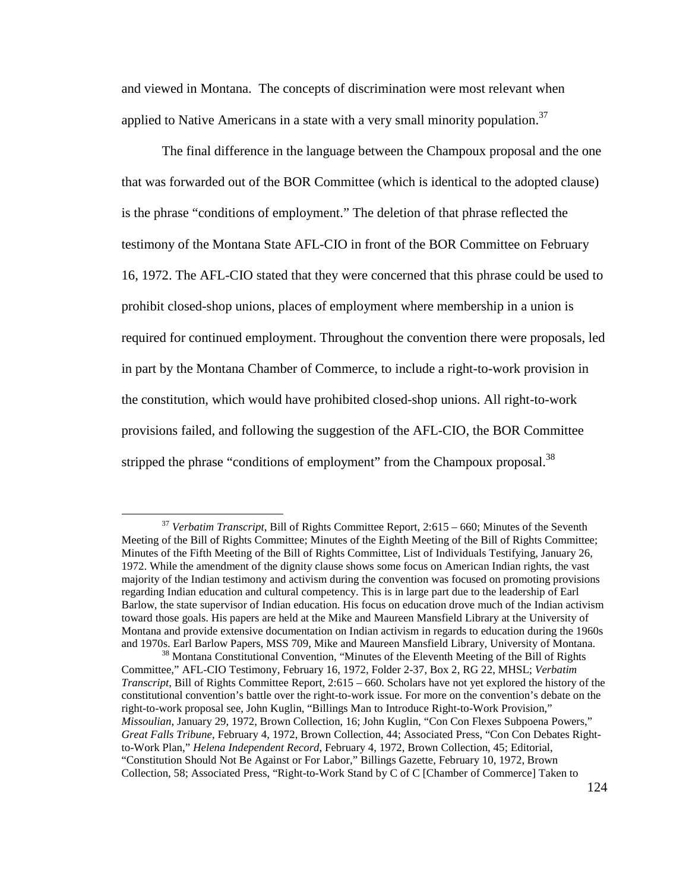and viewed in Montana. The concepts of discrimination were most relevant when applied to Native Americans in a state with a very small minority population.[37]

The final difference in the language between the Champoux proposal and the one that was forwarded out of the BOR Committee (which is identical to the adopted clause) is the phrase "conditions of employment." The deletion of that phrase reflected the testimony of the Montana State AFL-CIO in front of the BOR Committee on February 16, 1972. The AFL-CIO stated that they were concerned that this phrase could be used to prohibit closed-shop unions, places of employment where membership in a union is required for continued employment. Throughout the convention there were proposals, led in part by the Montana Chamber of Commerce, to include a right-to-work provision in the constitution, which would have prohibited closed-shop unions. All right-to-work provisions failed, and following the suggestion of the AFL-CIO, the BOR Committee stripped the phrase "conditions of employment" from the Champoux proposal.[38]

---

[37] *Verbatim Transcript*, Bill of Rights Committee Report, 2:615 – 660; Minutes of the Seventh Meeting of the Bill of Rights Committee; Minutes of the Eighth Meeting of the Bill of Rights Committee; Minutes of the Fifth Meeting of the Bill of Rights Committee, List of Individuals Testifying, January 26, 1972. While the amendment of the dignity clause shows some focus on American Indian rights, the vast majority of the Indian testimony and activism during the convention was focused on promoting provisions regarding Indian education and cultural competency. This is in large part due to the leadership of Earl Barlow, the state supervisor of Indian education. His focus on education drove much of the Indian activism toward those goals. His papers are held at the Mike and Maureen Mansfield Library at the University of Montana and provide extensive documentation on Indian activism in regards to education during the 1960s and 1970s. Earl Barlow Papers, MSS 709, Mike and Maureen Mansfield Library, University of Montana.

[38] Montana Constitutional Convention, "Minutes of the Eleventh Meeting of the Bill of Rights Committee," AFL-CIO Testimony, February 16, 1972, Folder 2-37, Box 2, RG 22, MHSL; *Verbatim Transcript*, Bill of Rights Committee Report, 2:615 – 660. Scholars have not yet explored the history of the constitutional convention's battle over the right-to-work issue. For more on the convention's debate on the right-to-work proposal see, John Kuglin, "Billings Man to Introduce Right-to-Work Provision," *Missoulian*, January 29, 1972, Brown Collection, 16; John Kuglin, "Con Con Flexes Subpoena Powers," *Great Falls Tribune*, February 4, 1972, Brown Collection, 44; Associated Press, "Con Con Debates Right-to-Work Plan," *Helena Independent Record*, February 4, 1972, Brown Collection, 45; Editorial, "Constitution Should Not Be Against or For Labor," Billings Gazette, February 10, 1972, Brown Collection, 58; Associated Press, "Right-to-Work Stand by C of C [Chamber of Commerce] Taken to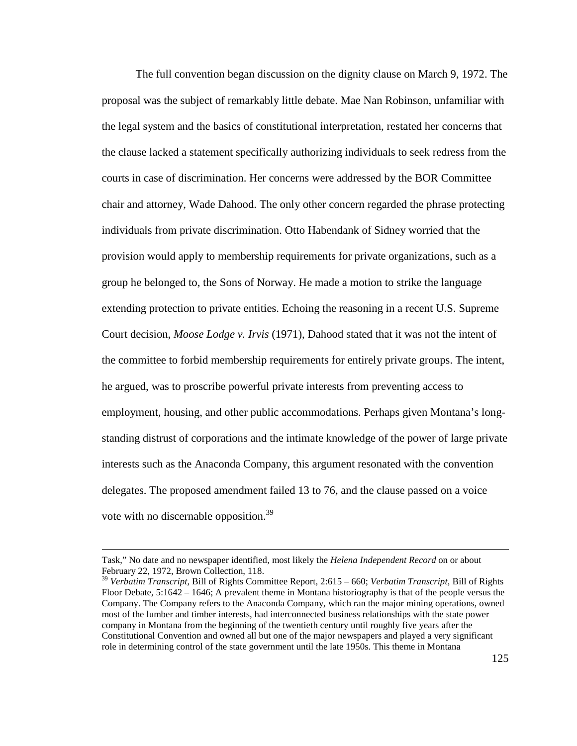The full convention began discussion on the dignity clause on March 9, 1972. The proposal was the subject of remarkably little debate. Mae Nan Robinson, unfamiliar with the legal system and the basics of constitutional interpretation, restated her concerns that the clause lacked a statement specifically authorizing individuals to seek redress from the courts in case of discrimination. Her concerns were addressed by the BOR Committee chair and attorney, Wade Dahood. The only other concern regarded the phrase protecting individuals from private discrimination. Otto Habendank of Sidney worried that the provision would apply to membership requirements for private organizations, such as a group he belonged to, the Sons of Norway. He made a motion to strike the language extending protection to private entities. Echoing the reasoning in a recent U.S. Supreme Court decision, *Moose Lodge v. Irvis* (1971), Dahood stated that it was not the intent of the committee to forbid membership requirements for entirely private groups. The intent, he argued, was to proscribe powerful private interests from preventing access to employment, housing, and other public accommodations. Perhaps given Montana's long-standing distrust of corporations and the intimate knowledge of the power of large private interests such as the Anaconda Company, this argument resonated with the convention delegates. The proposed amendment failed 13 to 76, and the clause passed on a voice vote with no discernable opposition.[39]

---

Task," No date and no newspaper identified, most likely the *Helena Independent Record* on or about February 22, 1972, Brown Collection, 118.

[39] *Verbatim Transcript*, Bill of Rights Committee Report, 2:615 – 660; *Verbatim Transcript*, Bill of Rights Floor Debate, 5:1642 – 1646; A prevalent theme in Montana historiography is that of the people versus the Company. The Company refers to the Anaconda Company, which ran the major mining operations, owned most of the lumber and timber interests, had interconnected business relationships with the state power company in Montana from the beginning of the twentieth century until roughly five years after the Constitutional Convention and owned all but one of the major newspapers and played a very significant role in determining control of the state government until the late 1950s. This theme in Montana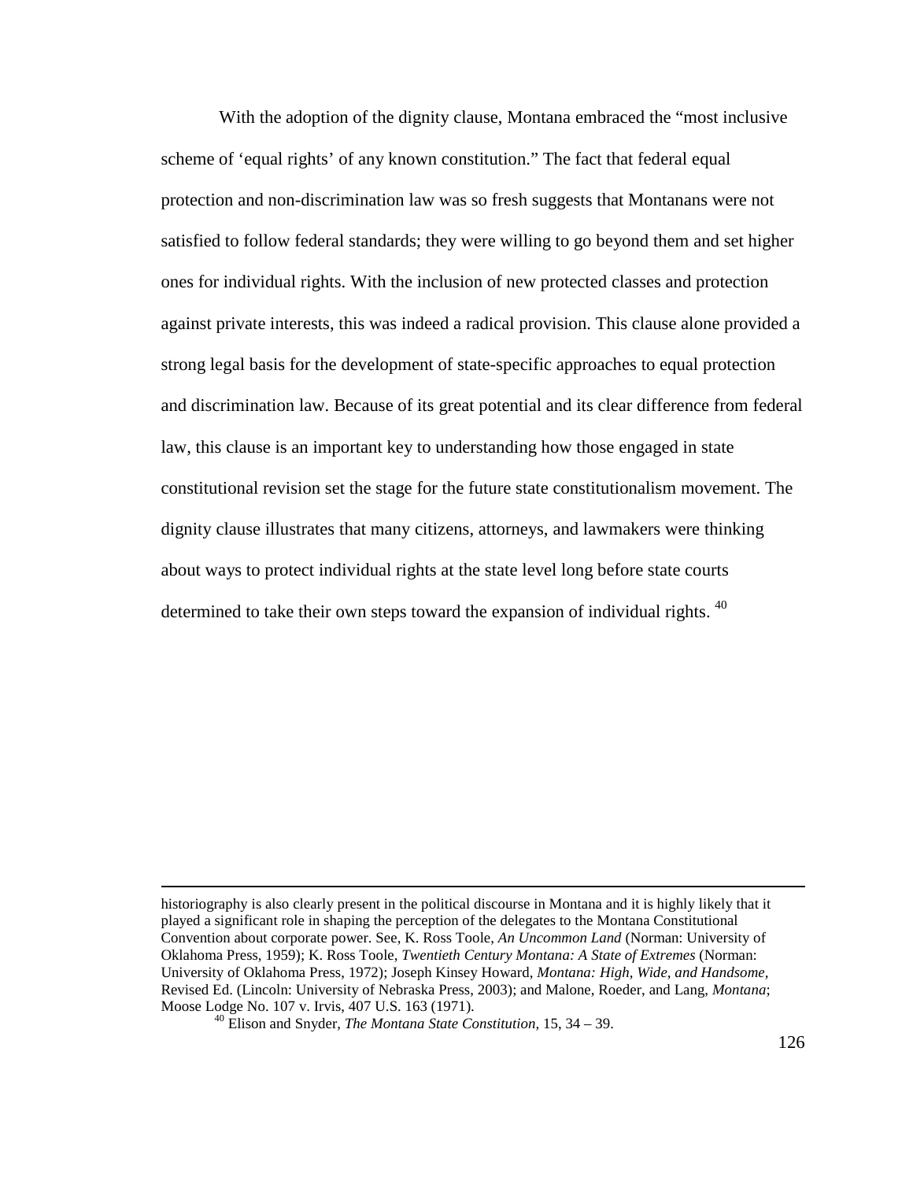With the adoption of the dignity clause, Montana embraced the "most inclusive scheme of 'equal rights' of any known constitution." The fact that federal equal protection and non-discrimination law was so fresh suggests that Montanans were not satisfied to follow federal standards; they were willing to go beyond them and set higher ones for individual rights. With the inclusion of new protected classes and protection against private interests, this was indeed a radical provision. This clause alone provided a strong legal basis for the development of state-specific approaches to equal protection and discrimination law. Because of its great potential and its clear difference from federal law, this clause is an important key to understanding how those engaged in state constitutional revision set the stage for the future state constitutionalism movement. The dignity clause illustrates that many citizens, attorneys, and lawmakers were thinking about ways to protect individual rights at the state level long before state courts determined to take their own steps toward the expansion of individual rights. [40]

---

historiography is also clearly present in the political discourse in Montana and it is highly likely that it played a significant role in shaping the perception of the delegates to the Montana Constitutional Convention about corporate power. See, K. Ross Toole, *An Uncommon Land* (Norman: University of Oklahoma Press, 1959); K. Ross Toole, *Twentieth Century Montana: A State of Extremes* (Norman: University of Oklahoma Press, 1972); Joseph Kinsey Howard, *Montana: High, Wide, and Handsome,* Revised Ed. (Lincoln: University of Nebraska Press, 2003); and Malone, Roeder, and Lang, *Montana*; Moose Lodge No. 107 v. Irvis, 407 U.S. 163 (1971).

[40] Elison and Snyder, *The Montana State Constitution*, 15, 34 – 39.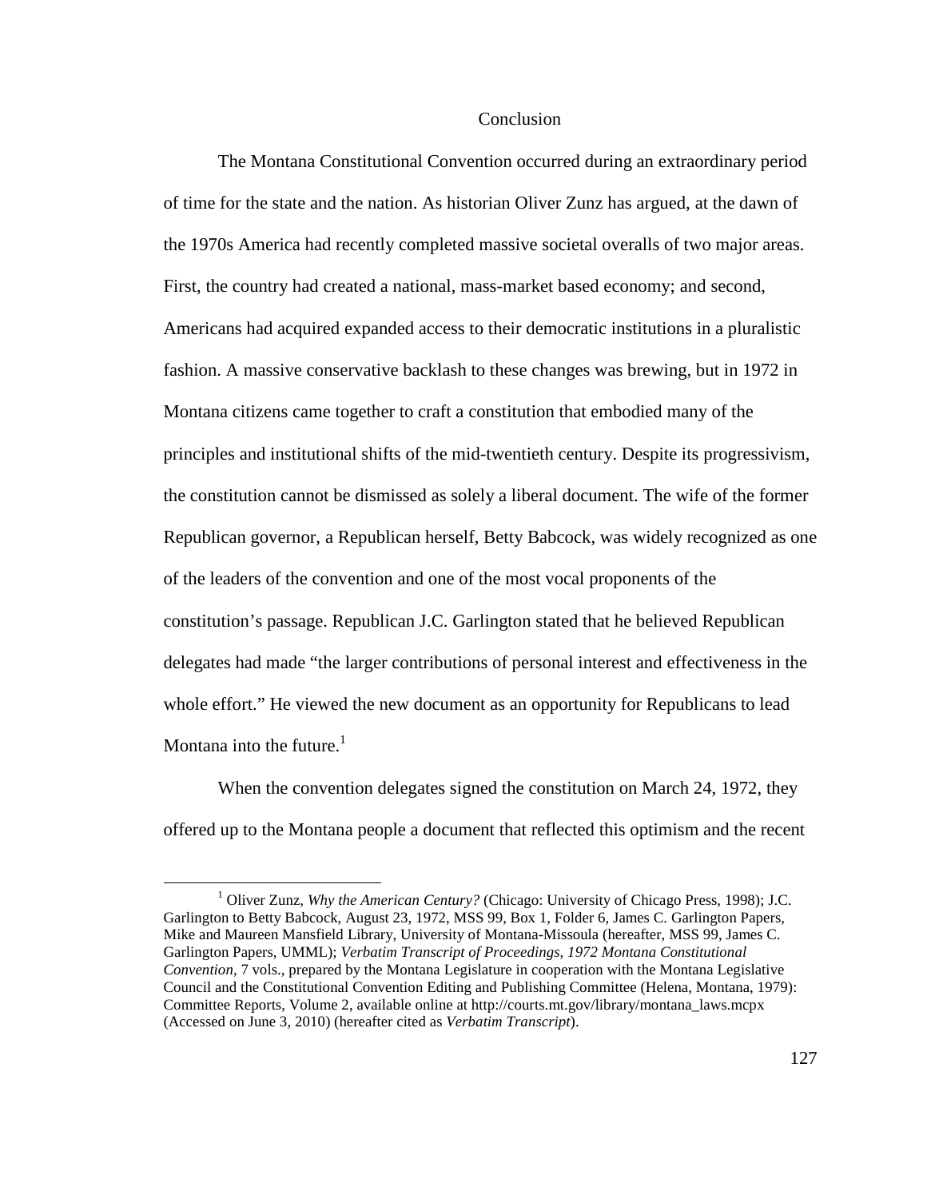## Conclusion

The Montana Constitutional Convention occurred during an extraordinary period of time for the state and the nation. As historian Oliver Zunz has argued, at the dawn of the 1970s America had recently completed massive societal overalls of two major areas. First, the country had created a national, mass-market based economy; and second, Americans had acquired expanded access to their democratic institutions in a pluralistic fashion. A massive conservative backlash to these changes was brewing, but in 1972 in Montana citizens came together to craft a constitution that embodied many of the principles and institutional shifts of the mid-twentieth century. Despite its progressivism, the constitution cannot be dismissed as solely a liberal document. The wife of the former Republican governor, a Republican herself, Betty Babcock, was widely recognized as one of the leaders of the convention and one of the most vocal proponents of the constitution's passage. Republican J.C. Garlington stated that he believed Republican delegates had made "the larger contributions of personal interest and effectiveness in the whole effort." He viewed the new document as an opportunity for Republicans to lead Montana into the future.[1]

When the convention delegates signed the constitution on March 24, 1972, they offered up to the Montana people a document that reflected this optimism and the recent

---

[1] Oliver Zunz, *Why the American Century?* (Chicago: University of Chicago Press, 1998); J.C. Garlington to Betty Babcock, August 23, 1972, MSS 99, Box 1, Folder 6, James C. Garlington Papers, Mike and Maureen Mansfield Library, University of Montana-Missoula (hereafter, MSS 99, James C. Garlington Papers, UMML); *Verbatim Transcript of Proceedings, 1972 Montana Constitutional Convention*, 7 vols., prepared by the Montana Legislature in cooperation with the Montana Legislative Council and the Constitutional Convention Editing and Publishing Committee (Helena, Montana, 1979): Committee Reports, Volume 2, available online at http://courts.mt.gov/library/montana_laws.mcpx (Accessed on June 3, 2010) (hereafter cited as *Verbatim Transcript*).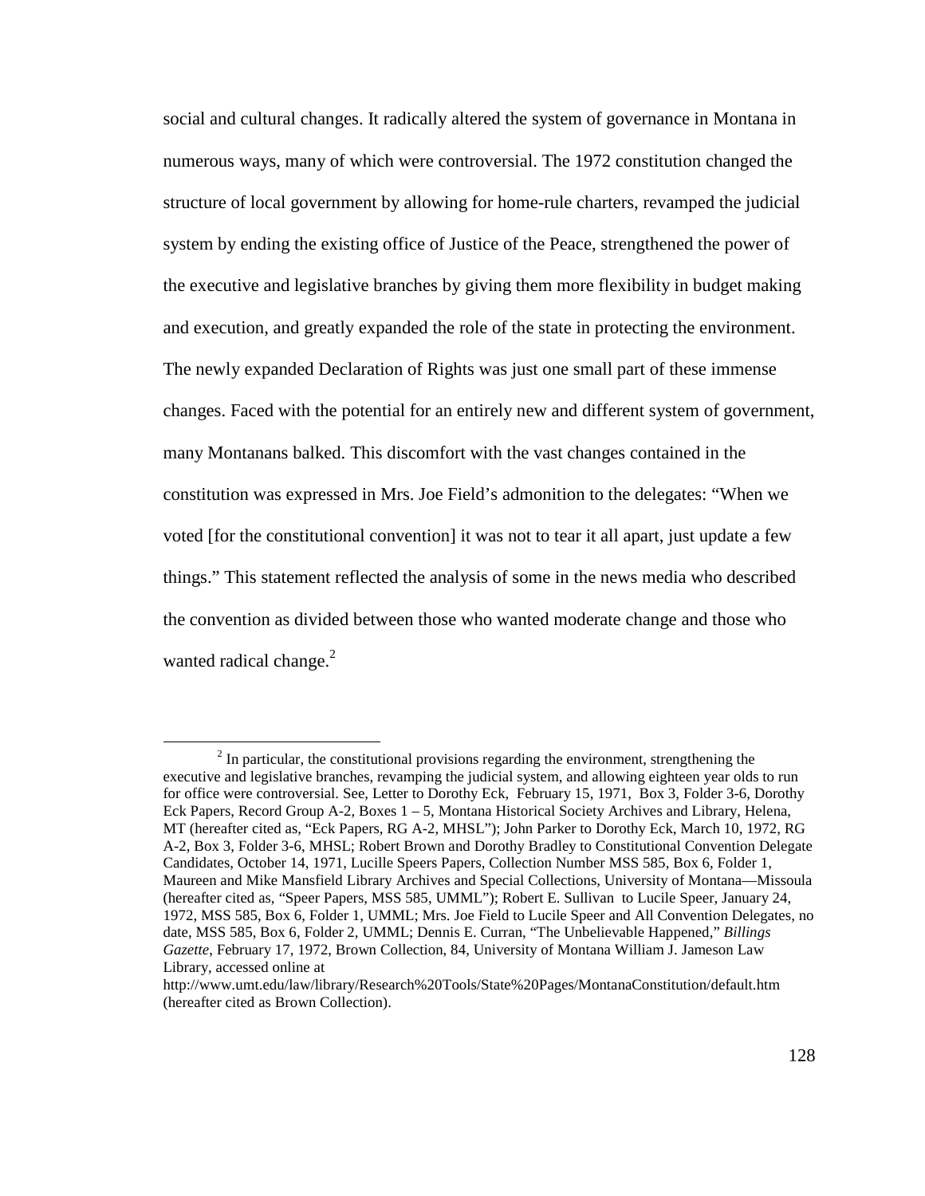social and cultural changes. It radically altered the system of governance in Montana in numerous ways, many of which were controversial. The 1972 constitution changed the structure of local government by allowing for home-rule charters, revamped the judicial system by ending the existing office of Justice of the Peace, strengthened the power of the executive and legislative branches by giving them more flexibility in budget making and execution, and greatly expanded the role of the state in protecting the environment. The newly expanded Declaration of Rights was just one small part of these immense changes. Faced with the potential for an entirely new and different system of government, many Montanans balked. This discomfort with the vast changes contained in the constitution was expressed in Mrs. Joe Field's admonition to the delegates: "When we voted [for the constitutional convention] it was not to tear it all apart, just update a few things." This statement reflected the analysis of some in the news media who described the convention as divided between those who wanted moderate change and those who wanted radical change.[2]

---

[2] In particular, the constitutional provisions regarding the environment, strengthening the executive and legislative branches, revamping the judicial system, and allowing eighteen year olds to run for office were controversial. See, Letter to Dorothy Eck, February 15, 1971, Box 3, Folder 3-6, Dorothy Eck Papers, Record Group A-2, Boxes 1 – 5, Montana Historical Society Archives and Library, Helena, MT (hereafter cited as, "Eck Papers, RG A-2, MHSL"); John Parker to Dorothy Eck, March 10, 1972, RG A-2, Box 3, Folder 3-6, MHSL; Robert Brown and Dorothy Bradley to Constitutional Convention Delegate Candidates, October 14, 1971, Lucille Speers Papers, Collection Number MSS 585, Box 6, Folder 1, Maureen and Mike Mansfield Library Archives and Special Collections, University of Montana—Missoula (hereafter cited as, "Speer Papers, MSS 585, UMML"); Robert E. Sullivan to Lucile Speer, January 24, 1972, MSS 585, Box 6, Folder 1, UMML; Mrs. Joe Field to Lucile Speer and All Convention Delegates, no date, MSS 585, Box 6, Folder 2, UMML; Dennis E. Curran, "The Unbelievable Happened," *Billings Gazette*, February 17, 1972, Brown Collection, 84, University of Montana William J. Jameson Law Library, accessed online at http://www.umt.edu/law/library/Research%20Tools/State%20Pages/MontanaConstitution/default.htm (hereafter cited as Brown Collection).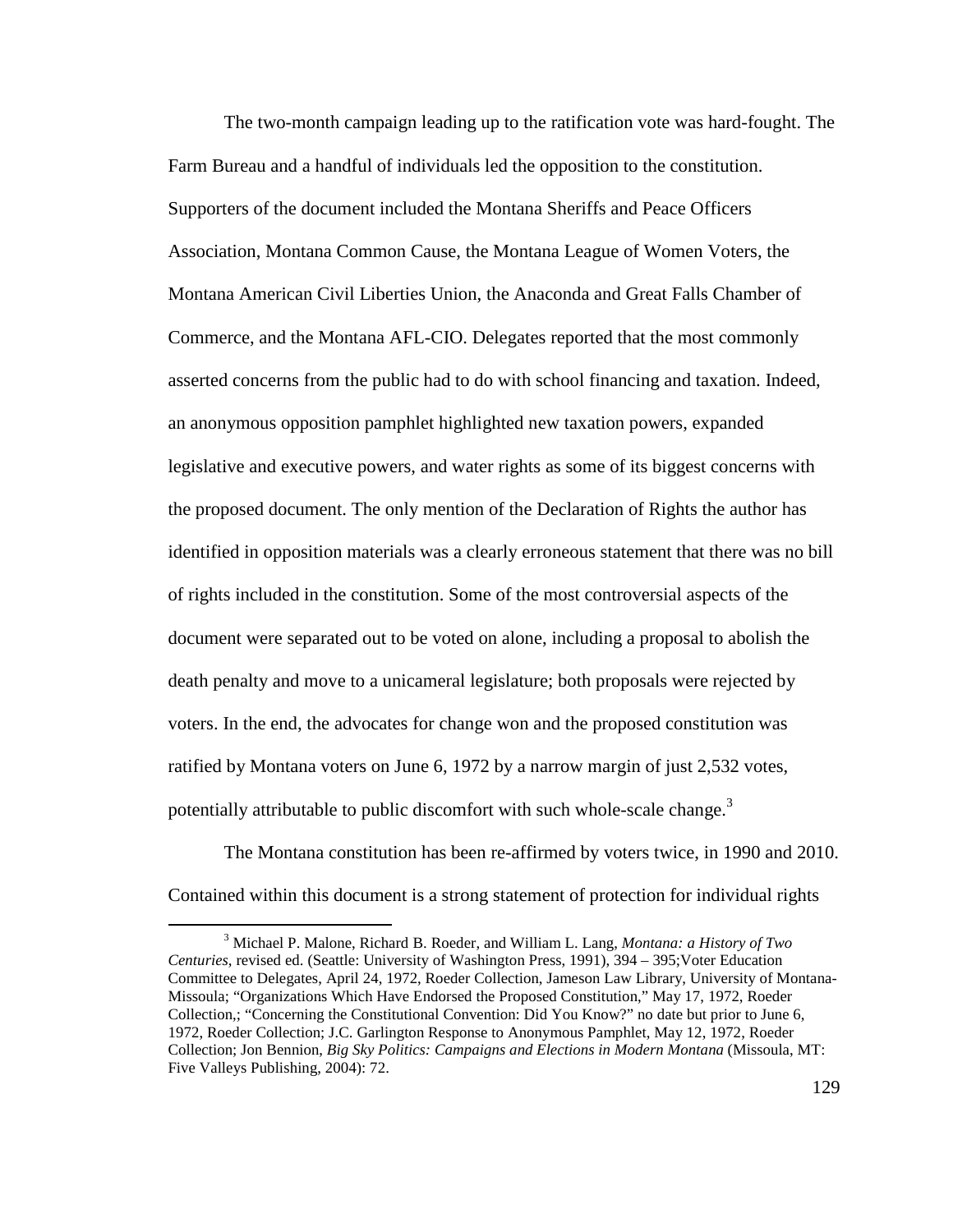The two-month campaign leading up to the ratification vote was hard-fought. The Farm Bureau and a handful of individuals led the opposition to the constitution. Supporters of the document included the Montana Sheriffs and Peace Officers Association, Montana Common Cause, the Montana League of Women Voters, the Montana American Civil Liberties Union, the Anaconda and Great Falls Chamber of Commerce, and the Montana AFL-CIO. Delegates reported that the most commonly asserted concerns from the public had to do with school financing and taxation. Indeed, an anonymous opposition pamphlet highlighted new taxation powers, expanded legislative and executive powers, and water rights as some of its biggest concerns with the proposed document. The only mention of the Declaration of Rights the author has identified in opposition materials was a clearly erroneous statement that there was no bill of rights included in the constitution. Some of the most controversial aspects of the document were separated out to be voted on alone, including a proposal to abolish the death penalty and move to a unicameral legislature; both proposals were rejected by voters. In the end, the advocates for change won and the proposed constitution was ratified by Montana voters on June 6, 1972 by a narrow margin of just 2,532 votes, potentially attributable to public discomfort with such whole-scale change.[3]

The Montana constitution has been re-affirmed by voters twice, in 1990 and 2010. Contained within this document is a strong statement of protection for individual rights

[3] Michael P. Malone, Richard B. Roeder, and William L. Lang, *Montana: a History of Two Centuries*, revised ed. (Seattle: University of Washington Press, 1991), 394 – 395;Voter Education Committee to Delegates, April 24, 1972, Roeder Collection, Jameson Law Library, University of Montana-Missoula; "Organizations Which Have Endorsed the Proposed Constitution," May 17, 1972, Roeder Collection,; "Concerning the Constitutional Convention: Did You Know?" no date but prior to June 6, 1972, Roeder Collection; J.C. Garlington Response to Anonymous Pamphlet, May 12, 1972, Roeder Collection; Jon Bennion, *Big Sky Politics: Campaigns and Elections in Modern Montana* (Missoula, MT: Five Valleys Publishing, 2004): 72.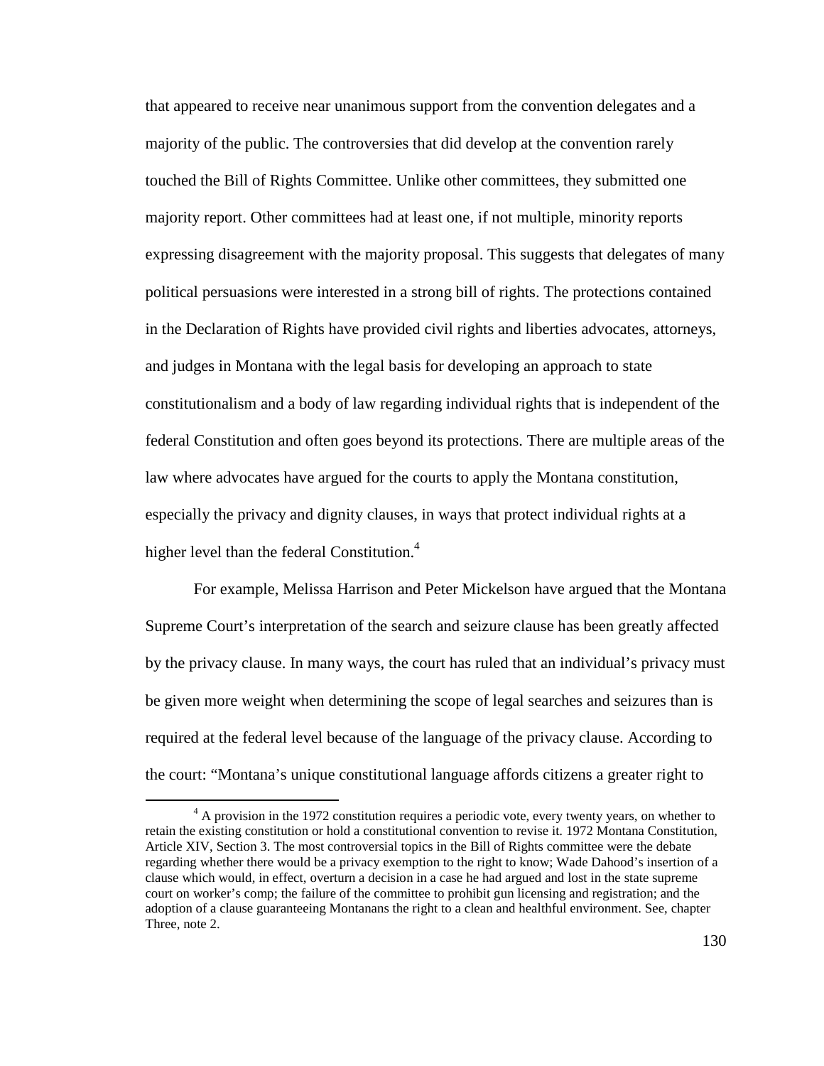that appeared to receive near unanimous support from the convention delegates and a majority of the public. The controversies that did develop at the convention rarely touched the Bill of Rights Committee. Unlike other committees, they submitted one majority report. Other committees had at least one, if not multiple, minority reports expressing disagreement with the majority proposal. This suggests that delegates of many political persuasions were interested in a strong bill of rights. The protections contained in the Declaration of Rights have provided civil rights and liberties advocates, attorneys, and judges in Montana with the legal basis for developing an approach to state constitutionalism and a body of law regarding individual rights that is independent of the federal Constitution and often goes beyond its protections. There are multiple areas of the law where advocates have argued for the courts to apply the Montana constitution, especially the privacy and dignity clauses, in ways that protect individual rights at a higher level than the federal Constitution.[4]

For example, Melissa Harrison and Peter Mickelson have argued that the Montana Supreme Court's interpretation of the search and seizure clause has been greatly affected by the privacy clause. In many ways, the court has ruled that an individual's privacy must be given more weight when determining the scope of legal searches and seizures than is required at the federal level because of the language of the privacy clause. According to the court: "Montana's unique constitutional language affords citizens a greater right to

[4] A provision in the 1972 constitution requires a periodic vote, every twenty years, on whether to retain the existing constitution or hold a constitutional convention to revise it. 1972 Montana Constitution, Article XIV, Section 3. The most controversial topics in the Bill of Rights committee were the debate regarding whether there would be a privacy exemption to the right to know; Wade Dahood's insertion of a clause which would, in effect, overturn a decision in a case he had argued and lost in the state supreme court on worker's comp; the failure of the committee to prohibit gun licensing and registration; and the adoption of a clause guaranteeing Montanans the right to a clean and healthful environment. See, chapter Three, note 2.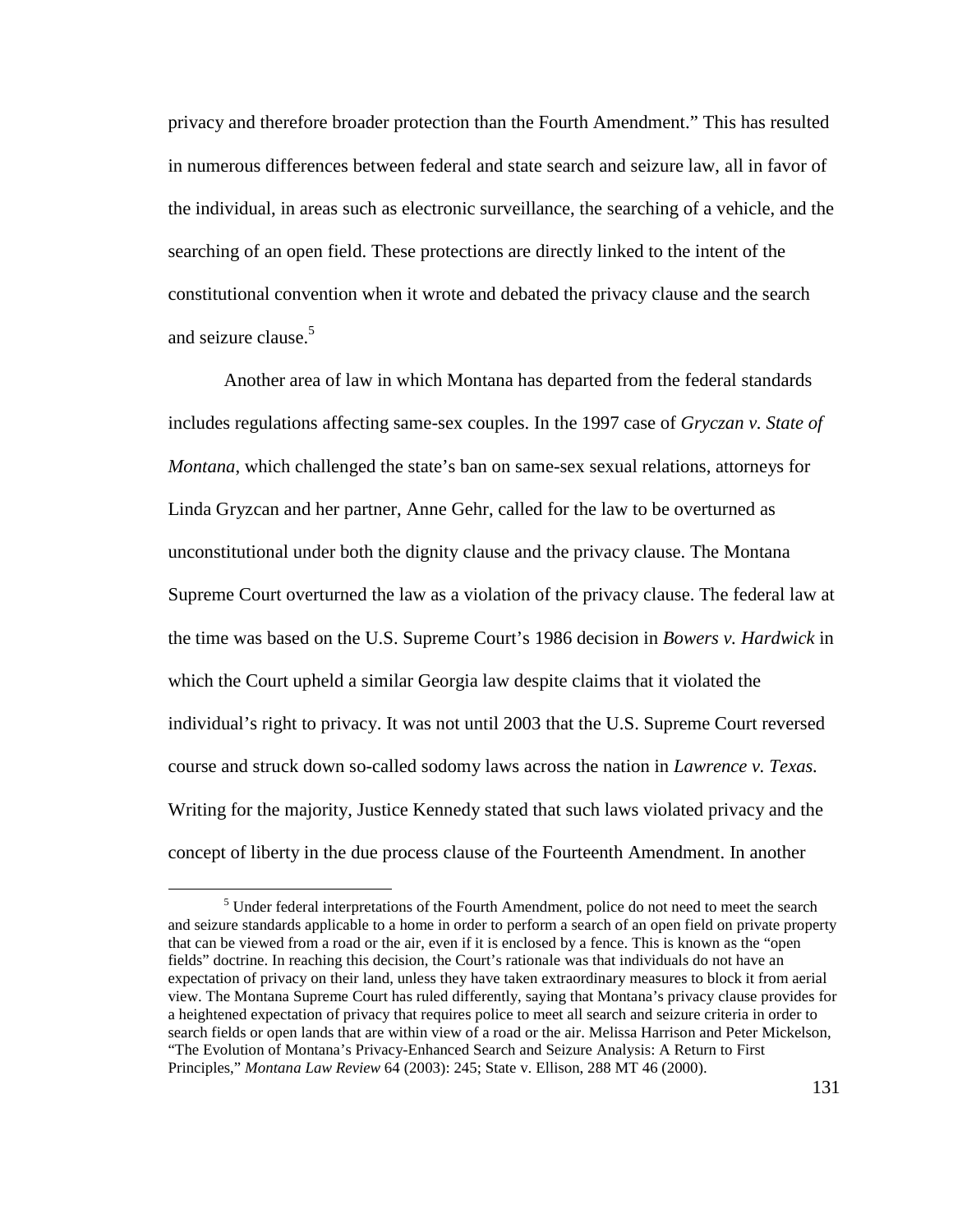privacy and therefore broader protection than the Fourth Amendment." This has resulted in numerous differences between federal and state search and seizure law, all in favor of the individual, in areas such as electronic surveillance, the searching of a vehicle, and the searching of an open field. These protections are directly linked to the intent of the constitutional convention when it wrote and debated the privacy clause and the search and seizure clause.[5]

Another area of law in which Montana has departed from the federal standards includes regulations affecting same-sex couples. In the 1997 case of *Gryczan v. State of Montana*, which challenged the state's ban on same-sex sexual relations, attorneys for Linda Gryzcan and her partner, Anne Gehr, called for the law to be overturned as unconstitutional under both the dignity clause and the privacy clause. The Montana Supreme Court overturned the law as a violation of the privacy clause. The federal law at the time was based on the U.S. Supreme Court's 1986 decision in *Bowers v. Hardwick* in which the Court upheld a similar Georgia law despite claims that it violated the individual's right to privacy. It was not until 2003 that the U.S. Supreme Court reversed course and struck down so-called sodomy laws across the nation in *Lawrence v. Texas.* Writing for the majority, Justice Kennedy stated that such laws violated privacy and the concept of liberty in the due process clause of the Fourteenth Amendment. In another

[5] Under federal interpretations of the Fourth Amendment, police do not need to meet the search and seizure standards applicable to a home in order to perform a search of an open field on private property that can be viewed from a road or the air, even if it is enclosed by a fence. This is known as the "open fields" doctrine. In reaching this decision, the Court's rationale was that individuals do not have an expectation of privacy on their land, unless they have taken extraordinary measures to block it from aerial view. The Montana Supreme Court has ruled differently, saying that Montana's privacy clause provides for a heightened expectation of privacy that requires police to meet all search and seizure criteria in order to search fields or open lands that are within view of a road or the air. Melissa Harrison and Peter Mickelson, "The Evolution of Montana's Privacy-Enhanced Search and Seizure Analysis: A Return to First Principles," *Montana Law Review* 64 (2003): 245; State v. Ellison, 288 MT 46 (2000).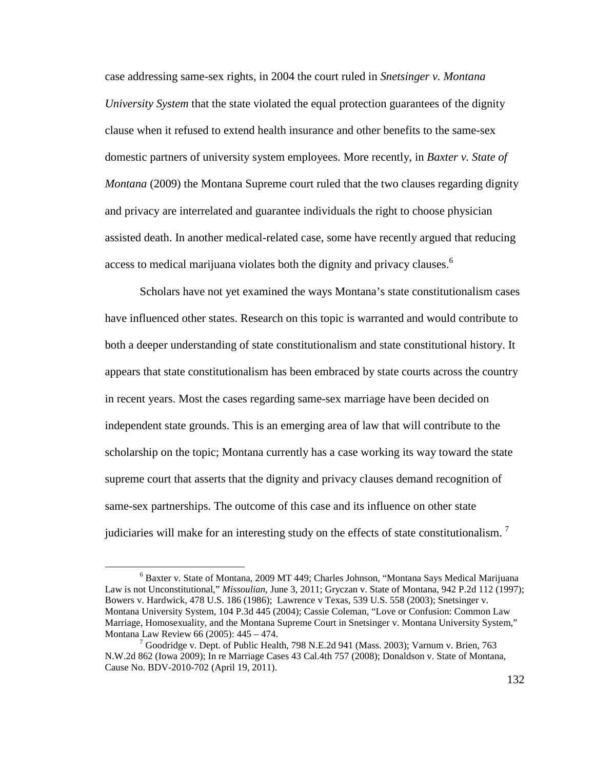case addressing same-sex rights, in 2004 the court ruled in *Snetsinger v. Montana University System* that the state violated the equal protection guarantees of the dignity clause when it refused to extend health insurance and other benefits to the same-sex domestic partners of university system employees. More recently, in *Baxter v. State of Montana* (2009) the Montana Supreme court ruled that the two clauses regarding dignity and privacy are interrelated and guarantee individuals the right to choose physician assisted death. In another medical-related case, some have recently argued that reducing access to medical marijuana violates both the dignity and privacy clauses.[6]

Scholars have not yet examined the ways Montana's state constitutionalism cases have influenced other states. Research on this topic is warranted and would contribute to both a deeper understanding of state constitutionalism and state constitutional history. It appears that state constitutionalism has been embraced by state courts across the country in recent years. Most the cases regarding same-sex marriage have been decided on independent state grounds. This is an emerging area of law that will contribute to the scholarship on the topic; Montana currently has a case working its way toward the state supreme court that asserts that the dignity and privacy clauses demand recognition of same-sex partnerships. The outcome of this case and its influence on other state judiciaries will make for an interesting study on the effects of state constitutionalism. [7]

---

[6] Baxter v. State of Montana, 2009 MT 449; Charles Johnson, "Montana Says Medical Marijuana Law is not Unconstitutional," *Missoulian*, June 3, 2011; Gryczan v. State of Montana, 942 P.2d 112 (1997); Bowers v. Hardwick, 478 U.S. 186 (1986); Lawrence v Texas, 539 U.S. 558 (2003); Snetsinger v. Montana University System, 104 P.3d 445 (2004); Cassie Coleman, "Love or Confusion: Common Law Marriage, Homosexuality, and the Montana Supreme Court in Snetsinger v. Montana University System," Montana Law Review 66 (2005): 445 – 474.

[7] Goodridge v. Dept. of Public Health, 798 N.E.2d 941 (Mass. 2003); Varnum v. Brien, 763 N.W.2d 862 (Iowa 2009); In re Marriage Cases 43 Cal.4th 757 (2008); Donaldson v. State of Montana, Cause No. BDV-2010-702 (April 19, 2011).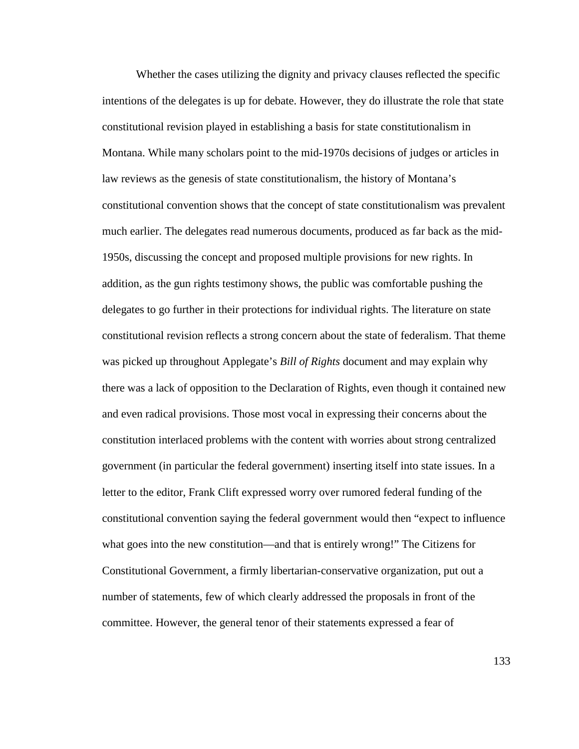Whether the cases utilizing the dignity and privacy clauses reflected the specific intentions of the delegates is up for debate. However, they do illustrate the role that state constitutional revision played in establishing a basis for state constitutionalism in Montana. While many scholars point to the mid-1970s decisions of judges or articles in law reviews as the genesis of state constitutionalism, the history of Montana's constitutional convention shows that the concept of state constitutionalism was prevalent much earlier. The delegates read numerous documents, produced as far back as the mid-1950s, discussing the concept and proposed multiple provisions for new rights. In addition, as the gun rights testimony shows, the public was comfortable pushing the delegates to go further in their protections for individual rights. The literature on state constitutional revision reflects a strong concern about the state of federalism. That theme was picked up throughout Applegate's *Bill of Rights* document and may explain why there was a lack of opposition to the Declaration of Rights, even though it contained new and even radical provisions. Those most vocal in expressing their concerns about the constitution interlaced problems with the content with worries about strong centralized government (in particular the federal government) inserting itself into state issues. In a letter to the editor, Frank Clift expressed worry over rumored federal funding of the constitutional convention saying the federal government would then "expect to influence what goes into the new constitution—and that is entirely wrong!" The Citizens for Constitutional Government, a firmly libertarian-conservative organization, put out a number of statements, few of which clearly addressed the proposals in front of the committee. However, the general tenor of their statements expressed a fear of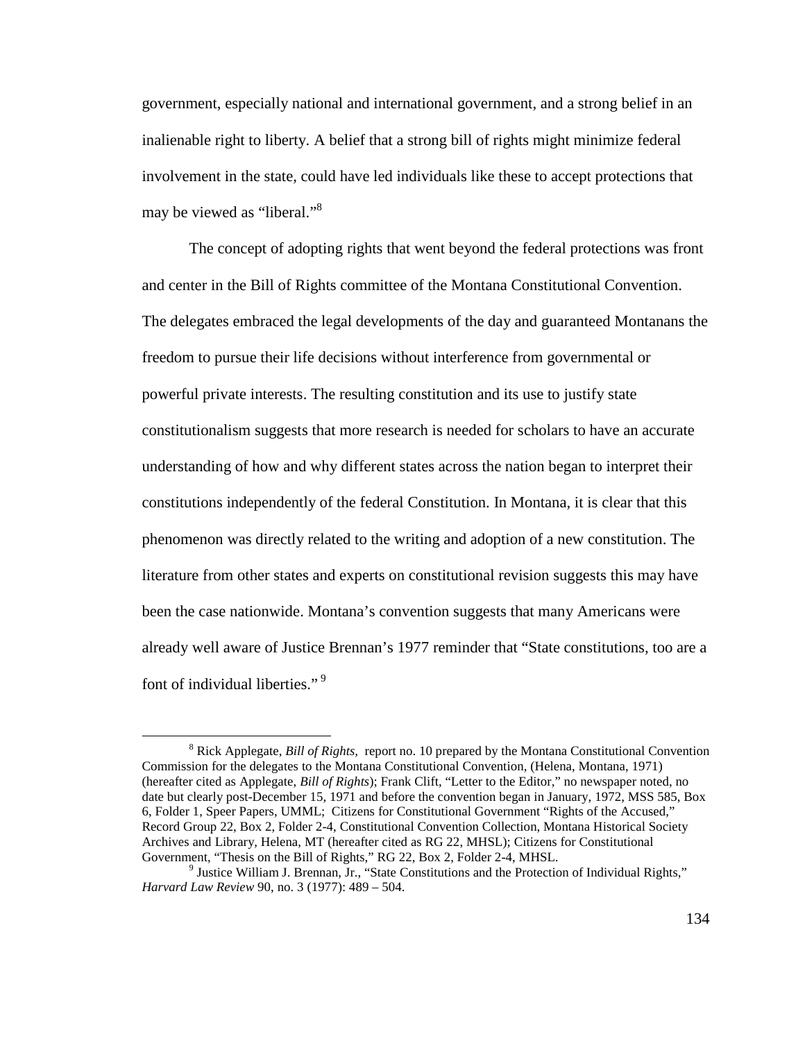government, especially national and international government, and a strong belief in an inalienable right to liberty. A belief that a strong bill of rights might minimize federal involvement in the state, could have led individuals like these to accept protections that may be viewed as "liberal."[8]

The concept of adopting rights that went beyond the federal protections was front and center in the Bill of Rights committee of the Montana Constitutional Convention. The delegates embraced the legal developments of the day and guaranteed Montanans the freedom to pursue their life decisions without interference from governmental or powerful private interests. The resulting constitution and its use to justify state constitutionalism suggests that more research is needed for scholars to have an accurate understanding of how and why different states across the nation began to interpret their constitutions independently of the federal Constitution. In Montana, it is clear that this phenomenon was directly related to the writing and adoption of a new constitution. The literature from other states and experts on constitutional revision suggests this may have been the case nationwide. Montana's convention suggests that many Americans were already well aware of Justice Brennan's 1977 reminder that "State constitutions, too are a font of individual liberties." [9]

---

[8] Rick Applegate, *Bill of Rights,* report no. 10 prepared by the Montana Constitutional Convention Commission for the delegates to the Montana Constitutional Convention, (Helena, Montana, 1971) (hereafter cited as Applegate, *Bill of Rights*); Frank Clift, "Letter to the Editor," no newspaper noted, no date but clearly post-December 15, 1971 and before the convention began in January, 1972, MSS 585, Box 6, Folder 1, Speer Papers, UMML; Citizens for Constitutional Government "Rights of the Accused," Record Group 22, Box 2, Folder 2-4, Constitutional Convention Collection, Montana Historical Society Archives and Library, Helena, MT (hereafter cited as RG 22, MHSL); Citizens for Constitutional Government, "Thesis on the Bill of Rights," RG 22, Box 2, Folder 2-4, MHSL.

[9] Justice William J. Brennan, Jr., "State Constitutions and the Protection of Individual Rights," *Harvard Law Review* 90, no. 3 (1977): 489 – 504.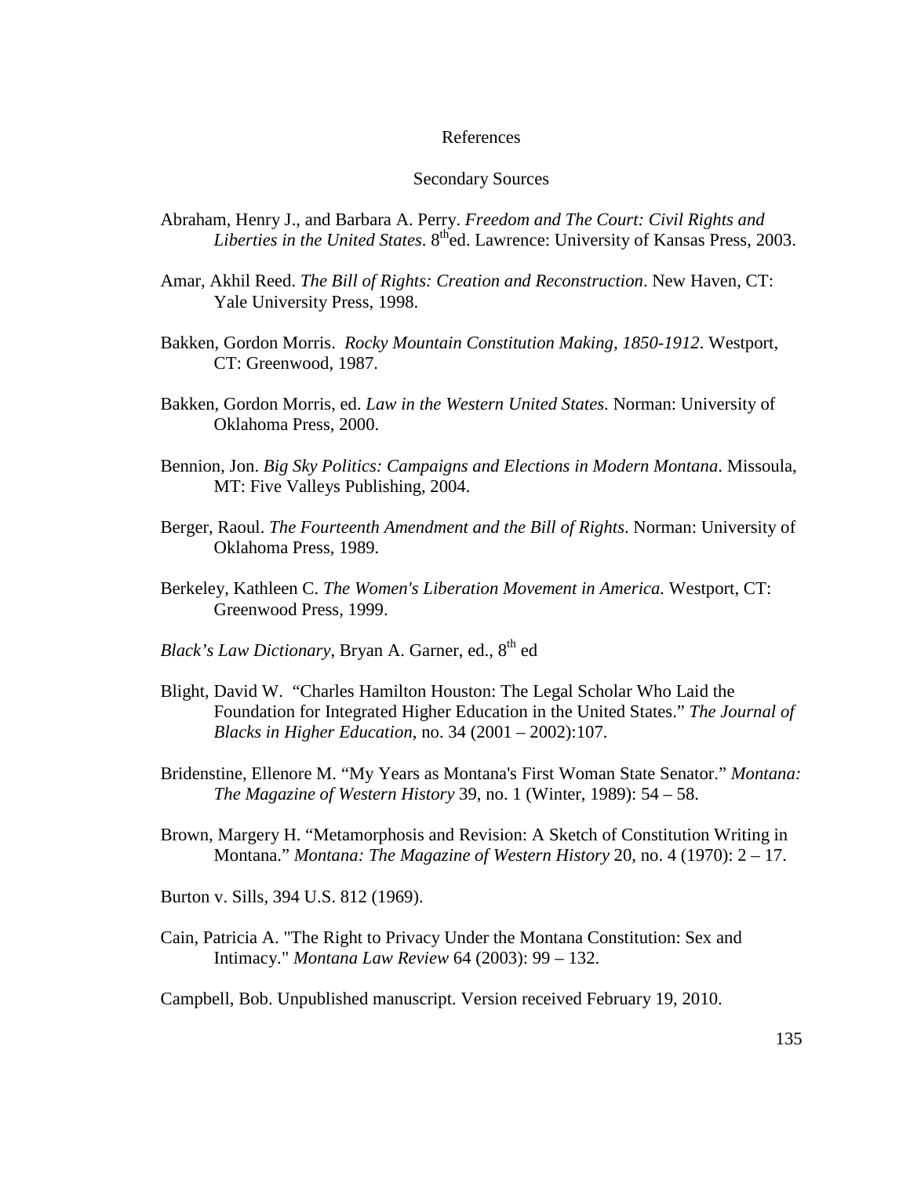# References

## Secondary Sources

Abraham, Henry J., and Barbara A. Perry. *Freedom and The Court: Civil Rights and Liberties in the United States*. 8th ed. Lawrence: University of Kansas Press, 2003.

Amar, Akhil Reed. *The Bill of Rights: Creation and Reconstruction*. New Haven, CT: Yale University Press, 1998.

Bakken, Gordon Morris. *Rocky Mountain Constitution Making, 1850-1912*. Westport, CT: Greenwood, 1987.

Bakken, Gordon Morris, ed. *Law in the Western United States*. Norman: University of Oklahoma Press, 2000.

Bennion, Jon. *Big Sky Politics: Campaigns and Elections in Modern Montana*. Missoula, MT: Five Valleys Publishing, 2004.

Berger, Raoul. *The Fourteenth Amendment and the Bill of Rights*. Norman: University of Oklahoma Press, 1989.

Berkeley, Kathleen C. *The Women's Liberation Movement in America.* Westport, CT: Greenwood Press, 1999.

*Black's Law Dictionary*, Bryan A. Garner, ed., 8th ed

Blight, David W. "Charles Hamilton Houston: The Legal Scholar Who Laid the Foundation for Integrated Higher Education in the United States." *The Journal of Blacks in Higher Education*, no. 34 (2001 – 2002):107.

Bridenstine, Ellenore M. "My Years as Montana's First Woman State Senator." *Montana: The Magazine of Western History* 39, no. 1 (Winter, 1989): 54 – 58.

Brown, Margery H. "Metamorphosis and Revision: A Sketch of Constitution Writing in Montana." *Montana: The Magazine of Western History* 20, no. 4 (1970): 2 – 17.

Burton v. Sills, 394 U.S. 812 (1969).

Cain, Patricia A. "The Right to Privacy Under the Montana Constitution: Sex and Intimacy." *Montana Law Review* 64 (2003): 99 – 132.

Campbell, Bob. Unpublished manuscript. Version received February 19, 2010.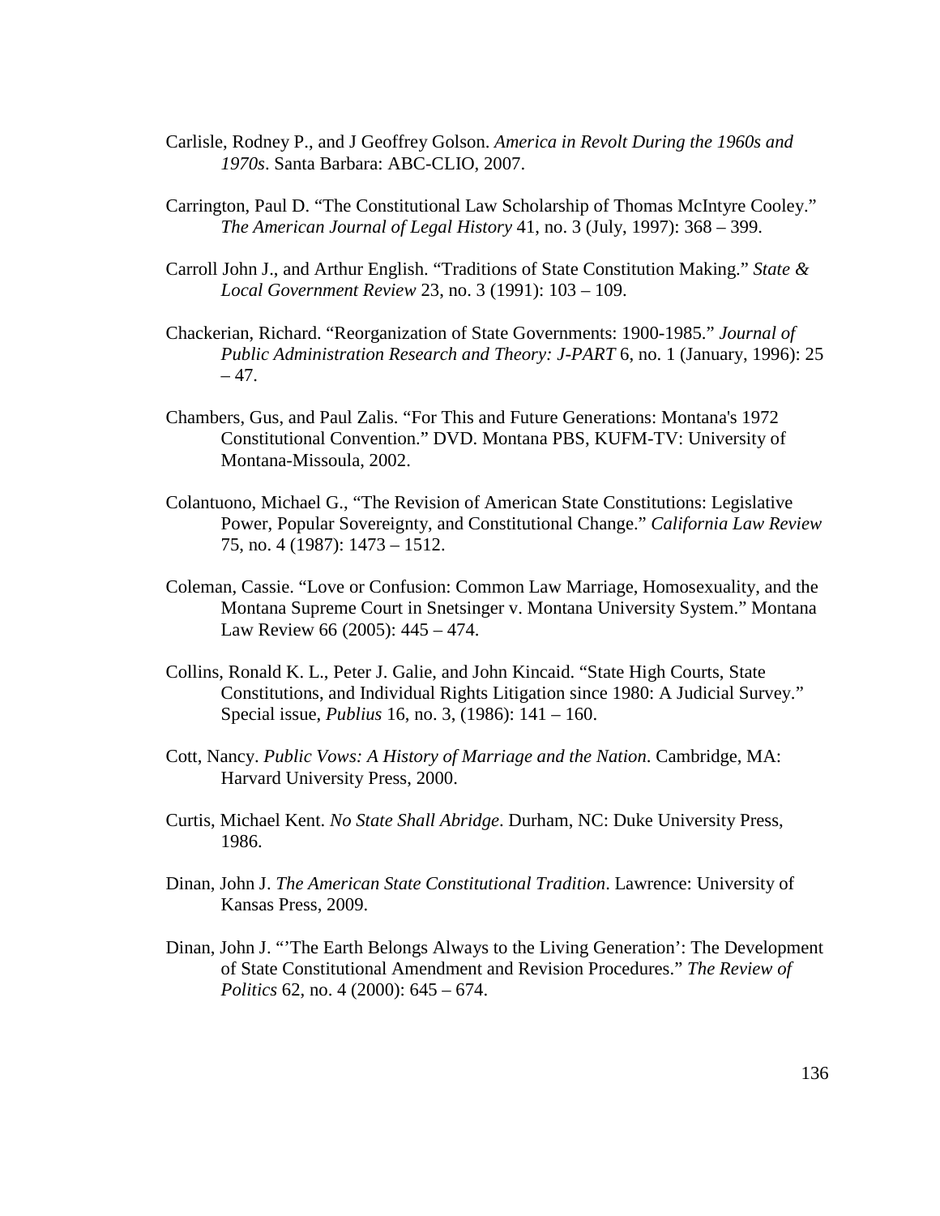Carlisle, Rodney P., and J Geoffrey Golson. *America in Revolt During the 1960s and 1970s*. Santa Barbara: ABC-CLIO, 2007.

Carrington, Paul D. "The Constitutional Law Scholarship of Thomas McIntyre Cooley." *The American Journal of Legal History* 41, no. 3 (July, 1997): 368 – 399.

Carroll John J., and Arthur English. "Traditions of State Constitution Making." *State & Local Government Review* 23, no. 3 (1991): 103 – 109.

Chackerian, Richard. "Reorganization of State Governments: 1900-1985." *Journal of Public Administration Research and Theory: J-PART* 6, no. 1 (January, 1996): 25 – 47.

Chambers, Gus, and Paul Zalis. "For This and Future Generations: Montana's 1972 Constitutional Convention." DVD. Montana PBS, KUFM-TV: University of Montana-Missoula, 2002.

Colantuono, Michael G., "The Revision of American State Constitutions: Legislative Power, Popular Sovereignty, and Constitutional Change." *California Law Review* 75, no. 4 (1987): 1473 – 1512.

Coleman, Cassie. "Love or Confusion: Common Law Marriage, Homosexuality, and the Montana Supreme Court in Snetsinger v. Montana University System." Montana Law Review 66 (2005): 445 – 474.

Collins, Ronald K. L., Peter J. Galie, and John Kincaid. "State High Courts, State Constitutions, and Individual Rights Litigation since 1980: A Judicial Survey." Special issue, *Publius* 16, no. 3, (1986): 141 – 160.

Cott, Nancy. *Public Vows: A History of Marriage and the Nation*. Cambridge, MA: Harvard University Press, 2000.

Curtis, Michael Kent. *No State Shall Abridge*. Durham, NC: Duke University Press, 1986.

Dinan, John J. *The American State Constitutional Tradition*. Lawrence: University of Kansas Press, 2009.

Dinan, John J. "'The Earth Belongs Always to the Living Generation': The Development of State Constitutional Amendment and Revision Procedures." *The Review of Politics* 62, no. 4 (2000): 645 – 674.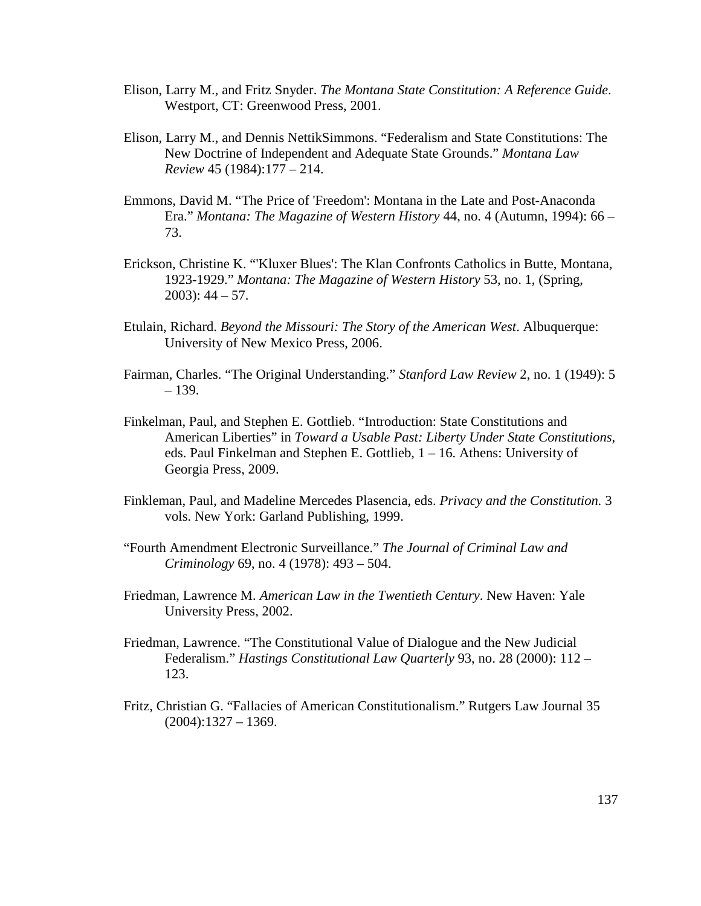Elison, Larry M., and Fritz Snyder. *The Montana State Constitution: A Reference Guide*. Westport, CT: Greenwood Press, 2001.

Elison, Larry M., and Dennis NettikSimmons. "Federalism and State Constitutions: The New Doctrine of Independent and Adequate State Grounds." *Montana Law Review* 45 (1984):177 – 214.

Emmons, David M. "The Price of 'Freedom': Montana in the Late and Post-Anaconda Era." *Montana: The Magazine of Western History* 44, no. 4 (Autumn, 1994): 66 – 73.

Erickson, Christine K. "'Kluxer Blues': The Klan Confronts Catholics in Butte, Montana, 1923-1929." *Montana: The Magazine of Western History* 53, no. 1, (Spring, 2003): 44 – 57.

Etulain, Richard. *Beyond the Missouri: The Story of the American West*. Albuquerque: University of New Mexico Press, 2006.

Fairman, Charles. "The Original Understanding." *Stanford Law Review* 2, no. 1 (1949): 5 – 139.

Finkelman, Paul, and Stephen E. Gottlieb. "Introduction: State Constitutions and American Liberties" in *Toward a Usable Past: Liberty Under State Constitutions*, eds. Paul Finkelman and Stephen E. Gottlieb, 1 – 16. Athens: University of Georgia Press, 2009.

Finkleman, Paul, and Madeline Mercedes Plasencia, eds. *Privacy and the Constitution.* 3 vols. New York: Garland Publishing, 1999.

"Fourth Amendment Electronic Surveillance." *The Journal of Criminal Law and Criminology* 69, no. 4 (1978): 493 – 504.

Friedman, Lawrence M. *American Law in the Twentieth Century*. New Haven: Yale University Press, 2002.

Friedman, Lawrence. "The Constitutional Value of Dialogue and the New Judicial Federalism." *Hastings Constitutional Law Quarterly* 93, no. 28 (2000): 112 – 123.

Fritz, Christian G. "Fallacies of American Constitutionalism." Rutgers Law Journal 35 (2004):1327 – 1369.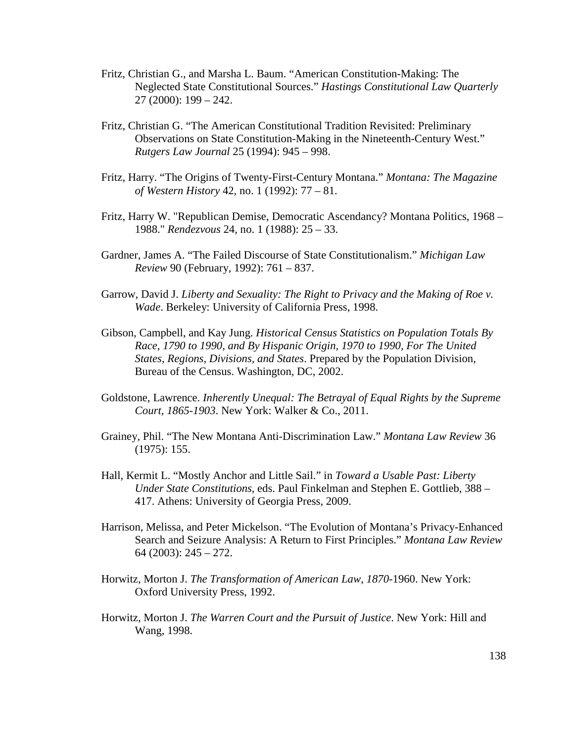Fritz, Christian G., and Marsha L. Baum. "American Constitution-Making: The Neglected State Constitutional Sources." *Hastings Constitutional Law Quarterly* 27 (2000): 199 – 242.

Fritz, Christian G. "The American Constitutional Tradition Revisited: Preliminary Observations on State Constitution-Making in the Nineteenth-Century West." *Rutgers Law Journal* 25 (1994): 945 – 998.

Fritz, Harry. "The Origins of Twenty-First-Century Montana." *Montana: The Magazine of Western History* 42, no. 1 (1992): 77 – 81.

Fritz, Harry W. "Republican Demise, Democratic Ascendancy? Montana Politics, 1968 – 1988." *Rendezvous* 24, no. 1 (1988): 25 – 33.

Gardner, James A. "The Failed Discourse of State Constitutionalism." *Michigan Law Review* 90 (February, 1992): 761 – 837.

Garrow, David J. *Liberty and Sexuality: The Right to Privacy and the Making of Roe v. Wade*. Berkeley: University of California Press, 1998.

Gibson, Campbell, and Kay Jung. *Historical Census Statistics on Population Totals By Race, 1790 to 1990, and By Hispanic Origin, 1970 to 1990, For The United States, Regions, Divisions, and States*. Prepared by the Population Division, Bureau of the Census. Washington, DC, 2002.

Goldstone, Lawrence. *Inherently Unequal: The Betrayal of Equal Rights by the Supreme Court, 1865-1903*. New York: Walker & Co., 2011.

Grainey, Phil. "The New Montana Anti-Discrimination Law." *Montana Law Review* 36 (1975): 155.

Hall, Kermit L. "Mostly Anchor and Little Sail." in *Toward a Usable Past: Liberty Under State Constitutions*, eds. Paul Finkelman and Stephen E. Gottlieb, 388 – 417. Athens: University of Georgia Press, 2009.

Harrison, Melissa, and Peter Mickelson. "The Evolution of Montana's Privacy-Enhanced Search and Seizure Analysis: A Return to First Principles." *Montana Law Review* 64 (2003): 245 – 272.

Horwitz, Morton J. *The Transformation of American Law, 1870*-1960. New York: Oxford University Press, 1992.

Horwitz, Morton J. *The Warren Court and the Pursuit of Justice*. New York: Hill and Wang, 1998.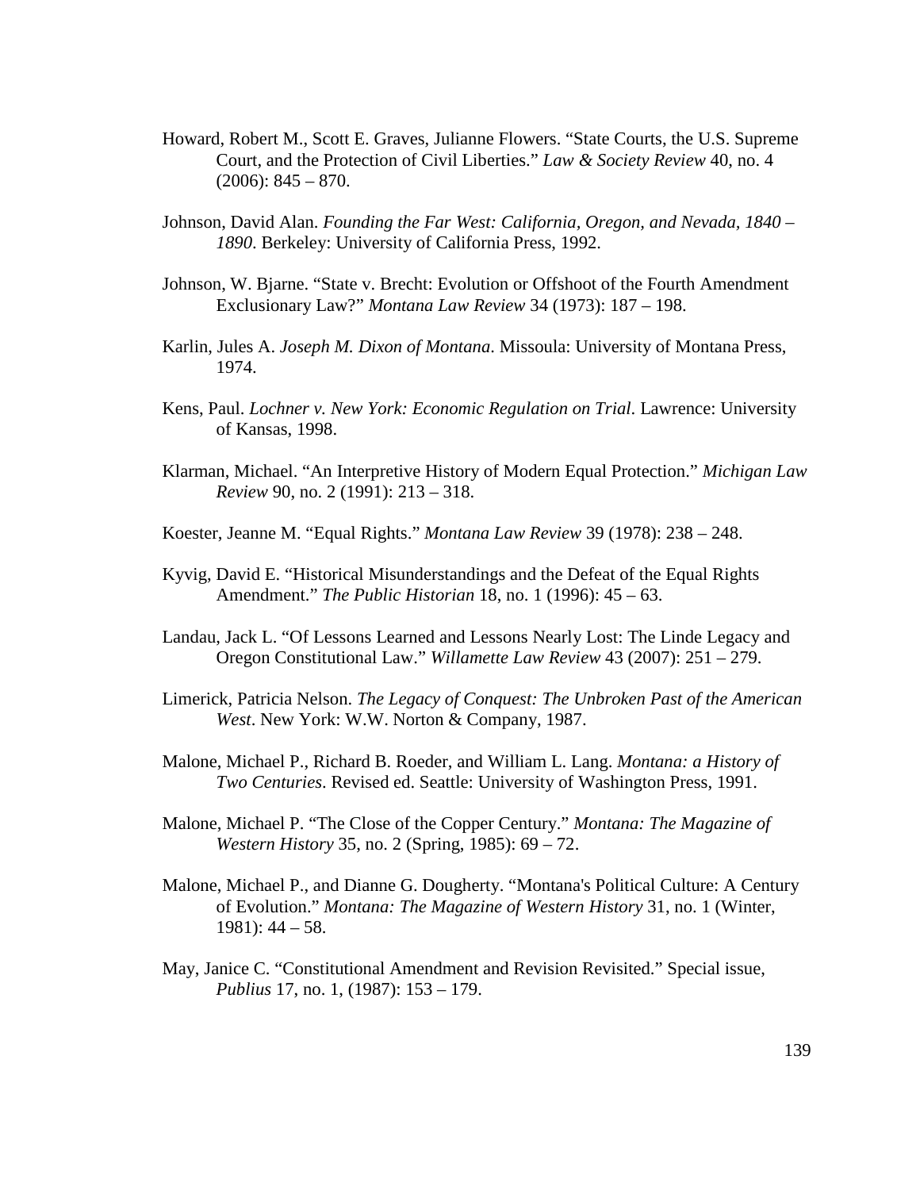Howard, Robert M., Scott E. Graves, Julianne Flowers. "State Courts, the U.S. Supreme Court, and the Protection of Civil Liberties." *Law & Society Review* 40, no. 4 (2006): 845 – 870.

Johnson, David Alan. *Founding the Far West: California, Oregon, and Nevada, 1840 – 1890*. Berkeley: University of California Press, 1992.

Johnson, W. Bjarne. "State v. Brecht: Evolution or Offshoot of the Fourth Amendment Exclusionary Law?" *Montana Law Review* 34 (1973): 187 – 198.

Karlin, Jules A. *Joseph M. Dixon of Montana*. Missoula: University of Montana Press, 1974.

Kens, Paul. *Lochner v. New York: Economic Regulation on Trial*. Lawrence: University of Kansas, 1998.

Klarman, Michael. "An Interpretive History of Modern Equal Protection." *Michigan Law Review* 90, no. 2 (1991): 213 – 318.

Koester, Jeanne M. "Equal Rights." *Montana Law Review* 39 (1978): 238 – 248.

Kyvig, David E. "Historical Misunderstandings and the Defeat of the Equal Rights Amendment." *The Public Historian* 18, no. 1 (1996): 45 – 63.

Landau, Jack L. "Of Lessons Learned and Lessons Nearly Lost: The Linde Legacy and Oregon Constitutional Law." *Willamette Law Review* 43 (2007): 251 – 279.

Limerick, Patricia Nelson. *The Legacy of Conquest: The Unbroken Past of the American West*. New York: W.W. Norton & Company, 1987.

Malone, Michael P., Richard B. Roeder, and William L. Lang. *Montana: a History of Two Centuries*. Revised ed. Seattle: University of Washington Press, 1991.

Malone, Michael P. "The Close of the Copper Century." *Montana: The Magazine of Western History* 35, no. 2 (Spring, 1985): 69 – 72.

Malone, Michael P., and Dianne G. Dougherty. "Montana's Political Culture: A Century of Evolution." *Montana: The Magazine of Western History* 31, no. 1 (Winter, 1981): 44 – 58.

May, Janice C. "Constitutional Amendment and Revision Revisited." Special issue, *Publius* 17, no. 1, (1987): 153 – 179.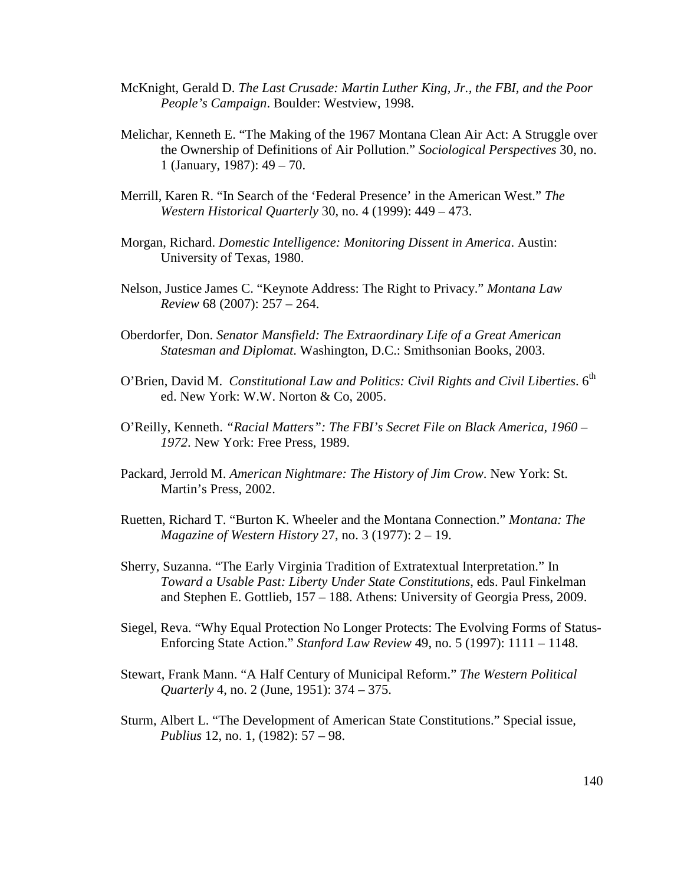McKnight, Gerald D. *The Last Crusade: Martin Luther King, Jr., the FBI, and the Poor People's Campaign*. Boulder: Westview, 1998.

Melichar, Kenneth E. "The Making of the 1967 Montana Clean Air Act: A Struggle over the Ownership of Definitions of Air Pollution." *Sociological Perspectives* 30, no. 1 (January, 1987): 49 – 70.

Merrill, Karen R. "In Search of the 'Federal Presence' in the American West." *The Western Historical Quarterly* 30, no. 4 (1999): 449 – 473.

Morgan, Richard. *Domestic Intelligence: Monitoring Dissent in America*. Austin: University of Texas, 1980.

Nelson, Justice James C. "Keynote Address: The Right to Privacy." *Montana Law Review* 68 (2007): 257 – 264.

Oberdorfer, Don. *Senator Mansfield: The Extraordinary Life of a Great American Statesman and Diplomat*. Washington, D.C.: Smithsonian Books, 2003.

O'Brien, David M. *Constitutional Law and Politics: Civil Rights and Civil Liberties*. 6th ed. New York: W.W. Norton & Co, 2005.

O'Reilly, Kenneth. *"Racial Matters": The FBI's Secret File on Black America, 1960 – 1972*. New York: Free Press, 1989.

Packard, Jerrold M. *American Nightmare: The History of Jim Crow*. New York: St. Martin's Press, 2002.

Ruetten, Richard T. "Burton K. Wheeler and the Montana Connection." *Montana: The Magazine of Western History* 27, no. 3 (1977): 2 – 19.

Sherry, Suzanna. "The Early Virginia Tradition of Extratextual Interpretation." In *Toward a Usable Past: Liberty Under State Constitutions*, eds. Paul Finkelman and Stephen E. Gottlieb, 157 – 188. Athens: University of Georgia Press, 2009.

Siegel, Reva. "Why Equal Protection No Longer Protects: The Evolving Forms of Status-Enforcing State Action." *Stanford Law Review* 49, no. 5 (1997): 1111 – 1148.

Stewart, Frank Mann. "A Half Century of Municipal Reform." *The Western Political Quarterly* 4, no. 2 (June, 1951): 374 – 375.

Sturm, Albert L. "The Development of American State Constitutions." Special issue, *Publius* 12, no. 1, (1982): 57 – 98.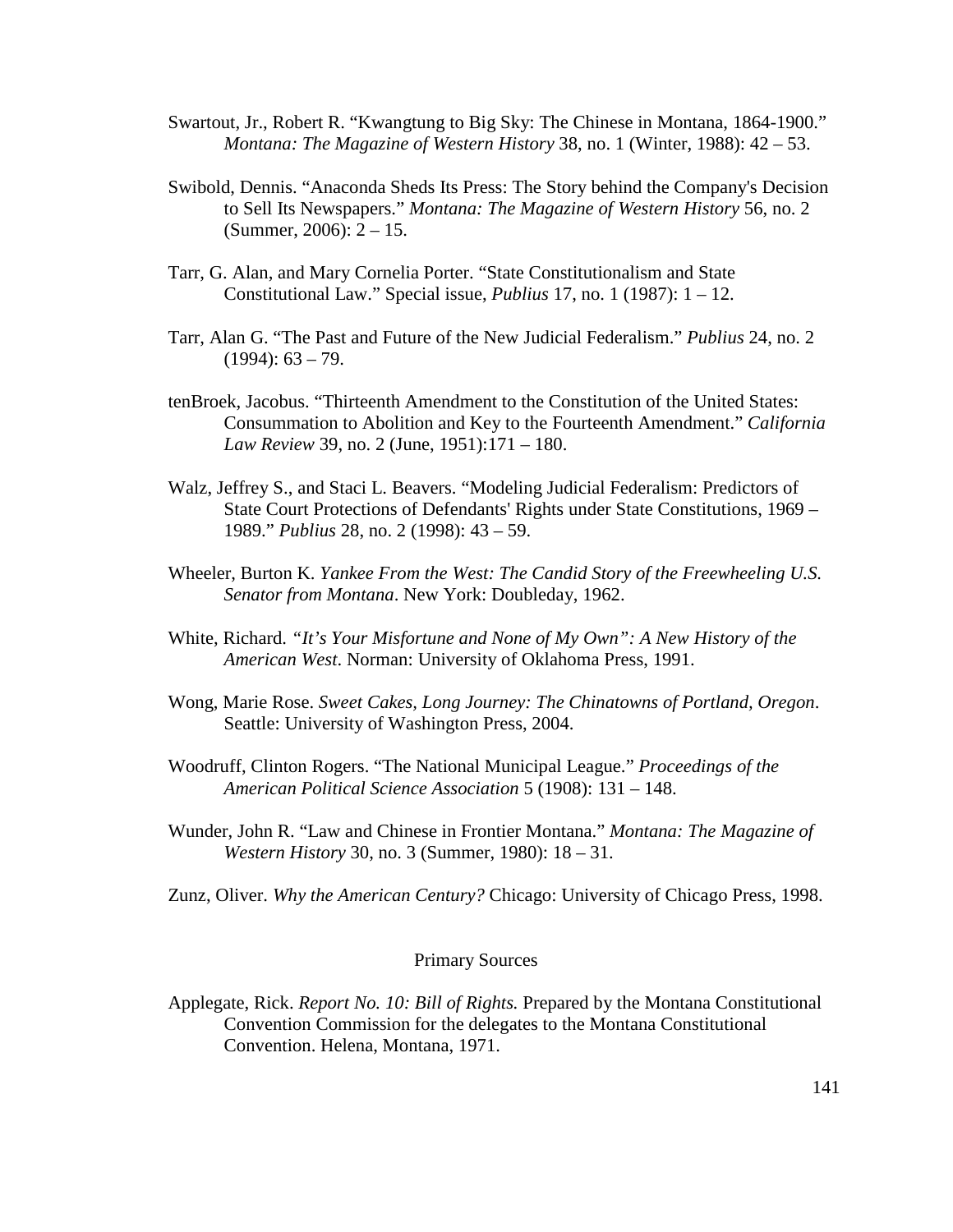Swartout, Jr., Robert R. "Kwangtung to Big Sky: The Chinese in Montana, 1864-1900." *Montana: The Magazine of Western History* 38, no. 1 (Winter, 1988): 42 – 53.

Swibold, Dennis. "Anaconda Sheds Its Press: The Story behind the Company's Decision to Sell Its Newspapers." *Montana: The Magazine of Western History* 56, no. 2 (Summer, 2006): 2 – 15.

Tarr, G. Alan, and Mary Cornelia Porter. "State Constitutionalism and State Constitutional Law." Special issue, *Publius* 17, no. 1 (1987): 1 – 12.

Tarr, Alan G. "The Past and Future of the New Judicial Federalism." *Publius* 24, no. 2 (1994): 63 – 79.

tenBroek, Jacobus. "Thirteenth Amendment to the Constitution of the United States: Consummation to Abolition and Key to the Fourteenth Amendment." *California Law Review* 39, no. 2 (June, 1951):171 – 180.

Walz, Jeffrey S., and Staci L. Beavers. "Modeling Judicial Federalism: Predictors of State Court Protections of Defendants' Rights under State Constitutions, 1969 – 1989." *Publius* 28, no. 2 (1998): 43 – 59.

Wheeler, Burton K. *Yankee From the West: The Candid Story of the Freewheeling U.S. Senator from Montana*. New York: Doubleday, 1962.

White, Richard. *"It's Your Misfortune and None of My Own": A New History of the American West*. Norman: University of Oklahoma Press, 1991.

Wong, Marie Rose. *Sweet Cakes, Long Journey: The Chinatowns of Portland, Oregon*. Seattle: University of Washington Press, 2004.

Woodruff, Clinton Rogers. "The National Municipal League." *Proceedings of the American Political Science Association* 5 (1908): 131 – 148.

Wunder, John R. "Law and Chinese in Frontier Montana." *Montana: The Magazine of Western History* 30, no. 3 (Summer, 1980): 18 – 31.

Zunz, Oliver. *Why the American Century?* Chicago: University of Chicago Press, 1998.

## Primary Sources

Applegate, Rick. *Report No. 10: Bill of Rights.* Prepared by the Montana Constitutional Convention Commission for the delegates to the Montana Constitutional Convention. Helena, Montana, 1971.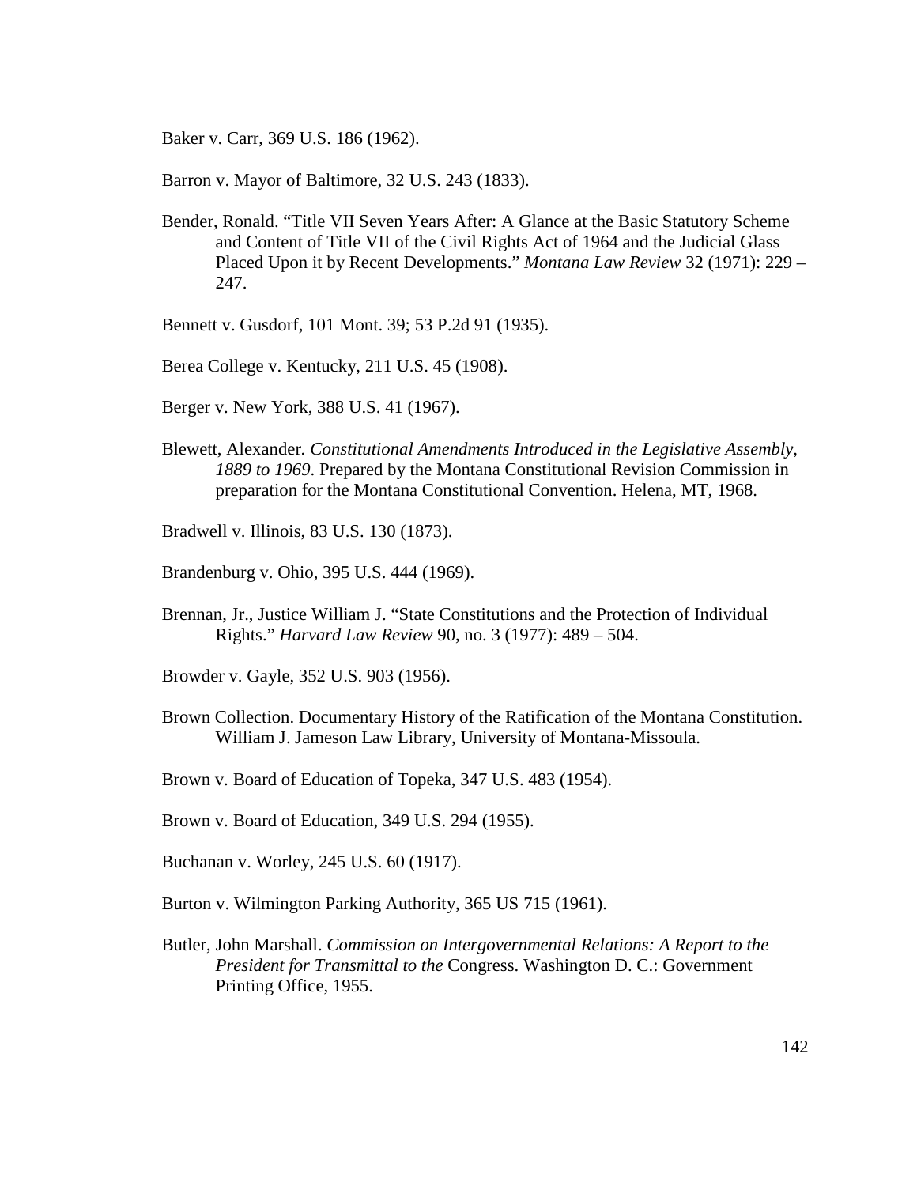Baker v. Carr, 369 U.S. 186 (1962).

Barron v. Mayor of Baltimore, 32 U.S. 243 (1833).

Bender, Ronald. "Title VII Seven Years After: A Glance at the Basic Statutory Scheme and Content of Title VII of the Civil Rights Act of 1964 and the Judicial Glass Placed Upon it by Recent Developments." *Montana Law Review* 32 (1971): 229 – 247.

Bennett v. Gusdorf, 101 Mont. 39; 53 P.2d 91 (1935).

Berea College v. Kentucky, 211 U.S. 45 (1908).

Berger v. New York, 388 U.S. 41 (1967).

Blewett, Alexander. *Constitutional Amendments Introduced in the Legislative Assembly, 1889 to 1969*. Prepared by the Montana Constitutional Revision Commission in preparation for the Montana Constitutional Convention. Helena, MT, 1968.

Bradwell v. Illinois, 83 U.S. 130 (1873).

Brandenburg v. Ohio, 395 U.S. 444 (1969).

Brennan, Jr., Justice William J. "State Constitutions and the Protection of Individual Rights." *Harvard Law Review* 90, no. 3 (1977): 489 – 504.

Browder v. Gayle, 352 U.S. 903 (1956).

Brown Collection. Documentary History of the Ratification of the Montana Constitution. William J. Jameson Law Library, University of Montana-Missoula.

Brown v. Board of Education of Topeka, 347 U.S. 483 (1954).

Brown v. Board of Education, 349 U.S. 294 (1955).

Buchanan v. Worley, 245 U.S. 60 (1917).

Burton v. Wilmington Parking Authority, 365 US 715 (1961).

Butler, John Marshall. *Commission on Intergovernmental Relations: A Report to the President for Transmittal to the* Congress. Washington D. C.: Government Printing Office, 1955.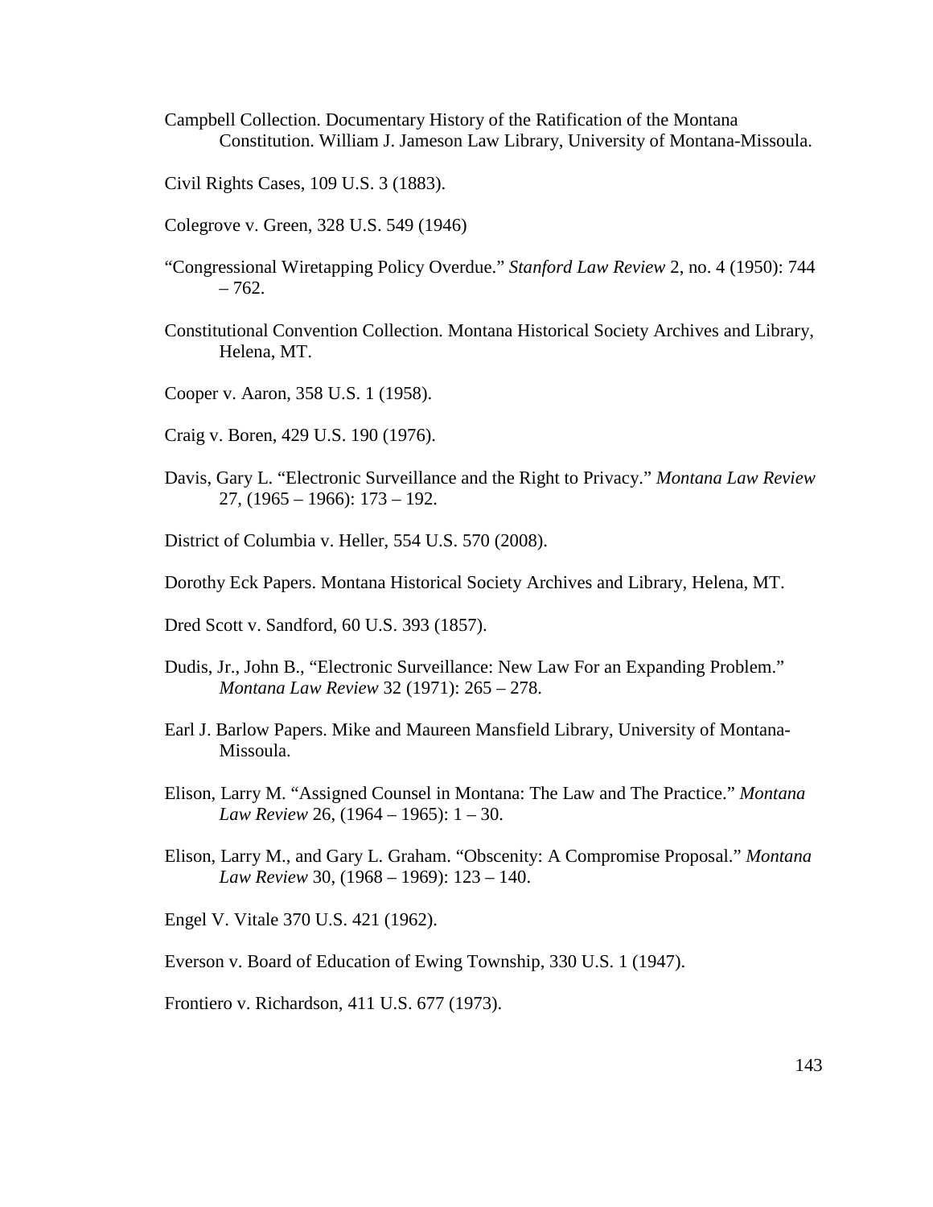Campbell Collection. Documentary History of the Ratification of the Montana Constitution. William J. Jameson Law Library, University of Montana-Missoula.

Civil Rights Cases, 109 U.S. 3 (1883).

Colegrove v. Green, 328 U.S. 549 (1946)

"Congressional Wiretapping Policy Overdue." *Stanford Law Review* 2, no. 4 (1950): 744 – 762.

Constitutional Convention Collection. Montana Historical Society Archives and Library, Helena, MT.

Cooper v. Aaron, 358 U.S. 1 (1958).

Craig v. Boren, 429 U.S. 190 (1976).

Davis, Gary L. "Electronic Surveillance and the Right to Privacy." *Montana Law Review* 27, (1965 – 1966): 173 – 192.

District of Columbia v. Heller, 554 U.S. 570 (2008).

Dorothy Eck Papers. Montana Historical Society Archives and Library, Helena, MT.

Dred Scott v. Sandford, 60 U.S. 393 (1857).

Dudis, Jr., John B., "Electronic Surveillance: New Law For an Expanding Problem." *Montana Law Review* 32 (1971): 265 – 278.

Earl J. Barlow Papers. Mike and Maureen Mansfield Library, University of Montana-Missoula.

Elison, Larry M. "Assigned Counsel in Montana: The Law and The Practice." *Montana Law Review* 26, (1964 – 1965): 1 – 30.

Elison, Larry M., and Gary L. Graham. "Obscenity: A Compromise Proposal." *Montana Law Review* 30, (1968 – 1969): 123 – 140.

Engel V. Vitale 370 U.S. 421 (1962).

Everson v. Board of Education of Ewing Township, 330 U.S. 1 (1947).

Frontiero v. Richardson, 411 U.S. 677 (1973).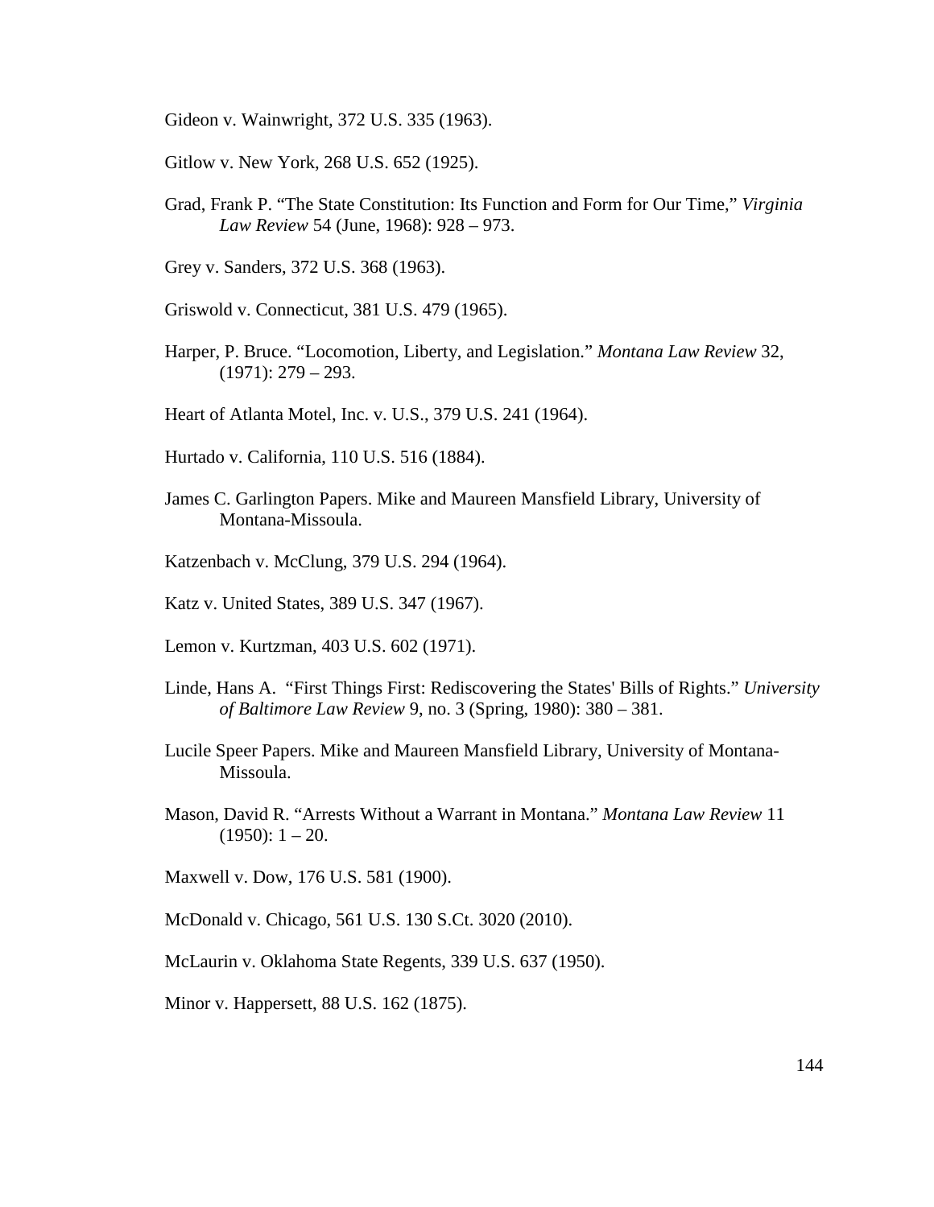Gideon v. Wainwright, 372 U.S. 335 (1963).

Gitlow v. New York, 268 U.S. 652 (1925).

Grad, Frank P. "The State Constitution: Its Function and Form for Our Time," *Virginia Law Review* 54 (June, 1968): 928 – 973.

Grey v. Sanders, 372 U.S. 368 (1963).

Griswold v. Connecticut, 381 U.S. 479 (1965).

Harper, P. Bruce. "Locomotion, Liberty, and Legislation." *Montana Law Review* 32, (1971): 279 – 293.

Heart of Atlanta Motel, Inc. v. U.S., 379 U.S. 241 (1964).

Hurtado v. California, 110 U.S. 516 (1884).

James C. Garlington Papers. Mike and Maureen Mansfield Library, University of Montana-Missoula.

Katzenbach v. McClung, 379 U.S. 294 (1964).

Katz v. United States, 389 U.S. 347 (1967).

Lemon v. Kurtzman, 403 U.S. 602 (1971).

Linde, Hans A. "First Things First: Rediscovering the States' Bills of Rights." *University of Baltimore Law Review* 9, no. 3 (Spring, 1980): 380 – 381.

Lucile Speer Papers. Mike and Maureen Mansfield Library, University of Montana-Missoula.

Mason, David R. "Arrests Without a Warrant in Montana." *Montana Law Review* 11 (1950): 1 – 20.

Maxwell v. Dow, 176 U.S. 581 (1900).

McDonald v. Chicago, 561 U.S. 130 S.Ct. 3020 (2010).

McLaurin v. Oklahoma State Regents, 339 U.S. 637 (1950).

Minor v. Happersett, 88 U.S. 162 (1875).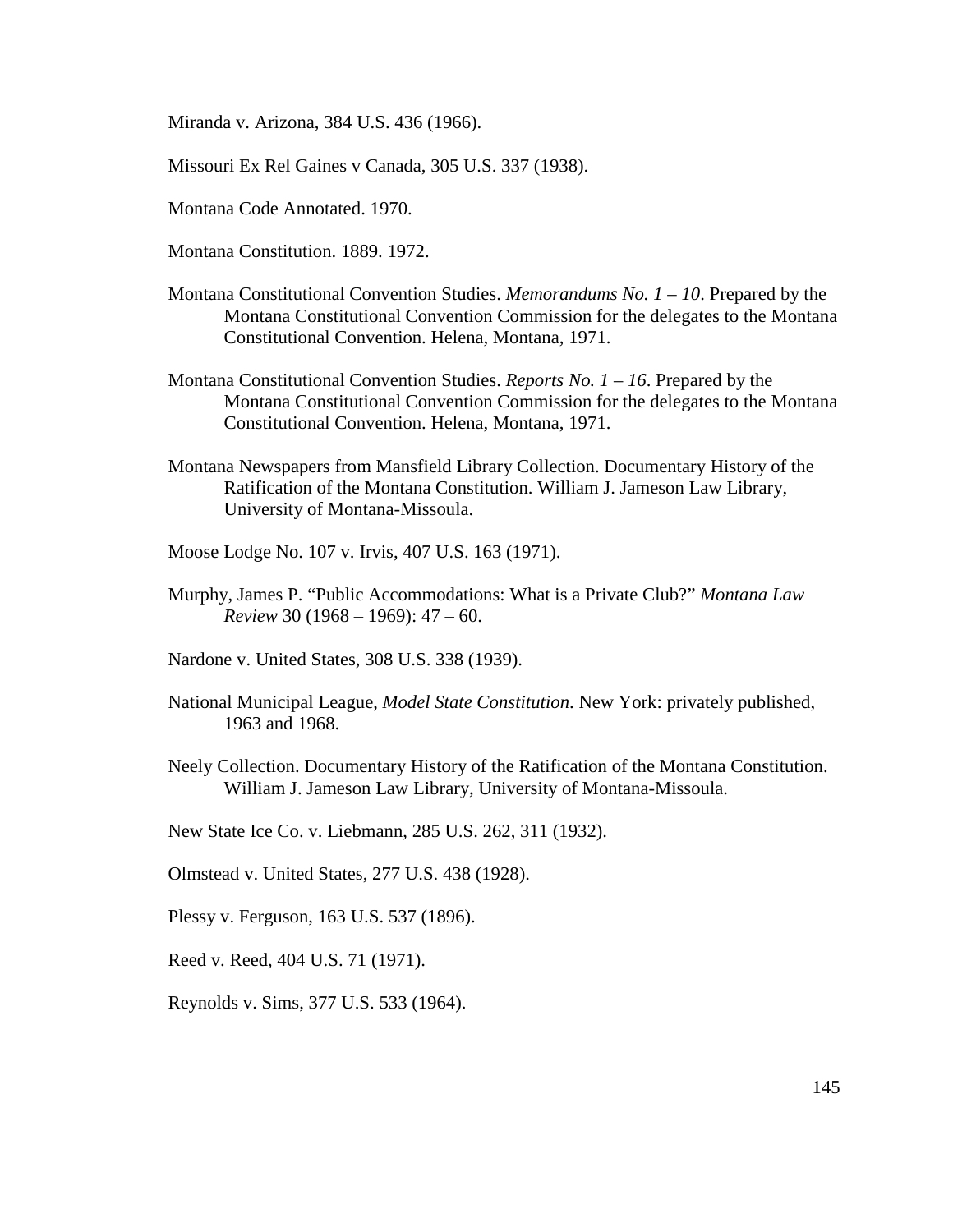Miranda v. Arizona, 384 U.S. 436 (1966).

Missouri Ex Rel Gaines v Canada, 305 U.S. 337 (1938).

Montana Code Annotated. 1970.

Montana Constitution. 1889. 1972.

Montana Constitutional Convention Studies. *Memorandums No. 1 – 10*. Prepared by the Montana Constitutional Convention Commission for the delegates to the Montana Constitutional Convention. Helena, Montana, 1971.

Montana Constitutional Convention Studies. *Reports No. 1 – 16*. Prepared by the Montana Constitutional Convention Commission for the delegates to the Montana Constitutional Convention. Helena, Montana, 1971.

Montana Newspapers from Mansfield Library Collection. Documentary History of the Ratification of the Montana Constitution. William J. Jameson Law Library, University of Montana-Missoula.

Moose Lodge No. 107 v. Irvis, 407 U.S. 163 (1971).

Murphy, James P. "Public Accommodations: What is a Private Club?" *Montana Law Review* 30 (1968 – 1969): 47 – 60.

Nardone v. United States, 308 U.S. 338 (1939).

National Municipal League, *Model State Constitution*. New York: privately published, 1963 and 1968.

Neely Collection. Documentary History of the Ratification of the Montana Constitution. William J. Jameson Law Library, University of Montana-Missoula.

New State Ice Co. v. Liebmann, 285 U.S. 262, 311 (1932).

Olmstead v. United States, 277 U.S. 438 (1928).

Plessy v. Ferguson, 163 U.S. 537 (1896).

Reed v. Reed, 404 U.S. 71 (1971).

Reynolds v. Sims, 377 U.S. 533 (1964).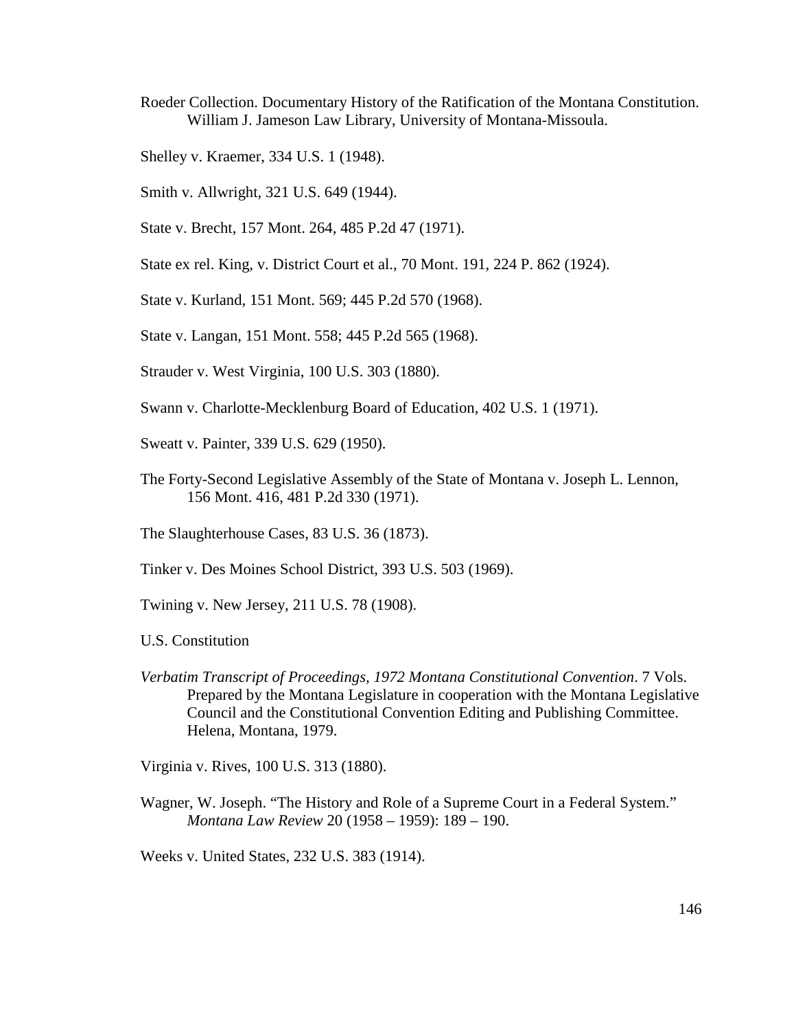Roeder Collection. Documentary History of the Ratification of the Montana Constitution. William J. Jameson Law Library, University of Montana-Missoula.

Shelley v. Kraemer, 334 U.S. 1 (1948).

Smith v. Allwright, 321 U.S. 649 (1944).

State v. Brecht, 157 Mont. 264, 485 P.2d 47 (1971).

State ex rel. King, v. District Court et al., 70 Mont. 191, 224 P. 862 (1924).

State v. Kurland, 151 Mont. 569; 445 P.2d 570 (1968).

State v. Langan, 151 Mont. 558; 445 P.2d 565 (1968).

Strauder v. West Virginia, 100 U.S. 303 (1880).

Swann v. Charlotte-Mecklenburg Board of Education, 402 U.S. 1 (1971).

Sweatt v. Painter, 339 U.S. 629 (1950).

The Forty-Second Legislative Assembly of the State of Montana v. Joseph L. Lennon, 156 Mont. 416, 481 P.2d 330 (1971).

The Slaughterhouse Cases, 83 U.S. 36 (1873).

Tinker v. Des Moines School District, 393 U.S. 503 (1969).

Twining v. New Jersey, 211 U.S. 78 (1908).

U.S. Constitution

*Verbatim Transcript of Proceedings*, *1972 Montana Constitutional Convention*. 7 Vols. Prepared by the Montana Legislature in cooperation with the Montana Legislative Council and the Constitutional Convention Editing and Publishing Committee. Helena, Montana, 1979.

Virginia v. Rives, 100 U.S. 313 (1880).

Wagner, W. Joseph. "The History and Role of a Supreme Court in a Federal System." *Montana Law Review* 20 (1958 – 1959): 189 – 190.

Weeks v. United States, 232 U.S. 383 (1914).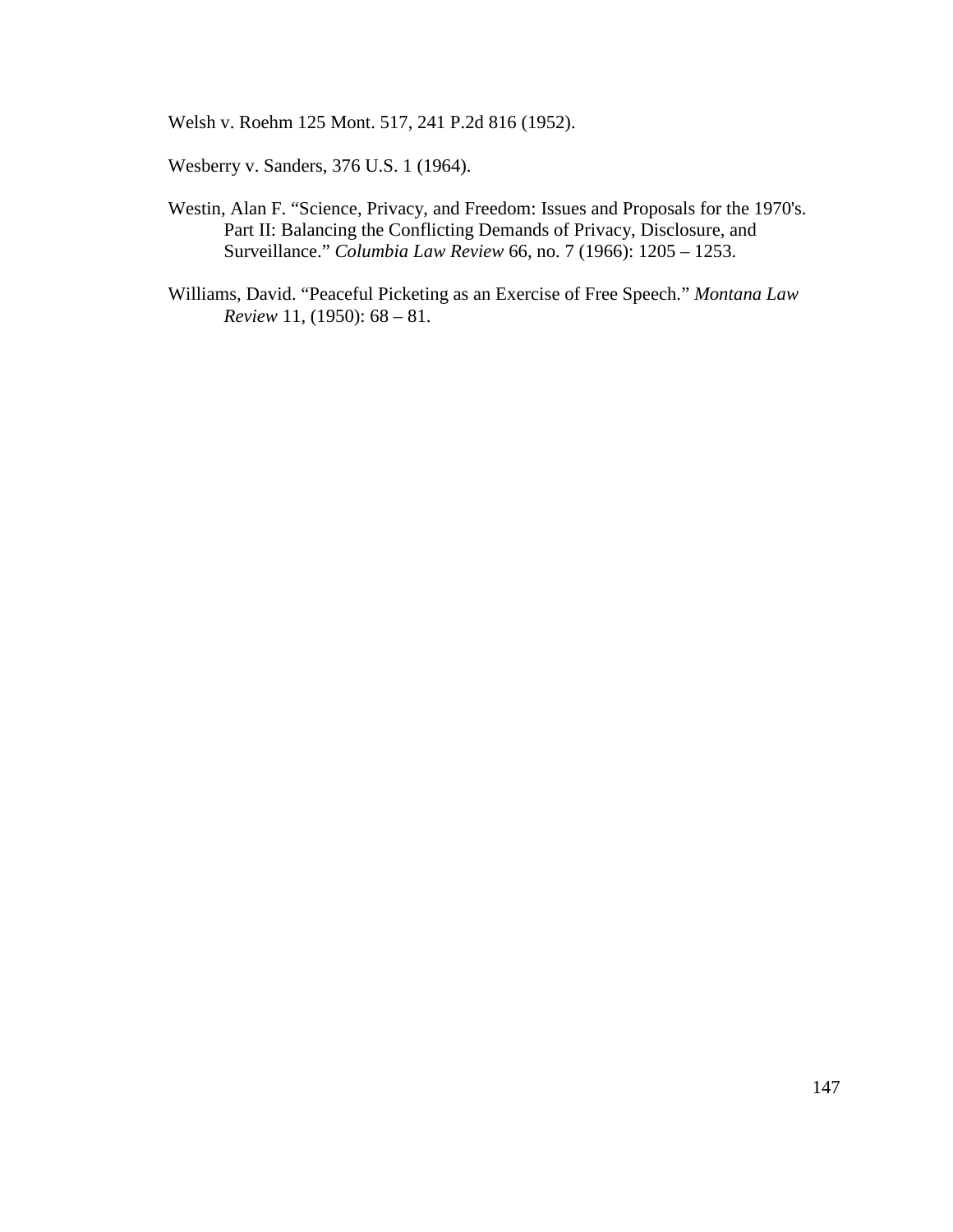Welsh v. Roehm 125 Mont. 517, 241 P.2d 816 (1952).

Wesberry v. Sanders, 376 U.S. 1 (1964).

Westin, Alan F. "Science, Privacy, and Freedom: Issues and Proposals for the 1970's. Part II: Balancing the Conflicting Demands of Privacy, Disclosure, and Surveillance." *Columbia Law Review* 66, no. 7 (1966): 1205 – 1253.

Williams, David. "Peaceful Picketing as an Exercise of Free Speech." *Montana Law Review* 11, (1950): 68 – 81.